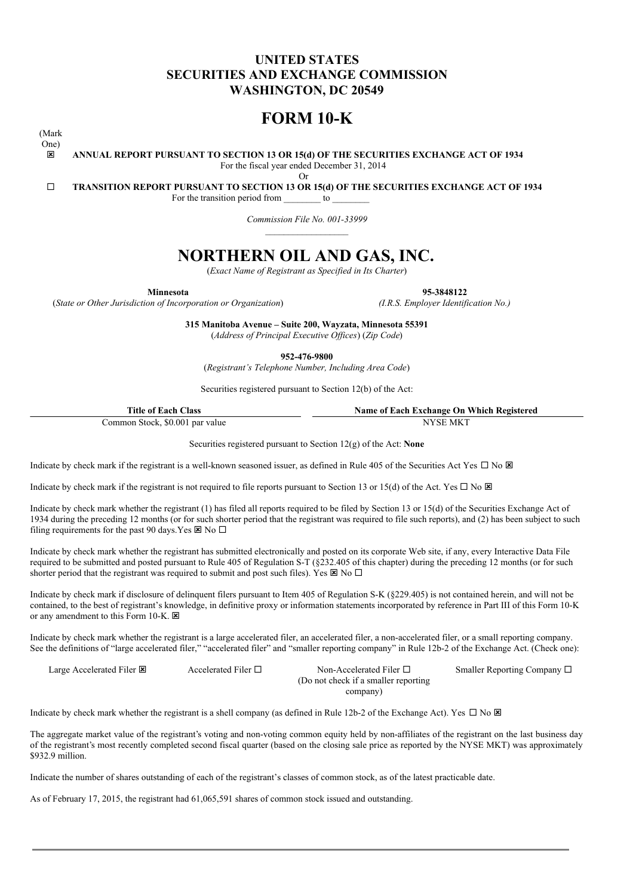# UNITED STATES
# SECURITIES AND EXCHANGE COMMISSION
# WASHINGTON, DC 20549

# FORM 10-K

(Mark One)

☒ **ANNUAL REPORT PURSUANT TO SECTION 13 OR 15(d) OF THE SECURITIES EXCHANGE ACT OF 1934**

For the fiscal year ended December 31, 2014

Or

☐ **TRANSITION REPORT PURSUANT TO SECTION 13 OR 15(d) OF THE SECURITIES EXCHANGE ACT OF 1934**

For the transition period from ________ to ________

*Commission File No. 001-33999*

# NORTHERN OIL AND GAS, INC.

(*Exact Name of Registrant as Specified in Its Charter*)

| **Minnesota** | **95-3848122** |
|---|---|
| (*State or Other Jurisdiction of Incorporation or Organization*) | *(I.R.S. Employer Identification No.)* |

**315 Manitoba Avenue – Suite 200, Wayzata, Minnesota 55391**

(*Address of Principal Executive Offices*) (*Zip Code*)

**952-476-9800**

(*Registrant's Telephone Number, Including Area Code*)

Securities registered pursuant to Section 12(b) of the Act:

| Title of Each Class | Name of Each Exchange On Which Registered |
|---|---|
| Common Stock, $0.001 par value | NYSE MKT |

Securities registered pursuant to Section 12(g) of the Act: **None**

Indicate by check mark if the registrant is a well-known seasoned issuer, as defined in Rule 405 of the Securities Act Yes ☐ No ☒

Indicate by check mark if the registrant is not required to file reports pursuant to Section 13 or 15(d) of the Act. Yes ☐ No ☒

Indicate by check mark whether the registrant (1) has filed all reports required to be filed by Section 13 or 15(d) of the Securities Exchange Act of 1934 during the preceding 12 months (or for such shorter period that the registrant was required to file such reports), and (2) has been subject to such filing requirements for the past 90 days.Yes ☒ No ☐

Indicate by check mark whether the registrant has submitted electronically and posted on its corporate Web site, if any, every Interactive Data File required to be submitted and posted pursuant to Rule 405 of Regulation S-T (§232.405 of this chapter) during the preceding 12 months (or for such shorter period that the registrant was required to submit and post such files). Yes ☒ No ☐

Indicate by check mark if disclosure of delinquent filers pursuant to Item 405 of Regulation S-K (§229.405) is not contained herein, and will not be contained, to the best of registrant's knowledge, in definitive proxy or information statements incorporated by reference in Part III of this Form 10-K or any amendment to this Form 10-K. ☒

Indicate by check mark whether the registrant is a large accelerated filer, an accelerated filer, a non-accelerated filer, or a small reporting company. See the definitions of "large accelerated filer," "accelerated filer" and "smaller reporting company" in Rule 12b-2 of the Exchange Act. (Check one):

| Large Accelerated Filer ☒ | Accelerated Filer ☐ | Non-Accelerated Filer ☐ (Do not check if a smaller reporting company) | Smaller Reporting Company ☐ |
|---|---|---|---|

Indicate by check mark whether the registrant is a shell company (as defined in Rule 12b-2 of the Exchange Act). Yes ☐ No ☒

The aggregate market value of the registrant's voting and non-voting common equity held by non-affiliates of the registrant on the last business day of the registrant's most recently completed second fiscal quarter (based on the closing sale price as reported by the NYSE MKT) was approximately $932.9 million.

Indicate the number of shares outstanding of each of the registrant's classes of common stock, as of the latest practicable date.

As of February 17, 2015, the registrant had 61,065,591 shares of common stock issued and outstanding.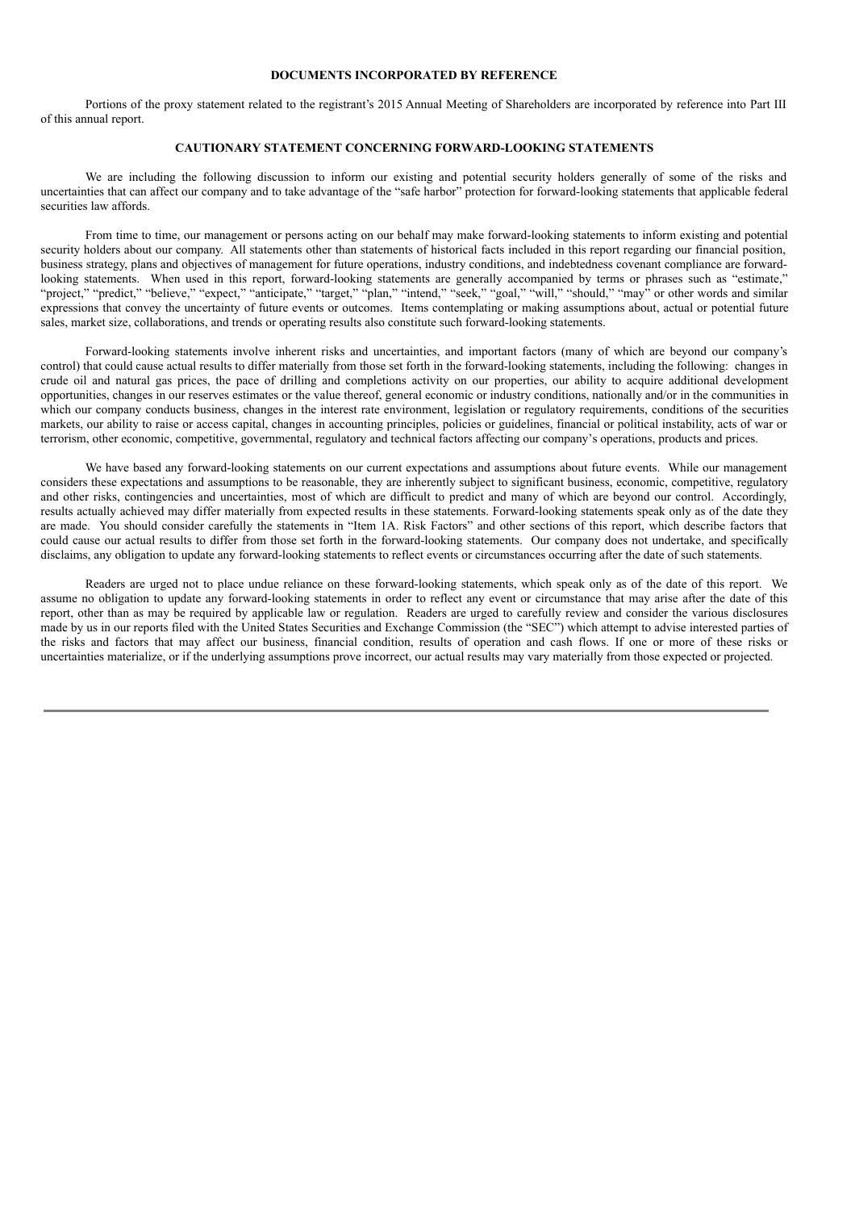## DOCUMENTS INCORPORATED BY REFERENCE

Portions of the proxy statement related to the registrant's 2015 Annual Meeting of Shareholders are incorporated by reference into Part III of this annual report.

## CAUTIONARY STATEMENT CONCERNING FORWARD-LOOKING STATEMENTS

We are including the following discussion to inform our existing and potential security holders generally of some of the risks and uncertainties that can affect our company and to take advantage of the "safe harbor" protection for forward-looking statements that applicable federal securities law affords.

From time to time, our management or persons acting on our behalf may make forward-looking statements to inform existing and potential security holders about our company. All statements other than statements of historical facts included in this report regarding our financial position, business strategy, plans and objectives of management for future operations, industry conditions, and indebtedness covenant compliance are forward-looking statements. When used in this report, forward-looking statements are generally accompanied by terms or phrases such as "estimate," "project," "predict," "believe," "expect," "anticipate," "target," "plan," "intend," "seek," "goal," "will," "should," "may" or other words and similar expressions that convey the uncertainty of future events or outcomes. Items contemplating or making assumptions about, actual or potential future sales, market size, collaborations, and trends or operating results also constitute such forward-looking statements.

Forward-looking statements involve inherent risks and uncertainties, and important factors (many of which are beyond our company's control) that could cause actual results to differ materially from those set forth in the forward-looking statements, including the following: changes in crude oil and natural gas prices, the pace of drilling and completions activity on our properties, our ability to acquire additional development opportunities, changes in our reserves estimates or the value thereof, general economic or industry conditions, nationally and/or in the communities in which our company conducts business, changes in the interest rate environment, legislation or regulatory requirements, conditions of the securities markets, our ability to raise or access capital, changes in accounting principles, policies or guidelines, financial or political instability, acts of war or terrorism, other economic, competitive, governmental, regulatory and technical factors affecting our company's operations, products and prices.

We have based any forward-looking statements on our current expectations and assumptions about future events. While our management considers these expectations and assumptions to be reasonable, they are inherently subject to significant business, economic, competitive, regulatory and other risks, contingencies and uncertainties, most of which are difficult to predict and many of which are beyond our control. Accordingly, results actually achieved may differ materially from expected results in these statements. Forward-looking statements speak only as of the date they are made. You should consider carefully the statements in "Item 1A. Risk Factors" and other sections of this report, which describe factors that could cause our actual results to differ from those set forth in the forward-looking statements. Our company does not undertake, and specifically disclaims, any obligation to update any forward-looking statements to reflect events or circumstances occurring after the date of such statements.

Readers are urged not to place undue reliance on these forward-looking statements, which speak only as of the date of this report. We assume no obligation to update any forward-looking statements in order to reflect any event or circumstance that may arise after the date of this report, other than as may be required by applicable law or regulation. Readers are urged to carefully review and consider the various disclosures made by us in our reports filed with the United States Securities and Exchange Commission (the "SEC") which attempt to advise interested parties of the risks and factors that may affect our business, financial condition, results of operation and cash flows. If one or more of these risks or uncertainties materialize, or if the underlying assumptions prove incorrect, our actual results may vary materially from those expected or projected.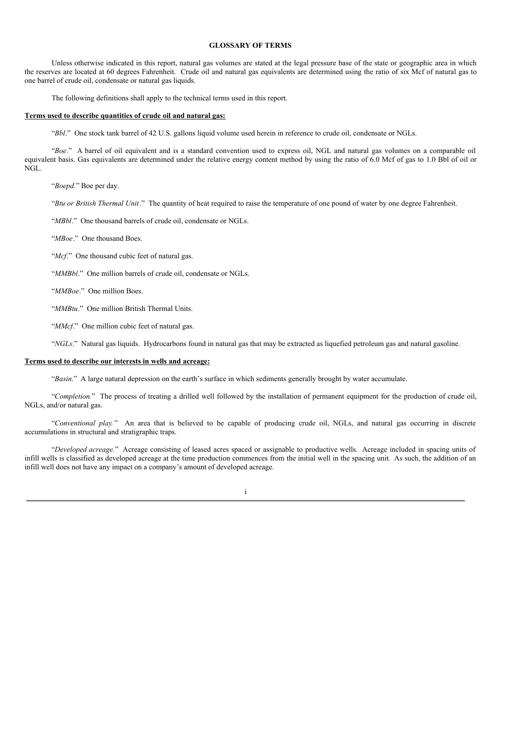## GLOSSARY OF TERMS

Unless otherwise indicated in this report, natural gas volumes are stated at the legal pressure base of the state or geographic area in which the reserves are located at 60 degrees Fahrenheit. Crude oil and natural gas equivalents are determined using the ratio of six Mcf of natural gas to one barrel of crude oil, condensate or natural gas liquids.

The following definitions shall apply to the technical terms used in this report.

**Terms used to describe quantities of crude oil and natural gas:**

"*Bbl*." One stock tank barrel of 42 U.S. gallons liquid volume used herein in reference to crude oil, condensate or NGLs.

"*Boe*." A barrel of oil equivalent and is a standard convention used to express oil, NGL and natural gas volumes on a comparable oil equivalent basis. Gas equivalents are determined under the relative energy content method by using the ratio of 6.0 Mcf of gas to 1.0 Bbl of oil or NGL.

"*Boepd.*" Boe per day.

"*Btu or British Thermal Unit*." The quantity of heat required to raise the temperature of one pound of water by one degree Fahrenheit.

"*MBbl*." One thousand barrels of crude oil, condensate or NGLs.

"*MBoe*." One thousand Boes.

"*Mcf*." One thousand cubic feet of natural gas.

"*MMBbl*." One million barrels of crude oil, condensate or NGLs.

"*MMBoe*." One million Boes.

"*MMBtu*." One million British Thermal Units.

"*MMcf*." One million cubic feet of natural gas.

"*NGLs*." Natural gas liquids. Hydrocarbons found in natural gas that may be extracted as liquefied petroleum gas and natural gasoline.

**Terms used to describe our interests in wells and acreage:**

"*Basin*." A large natural depression on the earth's surface in which sediments generally brought by water accumulate.

"*Completion.*" The process of treating a drilled well followed by the installation of permanent equipment for the production of crude oil, NGLs, and/or natural gas.

"*Conventional play.*" An area that is believed to be capable of producing crude oil, NGLs, and natural gas occurring in discrete accumulations in structural and stratigraphic traps.

"*Developed acreage.*" Acreage consisting of leased acres spaced or assignable to productive wells. Acreage included in spacing units of infill wells is classified as developed acreage at the time production commences from the initial well in the spacing unit. As such, the addition of an infill well does not have any impact on a company's amount of developed acreage.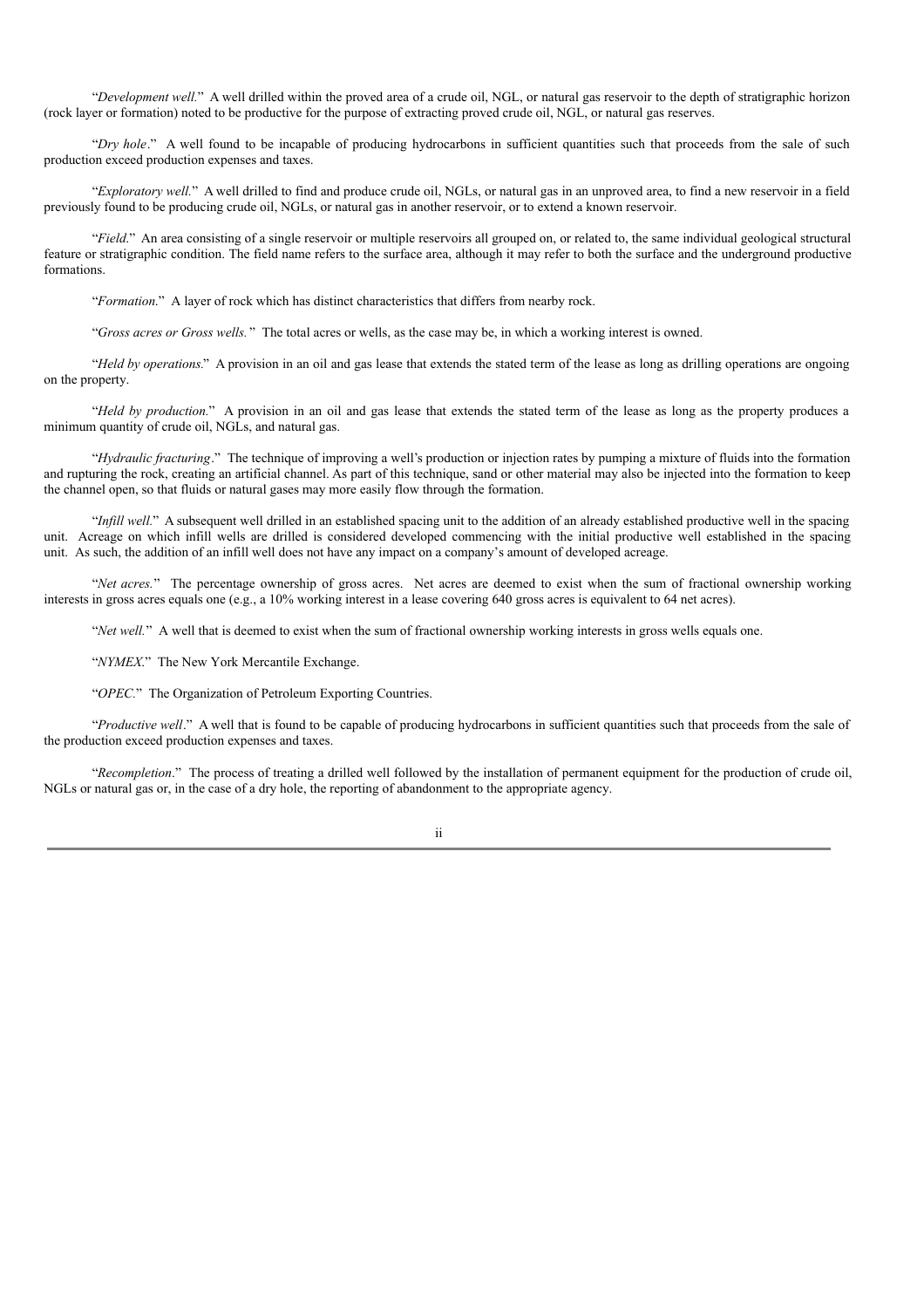"*Development well.*" A well drilled within the proved area of a crude oil, NGL, or natural gas reservoir to the depth of stratigraphic horizon (rock layer or formation) noted to be productive for the purpose of extracting proved crude oil, NGL, or natural gas reserves.

"*Dry hole*." A well found to be incapable of producing hydrocarbons in sufficient quantities such that proceeds from the sale of such production exceed production expenses and taxes.

"*Exploratory well.*" A well drilled to find and produce crude oil, NGLs, or natural gas in an unproved area, to find a new reservoir in a field previously found to be producing crude oil, NGLs, or natural gas in another reservoir, or to extend a known reservoir.

"*Field.*" An area consisting of a single reservoir or multiple reservoirs all grouped on, or related to, the same individual geological structural feature or stratigraphic condition. The field name refers to the surface area, although it may refer to both the surface and the underground productive formations.

"*Formation.*" A layer of rock which has distinct characteristics that differs from nearby rock.

"*Gross acres or Gross wells.*" The total acres or wells, as the case may be, in which a working interest is owned.

"*Held by operations.*" A provision in an oil and gas lease that extends the stated term of the lease as long as drilling operations are ongoing on the property.

"*Held by production.*" A provision in an oil and gas lease that extends the stated term of the lease as long as the property produces a minimum quantity of crude oil, NGLs, and natural gas.

"*Hydraulic fracturing*." The technique of improving a well's production or injection rates by pumping a mixture of fluids into the formation and rupturing the rock, creating an artificial channel. As part of this technique, sand or other material may also be injected into the formation to keep the channel open, so that fluids or natural gases may more easily flow through the formation.

"*Infill well.*" A subsequent well drilled in an established spacing unit to the addition of an already established productive well in the spacing unit. Acreage on which infill wells are drilled is considered developed commencing with the initial productive well established in the spacing unit. As such, the addition of an infill well does not have any impact on a company's amount of developed acreage.

"*Net acres.*" The percentage ownership of gross acres. Net acres are deemed to exist when the sum of fractional ownership working interests in gross acres equals one (e.g., a 10% working interest in a lease covering 640 gross acres is equivalent to 64 net acres).

"*Net well.*" A well that is deemed to exist when the sum of fractional ownership working interests in gross wells equals one.

"*NYMEX.*" The New York Mercantile Exchange.

"*OPEC.*" The Organization of Petroleum Exporting Countries.

"*Productive well*." A well that is found to be capable of producing hydrocarbons in sufficient quantities such that proceeds from the sale of the production exceed production expenses and taxes.

"*Recompletion*." The process of treating a drilled well followed by the installation of permanent equipment for the production of crude oil, NGLs or natural gas or, in the case of a dry hole, the reporting of abandonment to the appropriate agency.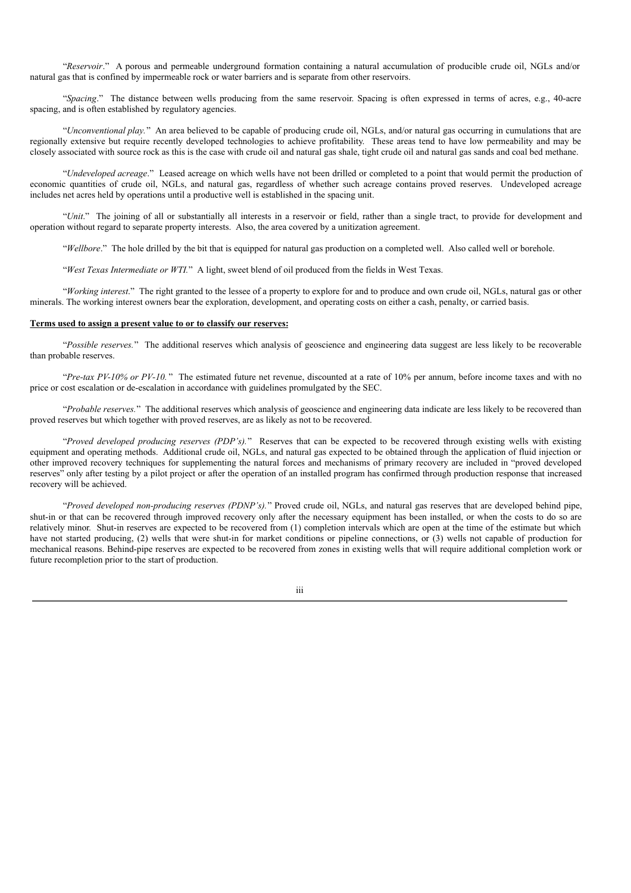"*Reservoir*." A porous and permeable underground formation containing a natural accumulation of producible crude oil, NGLs and/or natural gas that is confined by impermeable rock or water barriers and is separate from other reservoirs.

"*Spacing*." The distance between wells producing from the same reservoir. Spacing is often expressed in terms of acres, e.g., 40-acre spacing, and is often established by regulatory agencies.

"*Unconventional play.*" An area believed to be capable of producing crude oil, NGLs, and/or natural gas occurring in cumulations that are regionally extensive but require recently developed technologies to achieve profitability. These areas tend to have low permeability and may be closely associated with source rock as this is the case with crude oil and natural gas shale, tight crude oil and natural gas sands and coal bed methane.

"*Undeveloped acreage*." Leased acreage on which wells have not been drilled or completed to a point that would permit the production of economic quantities of crude oil, NGLs, and natural gas, regardless of whether such acreage contains proved reserves. Undeveloped acreage includes net acres held by operations until a productive well is established in the spacing unit.

"*Unit*." The joining of all or substantially all interests in a reservoir or field, rather than a single tract, to provide for development and operation without regard to separate property interests. Also, the area covered by a unitization agreement.

"*Wellbore*." The hole drilled by the bit that is equipped for natural gas production on a completed well. Also called well or borehole.

"*West Texas Intermediate or WTI.*" A light, sweet blend of oil produced from the fields in West Texas.

"*Working interest*." The right granted to the lessee of a property to explore for and to produce and own crude oil, NGLs, natural gas or other minerals. The working interest owners bear the exploration, development, and operating costs on either a cash, penalty, or carried basis.

**Terms used to assign a present value to or to classify our reserves:**

"*Possible reserves.*" The additional reserves which analysis of geoscience and engineering data suggest are less likely to be recoverable than probable reserves.

"*Pre-tax PV-10% or PV-10.*" The estimated future net revenue, discounted at a rate of 10% per annum, before income taxes and with no price or cost escalation or de-escalation in accordance with guidelines promulgated by the SEC.

"*Probable reserves.*" The additional reserves which analysis of geoscience and engineering data indicate are less likely to be recovered than proved reserves but which together with proved reserves, are as likely as not to be recovered.

"*Proved developed producing reserves (PDP's).*" Reserves that can be expected to be recovered through existing wells with existing equipment and operating methods. Additional crude oil, NGLs, and natural gas expected to be obtained through the application of fluid injection or other improved recovery techniques for supplementing the natural forces and mechanisms of primary recovery are included in "proved developed reserves" only after testing by a pilot project or after the operation of an installed program has confirmed through production response that increased recovery will be achieved.

"*Proved developed non-producing reserves (PDNP's).*" Proved crude oil, NGLs, and natural gas reserves that are developed behind pipe, shut-in or that can be recovered through improved recovery only after the necessary equipment has been installed, or when the costs to do so are relatively minor. Shut-in reserves are expected to be recovered from (1) completion intervals which are open at the time of the estimate but which have not started producing, (2) wells that were shut-in for market conditions or pipeline connections, or (3) wells not capable of production for mechanical reasons. Behind-pipe reserves are expected to be recovered from zones in existing wells that will require additional completion work or future recompletion prior to the start of production.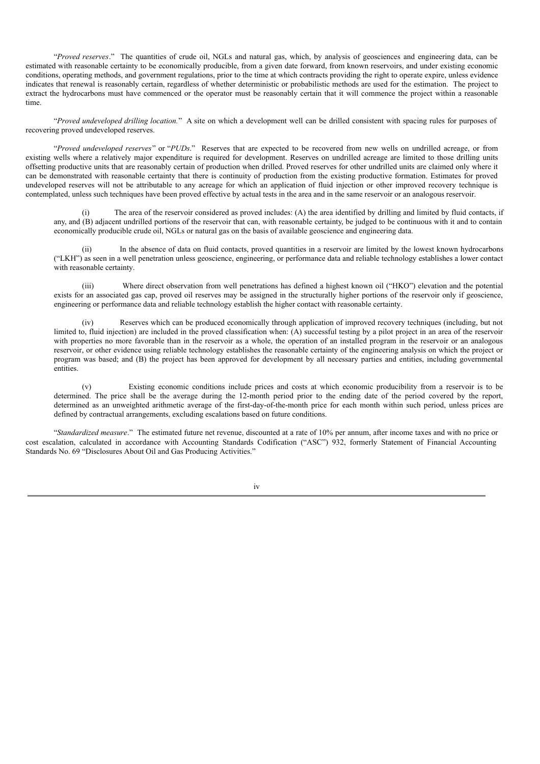"*Proved reserves*." The quantities of crude oil, NGLs and natural gas, which, by analysis of geosciences and engineering data, can be estimated with reasonable certainty to be economically producible, from a given date forward, from known reservoirs, and under existing economic conditions, operating methods, and government regulations, prior to the time at which contracts providing the right to operate expire, unless evidence indicates that renewal is reasonably certain, regardless of whether deterministic or probabilistic methods are used for the estimation. The project to extract the hydrocarbons must have commenced or the operator must be reasonably certain that it will commence the project within a reasonable time.

"*Proved undeveloped drilling location.*" A site on which a development well can be drilled consistent with spacing rules for purposes of recovering proved undeveloped reserves.

"*Proved undeveloped reserves*" or "*PUDs*." Reserves that are expected to be recovered from new wells on undrilled acreage, or from existing wells where a relatively major expenditure is required for development. Reserves on undrilled acreage are limited to those drilling units offsetting productive units that are reasonably certain of production when drilled. Proved reserves for other undrilled units are claimed only where it can be demonstrated with reasonable certainty that there is continuity of production from the existing productive formation. Estimates for proved undeveloped reserves will not be attributable to any acreage for which an application of fluid injection or other improved recovery technique is contemplated, unless such techniques have been proved effective by actual tests in the area and in the same reservoir or an analogous reservoir.

(i) The area of the reservoir considered as proved includes: (A) the area identified by drilling and limited by fluid contacts, if any, and (B) adjacent undrilled portions of the reservoir that can, with reasonable certainty, be judged to be continuous with it and to contain economically producible crude oil, NGLs or natural gas on the basis of available geoscience and engineering data.

(ii) In the absence of data on fluid contacts, proved quantities in a reservoir are limited by the lowest known hydrocarbons ("LKH") as seen in a well penetration unless geoscience, engineering, or performance data and reliable technology establishes a lower contact with reasonable certainty.

(iii) Where direct observation from well penetrations has defined a highest known oil ("HKO") elevation and the potential exists for an associated gas cap, proved oil reserves may be assigned in the structurally higher portions of the reservoir only if geoscience, engineering or performance data and reliable technology establish the higher contact with reasonable certainty.

(iv) Reserves which can be produced economically through application of improved recovery techniques (including, but not limited to, fluid injection) are included in the proved classification when: (A) successful testing by a pilot project in an area of the reservoir with properties no more favorable than in the reservoir as a whole, the operation of an installed program in the reservoir or an analogous reservoir, or other evidence using reliable technology establishes the reasonable certainty of the engineering analysis on which the project or program was based; and (B) the project has been approved for development by all necessary parties and entities, including governmental entities.

(v) Existing economic conditions include prices and costs at which economic producibility from a reservoir is to be determined. The price shall be the average during the 12-month period prior to the ending date of the period covered by the report, determined as an unweighted arithmetic average of the first-day-of-the-month price for each month within such period, unless prices are defined by contractual arrangements, excluding escalations based on future conditions.

"*Standardized measure*." The estimated future net revenue, discounted at a rate of 10% per annum, after income taxes and with no price or cost escalation, calculated in accordance with Accounting Standards Codification ("ASC") 932, formerly Statement of Financial Accounting Standards No. 69 "Disclosures About Oil and Gas Producing Activities."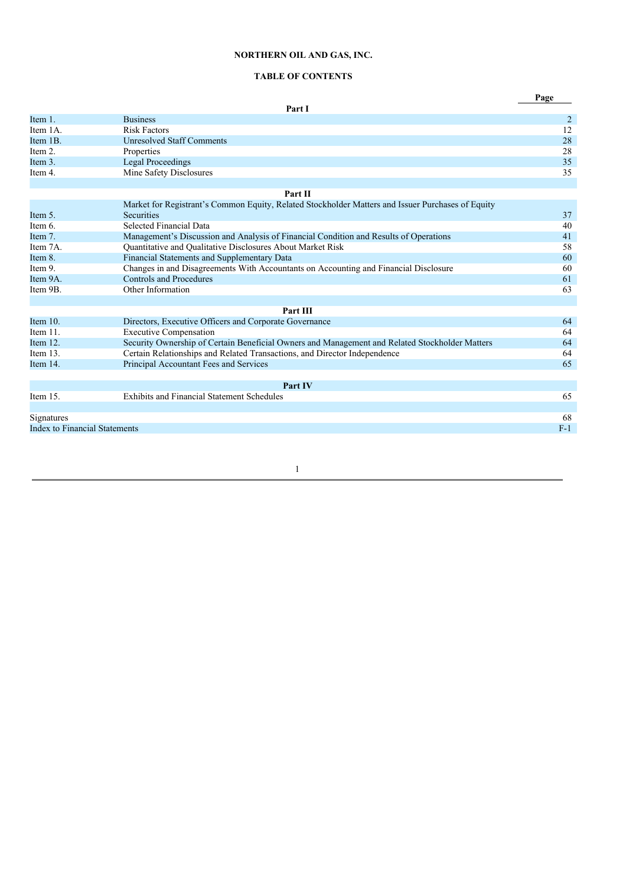**NORTHERN OIL AND GAS, INC.**

**TABLE OF CONTENTS**

| | | Page |
|---|---|---|
| | **Part I** | |
| Item 1. | Business | 2 |
| Item 1A. | Risk Factors | 12 |
| Item 1B. | Unresolved Staff Comments | 28 |
| Item 2. | Properties | 28 |
| Item 3. | Legal Proceedings | 35 |
| Item 4. | Mine Safety Disclosures | 35 |
| | **Part II** | |
| Item 5. | Market for Registrant's Common Equity, Related Stockholder Matters and Issuer Purchases of Equity Securities | 37 |
| Item 6. | Selected Financial Data | 40 |
| Item 7. | Management's Discussion and Analysis of Financial Condition and Results of Operations | 41 |
| Item 7A. | Quantitative and Qualitative Disclosures About Market Risk | 58 |
| Item 8. | Financial Statements and Supplementary Data | 60 |
| Item 9. | Changes in and Disagreements With Accountants on Accounting and Financial Disclosure | 60 |
| Item 9A. | Controls and Procedures | 61 |
| Item 9B. | Other Information | 63 |
| | **Part III** | |
| Item 10. | Directors, Executive Officers and Corporate Governance | 64 |
| Item 11. | Executive Compensation | 64 |
| Item 12. | Security Ownership of Certain Beneficial Owners and Management and Related Stockholder Matters | 64 |
| Item 13. | Certain Relationships and Related Transactions, and Director Independence | 64 |
| Item 14. | Principal Accountant Fees and Services | 65 |
| | **Part IV** | |
| Item 15. | Exhibits and Financial Statement Schedules | 65 |
| Signatures | | 68 |
| Index to Financial Statements | | F-1 |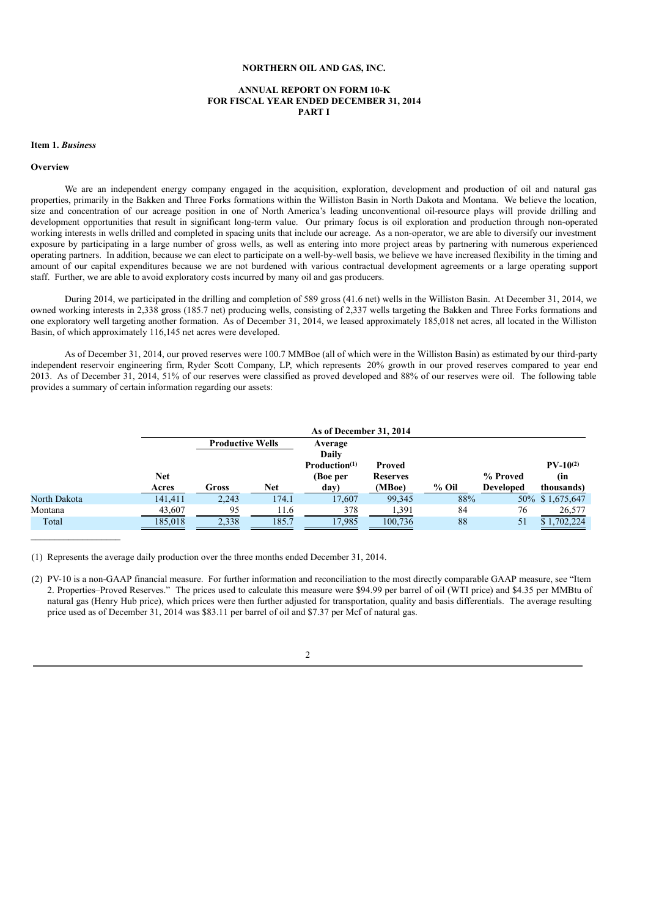**NORTHERN OIL AND GAS, INC.**

**ANNUAL REPORT ON FORM 10-K**
**FOR FISCAL YEAR ENDED DECEMBER 31, 2014**
**PART I**

**Item 1.** ***Business***

**Overview**

We are an independent energy company engaged in the acquisition, exploration, development and production of oil and natural gas properties, primarily in the Bakken and Three Forks formations within the Williston Basin in North Dakota and Montana. We believe the location, size and concentration of our acreage position in one of North America's leading unconventional oil-resource plays will provide drilling and development opportunities that result in significant long-term value. Our primary focus is oil exploration and production through non-operated working interests in wells drilled and completed in spacing units that include our acreage. As a non-operator, we are able to diversify our investment exposure by participating in a large number of gross wells, as well as entering into more project areas by partnering with numerous experienced operating partners. In addition, because we can elect to participate on a well-by-well basis, we believe we have increased flexibility in the timing and amount of our capital expenditures because we are not burdened with various contractual development agreements or a large operating support staff. Further, we are able to avoid exploratory costs incurred by many oil and gas producers.

During 2014, we participated in the drilling and completion of 589 gross (41.6 net) wells in the Williston Basin. At December 31, 2014, we owned working interests in 2,338 gross (185.7 net) producing wells, consisting of 2,337 wells targeting the Bakken and Three Forks formations and one exploratory well targeting another formation. As of December 31, 2014, we leased approximately 185,018 net acres, all located in the Williston Basin, of which approximately 116,145 net acres were developed.

As of December 31, 2014, our proved reserves were 100.7 MMBoe (all of which were in the Williston Basin) as estimated by our third-party independent reservoir engineering firm, Ryder Scott Company, LP, which represents 20% growth in our proved reserves compared to year end 2013. As of December 31, 2014, 51% of our reserves were classified as proved developed and 88% of our reserves were oil. The following table provides a summary of certain information regarding our assets:

| | As of December 31, 2014 | | | | | | | |
|---|---|---|---|---|---|---|---|---|
| | | Productive Wells | | | | | | |
| | Net Acres | Gross | Net | Average Daily Production[(1)] (Boe per day) | Proved Reserves (MBoe) | % Oil | % Proved Developed | PV-10[(2)] (in thousands) |
| North Dakota | 141,411 | 2,243 | 174.1 | 17,607 | 99,345 | 88% | 50% | $ 1,675,647 |
| Montana | 43,607 | 95 | 11.6 | 378 | 1,391 | 84 | 76 | 26,577 |
| Total | 185,018 | 2,338 | 185.7 | 17,985 | 100,736 | 88 | 51 | $ 1,702,224 |

(1) Represents the average daily production over the three months ended December 31, 2014.

(2) PV-10 is a non-GAAP financial measure. For further information and reconciliation to the most directly comparable GAAP measure, see "Item 2. Properties–Proved Reserves." The prices used to calculate this measure were $94.99 per barrel of oil (WTI price) and $4.35 per MMBtu of natural gas (Henry Hub price), which prices were then further adjusted for transportation, quality and basis differentials. The average resulting price used as of December 31, 2014 was $83.11 per barrel of oil and $7.37 per Mcf of natural gas.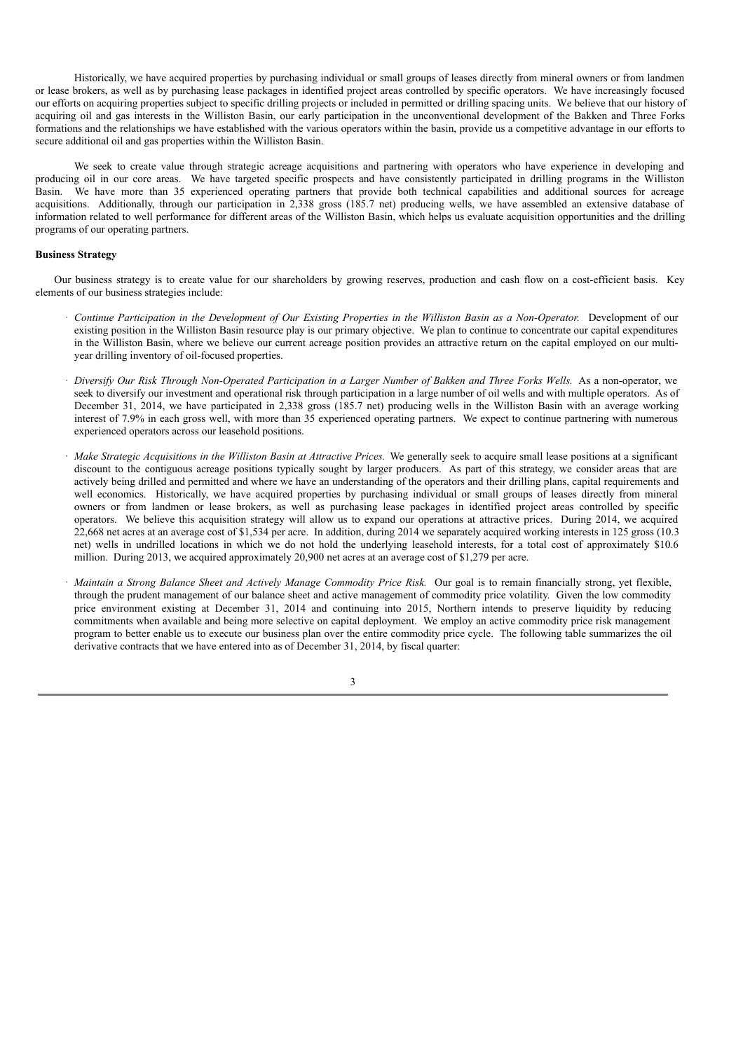Historically, we have acquired properties by purchasing individual or small groups of leases directly from mineral owners or from landmen or lease brokers, as well as by purchasing lease packages in identified project areas controlled by specific operators. We have increasingly focused our efforts on acquiring properties subject to specific drilling projects or included in permitted or drilling spacing units. We believe that our history of acquiring oil and gas interests in the Williston Basin, our early participation in the unconventional development of the Bakken and Three Forks formations and the relationships we have established with the various operators within the basin, provide us a competitive advantage in our efforts to secure additional oil and gas properties within the Williston Basin.

We seek to create value through strategic acreage acquisitions and partnering with operators who have experience in developing and producing oil in our core areas. We have targeted specific prospects and have consistently participated in drilling programs in the Williston Basin. We have more than 35 experienced operating partners that provide both technical capabilities and additional sources for acreage acquisitions. Additionally, through our participation in 2,338 gross (185.7 net) producing wells, we have assembled an extensive database of information related to well performance for different areas of the Williston Basin, which helps us evaluate acquisition opportunities and the drilling programs of our operating partners.

**Business Strategy**

Our business strategy is to create value for our shareholders by growing reserves, production and cash flow on a cost-efficient basis. Key elements of our business strategies include:

- *Continue Participation in the Development of Our Existing Properties in the Williston Basin as a Non-Operator.* Development of our existing position in the Williston Basin resource play is our primary objective. We plan to continue to concentrate our capital expenditures in the Williston Basin, where we believe our current acreage position provides an attractive return on the capital employed on our multi-year drilling inventory of oil-focused properties.
- *Diversify Our Risk Through Non-Operated Participation in a Larger Number of Bakken and Three Forks Wells.* As a non-operator, we seek to diversify our investment and operational risk through participation in a large number of oil wells and with multiple operators. As of December 31, 2014, we have participated in 2,338 gross (185.7 net) producing wells in the Williston Basin with an average working interest of 7.9% in each gross well, with more than 35 experienced operating partners. We expect to continue partnering with numerous experienced operators across our leasehold positions.
- *Make Strategic Acquisitions in the Williston Basin at Attractive Prices.* We generally seek to acquire small lease positions at a significant discount to the contiguous acreage positions typically sought by larger producers. As part of this strategy, we consider areas that are actively being drilled and permitted and where we have an understanding of the operators and their drilling plans, capital requirements and well economics. Historically, we have acquired properties by purchasing individual or small groups of leases directly from mineral owners or from landmen or lease brokers, as well as purchasing lease packages in identified project areas controlled by specific operators. We believe this acquisition strategy will allow us to expand our operations at attractive prices. During 2014, we acquired 22,668 net acres at an average cost of $1,534 per acre. In addition, during 2014 we separately acquired working interests in 125 gross (10.3 net) wells in undrilled locations in which we do not hold the underlying leasehold interests, for a total cost of approximately $10.6 million. During 2013, we acquired approximately 20,900 net acres at an average cost of $1,279 per acre.
- *Maintain a Strong Balance Sheet and Actively Manage Commodity Price Risk.* Our goal is to remain financially strong, yet flexible, through the prudent management of our balance sheet and active management of commodity price volatility. Given the low commodity price environment existing at December 31, 2014 and continuing into 2015, Northern intends to preserve liquidity by reducing commitments when available and being more selective on capital deployment. We employ an active commodity price risk management program to better enable us to execute our business plan over the entire commodity price cycle. The following table summarizes the oil derivative contracts that we have entered into as of December 31, 2014, by fiscal quarter: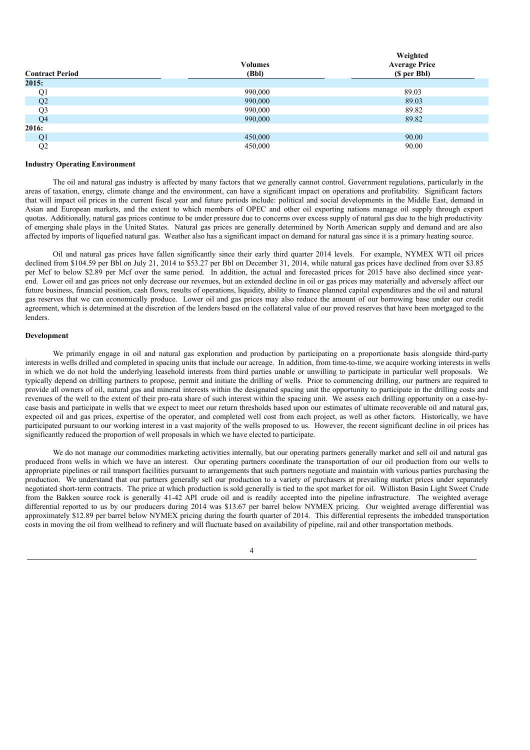| Contract Period | Volumes (Bbl) | Weighted Average Price ($ per Bbl) |
|---|---|---|
| **2015:** | | |
| Q1 | 990,000 | 89.03 |
| Q2 | 990,000 | 89.03 |
| Q3 | 990,000 | 89.82 |
| Q4 | 990,000 | 89.82 |
| **2016:** | | |
| Q1 | 450,000 | 90.00 |
| Q2 | 450,000 | 90.00 |

**Industry Operating Environment**

The oil and natural gas industry is affected by many factors that we generally cannot control. Government regulations, particularly in the areas of taxation, energy, climate change and the environment, can have a significant impact on operations and profitability. Significant factors that will impact oil prices in the current fiscal year and future periods include: political and social developments in the Middle East, demand in Asian and European markets, and the extent to which members of OPEC and other oil exporting nations manage oil supply through export quotas. Additionally, natural gas prices continue to be under pressure due to concerns over excess supply of natural gas due to the high productivity of emerging shale plays in the United States. Natural gas prices are generally determined by North American supply and demand and are also affected by imports of liquefied natural gas. Weather also has a significant impact on demand for natural gas since it is a primary heating source.

Oil and natural gas prices have fallen significantly since their early third quarter 2014 levels. For example, NYMEX WTI oil prices declined from $104.59 per Bbl on July 21, 2014 to $53.27 per Bbl on December 31, 2014, while natural gas prices have declined from over $3.85 per Mcf to below $2.89 per Mcf over the same period. In addition, the actual and forecasted prices for 2015 have also declined since year-end. Lower oil and gas prices not only decrease our revenues, but an extended decline in oil or gas prices may materially and adversely affect our future business, financial position, cash flows, results of operations, liquidity, ability to finance planned capital expenditures and the oil and natural gas reserves that we can economically produce. Lower oil and gas prices may also reduce the amount of our borrowing base under our credit agreement, which is determined at the discretion of the lenders based on the collateral value of our proved reserves that have been mortgaged to the lenders.

**Development**

We primarily engage in oil and natural gas exploration and production by participating on a proportionate basis alongside third-party interests in wells drilled and completed in spacing units that include our acreage. In addition, from time-to-time, we acquire working interests in wells in which we do not hold the underlying leasehold interests from third parties unable or unwilling to participate in particular well proposals. We typically depend on drilling partners to propose, permit and initiate the drilling of wells. Prior to commencing drilling, our partners are required to provide all owners of oil, natural gas and mineral interests within the designated spacing unit the opportunity to participate in the drilling costs and revenues of the well to the extent of their pro-rata share of such interest within the spacing unit. We assess each drilling opportunity on a case-by-case basis and participate in wells that we expect to meet our return thresholds based upon our estimates of ultimate recoverable oil and natural gas, expected oil and gas prices, expertise of the operator, and completed well cost from each project, as well as other factors. Historically, we have participated pursuant to our working interest in a vast majority of the wells proposed to us. However, the recent significant decline in oil prices has significantly reduced the proportion of well proposals in which we have elected to participate.

We do not manage our commodities marketing activities internally, but our operating partners generally market and sell oil and natural gas produced from wells in which we have an interest. Our operating partners coordinate the transportation of our oil production from our wells to appropriate pipelines or rail transport facilities pursuant to arrangements that such partners negotiate and maintain with various parties purchasing the production. We understand that our partners generally sell our production to a variety of purchasers at prevailing market prices under separately negotiated short-term contracts. The price at which production is sold generally is tied to the spot market for oil. Williston Basin Light Sweet Crude from the Bakken source rock is generally 41-42 API crude oil and is readily accepted into the pipeline infrastructure. The weighted average differential reported to us by our producers during 2014 was $13.67 per barrel below NYMEX pricing. Our weighted average differential was approximately $12.89 per barrel below NYMEX pricing during the fourth quarter of 2014. This differential represents the imbedded transportation costs in moving the oil from wellhead to refinery and will fluctuate based on availability of pipeline, rail and other transportation methods.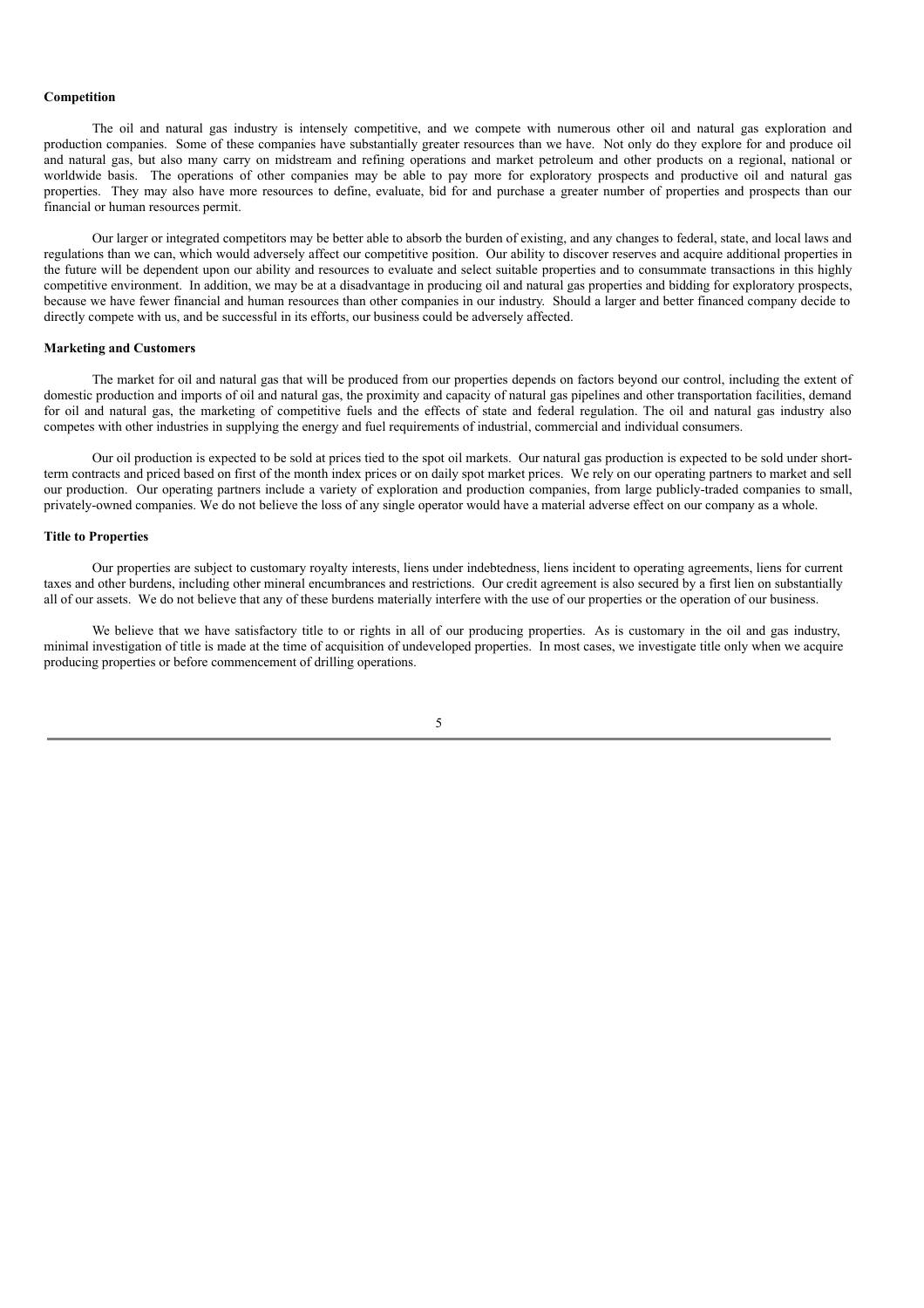## Competition

The oil and natural gas industry is intensely competitive, and we compete with numerous other oil and natural gas exploration and production companies. Some of these companies have substantially greater resources than we have. Not only do they explore for and produce oil and natural gas, but also many carry on midstream and refining operations and market petroleum and other products on a regional, national or worldwide basis. The operations of other companies may be able to pay more for exploratory prospects and productive oil and natural gas properties. They may also have more resources to define, evaluate, bid for and purchase a greater number of properties and prospects than our financial or human resources permit.

Our larger or integrated competitors may be better able to absorb the burden of existing, and any changes to federal, state, and local laws and regulations than we can, which would adversely affect our competitive position. Our ability to discover reserves and acquire additional properties in the future will be dependent upon our ability and resources to evaluate and select suitable properties and to consummate transactions in this highly competitive environment. In addition, we may be at a disadvantage in producing oil and natural gas properties and bidding for exploratory prospects, because we have fewer financial and human resources than other companies in our industry. Should a larger and better financed company decide to directly compete with us, and be successful in its efforts, our business could be adversely affected.

## Marketing and Customers

The market for oil and natural gas that will be produced from our properties depends on factors beyond our control, including the extent of domestic production and imports of oil and natural gas, the proximity and capacity of natural gas pipelines and other transportation facilities, demand for oil and natural gas, the marketing of competitive fuels and the effects of state and federal regulation. The oil and natural gas industry also competes with other industries in supplying the energy and fuel requirements of industrial, commercial and individual consumers.

Our oil production is expected to be sold at prices tied to the spot oil markets. Our natural gas production is expected to be sold under short-term contracts and priced based on first of the month index prices or on daily spot market prices. We rely on our operating partners to market and sell our production. Our operating partners include a variety of exploration and production companies, from large publicly-traded companies to small, privately-owned companies. We do not believe the loss of any single operator would have a material adverse effect on our company as a whole.

## Title to Properties

Our properties are subject to customary royalty interests, liens under indebtedness, liens incident to operating agreements, liens for current taxes and other burdens, including other mineral encumbrances and restrictions. Our credit agreement is also secured by a first lien on substantially all of our assets. We do not believe that any of these burdens materially interfere with the use of our properties or the operation of our business.

We believe that we have satisfactory title to or rights in all of our producing properties. As is customary in the oil and gas industry, minimal investigation of title is made at the time of acquisition of undeveloped properties. In most cases, we investigate title only when we acquire producing properties or before commencement of drilling operations.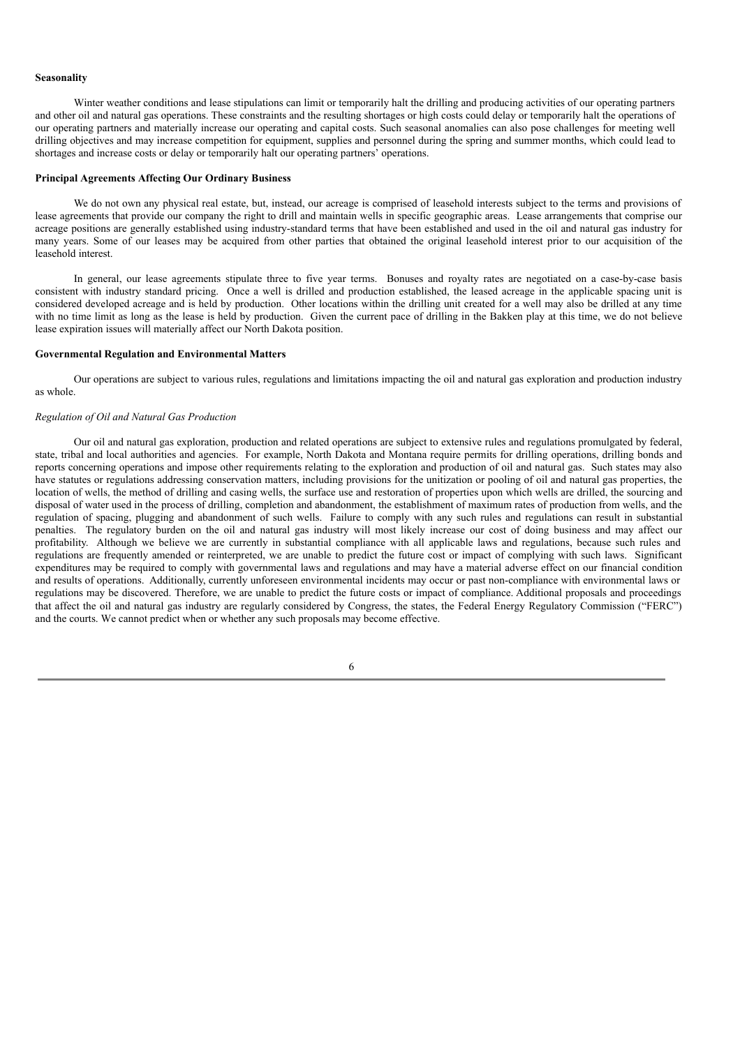**Seasonality**

Winter weather conditions and lease stipulations can limit or temporarily halt the drilling and producing activities of our operating partners and other oil and natural gas operations. These constraints and the resulting shortages or high costs could delay or temporarily halt the operations of our operating partners and materially increase our operating and capital costs. Such seasonal anomalies can also pose challenges for meeting well drilling objectives and may increase competition for equipment, supplies and personnel during the spring and summer months, which could lead to shortages and increase costs or delay or temporarily halt our operating partners' operations.

**Principal Agreements Affecting Our Ordinary Business**

We do not own any physical real estate, but, instead, our acreage is comprised of leasehold interests subject to the terms and provisions of lease agreements that provide our company the right to drill and maintain wells in specific geographic areas. Lease arrangements that comprise our acreage positions are generally established using industry-standard terms that have been established and used in the oil and natural gas industry for many years. Some of our leases may be acquired from other parties that obtained the original leasehold interest prior to our acquisition of the leasehold interest.

In general, our lease agreements stipulate three to five year terms. Bonuses and royalty rates are negotiated on a case-by-case basis consistent with industry standard pricing. Once a well is drilled and production established, the leased acreage in the applicable spacing unit is considered developed acreage and is held by production. Other locations within the drilling unit created for a well may also be drilled at any time with no time limit as long as the lease is held by production. Given the current pace of drilling in the Bakken play at this time, we do not believe lease expiration issues will materially affect our North Dakota position.

**Governmental Regulation and Environmental Matters**

Our operations are subject to various rules, regulations and limitations impacting the oil and natural gas exploration and production industry as whole.

*Regulation of Oil and Natural Gas Production*

Our oil and natural gas exploration, production and related operations are subject to extensive rules and regulations promulgated by federal, state, tribal and local authorities and agencies. For example, North Dakota and Montana require permits for drilling operations, drilling bonds and reports concerning operations and impose other requirements relating to the exploration and production of oil and natural gas. Such states may also have statutes or regulations addressing conservation matters, including provisions for the unitization or pooling of oil and natural gas properties, the location of wells, the method of drilling and casing wells, the surface use and restoration of properties upon which wells are drilled, the sourcing and disposal of water used in the process of drilling, completion and abandonment, the establishment of maximum rates of production from wells, and the regulation of spacing, plugging and abandonment of such wells. Failure to comply with any such rules and regulations can result in substantial penalties. The regulatory burden on the oil and natural gas industry will most likely increase our cost of doing business and may affect our profitability. Although we believe we are currently in substantial compliance with all applicable laws and regulations, because such rules and regulations are frequently amended or reinterpreted, we are unable to predict the future cost or impact of complying with such laws. Significant expenditures may be required to comply with governmental laws and regulations and may have a material adverse effect on our financial condition and results of operations. Additionally, currently unforeseen environmental incidents may occur or past non-compliance with environmental laws or regulations may be discovered. Therefore, we are unable to predict the future costs or impact of compliance. Additional proposals and proceedings that affect the oil and natural gas industry are regularly considered by Congress, the states, the Federal Energy Regulatory Commission ("FERC") and the courts. We cannot predict when or whether any such proposals may become effective.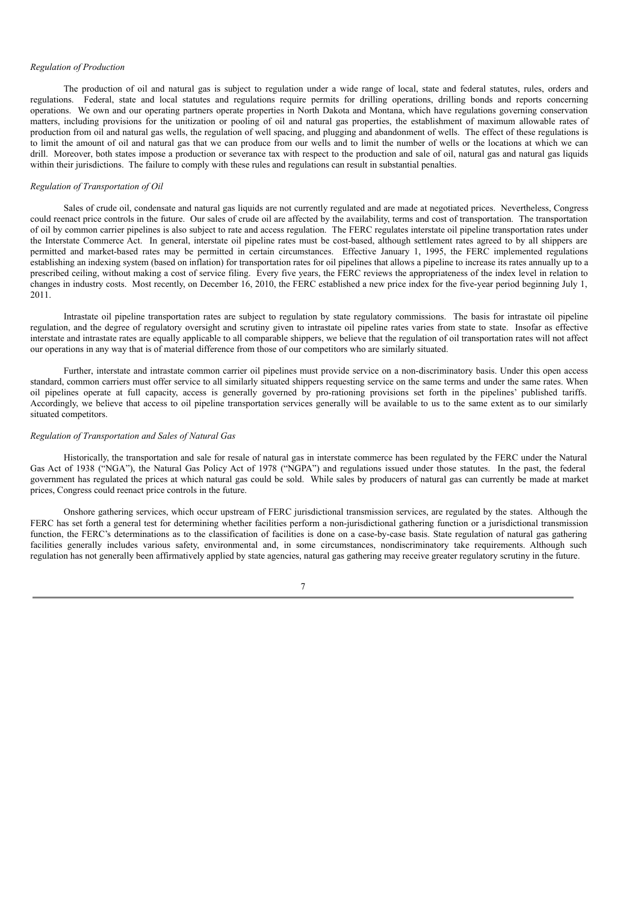*Regulation of Production*

The production of oil and natural gas is subject to regulation under a wide range of local, state and federal statutes, rules, orders and regulations. Federal, state and local statutes and regulations require permits for drilling operations, drilling bonds and reports concerning operations. We own and our operating partners operate properties in North Dakota and Montana, which have regulations governing conservation matters, including provisions for the unitization or pooling of oil and natural gas properties, the establishment of maximum allowable rates of production from oil and natural gas wells, the regulation of well spacing, and plugging and abandonment of wells. The effect of these regulations is to limit the amount of oil and natural gas that we can produce from our wells and to limit the number of wells or the locations at which we can drill. Moreover, both states impose a production or severance tax with respect to the production and sale of oil, natural gas and natural gas liquids within their jurisdictions. The failure to comply with these rules and regulations can result in substantial penalties.

*Regulation of Transportation of Oil*

Sales of crude oil, condensate and natural gas liquids are not currently regulated and are made at negotiated prices. Nevertheless, Congress could reenact price controls in the future. Our sales of crude oil are affected by the availability, terms and cost of transportation. The transportation of oil by common carrier pipelines is also subject to rate and access regulation. The FERC regulates interstate oil pipeline transportation rates under the Interstate Commerce Act. In general, interstate oil pipeline rates must be cost-based, although settlement rates agreed to by all shippers are permitted and market-based rates may be permitted in certain circumstances. Effective January 1, 1995, the FERC implemented regulations establishing an indexing system (based on inflation) for transportation rates for oil pipelines that allows a pipeline to increase its rates annually up to a prescribed ceiling, without making a cost of service filing. Every five years, the FERC reviews the appropriateness of the index level in relation to changes in industry costs. Most recently, on December 16, 2010, the FERC established a new price index for the five-year period beginning July 1, 2011.

Intrastate oil pipeline transportation rates are subject to regulation by state regulatory commissions. The basis for intrastate oil pipeline regulation, and the degree of regulatory oversight and scrutiny given to intrastate oil pipeline rates varies from state to state. Insofar as effective interstate and intrastate rates are equally applicable to all comparable shippers, we believe that the regulation of oil transportation rates will not affect our operations in any way that is of material difference from those of our competitors who are similarly situated.

Further, interstate and intrastate common carrier oil pipelines must provide service on a non-discriminatory basis. Under this open access standard, common carriers must offer service to all similarly situated shippers requesting service on the same terms and under the same rates. When oil pipelines operate at full capacity, access is generally governed by pro-rationing provisions set forth in the pipelines' published tariffs. Accordingly, we believe that access to oil pipeline transportation services generally will be available to us to the same extent as to our similarly situated competitors.

*Regulation of Transportation and Sales of Natural Gas*

Historically, the transportation and sale for resale of natural gas in interstate commerce has been regulated by the FERC under the Natural Gas Act of 1938 ("NGA"), the Natural Gas Policy Act of 1978 ("NGPA") and regulations issued under those statutes. In the past, the federal government has regulated the prices at which natural gas could be sold. While sales by producers of natural gas can currently be made at market prices, Congress could reenact price controls in the future.

Onshore gathering services, which occur upstream of FERC jurisdictional transmission services, are regulated by the states. Although the FERC has set forth a general test for determining whether facilities perform a non-jurisdictional gathering function or a jurisdictional transmission function, the FERC's determinations as to the classification of facilities is done on a case-by-case basis. State regulation of natural gas gathering facilities generally includes various safety, environmental and, in some circumstances, nondiscriminatory take requirements. Although such regulation has not generally been affirmatively applied by state agencies, natural gas gathering may receive greater regulatory scrutiny in the future.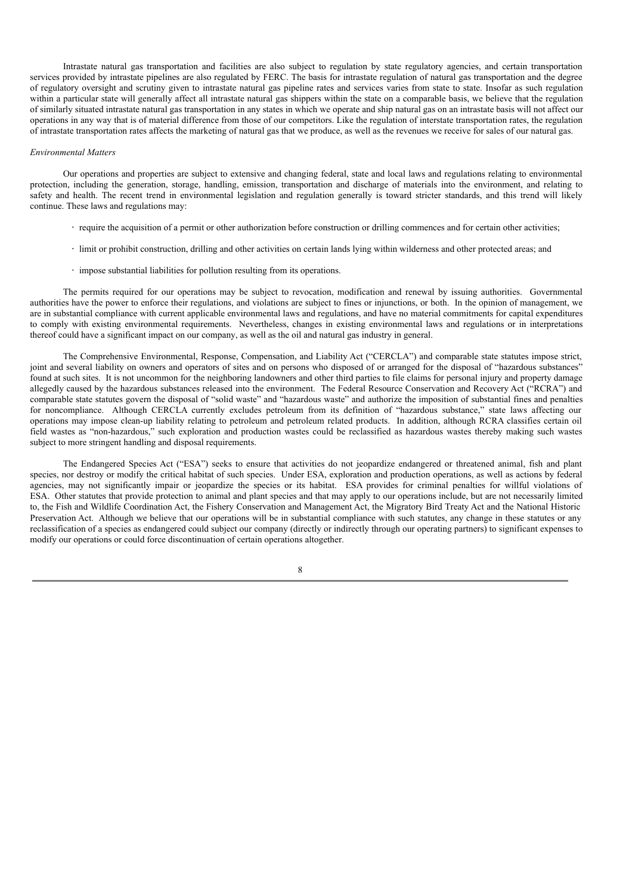Intrastate natural gas transportation and facilities are also subject to regulation by state regulatory agencies, and certain transportation services provided by intrastate pipelines are also regulated by FERC. The basis for intrastate regulation of natural gas transportation and the degree of regulatory oversight and scrutiny given to intrastate natural gas pipeline rates and services varies from state to state. Insofar as such regulation within a particular state will generally affect all intrastate natural gas shippers within the state on a comparable basis, we believe that the regulation of similarly situated intrastate natural gas transportation in any states in which we operate and ship natural gas on an intrastate basis will not affect our operations in any way that is of material difference from those of our competitors. Like the regulation of interstate transportation rates, the regulation of intrastate transportation rates affects the marketing of natural gas that we produce, as well as the revenues we receive for sales of our natural gas.

*Environmental Matters*

Our operations and properties are subject to extensive and changing federal, state and local laws and regulations relating to environmental protection, including the generation, storage, handling, emission, transportation and discharge of materials into the environment, and relating to safety and health. The recent trend in environmental legislation and regulation generally is toward stricter standards, and this trend will likely continue. These laws and regulations may:

- require the acquisition of a permit or other authorization before construction or drilling commences and for certain other activities;
- limit or prohibit construction, drilling and other activities on certain lands lying within wilderness and other protected areas; and
- impose substantial liabilities for pollution resulting from its operations.

The permits required for our operations may be subject to revocation, modification and renewal by issuing authorities. Governmental authorities have the power to enforce their regulations, and violations are subject to fines or injunctions, or both. In the opinion of management, we are in substantial compliance with current applicable environmental laws and regulations, and have no material commitments for capital expenditures to comply with existing environmental requirements. Nevertheless, changes in existing environmental laws and regulations or in interpretations thereof could have a significant impact on our company, as well as the oil and natural gas industry in general.

The Comprehensive Environmental, Response, Compensation, and Liability Act ("CERCLA") and comparable state statutes impose strict, joint and several liability on owners and operators of sites and on persons who disposed of or arranged for the disposal of "hazardous substances" found at such sites. It is not uncommon for the neighboring landowners and other third parties to file claims for personal injury and property damage allegedly caused by the hazardous substances released into the environment. The Federal Resource Conservation and Recovery Act ("RCRA") and comparable state statutes govern the disposal of "solid waste" and "hazardous waste" and authorize the imposition of substantial fines and penalties for noncompliance. Although CERCLA currently excludes petroleum from its definition of "hazardous substance," state laws affecting our operations may impose clean-up liability relating to petroleum and petroleum related products. In addition, although RCRA classifies certain oil field wastes as "non-hazardous," such exploration and production wastes could be reclassified as hazardous wastes thereby making such wastes subject to more stringent handling and disposal requirements.

The Endangered Species Act ("ESA") seeks to ensure that activities do not jeopardize endangered or threatened animal, fish and plant species, nor destroy or modify the critical habitat of such species. Under ESA, exploration and production operations, as well as actions by federal agencies, may not significantly impair or jeopardize the species or its habitat. ESA provides for criminal penalties for willful violations of ESA. Other statutes that provide protection to animal and plant species and that may apply to our operations include, but are not necessarily limited to, the Fish and Wildlife Coordination Act, the Fishery Conservation and Management Act, the Migratory Bird Treaty Act and the National Historic Preservation Act. Although we believe that our operations will be in substantial compliance with such statutes, any change in these statutes or any reclassification of a species as endangered could subject our company (directly or indirectly through our operating partners) to significant expenses to modify our operations or could force discontinuation of certain operations altogether.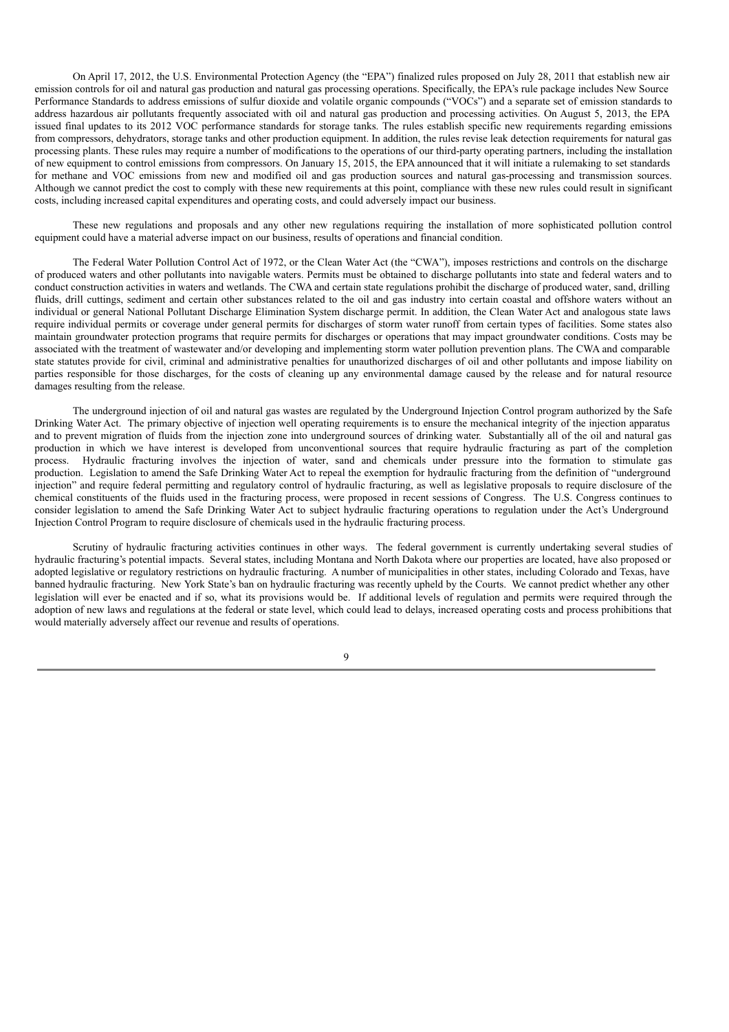On April 17, 2012, the U.S. Environmental Protection Agency (the "EPA") finalized rules proposed on July 28, 2011 that establish new air emission controls for oil and natural gas production and natural gas processing operations. Specifically, the EPA's rule package includes New Source Performance Standards to address emissions of sulfur dioxide and volatile organic compounds ("VOCs") and a separate set of emission standards to address hazardous air pollutants frequently associated with oil and natural gas production and processing activities. On August 5, 2013, the EPA issued final updates to its 2012 VOC performance standards for storage tanks. The rules establish specific new requirements regarding emissions from compressors, dehydrators, storage tanks and other production equipment. In addition, the rules revise leak detection requirements for natural gas processing plants. These rules may require a number of modifications to the operations of our third-party operating partners, including the installation of new equipment to control emissions from compressors. On January 15, 2015, the EPA announced that it will initiate a rulemaking to set standards for methane and VOC emissions from new and modified oil and gas production sources and natural gas-processing and transmission sources. Although we cannot predict the cost to comply with these new requirements at this point, compliance with these new rules could result in significant costs, including increased capital expenditures and operating costs, and could adversely impact our business.

These new regulations and proposals and any other new regulations requiring the installation of more sophisticated pollution control equipment could have a material adverse impact on our business, results of operations and financial condition.

The Federal Water Pollution Control Act of 1972, or the Clean Water Act (the "CWA"), imposes restrictions and controls on the discharge of produced waters and other pollutants into navigable waters. Permits must be obtained to discharge pollutants into state and federal waters and to conduct construction activities in waters and wetlands. The CWA and certain state regulations prohibit the discharge of produced water, sand, drilling fluids, drill cuttings, sediment and certain other substances related to the oil and gas industry into certain coastal and offshore waters without an individual or general National Pollutant Discharge Elimination System discharge permit. In addition, the Clean Water Act and analogous state laws require individual permits or coverage under general permits for discharges of storm water runoff from certain types of facilities. Some states also maintain groundwater protection programs that require permits for discharges or operations that may impact groundwater conditions. Costs may be associated with the treatment of wastewater and/or developing and implementing storm water pollution prevention plans. The CWA and comparable state statutes provide for civil, criminal and administrative penalties for unauthorized discharges of oil and other pollutants and impose liability on parties responsible for those discharges, for the costs of cleaning up any environmental damage caused by the release and for natural resource damages resulting from the release.

The underground injection of oil and natural gas wastes are regulated by the Underground Injection Control program authorized by the Safe Drinking Water Act. The primary objective of injection well operating requirements is to ensure the mechanical integrity of the injection apparatus and to prevent migration of fluids from the injection zone into underground sources of drinking water. Substantially all of the oil and natural gas production in which we have interest is developed from unconventional sources that require hydraulic fracturing as part of the completion process. Hydraulic fracturing involves the injection of water, sand and chemicals under pressure into the formation to stimulate gas production. Legislation to amend the Safe Drinking Water Act to repeal the exemption for hydraulic fracturing from the definition of "underground injection" and require federal permitting and regulatory control of hydraulic fracturing, as well as legislative proposals to require disclosure of the chemical constituents of the fluids used in the fracturing process, were proposed in recent sessions of Congress. The U.S. Congress continues to consider legislation to amend the Safe Drinking Water Act to subject hydraulic fracturing operations to regulation under the Act's Underground Injection Control Program to require disclosure of chemicals used in the hydraulic fracturing process.

Scrutiny of hydraulic fracturing activities continues in other ways. The federal government is currently undertaking several studies of hydraulic fracturing's potential impacts. Several states, including Montana and North Dakota where our properties are located, have also proposed or adopted legislative or regulatory restrictions on hydraulic fracturing. A number of municipalities in other states, including Colorado and Texas, have banned hydraulic fracturing. New York State's ban on hydraulic fracturing was recently upheld by the Courts. We cannot predict whether any other legislation will ever be enacted and if so, what its provisions would be. If additional levels of regulation and permits were required through the adoption of new laws and regulations at the federal or state level, which could lead to delays, increased operating costs and process prohibitions that would materially adversely affect our revenue and results of operations.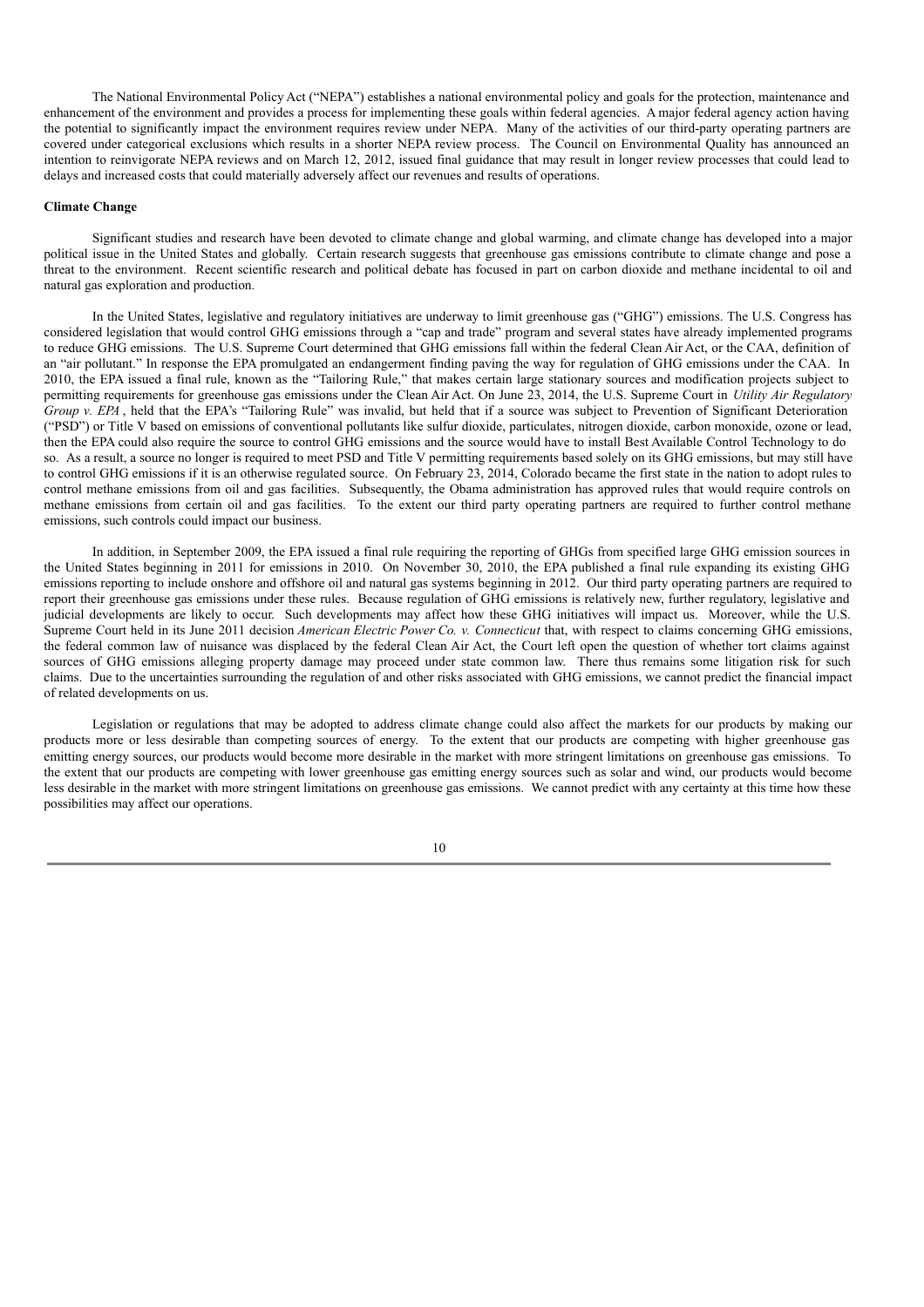The National Environmental Policy Act ("NEPA") establishes a national environmental policy and goals for the protection, maintenance and enhancement of the environment and provides a process for implementing these goals within federal agencies. A major federal agency action having the potential to significantly impact the environment requires review under NEPA. Many of the activities of our third-party operating partners are covered under categorical exclusions which results in a shorter NEPA review process. The Council on Environmental Quality has announced an intention to reinvigorate NEPA reviews and on March 12, 2012, issued final guidance that may result in longer review processes that could lead to delays and increased costs that could materially adversely affect our revenues and results of operations.

**Climate Change**

Significant studies and research have been devoted to climate change and global warming, and climate change has developed into a major political issue in the United States and globally. Certain research suggests that greenhouse gas emissions contribute to climate change and pose a threat to the environment. Recent scientific research and political debate has focused in part on carbon dioxide and methane incidental to oil and natural gas exploration and production.

In the United States, legislative and regulatory initiatives are underway to limit greenhouse gas ("GHG") emissions. The U.S. Congress has considered legislation that would control GHG emissions through a "cap and trade" program and several states have already implemented programs to reduce GHG emissions. The U.S. Supreme Court determined that GHG emissions fall within the federal Clean Air Act, or the CAA, definition of an "air pollutant." In response the EPA promulgated an endangerment finding paving the way for regulation of GHG emissions under the CAA. In 2010, the EPA issued a final rule, known as the "Tailoring Rule," that makes certain large stationary sources and modification projects subject to permitting requirements for greenhouse gas emissions under the Clean Air Act. On June 23, 2014, the U.S. Supreme Court in *Utility Air Regulatory Group v. EPA*, held that the EPA's "Tailoring Rule" was invalid, but held that if a source was subject to Prevention of Significant Deterioration ("PSD") or Title V based on emissions of conventional pollutants like sulfur dioxide, particulates, nitrogen dioxide, carbon monoxide, ozone or lead, then the EPA could also require the source to control GHG emissions and the source would have to install Best Available Control Technology to do so. As a result, a source no longer is required to meet PSD and Title V permitting requirements based solely on its GHG emissions, but may still have to control GHG emissions if it is an otherwise regulated source. On February 23, 2014, Colorado became the first state in the nation to adopt rules to control methane emissions from oil and gas facilities. Subsequently, the Obama administration has approved rules that would require controls on methane emissions from certain oil and gas facilities. To the extent our third party operating partners are required to further control methane emissions, such controls could impact our business.

In addition, in September 2009, the EPA issued a final rule requiring the reporting of GHGs from specified large GHG emission sources in the United States beginning in 2011 for emissions in 2010. On November 30, 2010, the EPA published a final rule expanding its existing GHG emissions reporting to include onshore and offshore oil and natural gas systems beginning in 2012. Our third party operating partners are required to report their greenhouse gas emissions under these rules. Because regulation of GHG emissions is relatively new, further regulatory, legislative and judicial developments are likely to occur. Such developments may affect how these GHG initiatives will impact us. Moreover, while the U.S. Supreme Court held in its June 2011 decision *American Electric Power Co. v. Connecticut* that, with respect to claims concerning GHG emissions, the federal common law of nuisance was displaced by the federal Clean Air Act, the Court left open the question of whether tort claims against sources of GHG emissions alleging property damage may proceed under state common law. There thus remains some litigation risk for such claims. Due to the uncertainties surrounding the regulation of and other risks associated with GHG emissions, we cannot predict the financial impact of related developments on us.

Legislation or regulations that may be adopted to address climate change could also affect the markets for our products by making our products more or less desirable than competing sources of energy. To the extent that our products are competing with higher greenhouse gas emitting energy sources, our products would become more desirable in the market with more stringent limitations on greenhouse gas emissions. To the extent that our products are competing with lower greenhouse gas emitting energy sources such as solar and wind, our products would become less desirable in the market with more stringent limitations on greenhouse gas emissions. We cannot predict with any certainty at this time how these possibilities may affect our operations.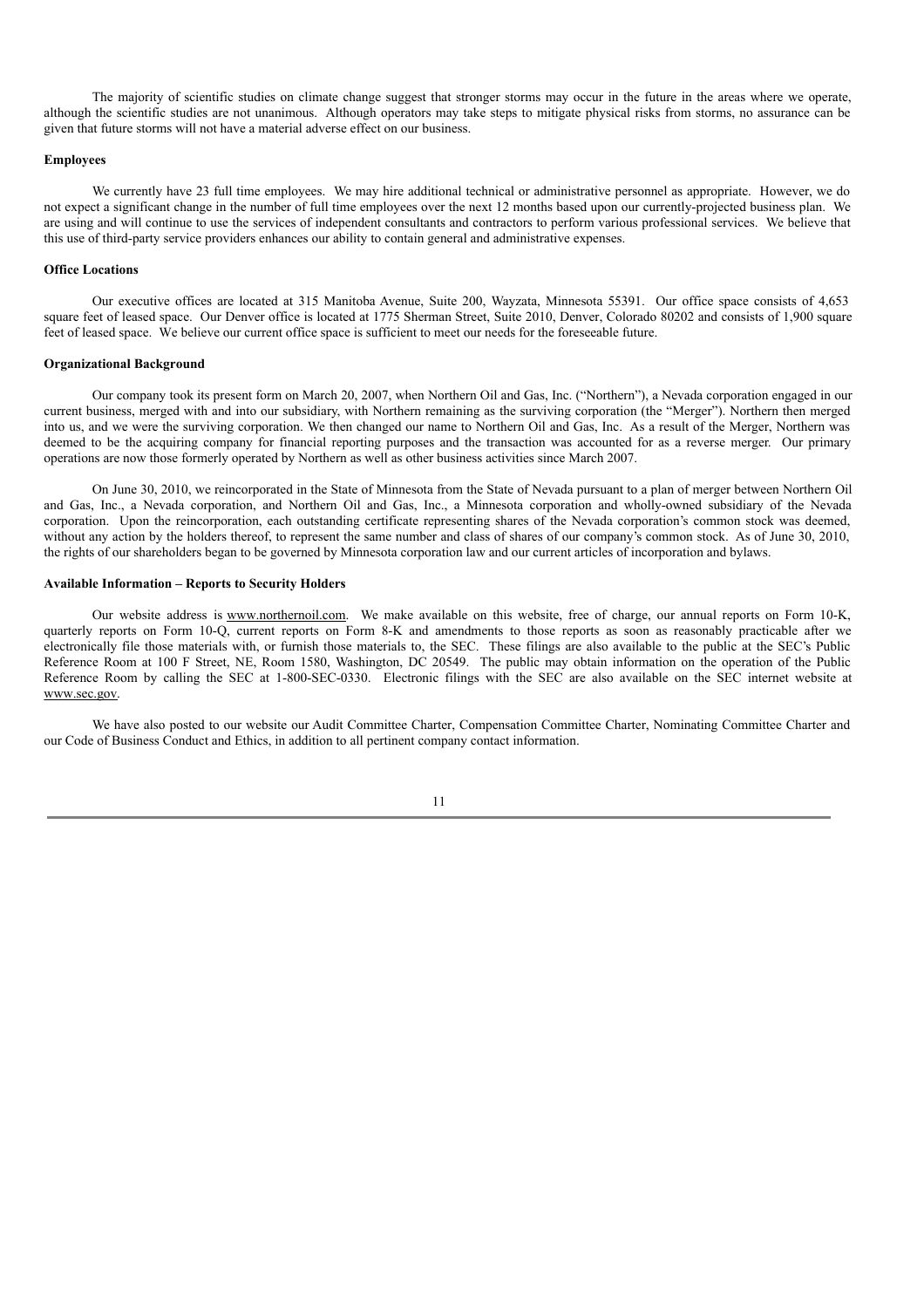The majority of scientific studies on climate change suggest that stronger storms may occur in the future in the areas where we operate, although the scientific studies are not unanimous. Although operators may take steps to mitigate physical risks from storms, no assurance can be given that future storms will not have a material adverse effect on our business.

**Employees**

We currently have 23 full time employees. We may hire additional technical or administrative personnel as appropriate. However, we do not expect a significant change in the number of full time employees over the next 12 months based upon our currently-projected business plan. We are using and will continue to use the services of independent consultants and contractors to perform various professional services. We believe that this use of third-party service providers enhances our ability to contain general and administrative expenses.

**Office Locations**

Our executive offices are located at 315 Manitoba Avenue, Suite 200, Wayzata, Minnesota 55391. Our office space consists of 4,653 square feet of leased space. Our Denver office is located at 1775 Sherman Street, Suite 2010, Denver, Colorado 80202 and consists of 1,900 square feet of leased space. We believe our current office space is sufficient to meet our needs for the foreseeable future.

**Organizational Background**

Our company took its present form on March 20, 2007, when Northern Oil and Gas, Inc. ("Northern"), a Nevada corporation engaged in our current business, merged with and into our subsidiary, with Northern remaining as the surviving corporation (the "Merger"). Northern then merged into us, and we were the surviving corporation. We then changed our name to Northern Oil and Gas, Inc. As a result of the Merger, Northern was deemed to be the acquiring company for financial reporting purposes and the transaction was accounted for as a reverse merger. Our primary operations are now those formerly operated by Northern as well as other business activities since March 2007.

On June 30, 2010, we reincorporated in the State of Minnesota from the State of Nevada pursuant to a plan of merger between Northern Oil and Gas, Inc., a Nevada corporation, and Northern Oil and Gas, Inc., a Minnesota corporation and wholly-owned subsidiary of the Nevada corporation. Upon the reincorporation, each outstanding certificate representing shares of the Nevada corporation's common stock was deemed, without any action by the holders thereof, to represent the same number and class of shares of our company's common stock. As of June 30, 2010, the rights of our shareholders began to be governed by Minnesota corporation law and our current articles of incorporation and bylaws.

**Available Information – Reports to Security Holders**

Our website address is www.northernoil.com. We make available on this website, free of charge, our annual reports on Form 10-K, quarterly reports on Form 10-Q, current reports on Form 8-K and amendments to those reports as soon as reasonably practicable after we electronically file those materials with, or furnish those materials to, the SEC. These filings are also available to the public at the SEC's Public Reference Room at 100 F Street, NE, Room 1580, Washington, DC 20549. The public may obtain information on the operation of the Public Reference Room by calling the SEC at 1-800-SEC-0330. Electronic filings with the SEC are also available on the SEC internet website at www.sec.gov.

We have also posted to our website our Audit Committee Charter, Compensation Committee Charter, Nominating Committee Charter and our Code of Business Conduct and Ethics, in addition to all pertinent company contact information.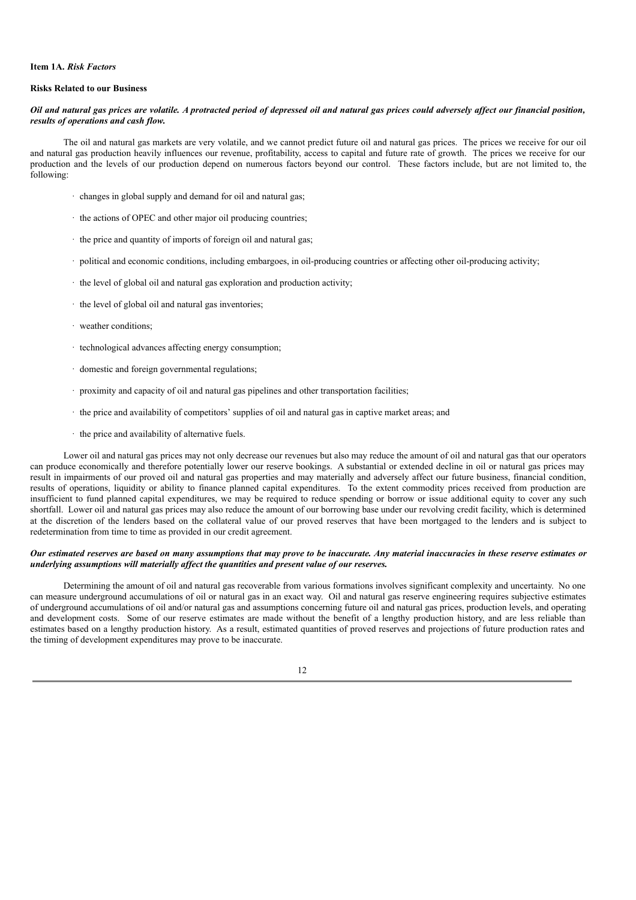**Item 1A.** *Risk Factors*

**Risks Related to our Business**

***Oil and natural gas prices are volatile. A protracted period of depressed oil and natural gas prices could adversely affect our financial position, results of operations and cash flow.***

The oil and natural gas markets are very volatile, and we cannot predict future oil and natural gas prices. The prices we receive for our oil and natural gas production heavily influences our revenue, profitability, access to capital and future rate of growth. The prices we receive for our production and the levels of our production depend on numerous factors beyond our control. These factors include, but are not limited to, the following:

- changes in global supply and demand for oil and natural gas;
- the actions of OPEC and other major oil producing countries;
- the price and quantity of imports of foreign oil and natural gas;
- political and economic conditions, including embargoes, in oil-producing countries or affecting other oil-producing activity;
- the level of global oil and natural gas exploration and production activity;
- the level of global oil and natural gas inventories;
- weather conditions;
- technological advances affecting energy consumption;
- domestic and foreign governmental regulations;
- proximity and capacity of oil and natural gas pipelines and other transportation facilities;
- the price and availability of competitors' supplies of oil and natural gas in captive market areas; and
- the price and availability of alternative fuels.

Lower oil and natural gas prices may not only decrease our revenues but also may reduce the amount of oil and natural gas that our operators can produce economically and therefore potentially lower our reserve bookings. A substantial or extended decline in oil or natural gas prices may result in impairments of our proved oil and natural gas properties and may materially and adversely affect our future business, financial condition, results of operations, liquidity or ability to finance planned capital expenditures. To the extent commodity prices received from production are insufficient to fund planned capital expenditures, we may be required to reduce spending or borrow or issue additional equity to cover any such shortfall. Lower oil and natural gas prices may also reduce the amount of our borrowing base under our revolving credit facility, which is determined at the discretion of the lenders based on the collateral value of our proved reserves that have been mortgaged to the lenders and is subject to redetermination from time to time as provided in our credit agreement.

***Our estimated reserves are based on many assumptions that may prove to be inaccurate. Any material inaccuracies in these reserve estimates or underlying assumptions will materially affect the quantities and present value of our reserves.***

Determining the amount of oil and natural gas recoverable from various formations involves significant complexity and uncertainty. No one can measure underground accumulations of oil or natural gas in an exact way. Oil and natural gas reserve engineering requires subjective estimates of underground accumulations of oil and/or natural gas and assumptions concerning future oil and natural gas prices, production levels, and operating and development costs. Some of our reserve estimates are made without the benefit of a lengthy production history, and are less reliable than estimates based on a lengthy production history. As a result, estimated quantities of proved reserves and projections of future production rates and the timing of development expenditures may prove to be inaccurate.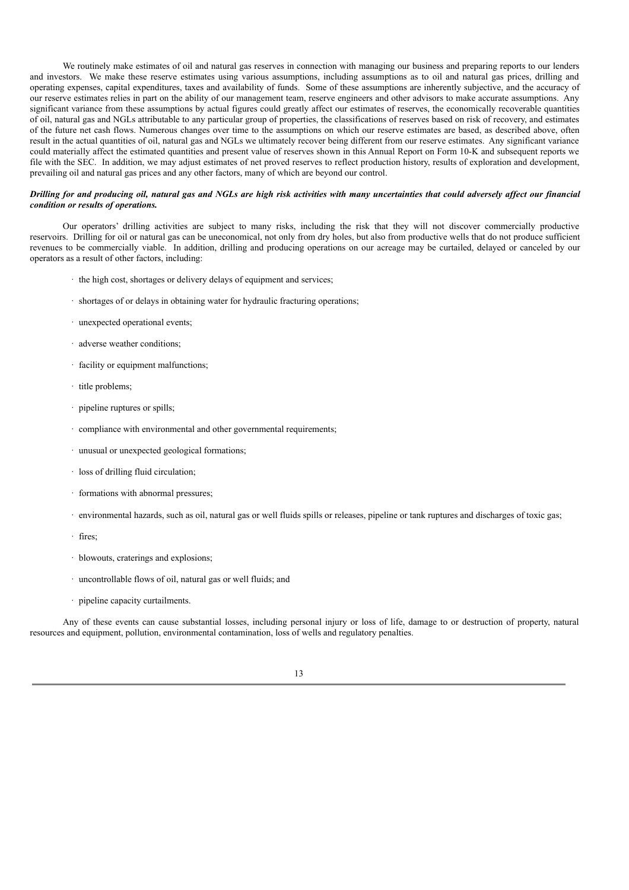We routinely make estimates of oil and natural gas reserves in connection with managing our business and preparing reports to our lenders and investors. We make these reserve estimates using various assumptions, including assumptions as to oil and natural gas prices, drilling and operating expenses, capital expenditures, taxes and availability of funds. Some of these assumptions are inherently subjective, and the accuracy of our reserve estimates relies in part on the ability of our management team, reserve engineers and other advisors to make accurate assumptions. Any significant variance from these assumptions by actual figures could greatly affect our estimates of reserves, the economically recoverable quantities of oil, natural gas and NGLs attributable to any particular group of properties, the classifications of reserves based on risk of recovery, and estimates of the future net cash flows. Numerous changes over time to the assumptions on which our reserve estimates are based, as described above, often result in the actual quantities of oil, natural gas and NGLs we ultimately recover being different from our reserve estimates. Any significant variance could materially affect the estimated quantities and present value of reserves shown in this Annual Report on Form 10-K and subsequent reports we file with the SEC. In addition, we may adjust estimates of net proved reserves to reflect production history, results of exploration and development, prevailing oil and natural gas prices and any other factors, many of which are beyond our control.

***Drilling for and producing oil, natural gas and NGLs are high risk activities with many uncertainties that could adversely affect our financial condition or results of operations.***

Our operators' drilling activities are subject to many risks, including the risk that they will not discover commercially productive reservoirs. Drilling for oil or natural gas can be uneconomical, not only from dry holes, but also from productive wells that do not produce sufficient revenues to be commercially viable. In addition, drilling and producing operations on our acreage may be curtailed, delayed or canceled by our operators as a result of other factors, including:

- the high cost, shortages or delivery delays of equipment and services;
- shortages of or delays in obtaining water for hydraulic fracturing operations;
- unexpected operational events;
- adverse weather conditions;
- facility or equipment malfunctions;
- title problems;
- pipeline ruptures or spills;
- compliance with environmental and other governmental requirements;
- unusual or unexpected geological formations;
- loss of drilling fluid circulation;
- formations with abnormal pressures;
- environmental hazards, such as oil, natural gas or well fluids spills or releases, pipeline or tank ruptures and discharges of toxic gas;
- fires;
- blowouts, craterings and explosions;
- uncontrollable flows of oil, natural gas or well fluids; and
- pipeline capacity curtailments.

Any of these events can cause substantial losses, including personal injury or loss of life, damage to or destruction of property, natural resources and equipment, pollution, environmental contamination, loss of wells and regulatory penalties.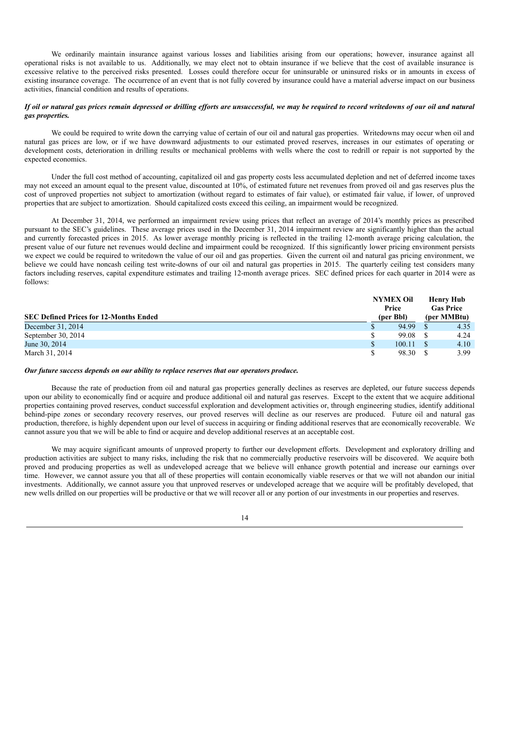We ordinarily maintain insurance against various losses and liabilities arising from our operations; however, insurance against all operational risks is not available to us. Additionally, we may elect not to obtain insurance if we believe that the cost of available insurance is excessive relative to the perceived risks presented. Losses could therefore occur for uninsurable or uninsured risks or in amounts in excess of existing insurance coverage. The occurrence of an event that is not fully covered by insurance could have a material adverse impact on our business activities, financial condition and results of operations.

***If oil or natural gas prices remain depressed or drilling efforts are unsuccessful, we may be required to record writedowns of our oil and natural gas properties.***

We could be required to write down the carrying value of certain of our oil and natural gas properties. Writedowns may occur when oil and natural gas prices are low, or if we have downward adjustments to our estimated proved reserves, increases in our estimates of operating or development costs, deterioration in drilling results or mechanical problems with wells where the cost to redrill or repair is not supported by the expected economics.

Under the full cost method of accounting, capitalized oil and gas property costs less accumulated depletion and net of deferred income taxes may not exceed an amount equal to the present value, discounted at 10%, of estimated future net revenues from proved oil and gas reserves plus the cost of unproved properties not subject to amortization (without regard to estimates of fair value), or estimated fair value, if lower, of unproved properties that are subject to amortization. Should capitalized costs exceed this ceiling, an impairment would be recognized.

At December 31, 2014, we performed an impairment review using prices that reflect an average of 2014's monthly prices as prescribed pursuant to the SEC's guidelines. These average prices used in the December 31, 2014 impairment review are significantly higher than the actual and currently forecasted prices in 2015. As lower average monthly pricing is reflected in the trailing 12-month average pricing calculation, the present value of our future net revenues would decline and impairment could be recognized. If this significantly lower pricing environment persists we expect we could be required to writedown the value of our oil and gas properties. Given the current oil and natural gas pricing environment, we believe we could have noncash ceiling test write-downs of our oil and natural gas properties in 2015. The quarterly ceiling test considers many factors including reserves, capital expenditure estimates and trailing 12-month average prices. SEC defined prices for each quarter in 2014 were as follows:

| SEC Defined Prices for 12-Months Ended | NYMEX Oil Price (per Bbl) | Henry Hub Gas Price (per MMBtu) |
|---|---|---|
| December 31, 2014 | $ 94.99 | $ 4.35 |
| September 30, 2014 | $ 99.08 | $ 4.24 |
| June 30, 2014 | $ 100.11 | $ 4.10 |
| March 31, 2014 | $ 98.30 | $ 3.99 |

***Our future success depends on our ability to replace reserves that our operators produce.***

Because the rate of production from oil and natural gas properties generally declines as reserves are depleted, our future success depends upon our ability to economically find or acquire and produce additional oil and natural gas reserves. Except to the extent that we acquire additional properties containing proved reserves, conduct successful exploration and development activities or, through engineering studies, identify additional behind-pipe zones or secondary recovery reserves, our proved reserves will decline as our reserves are produced. Future oil and natural gas production, therefore, is highly dependent upon our level of success in acquiring or finding additional reserves that are economically recoverable. We cannot assure you that we will be able to find or acquire and develop additional reserves at an acceptable cost.

We may acquire significant amounts of unproved property to further our development efforts. Development and exploratory drilling and production activities are subject to many risks, including the risk that no commercially productive reservoirs will be discovered. We acquire both proved and producing properties as well as undeveloped acreage that we believe will enhance growth potential and increase our earnings over time. However, we cannot assure you that all of these properties will contain economically viable reserves or that we will not abandon our initial investments. Additionally, we cannot assure you that unproved reserves or undeveloped acreage that we acquire will be profitably developed, that new wells drilled on our properties will be productive or that we will recover all or any portion of our investments in our properties and reserves.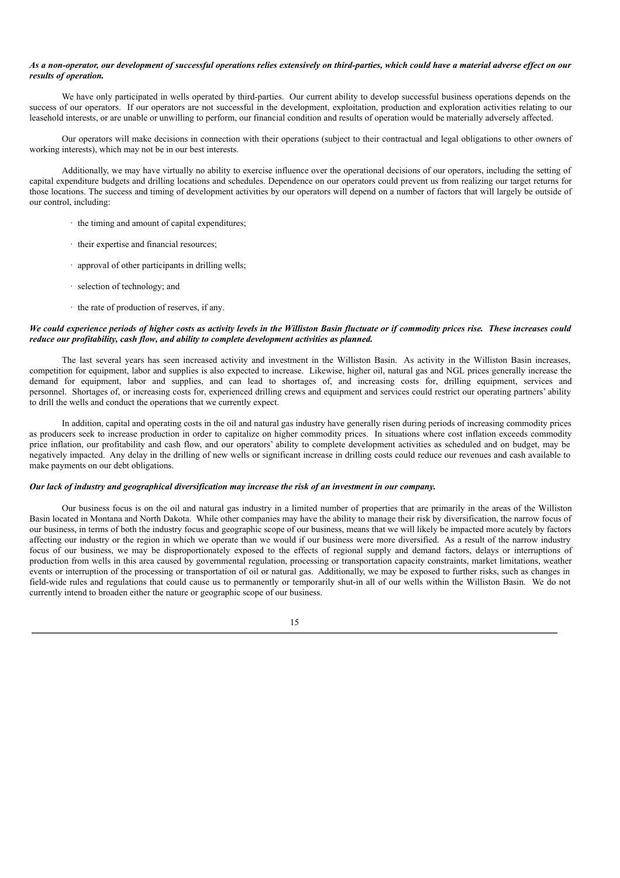***As a non-operator, our development of successful operations relies extensively on third-parties, which could have a material adverse effect on our results of operation.***

We have only participated in wells operated by third-parties. Our current ability to develop successful business operations depends on the success of our operators. If our operators are not successful in the development, exploitation, production and exploration activities relating to our leasehold interests, or are unable or unwilling to perform, our financial condition and results of operation would be materially adversely affected.

Our operators will make decisions in connection with their operations (subject to their contractual and legal obligations to other owners of working interests), which may not be in our best interests.

Additionally, we may have virtually no ability to exercise influence over the operational decisions of our operators, including the setting of capital expenditure budgets and drilling locations and schedules. Dependence on our operators could prevent us from realizing our target returns for those locations. The success and timing of development activities by our operators will depend on a number of factors that will largely be outside of our control, including:

- the timing and amount of capital expenditures;
- their expertise and financial resources;
- approval of other participants in drilling wells;
- selection of technology; and
- the rate of production of reserves, if any.

***We could experience periods of higher costs as activity levels in the Williston Basin fluctuate or if commodity prices rise. These increases could reduce our profitability, cash flow, and ability to complete development activities as planned.***

The last several years has seen increased activity and investment in the Williston Basin. As activity in the Williston Basin increases, competition for equipment, labor and supplies is also expected to increase. Likewise, higher oil, natural gas and NGL prices generally increase the demand for equipment, labor and supplies, and can lead to shortages of, and increasing costs for, drilling equipment, services and personnel. Shortages of, or increasing costs for, experienced drilling crews and equipment and services could restrict our operating partners' ability to drill the wells and conduct the operations that we currently expect.

In addition, capital and operating costs in the oil and natural gas industry have generally risen during periods of increasing commodity prices as producers seek to increase production in order to capitalize on higher commodity prices. In situations where cost inflation exceeds commodity price inflation, our profitability and cash flow, and our operators' ability to complete development activities as scheduled and on budget, may be negatively impacted. Any delay in the drilling of new wells or significant increase in drilling costs could reduce our revenues and cash available to make payments on our debt obligations.

***Our lack of industry and geographical diversification may increase the risk of an investment in our company.***

Our business focus is on the oil and natural gas industry in a limited number of properties that are primarily in the areas of the Williston Basin located in Montana and North Dakota. While other companies may have the ability to manage their risk by diversification, the narrow focus of our business, in terms of both the industry focus and geographic scope of our business, means that we will likely be impacted more acutely by factors affecting our industry or the region in which we operate than we would if our business were more diversified. As a result of the narrow industry focus of our business, we may be disproportionately exposed to the effects of regional supply and demand factors, delays or interruptions of production from wells in this area caused by governmental regulation, processing or transportation capacity constraints, market limitations, weather events or interruption of the processing or transportation of oil or natural gas. Additionally, we may be exposed to further risks, such as changes in field-wide rules and regulations that could cause us to permanently or temporarily shut-in all of our wells within the Williston Basin. We do not currently intend to broaden either the nature or geographic scope of our business.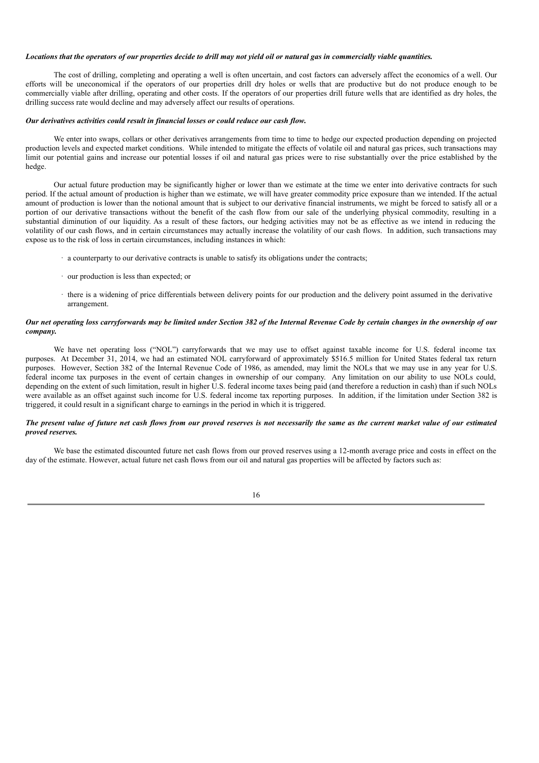***Locations that the operators of our properties decide to drill may not yield oil or natural gas in commercially viable quantities.***

The cost of drilling, completing and operating a well is often uncertain, and cost factors can adversely affect the economics of a well. Our efforts will be uneconomical if the operators of our properties drill dry holes or wells that are productive but do not produce enough to be commercially viable after drilling, operating and other costs. If the operators of our properties drill future wells that are identified as dry holes, the drilling success rate would decline and may adversely affect our results of operations.

***Our derivatives activities could result in financial losses or could reduce our cash flow.***

We enter into swaps, collars or other derivatives arrangements from time to time to hedge our expected production depending on projected production levels and expected market conditions. While intended to mitigate the effects of volatile oil and natural gas prices, such transactions may limit our potential gains and increase our potential losses if oil and natural gas prices were to rise substantially over the price established by the hedge.

Our actual future production may be significantly higher or lower than we estimate at the time we enter into derivative contracts for such period. If the actual amount of production is higher than we estimate, we will have greater commodity price exposure than we intended. If the actual amount of production is lower than the notional amount that is subject to our derivative financial instruments, we might be forced to satisfy all or a portion of our derivative transactions without the benefit of the cash flow from our sale of the underlying physical commodity, resulting in a substantial diminution of our liquidity. As a result of these factors, our hedging activities may not be as effective as we intend in reducing the volatility of our cash flows, and in certain circumstances may actually increase the volatility of our cash flows. In addition, such transactions may expose us to the risk of loss in certain circumstances, including instances in which:

- a counterparty to our derivative contracts is unable to satisfy its obligations under the contracts;
- our production is less than expected; or
- there is a widening of price differentials between delivery points for our production and the delivery point assumed in the derivative arrangement.

***Our net operating loss carryforwards may be limited under Section 382 of the Internal Revenue Code by certain changes in the ownership of our company.***

We have net operating loss ("NOL") carryforwards that we may use to offset against taxable income for U.S. federal income tax purposes. At December 31, 2014, we had an estimated NOL carryforward of approximately $516.5 million for United States federal tax return purposes. However, Section 382 of the Internal Revenue Code of 1986, as amended, may limit the NOLs that we may use in any year for U.S. federal income tax purposes in the event of certain changes in ownership of our company. Any limitation on our ability to use NOLs could, depending on the extent of such limitation, result in higher U.S. federal income taxes being paid (and therefore a reduction in cash) than if such NOLs were available as an offset against such income for U.S. federal income tax reporting purposes. In addition, if the limitation under Section 382 is triggered, it could result in a significant charge to earnings in the period in which it is triggered.

***The present value of future net cash flows from our proved reserves is not necessarily the same as the current market value of our estimated proved reserves.***

We base the estimated discounted future net cash flows from our proved reserves using a 12-month average price and costs in effect on the day of the estimate. However, actual future net cash flows from our oil and natural gas properties will be affected by factors such as: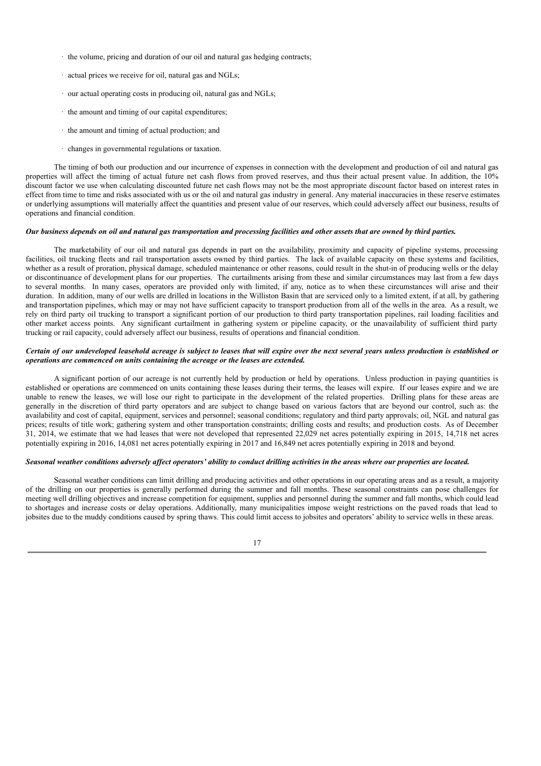- the volume, pricing and duration of our oil and natural gas hedging contracts;
- actual prices we receive for oil, natural gas and NGLs;
- our actual operating costs in producing oil, natural gas and NGLs;
- the amount and timing of our capital expenditures;
- the amount and timing of actual production; and
- changes in governmental regulations or taxation.

The timing of both our production and our incurrence of expenses in connection with the development and production of oil and natural gas properties will affect the timing of actual future net cash flows from proved reserves, and thus their actual present value. In addition, the 10% discount factor we use when calculating discounted future net cash flows may not be the most appropriate discount factor based on interest rates in effect from time to time and risks associated with us or the oil and natural gas industry in general. Any material inaccuracies in these reserve estimates or underlying assumptions will materially affect the quantities and present value of our reserves, which could adversely affect our business, results of operations and financial condition.

***Our business depends on oil and natural gas transportation and processing facilities and other assets that are owned by third parties.***

The marketability of our oil and natural gas depends in part on the availability, proximity and capacity of pipeline systems, processing facilities, oil trucking fleets and rail transportation assets owned by third parties. The lack of available capacity on these systems and facilities, whether as a result of proration, physical damage, scheduled maintenance or other reasons, could result in the shut-in of producing wells or the delay or discontinuance of development plans for our properties. The curtailments arising from these and similar circumstances may last from a few days to several months. In many cases, operators are provided only with limited, if any, notice as to when these circumstances will arise and their duration. In addition, many of our wells are drilled in locations in the Williston Basin that are serviced only to a limited extent, if at all, by gathering and transportation pipelines, which may or may not have sufficient capacity to transport production from all of the wells in the area. As a result, we rely on third party oil trucking to transport a significant portion of our production to third party transportation pipelines, rail loading facilities and other market access points. Any significant curtailment in gathering system or pipeline capacity, or the unavailability of sufficient third party trucking or rail capacity, could adversely affect our business, results of operations and financial condition.

***Certain of our undeveloped leasehold acreage is subject to leases that will expire over the next several years unless production is established or operations are commenced on units containing the acreage or the leases are extended.***

A significant portion of our acreage is not currently held by production or held by operations. Unless production in paying quantities is established or operations are commenced on units containing these leases during their terms, the leases will expire. If our leases expire and we are unable to renew the leases, we will lose our right to participate in the development of the related properties. Drilling plans for these areas are generally in the discretion of third party operators and are subject to change based on various factors that are beyond our control, such as: the availability and cost of capital, equipment, services and personnel; seasonal conditions; regulatory and third party approvals; oil, NGL and natural gas prices; results of title work; gathering system and other transportation constraints; drilling costs and results; and production costs. As of December 31, 2014, we estimate that we had leases that were not developed that represented 22,029 net acres potentially expiring in 2015, 14,718 net acres potentially expiring in 2016, 14,081 net acres potentially expiring in 2017 and 16,849 net acres potentially expiring in 2018 and beyond.

***Seasonal weather conditions adversely affect operators' ability to conduct drilling activities in the areas where our properties are located.***

Seasonal weather conditions can limit drilling and producing activities and other operations in our operating areas and as a result, a majority of the drilling on our properties is generally performed during the summer and fall months. These seasonal constraints can pose challenges for meeting well drilling objectives and increase competition for equipment, supplies and personnel during the summer and fall months, which could lead to shortages and increase costs or delay operations. Additionally, many municipalities impose weight restrictions on the paved roads that lead to jobsites due to the muddy conditions caused by spring thaws. This could limit access to jobsites and operators' ability to service wells in these areas.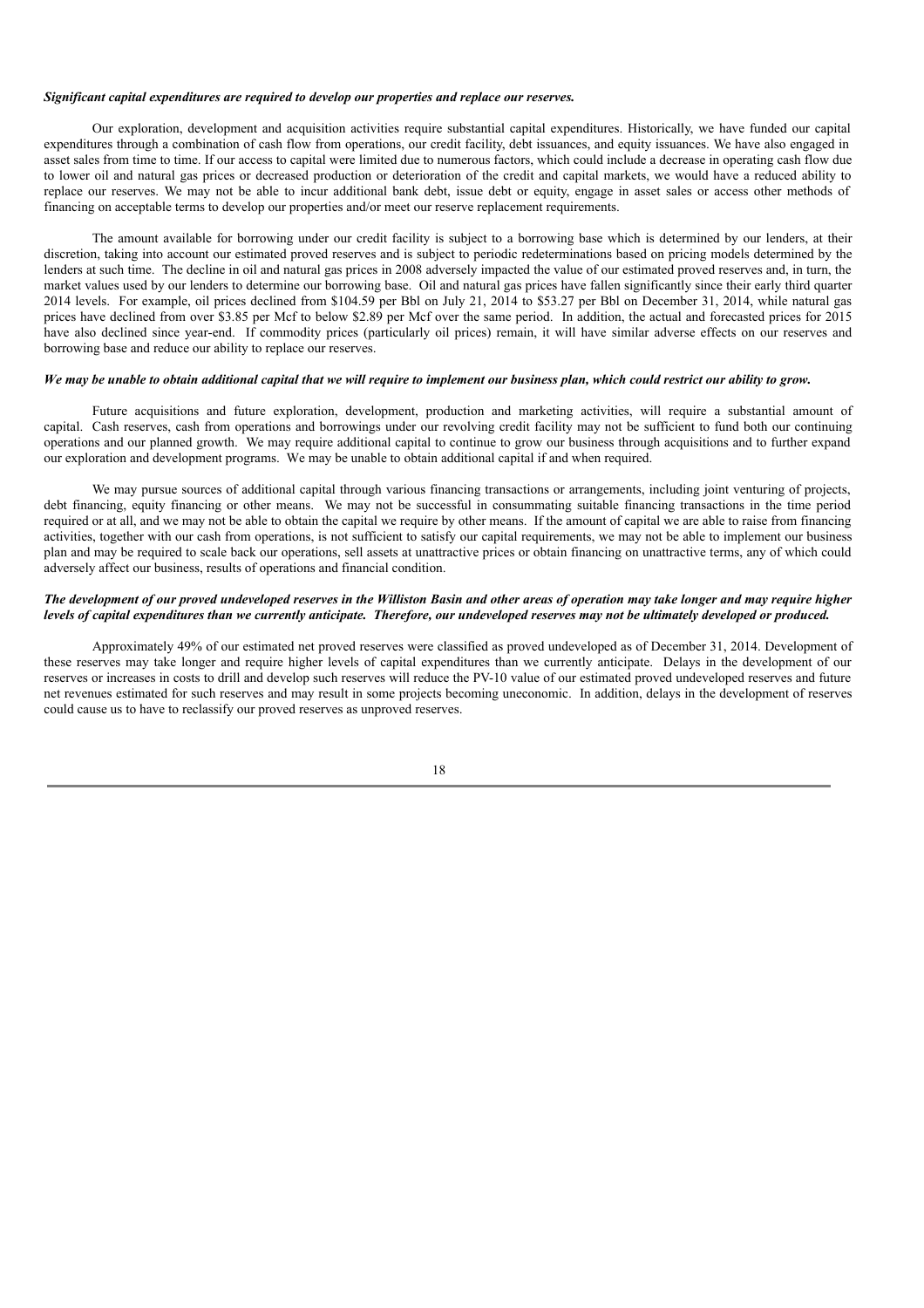***Significant capital expenditures are required to develop our properties and replace our reserves.***

Our exploration, development and acquisition activities require substantial capital expenditures. Historically, we have funded our capital expenditures through a combination of cash flow from operations, our credit facility, debt issuances, and equity issuances. We have also engaged in asset sales from time to time. If our access to capital were limited due to numerous factors, which could include a decrease in operating cash flow due to lower oil and natural gas prices or decreased production or deterioration of the credit and capital markets, we would have a reduced ability to replace our reserves. We may not be able to incur additional bank debt, issue debt or equity, engage in asset sales or access other methods of financing on acceptable terms to develop our properties and/or meet our reserve replacement requirements.

The amount available for borrowing under our credit facility is subject to a borrowing base which is determined by our lenders, at their discretion, taking into account our estimated proved reserves and is subject to periodic redeterminations based on pricing models determined by the lenders at such time. The decline in oil and natural gas prices in 2008 adversely impacted the value of our estimated proved reserves and, in turn, the market values used by our lenders to determine our borrowing base. Oil and natural gas prices have fallen significantly since their early third quarter 2014 levels. For example, oil prices declined from $104.59 per Bbl on July 21, 2014 to $53.27 per Bbl on December 31, 2014, while natural gas prices have declined from over $3.85 per Mcf to below $2.89 per Mcf over the same period. In addition, the actual and forecasted prices for 2015 have also declined since year-end. If commodity prices (particularly oil prices) remain, it will have similar adverse effects on our reserves and borrowing base and reduce our ability to replace our reserves.

***We may be unable to obtain additional capital that we will require to implement our business plan, which could restrict our ability to grow.***

Future acquisitions and future exploration, development, production and marketing activities, will require a substantial amount of capital. Cash reserves, cash from operations and borrowings under our revolving credit facility may not be sufficient to fund both our continuing operations and our planned growth. We may require additional capital to continue to grow our business through acquisitions and to further expand our exploration and development programs. We may be unable to obtain additional capital if and when required.

We may pursue sources of additional capital through various financing transactions or arrangements, including joint venturing of projects, debt financing, equity financing or other means. We may not be successful in consummating suitable financing transactions in the time period required or at all, and we may not be able to obtain the capital we require by other means. If the amount of capital we are able to raise from financing activities, together with our cash from operations, is not sufficient to satisfy our capital requirements, we may not be able to implement our business plan and may be required to scale back our operations, sell assets at unattractive prices or obtain financing on unattractive terms, any of which could adversely affect our business, results of operations and financial condition.

***The development of our proved undeveloped reserves in the Williston Basin and other areas of operation may take longer and may require higher levels of capital expenditures than we currently anticipate. Therefore, our undeveloped reserves may not be ultimately developed or produced.***

Approximately 49% of our estimated net proved reserves were classified as proved undeveloped as of December 31, 2014. Development of these reserves may take longer and require higher levels of capital expenditures than we currently anticipate. Delays in the development of our reserves or increases in costs to drill and develop such reserves will reduce the PV-10 value of our estimated proved undeveloped reserves and future net revenues estimated for such reserves and may result in some projects becoming uneconomic. In addition, delays in the development of reserves could cause us to have to reclassify our proved reserves as unproved reserves.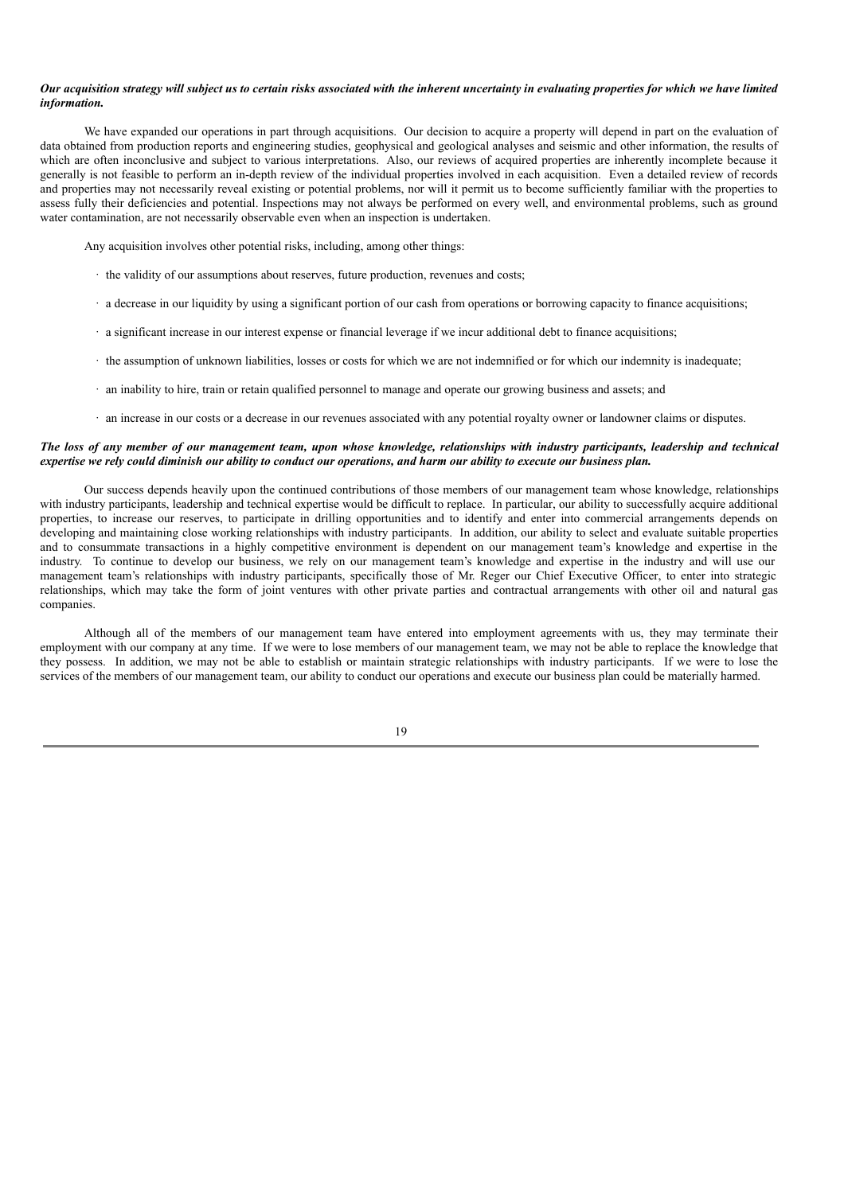***Our acquisition strategy will subject us to certain risks associated with the inherent uncertainty in evaluating properties for which we have limited information.***

We have expanded our operations in part through acquisitions. Our decision to acquire a property will depend in part on the evaluation of data obtained from production reports and engineering studies, geophysical and geological analyses and seismic and other information, the results of which are often inconclusive and subject to various interpretations. Also, our reviews of acquired properties are inherently incomplete because it generally is not feasible to perform an in-depth review of the individual properties involved in each acquisition. Even a detailed review of records and properties may not necessarily reveal existing or potential problems, nor will it permit us to become sufficiently familiar with the properties to assess fully their deficiencies and potential. Inspections may not always be performed on every well, and environmental problems, such as ground water contamination, are not necessarily observable even when an inspection is undertaken.

Any acquisition involves other potential risks, including, among other things:

- the validity of our assumptions about reserves, future production, revenues and costs;
- a decrease in our liquidity by using a significant portion of our cash from operations or borrowing capacity to finance acquisitions;
- a significant increase in our interest expense or financial leverage if we incur additional debt to finance acquisitions;
- the assumption of unknown liabilities, losses or costs for which we are not indemnified or for which our indemnity is inadequate;
- an inability to hire, train or retain qualified personnel to manage and operate our growing business and assets; and
- an increase in our costs or a decrease in our revenues associated with any potential royalty owner or landowner claims or disputes.

***The loss of any member of our management team, upon whose knowledge, relationships with industry participants, leadership and technical expertise we rely could diminish our ability to conduct our operations, and harm our ability to execute our business plan.***

Our success depends heavily upon the continued contributions of those members of our management team whose knowledge, relationships with industry participants, leadership and technical expertise would be difficult to replace. In particular, our ability to successfully acquire additional properties, to increase our reserves, to participate in drilling opportunities and to identify and enter into commercial arrangements depends on developing and maintaining close working relationships with industry participants. In addition, our ability to select and evaluate suitable properties and to consummate transactions in a highly competitive environment is dependent on our management team's knowledge and expertise in the industry. To continue to develop our business, we rely on our management team's knowledge and expertise in the industry and will use our management team's relationships with industry participants, specifically those of Mr. Reger our Chief Executive Officer, to enter into strategic relationships, which may take the form of joint ventures with other private parties and contractual arrangements with other oil and natural gas companies.

Although all of the members of our management team have entered into employment agreements with us, they may terminate their employment with our company at any time. If we were to lose members of our management team, we may not be able to replace the knowledge that they possess. In addition, we may not be able to establish or maintain strategic relationships with industry participants. If we were to lose the services of the members of our management team, our ability to conduct our operations and execute our business plan could be materially harmed.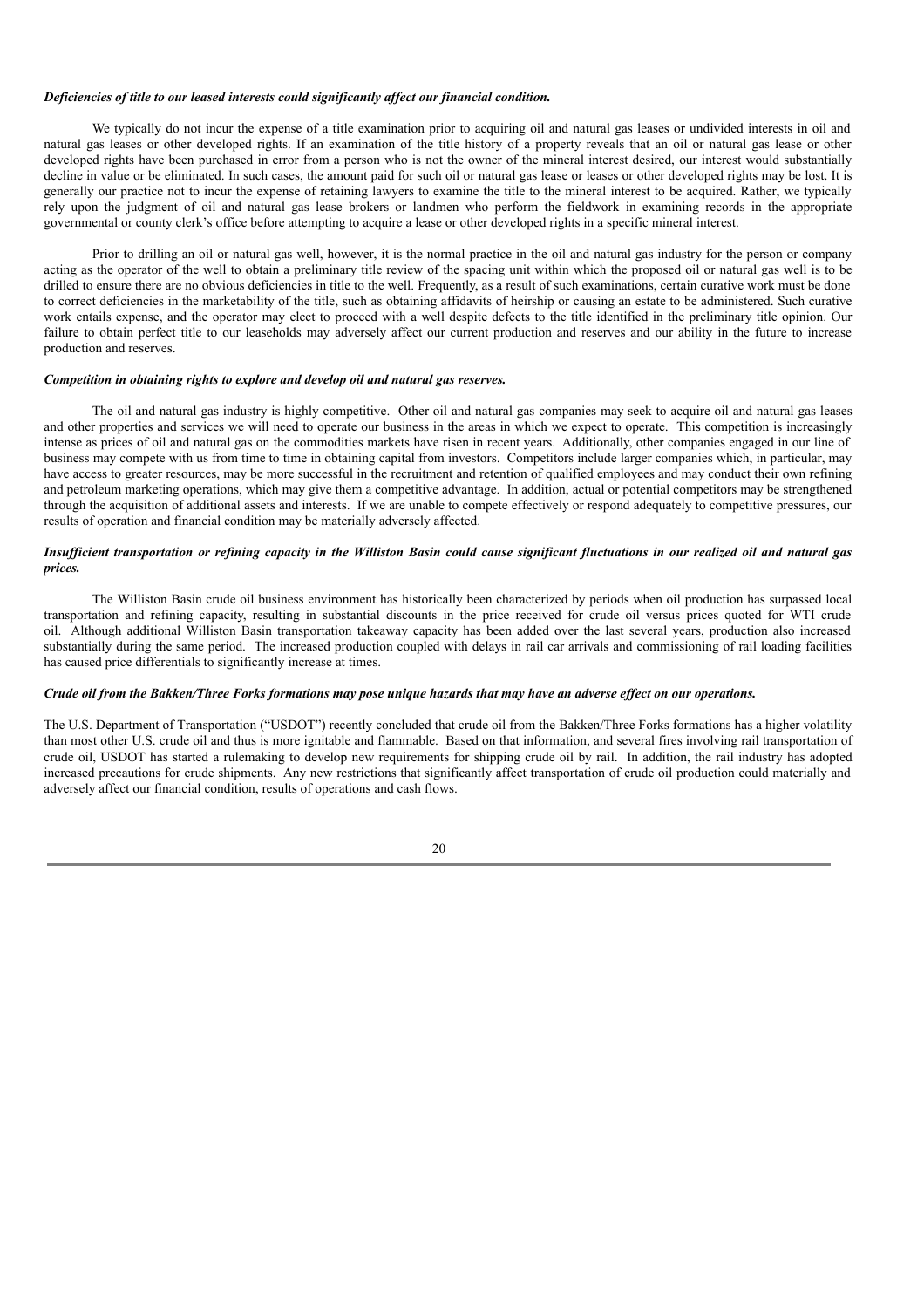***Deficiencies of title to our leased interests could significantly affect our financial condition.***

We typically do not incur the expense of a title examination prior to acquiring oil and natural gas leases or undivided interests in oil and natural gas leases or other developed rights. If an examination of the title history of a property reveals that an oil or natural gas lease or other developed rights have been purchased in error from a person who is not the owner of the mineral interest desired, our interest would substantially decline in value or be eliminated. In such cases, the amount paid for such oil or natural gas lease or leases or other developed rights may be lost. It is generally our practice not to incur the expense of retaining lawyers to examine the title to the mineral interest to be acquired. Rather, we typically rely upon the judgment of oil and natural gas lease brokers or landmen who perform the fieldwork in examining records in the appropriate governmental or county clerk's office before attempting to acquire a lease or other developed rights in a specific mineral interest.

Prior to drilling an oil or natural gas well, however, it is the normal practice in the oil and natural gas industry for the person or company acting as the operator of the well to obtain a preliminary title review of the spacing unit within which the proposed oil or natural gas well is to be drilled to ensure there are no obvious deficiencies in title to the well. Frequently, as a result of such examinations, certain curative work must be done to correct deficiencies in the marketability of the title, such as obtaining affidavits of heirship or causing an estate to be administered. Such curative work entails expense, and the operator may elect to proceed with a well despite defects to the title identified in the preliminary title opinion. Our failure to obtain perfect title to our leaseholds may adversely affect our current production and reserves and our ability in the future to increase production and reserves.

***Competition in obtaining rights to explore and develop oil and natural gas reserves.***

The oil and natural gas industry is highly competitive. Other oil and natural gas companies may seek to acquire oil and natural gas leases and other properties and services we will need to operate our business in the areas in which we expect to operate. This competition is increasingly intense as prices of oil and natural gas on the commodities markets have risen in recent years. Additionally, other companies engaged in our line of business may compete with us from time to time in obtaining capital from investors. Competitors include larger companies which, in particular, may have access to greater resources, may be more successful in the recruitment and retention of qualified employees and may conduct their own refining and petroleum marketing operations, which may give them a competitive advantage. In addition, actual or potential competitors may be strengthened through the acquisition of additional assets and interests. If we are unable to compete effectively or respond adequately to competitive pressures, our results of operation and financial condition may be materially adversely affected.

***Insufficient transportation or refining capacity in the Williston Basin could cause significant fluctuations in our realized oil and natural gas prices.***

The Williston Basin crude oil business environment has historically been characterized by periods when oil production has surpassed local transportation and refining capacity, resulting in substantial discounts in the price received for crude oil versus prices quoted for WTI crude oil. Although additional Williston Basin transportation takeaway capacity has been added over the last several years, production also increased substantially during the same period. The increased production coupled with delays in rail car arrivals and commissioning of rail loading facilities has caused price differentials to significantly increase at times.

***Crude oil from the Bakken/Three Forks formations may pose unique hazards that may have an adverse effect on our operations.***

The U.S. Department of Transportation ("USDOT") recently concluded that crude oil from the Bakken/Three Forks formations has a higher volatility than most other U.S. crude oil and thus is more ignitable and flammable. Based on that information, and several fires involving rail transportation of crude oil, USDOT has started a rulemaking to develop new requirements for shipping crude oil by rail. In addition, the rail industry has adopted increased precautions for crude shipments. Any new restrictions that significantly affect transportation of crude oil production could materially and adversely affect our financial condition, results of operations and cash flows.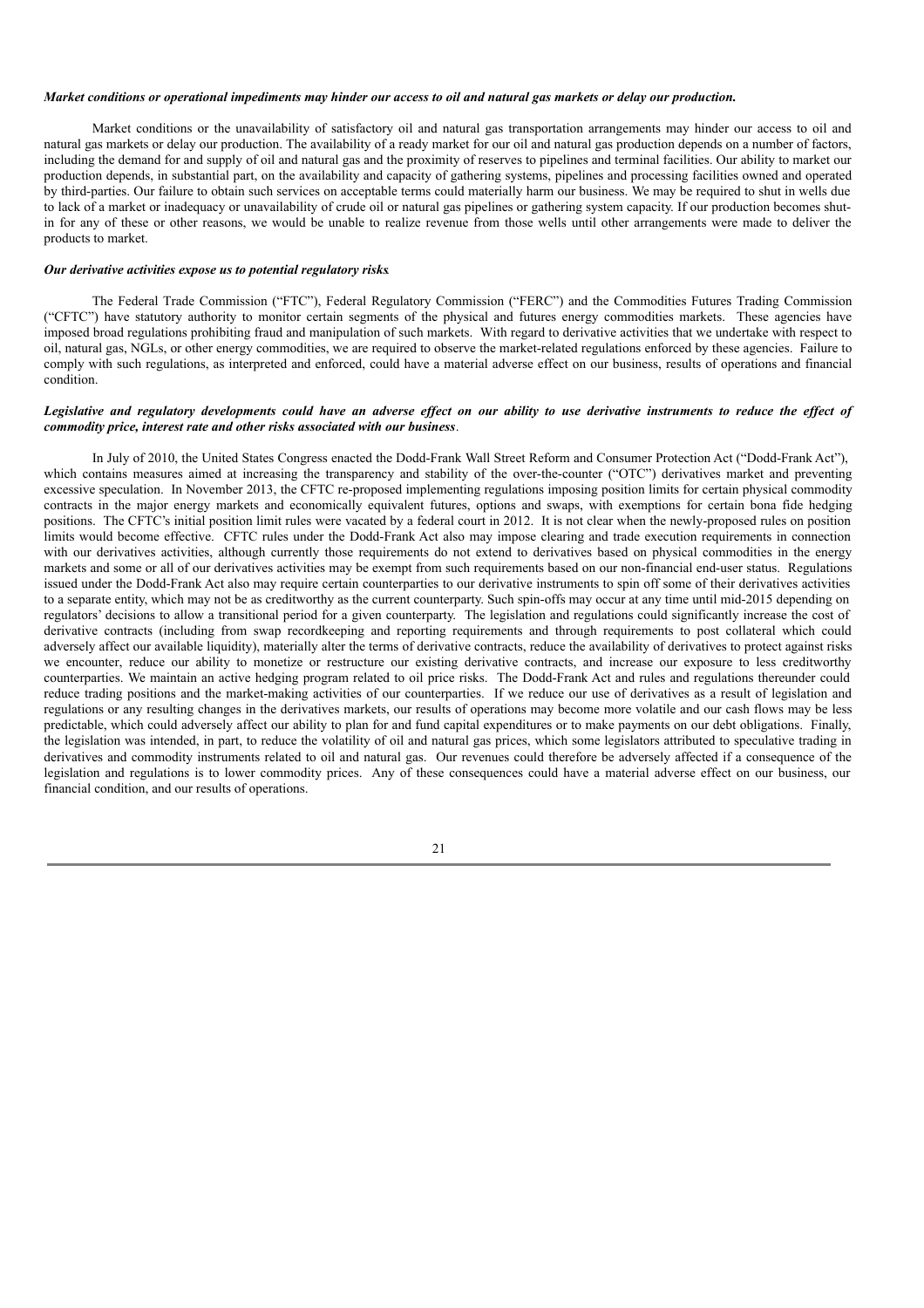***Market conditions or operational impediments may hinder our access to oil and natural gas markets or delay our production.***

Market conditions or the unavailability of satisfactory oil and natural gas transportation arrangements may hinder our access to oil and natural gas markets or delay our production. The availability of a ready market for our oil and natural gas production depends on a number of factors, including the demand for and supply of oil and natural gas and the proximity of reserves to pipelines and terminal facilities. Our ability to market our production depends, in substantial part, on the availability and capacity of gathering systems, pipelines and processing facilities owned and operated by third-parties. Our failure to obtain such services on acceptable terms could materially harm our business. We may be required to shut in wells due to lack of a market or inadequacy or unavailability of crude oil or natural gas pipelines or gathering system capacity. If our production becomes shut-in for any of these or other reasons, we would be unable to realize revenue from those wells until other arrangements were made to deliver the products to market.

***Our derivative activities expose us to potential regulatory risks.***

The Federal Trade Commission ("FTC"), Federal Regulatory Commission ("FERC") and the Commodities Futures Trading Commission ("CFTC") have statutory authority to monitor certain segments of the physical and futures energy commodities markets. These agencies have imposed broad regulations prohibiting fraud and manipulation of such markets. With regard to derivative activities that we undertake with respect to oil, natural gas, NGLs, or other energy commodities, we are required to observe the market-related regulations enforced by these agencies. Failure to comply with such regulations, as interpreted and enforced, could have a material adverse effect on our business, results of operations and financial condition.

***Legislative and regulatory developments could have an adverse effect on our ability to use derivative instruments to reduce the effect of commodity price, interest rate and other risks associated with our business.***

In July of 2010, the United States Congress enacted the Dodd-Frank Wall Street Reform and Consumer Protection Act ("Dodd-Frank Act"), which contains measures aimed at increasing the transparency and stability of the over-the-counter ("OTC") derivatives market and preventing excessive speculation. In November 2013, the CFTC re-proposed implementing regulations imposing position limits for certain physical commodity contracts in the major energy markets and economically equivalent futures, options and swaps, with exemptions for certain bona fide hedging positions. The CFTC's initial position limit rules were vacated by a federal court in 2012. It is not clear when the newly-proposed rules on position limits would become effective. CFTC rules under the Dodd-Frank Act also may impose clearing and trade execution requirements in connection with our derivatives activities, although currently those requirements do not extend to derivatives based on physical commodities in the energy markets and some or all of our derivatives activities may be exempt from such requirements based on our non-financial end-user status. Regulations issued under the Dodd-Frank Act also may require certain counterparties to our derivative instruments to spin off some of their derivatives activities to a separate entity, which may not be as creditworthy as the current counterparty. Such spin-offs may occur at any time until mid-2015 depending on regulators' decisions to allow a transitional period for a given counterparty. The legislation and regulations could significantly increase the cost of derivative contracts (including from swap recordkeeping and reporting requirements and through requirements to post collateral which could adversely affect our available liquidity), materially alter the terms of derivative contracts, reduce the availability of derivatives to protect against risks we encounter, reduce our ability to monetize or restructure our existing derivative contracts, and increase our exposure to less creditworthy counterparties. We maintain an active hedging program related to oil price risks. The Dodd-Frank Act and rules and regulations thereunder could reduce trading positions and the market-making activities of our counterparties. If we reduce our use of derivatives as a result of legislation and regulations or any resulting changes in the derivatives markets, our results of operations may become more volatile and our cash flows may be less predictable, which could adversely affect our ability to plan for and fund capital expenditures or to make payments on our debt obligations. Finally, the legislation was intended, in part, to reduce the volatility of oil and natural gas prices, which some legislators attributed to speculative trading in derivatives and commodity instruments related to oil and natural gas. Our revenues could therefore be adversely affected if a consequence of the legislation and regulations is to lower commodity prices. Any of these consequences could have a material adverse effect on our business, our financial condition, and our results of operations.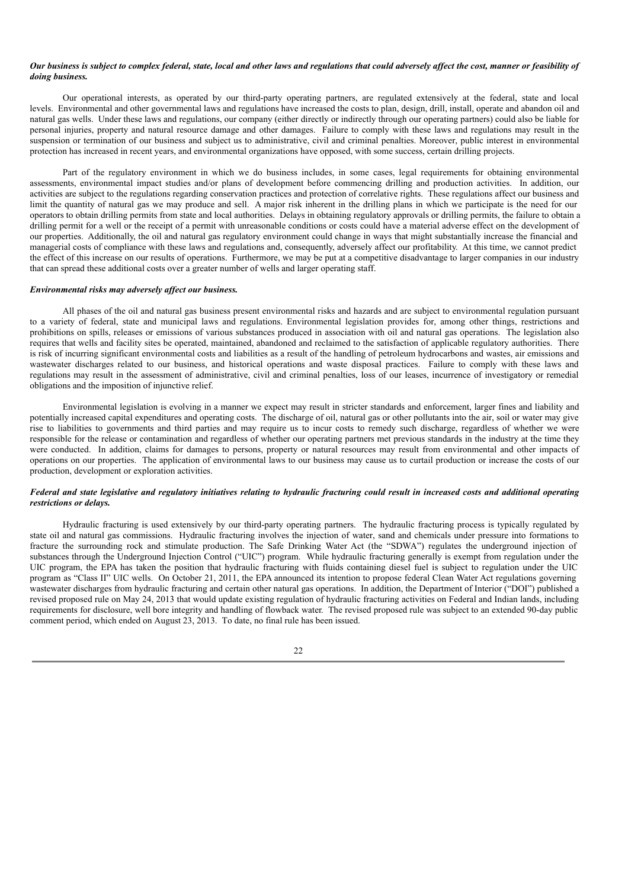***Our business is subject to complex federal, state, local and other laws and regulations that could adversely affect the cost, manner or feasibility of doing business.***

Our operational interests, as operated by our third-party operating partners, are regulated extensively at the federal, state and local levels. Environmental and other governmental laws and regulations have increased the costs to plan, design, drill, install, operate and abandon oil and natural gas wells. Under these laws and regulations, our company (either directly or indirectly through our operating partners) could also be liable for personal injuries, property and natural resource damage and other damages. Failure to comply with these laws and regulations may result in the suspension or termination of our business and subject us to administrative, civil and criminal penalties. Moreover, public interest in environmental protection has increased in recent years, and environmental organizations have opposed, with some success, certain drilling projects.

Part of the regulatory environment in which we do business includes, in some cases, legal requirements for obtaining environmental assessments, environmental impact studies and/or plans of development before commencing drilling and production activities. In addition, our activities are subject to the regulations regarding conservation practices and protection of correlative rights. These regulations affect our business and limit the quantity of natural gas we may produce and sell. A major risk inherent in the drilling plans in which we participate is the need for our operators to obtain drilling permits from state and local authorities. Delays in obtaining regulatory approvals or drilling permits, the failure to obtain a drilling permit for a well or the receipt of a permit with unreasonable conditions or costs could have a material adverse effect on the development of our properties. Additionally, the oil and natural gas regulatory environment could change in ways that might substantially increase the financial and managerial costs of compliance with these laws and regulations and, consequently, adversely affect our profitability. At this time, we cannot predict the effect of this increase on our results of operations. Furthermore, we may be put at a competitive disadvantage to larger companies in our industry that can spread these additional costs over a greater number of wells and larger operating staff.

***Environmental risks may adversely affect our business.***

All phases of the oil and natural gas business present environmental risks and hazards and are subject to environmental regulation pursuant to a variety of federal, state and municipal laws and regulations. Environmental legislation provides for, among other things, restrictions and prohibitions on spills, releases or emissions of various substances produced in association with oil and natural gas operations. The legislation also requires that wells and facility sites be operated, maintained, abandoned and reclaimed to the satisfaction of applicable regulatory authorities. There is risk of incurring significant environmental costs and liabilities as a result of the handling of petroleum hydrocarbons and wastes, air emissions and wastewater discharges related to our business, and historical operations and waste disposal practices. Failure to comply with these laws and regulations may result in the assessment of administrative, civil and criminal penalties, loss of our leases, incurrence of investigatory or remedial obligations and the imposition of injunctive relief.

Environmental legislation is evolving in a manner we expect may result in stricter standards and enforcement, larger fines and liability and potentially increased capital expenditures and operating costs. The discharge of oil, natural gas or other pollutants into the air, soil or water may give rise to liabilities to governments and third parties and may require us to incur costs to remedy such discharge, regardless of whether we were responsible for the release or contamination and regardless of whether our operating partners met previous standards in the industry at the time they were conducted. In addition, claims for damages to persons, property or natural resources may result from environmental and other impacts of operations on our properties. The application of environmental laws to our business may cause us to curtail production or increase the costs of our production, development or exploration activities.

***Federal and state legislative and regulatory initiatives relating to hydraulic fracturing could result in increased costs and additional operating restrictions or delays.***

Hydraulic fracturing is used extensively by our third-party operating partners. The hydraulic fracturing process is typically regulated by state oil and natural gas commissions. Hydraulic fracturing involves the injection of water, sand and chemicals under pressure into formations to fracture the surrounding rock and stimulate production. The Safe Drinking Water Act (the "SDWA") regulates the underground injection of substances through the Underground Injection Control ("UIC") program. While hydraulic fracturing generally is exempt from regulation under the UIC program, the EPA has taken the position that hydraulic fracturing with fluids containing diesel fuel is subject to regulation under the UIC program as "Class II" UIC wells. On October 21, 2011, the EPA announced its intention to propose federal Clean Water Act regulations governing wastewater discharges from hydraulic fracturing and certain other natural gas operations. In addition, the Department of Interior ("DOI") published a revised proposed rule on May 24, 2013 that would update existing regulation of hydraulic fracturing activities on Federal and Indian lands, including requirements for disclosure, well bore integrity and handling of flowback water. The revised proposed rule was subject to an extended 90-day public comment period, which ended on August 23, 2013. To date, no final rule has been issued.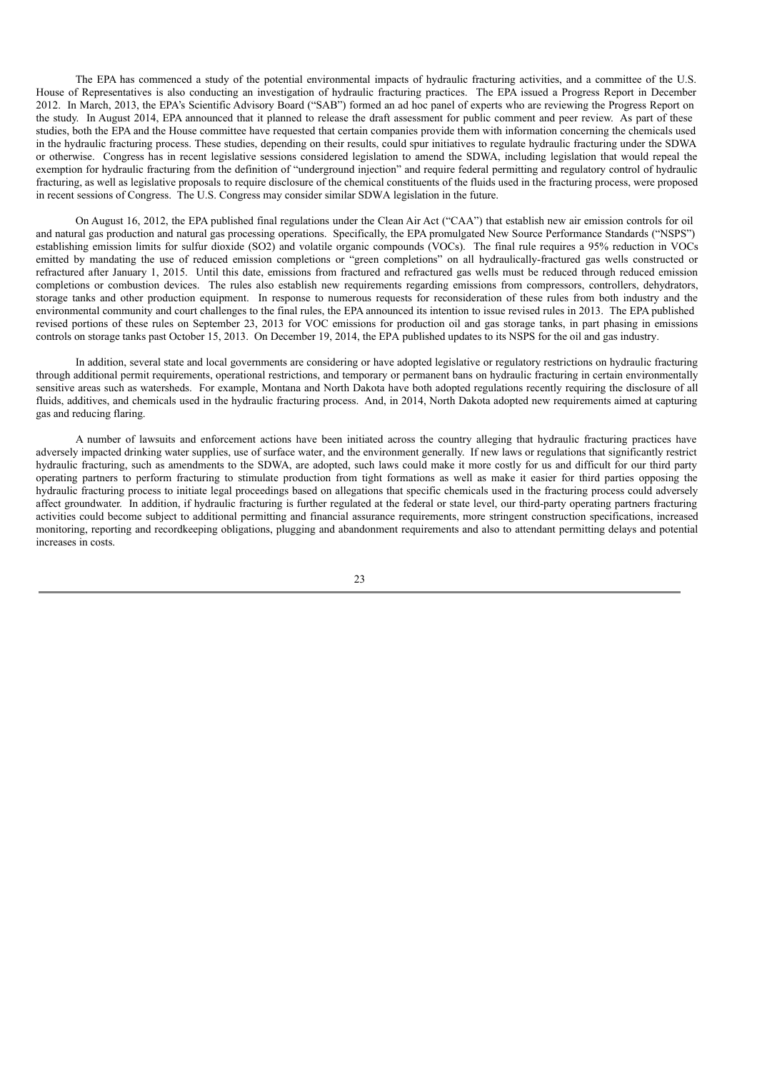The EPA has commenced a study of the potential environmental impacts of hydraulic fracturing activities, and a committee of the U.S. House of Representatives is also conducting an investigation of hydraulic fracturing practices. The EPA issued a Progress Report in December 2012. In March, 2013, the EPA's Scientific Advisory Board ("SAB") formed an ad hoc panel of experts who are reviewing the Progress Report on the study. In August 2014, EPA announced that it planned to release the draft assessment for public comment and peer review. As part of these studies, both the EPA and the House committee have requested that certain companies provide them with information concerning the chemicals used in the hydraulic fracturing process. These studies, depending on their results, could spur initiatives to regulate hydraulic fracturing under the SDWA or otherwise. Congress has in recent legislative sessions considered legislation to amend the SDWA, including legislation that would repeal the exemption for hydraulic fracturing from the definition of "underground injection" and require federal permitting and regulatory control of hydraulic fracturing, as well as legislative proposals to require disclosure of the chemical constituents of the fluids used in the fracturing process, were proposed in recent sessions of Congress. The U.S. Congress may consider similar SDWA legislation in the future.

On August 16, 2012, the EPA published final regulations under the Clean Air Act ("CAA") that establish new air emission controls for oil and natural gas production and natural gas processing operations. Specifically, the EPA promulgated New Source Performance Standards ("NSPS") establishing emission limits for sulfur dioxide ($SO_2$) and volatile organic compounds (VOCs). The final rule requires a 95% reduction in VOCs emitted by mandating the use of reduced emission completions or "green completions" on all hydraulically-fractured gas wells constructed or refractured after January 1, 2015. Until this date, emissions from fractured and refractured gas wells must be reduced through reduced emission completions or combustion devices. The rules also establish new requirements regarding emissions from compressors, controllers, dehydrators, storage tanks and other production equipment. In response to numerous requests for reconsideration of these rules from both industry and the environmental community and court challenges to the final rules, the EPA announced its intention to issue revised rules in 2013. The EPA published revised portions of these rules on September 23, 2013 for VOC emissions for production oil and gas storage tanks, in part phasing in emissions controls on storage tanks past October 15, 2013. On December 19, 2014, the EPA published updates to its NSPS for the oil and gas industry.

In addition, several state and local governments are considering or have adopted legislative or regulatory restrictions on hydraulic fracturing through additional permit requirements, operational restrictions, and temporary or permanent bans on hydraulic fracturing in certain environmentally sensitive areas such as watersheds. For example, Montana and North Dakota have both adopted regulations recently requiring the disclosure of all fluids, additives, and chemicals used in the hydraulic fracturing process. And, in 2014, North Dakota adopted new requirements aimed at capturing gas and reducing flaring.

A number of lawsuits and enforcement actions have been initiated across the country alleging that hydraulic fracturing practices have adversely impacted drinking water supplies, use of surface water, and the environment generally. If new laws or regulations that significantly restrict hydraulic fracturing, such as amendments to the SDWA, are adopted, such laws could make it more costly for us and difficult for our third party operating partners to perform fracturing to stimulate production from tight formations as well as make it easier for third parties opposing the hydraulic fracturing process to initiate legal proceedings based on allegations that specific chemicals used in the fracturing process could adversely affect groundwater. In addition, if hydraulic fracturing is further regulated at the federal or state level, our third-party operating partners fracturing activities could become subject to additional permitting and financial assurance requirements, more stringent construction specifications, increased monitoring, reporting and recordkeeping obligations, plugging and abandonment requirements and also to attendant permitting delays and potential increases in costs.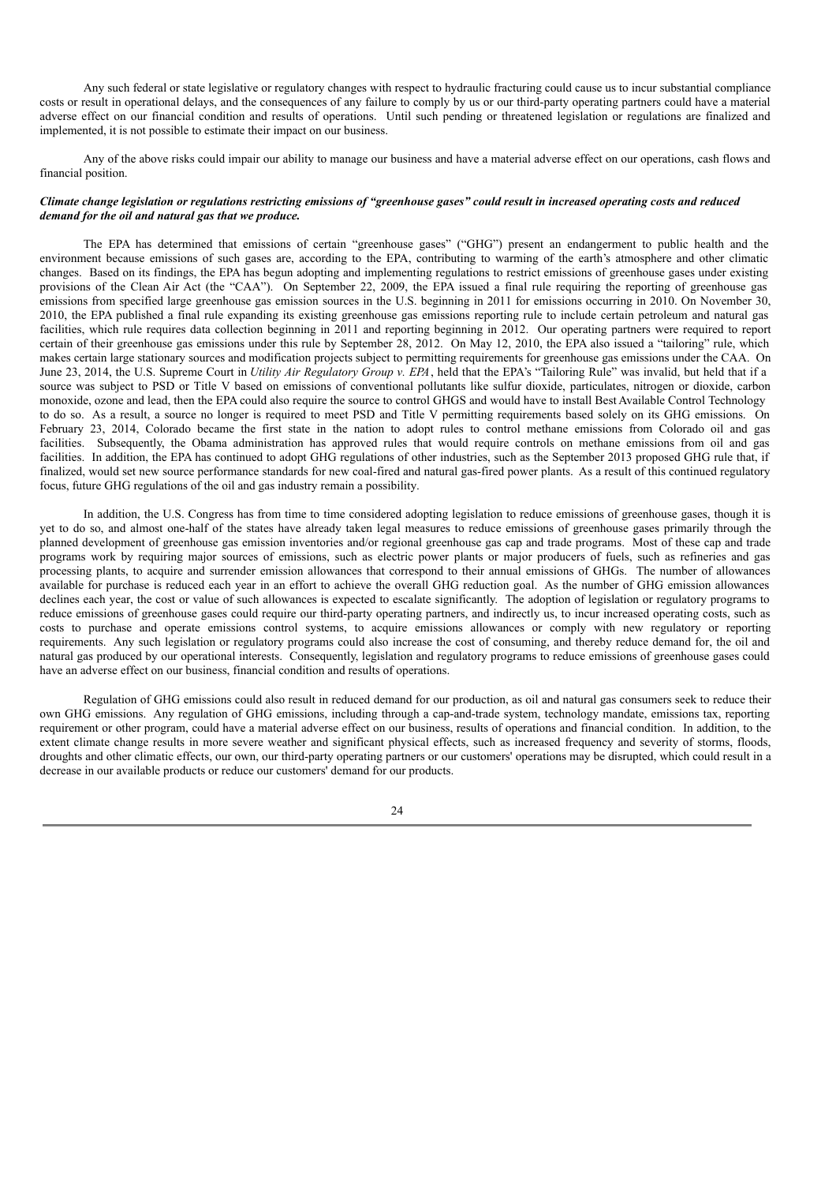Any such federal or state legislative or regulatory changes with respect to hydraulic fracturing could cause us to incur substantial compliance costs or result in operational delays, and the consequences of any failure to comply by us or our third-party operating partners could have a material adverse effect on our financial condition and results of operations. Until such pending or threatened legislation or regulations are finalized and implemented, it is not possible to estimate their impact on our business.

Any of the above risks could impair our ability to manage our business and have a material adverse effect on our operations, cash flows and financial position.

***Climate change legislation or regulations restricting emissions of "greenhouse gases" could result in increased operating costs and reduced demand for the oil and natural gas that we produce.***

The EPA has determined that emissions of certain "greenhouse gases" ("GHG") present an endangerment to public health and the environment because emissions of such gases are, according to the EPA, contributing to warming of the earth's atmosphere and other climatic changes. Based on its findings, the EPA has begun adopting and implementing regulations to restrict emissions of greenhouse gases under existing provisions of the Clean Air Act (the "CAA"). On September 22, 2009, the EPA issued a final rule requiring the reporting of greenhouse gas emissions from specified large greenhouse gas emission sources in the U.S. beginning in 2011 for emissions occurring in 2010. On November 30, 2010, the EPA published a final rule expanding its existing greenhouse gas emissions reporting rule to include certain petroleum and natural gas facilities, which rule requires data collection beginning in 2011 and reporting beginning in 2012. Our operating partners were required to report certain of their greenhouse gas emissions under this rule by September 28, 2012. On May 12, 2010, the EPA also issued a "tailoring" rule, which makes certain large stationary sources and modification projects subject to permitting requirements for greenhouse gas emissions under the CAA. On June 23, 2014, the U.S. Supreme Court in *Utility Air Regulatory Group v. EPA*, held that the EPA's "Tailoring Rule" was invalid, but held that if a source was subject to PSD or Title V based on emissions of conventional pollutants like sulfur dioxide, particulates, nitrogen or dioxide, carbon monoxide, ozone and lead, then the EPA could also require the source to control GHGS and would have to install Best Available Control Technology to do so. As a result, a source no longer is required to meet PSD and Title V permitting requirements based solely on its GHG emissions. On February 23, 2014, Colorado became the first state in the nation to adopt rules to control methane emissions from Colorado oil and gas facilities. Subsequently, the Obama administration has approved rules that would require controls on methane emissions from oil and gas facilities. In addition, the EPA has continued to adopt GHG regulations of other industries, such as the September 2013 proposed GHG rule that, if finalized, would set new source performance standards for new coal-fired and natural gas-fired power plants. As a result of this continued regulatory focus, future GHG regulations of the oil and gas industry remain a possibility.

In addition, the U.S. Congress has from time to time considered adopting legislation to reduce emissions of greenhouse gases, though it is yet to do so, and almost one-half of the states have already taken legal measures to reduce emissions of greenhouse gases primarily through the planned development of greenhouse gas emission inventories and/or regional greenhouse gas cap and trade programs. Most of these cap and trade programs work by requiring major sources of emissions, such as electric power plants or major producers of fuels, such as refineries and gas processing plants, to acquire and surrender emission allowances that correspond to their annual emissions of GHGs. The number of allowances available for purchase is reduced each year in an effort to achieve the overall GHG reduction goal. As the number of GHG emission allowances declines each year, the cost or value of such allowances is expected to escalate significantly. The adoption of legislation or regulatory programs to reduce emissions of greenhouse gases could require our third-party operating partners, and indirectly us, to incur increased operating costs, such as costs to purchase and operate emissions control systems, to acquire emissions allowances or comply with new regulatory or reporting requirements. Any such legislation or regulatory programs could also increase the cost of consuming, and thereby reduce demand for, the oil and natural gas produced by our operational interests. Consequently, legislation and regulatory programs to reduce emissions of greenhouse gases could have an adverse effect on our business, financial condition and results of operations.

Regulation of GHG emissions could also result in reduced demand for our production, as oil and natural gas consumers seek to reduce their own GHG emissions. Any regulation of GHG emissions, including through a cap-and-trade system, technology mandate, emissions tax, reporting requirement or other program, could have a material adverse effect on our business, results of operations and financial condition. In addition, to the extent climate change results in more severe weather and significant physical effects, such as increased frequency and severity of storms, floods, droughts and other climatic effects, our own, our third-party operating partners or our customers' operations may be disrupted, which could result in a decrease in our available products or reduce our customers' demand for our products.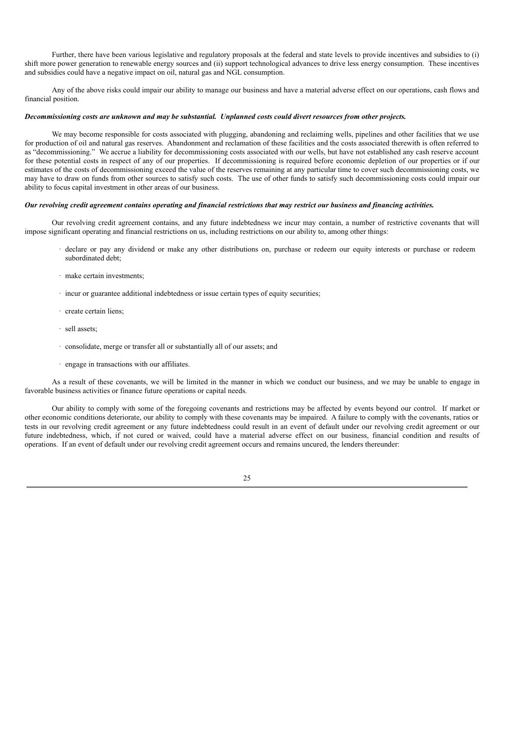Further, there have been various legislative and regulatory proposals at the federal and state levels to provide incentives and subsidies to (i) shift more power generation to renewable energy sources and (ii) support technological advances to drive less energy consumption. These incentives and subsidies could have a negative impact on oil, natural gas and NGL consumption.

Any of the above risks could impair our ability to manage our business and have a material adverse effect on our operations, cash flows and financial position.

***Decommissioning costs are unknown and may be substantial. Unplanned costs could divert resources from other projects.***

We may become responsible for costs associated with plugging, abandoning and reclaiming wells, pipelines and other facilities that we use for production of oil and natural gas reserves. Abandonment and reclamation of these facilities and the costs associated therewith is often referred to as "decommissioning." We accrue a liability for decommissioning costs associated with our wells, but have not established any cash reserve account for these potential costs in respect of any of our properties. If decommissioning is required before economic depletion of our properties or if our estimates of the costs of decommissioning exceed the value of the reserves remaining at any particular time to cover such decommissioning costs, we may have to draw on funds from other sources to satisfy such costs. The use of other funds to satisfy such decommissioning costs could impair our ability to focus capital investment in other areas of our business.

***Our revolving credit agreement contains operating and financial restrictions that may restrict our business and financing activities.***

Our revolving credit agreement contains, and any future indebtedness we incur may contain, a number of restrictive covenants that will impose significant operating and financial restrictions on us, including restrictions on our ability to, among other things:

- declare or pay any dividend or make any other distributions on, purchase or redeem our equity interests or purchase or redeem subordinated debt;
- make certain investments;
- incur or guarantee additional indebtedness or issue certain types of equity securities;
- create certain liens;
- sell assets;
- consolidate, merge or transfer all or substantially all of our assets; and
- engage in transactions with our affiliates.

As a result of these covenants, we will be limited in the manner in which we conduct our business, and we may be unable to engage in favorable business activities or finance future operations or capital needs.

Our ability to comply with some of the foregoing covenants and restrictions may be affected by events beyond our control. If market or other economic conditions deteriorate, our ability to comply with these covenants may be impaired. A failure to comply with the covenants, ratios or tests in our revolving credit agreement or any future indebtedness could result in an event of default under our revolving credit agreement or our future indebtedness, which, if not cured or waived, could have a material adverse effect on our business, financial condition and results of operations. If an event of default under our revolving credit agreement occurs and remains uncured, the lenders thereunder: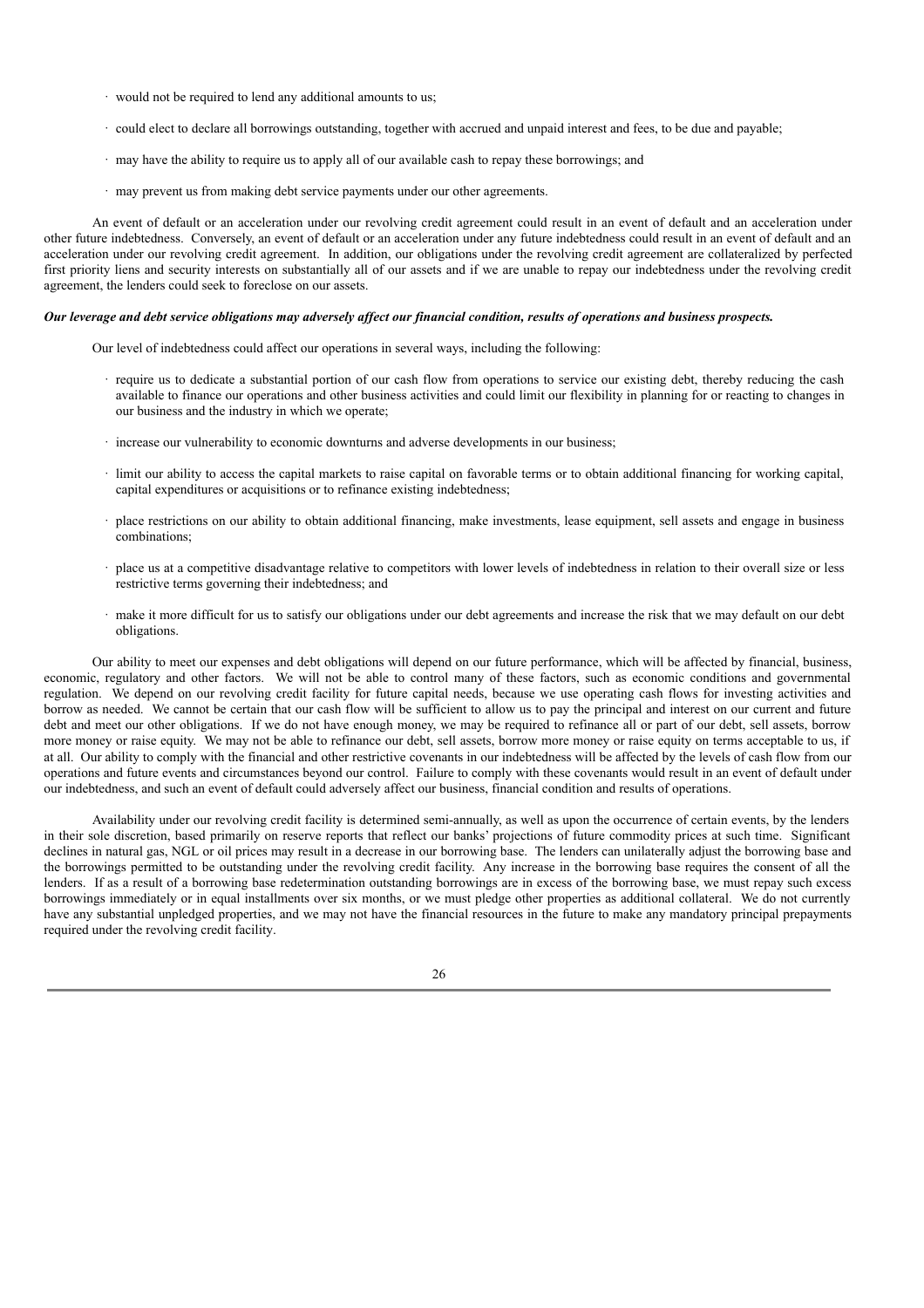- would not be required to lend any additional amounts to us;

- could elect to declare all borrowings outstanding, together with accrued and unpaid interest and fees, to be due and payable;

- may have the ability to require us to apply all of our available cash to repay these borrowings; and

- may prevent us from making debt service payments under our other agreements.

An event of default or an acceleration under our revolving credit agreement could result in an event of default and an acceleration under other future indebtedness. Conversely, an event of default or an acceleration under any future indebtedness could result in an event of default and an acceleration under our revolving credit agreement. In addition, our obligations under the revolving credit agreement are collateralized by perfected first priority liens and security interests on substantially all of our assets and if we are unable to repay our indebtedness under the revolving credit agreement, the lenders could seek to foreclose on our assets.

***Our leverage and debt service obligations may adversely affect our financial condition, results of operations and business prospects.***

Our level of indebtedness could affect our operations in several ways, including the following:

- require us to dedicate a substantial portion of our cash flow from operations to service our existing debt, thereby reducing the cash available to finance our operations and other business activities and could limit our flexibility in planning for or reacting to changes in our business and the industry in which we operate;

- increase our vulnerability to economic downturns and adverse developments in our business;

- limit our ability to access the capital markets to raise capital on favorable terms or to obtain additional financing for working capital, capital expenditures or acquisitions or to refinance existing indebtedness;

- place restrictions on our ability to obtain additional financing, make investments, lease equipment, sell assets and engage in business combinations;

- place us at a competitive disadvantage relative to competitors with lower levels of indebtedness in relation to their overall size or less restrictive terms governing their indebtedness; and

- make it more difficult for us to satisfy our obligations under our debt agreements and increase the risk that we may default on our debt obligations.

Our ability to meet our expenses and debt obligations will depend on our future performance, which will be affected by financial, business, economic, regulatory and other factors. We will not be able to control many of these factors, such as economic conditions and governmental regulation. We depend on our revolving credit facility for future capital needs, because we use operating cash flows for investing activities and borrow as needed. We cannot be certain that our cash flow will be sufficient to allow us to pay the principal and interest on our current and future debt and meet our other obligations. If we do not have enough money, we may be required to refinance all or part of our debt, sell assets, borrow more money or raise equity. We may not be able to refinance our debt, sell assets, borrow more money or raise equity on terms acceptable to us, if at all. Our ability to comply with the financial and other restrictive covenants in our indebtedness will be affected by the levels of cash flow from our operations and future events and circumstances beyond our control. Failure to comply with these covenants would result in an event of default under our indebtedness, and such an event of default could adversely affect our business, financial condition and results of operations.

Availability under our revolving credit facility is determined semi-annually, as well as upon the occurrence of certain events, by the lenders in their sole discretion, based primarily on reserve reports that reflect our banks' projections of future commodity prices at such time. Significant declines in natural gas, NGL or oil prices may result in a decrease in our borrowing base. The lenders can unilaterally adjust the borrowing base and the borrowings permitted to be outstanding under the revolving credit facility. Any increase in the borrowing base requires the consent of all the lenders. If as a result of a borrowing base redetermination outstanding borrowings are in excess of the borrowing base, we must repay such excess borrowings immediately or in equal installments over six months, or we must pledge other properties as additional collateral. We do not currently have any substantial unpledged properties, and we may not have the financial resources in the future to make any mandatory principal prepayments required under the revolving credit facility.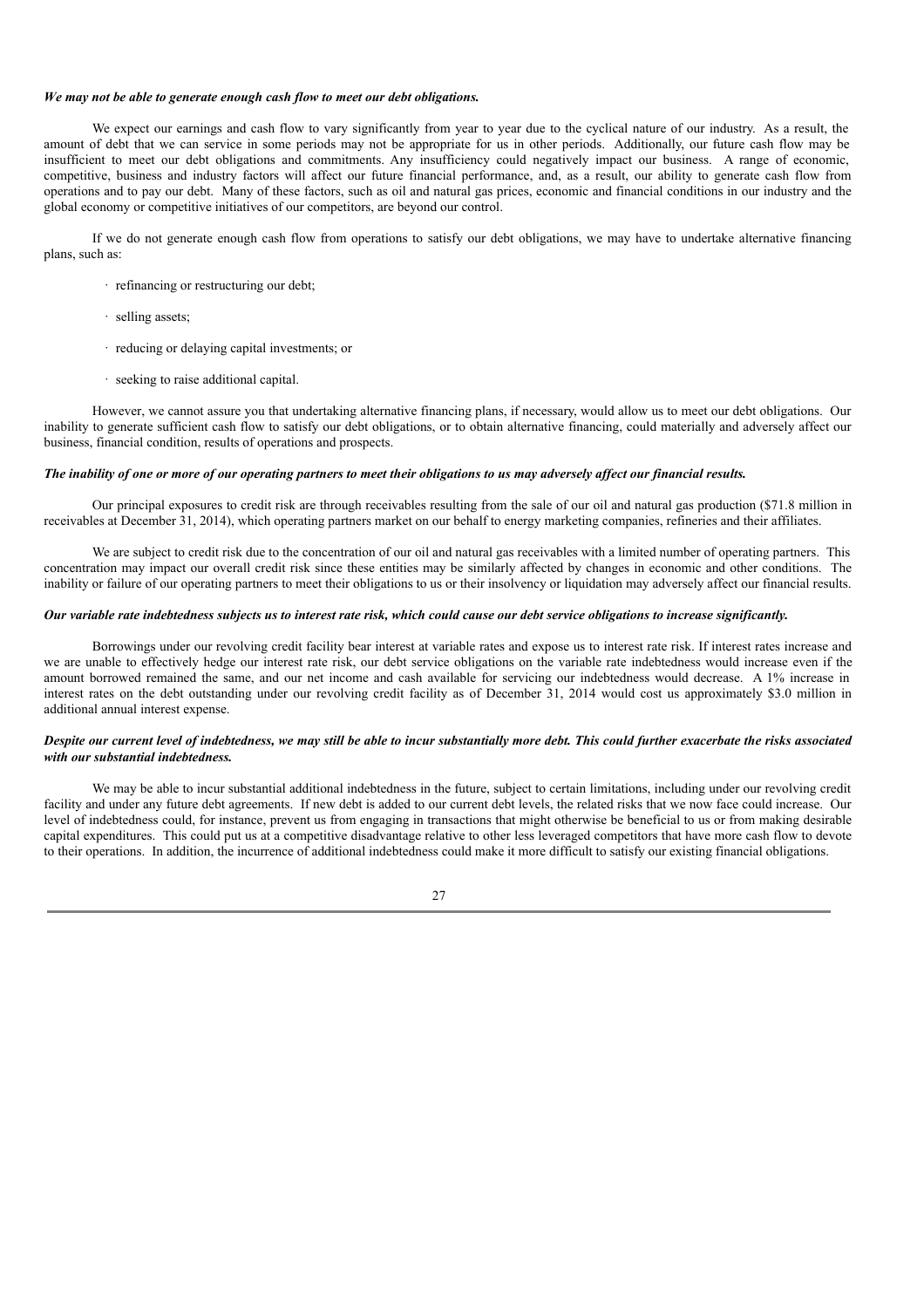***We may not be able to generate enough cash flow to meet our debt obligations.***

We expect our earnings and cash flow to vary significantly from year to year due to the cyclical nature of our industry. As a result, the amount of debt that we can service in some periods may not be appropriate for us in other periods. Additionally, our future cash flow may be insufficient to meet our debt obligations and commitments. Any insufficiency could negatively impact our business. A range of economic, competitive, business and industry factors will affect our future financial performance, and, as a result, our ability to generate cash flow from operations and to pay our debt. Many of these factors, such as oil and natural gas prices, economic and financial conditions in our industry and the global economy or competitive initiatives of our competitors, are beyond our control.

If we do not generate enough cash flow from operations to satisfy our debt obligations, we may have to undertake alternative financing plans, such as:

- refinancing or restructuring our debt;
- selling assets;
- reducing or delaying capital investments; or
- seeking to raise additional capital.

However, we cannot assure you that undertaking alternative financing plans, if necessary, would allow us to meet our debt obligations. Our inability to generate sufficient cash flow to satisfy our debt obligations, or to obtain alternative financing, could materially and adversely affect our business, financial condition, results of operations and prospects.

***The inability of one or more of our operating partners to meet their obligations to us may adversely affect our financial results.***

Our principal exposures to credit risk are through receivables resulting from the sale of our oil and natural gas production ($71.8 million in receivables at December 31, 2014), which operating partners market on our behalf to energy marketing companies, refineries and their affiliates.

We are subject to credit risk due to the concentration of our oil and natural gas receivables with a limited number of operating partners. This concentration may impact our overall credit risk since these entities may be similarly affected by changes in economic and other conditions. The inability or failure of our operating partners to meet their obligations to us or their insolvency or liquidation may adversely affect our financial results.

***Our variable rate indebtedness subjects us to interest rate risk, which could cause our debt service obligations to increase significantly.***

Borrowings under our revolving credit facility bear interest at variable rates and expose us to interest rate risk. If interest rates increase and we are unable to effectively hedge our interest rate risk, our debt service obligations on the variable rate indebtedness would increase even if the amount borrowed remained the same, and our net income and cash available for servicing our indebtedness would decrease. A 1% increase in interest rates on the debt outstanding under our revolving credit facility as of December 31, 2014 would cost us approximately $3.0 million in additional annual interest expense.

***Despite our current level of indebtedness, we may still be able to incur substantially more debt. This could further exacerbate the risks associated with our substantial indebtedness.***

We may be able to incur substantial additional indebtedness in the future, subject to certain limitations, including under our revolving credit facility and under any future debt agreements. If new debt is added to our current debt levels, the related risks that we now face could increase. Our level of indebtedness could, for instance, prevent us from engaging in transactions that might otherwise be beneficial to us or from making desirable capital expenditures. This could put us at a competitive disadvantage relative to other less leveraged competitors that have more cash flow to devote to their operations. In addition, the incurrence of additional indebtedness could make it more difficult to satisfy our existing financial obligations.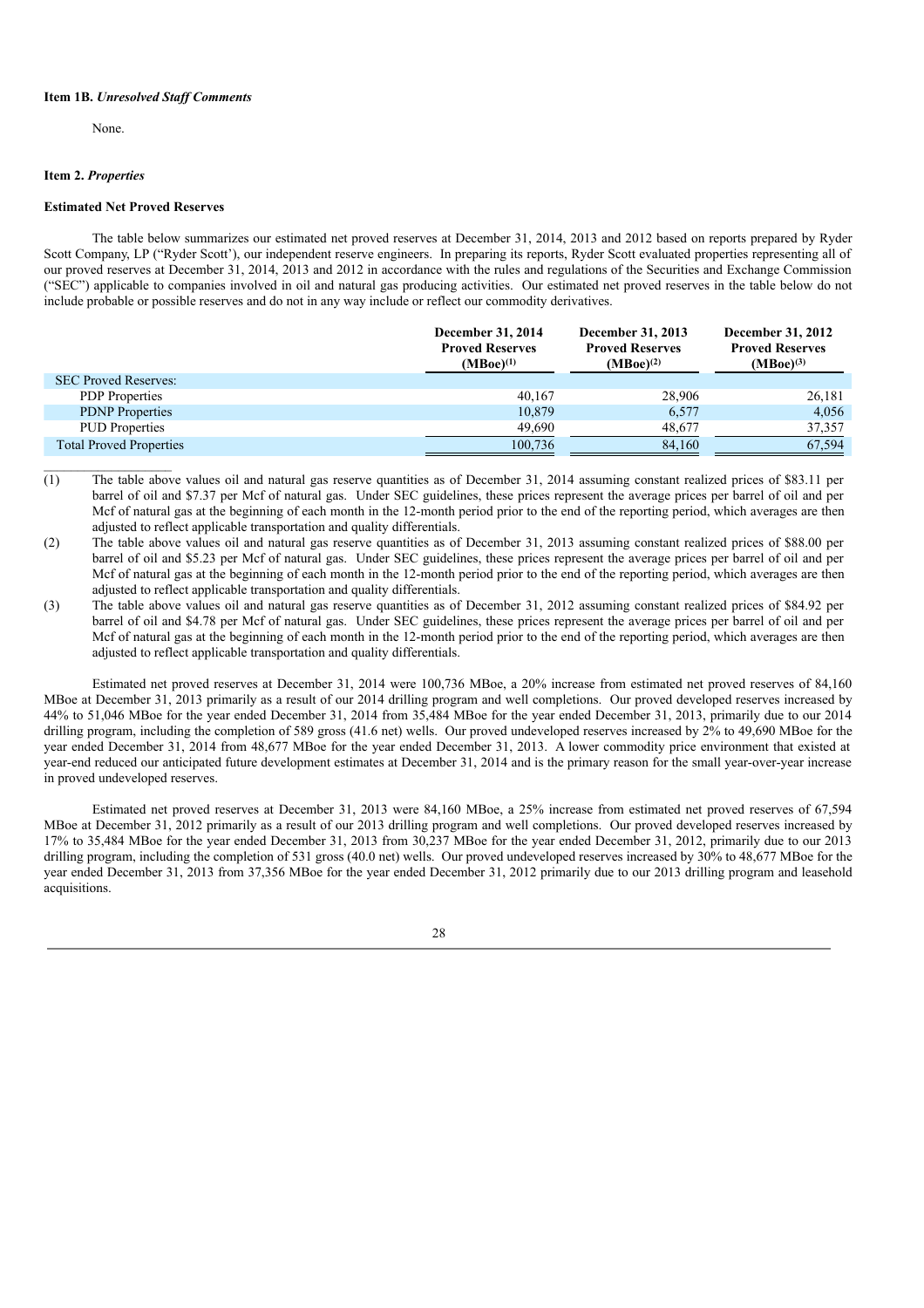**Item 1B.** ***Unresolved Staff Comments***

None.

**Item 2.** ***Properties***

**Estimated Net Proved Reserves**

The table below summarizes our estimated net proved reserves at December 31, 2014, 2013 and 2012 based on reports prepared by Ryder Scott Company, LP ("Ryder Scott'), our independent reserve engineers. In preparing its reports, Ryder Scott evaluated properties representing all of our proved reserves at December 31, 2014, 2013 and 2012 in accordance with the rules and regulations of the Securities and Exchange Commission ("SEC") applicable to companies involved in oil and natural gas producing activities. Our estimated net proved reserves in the table below do not include probable or possible reserves and do not in any way include or reflect our commodity derivatives.

| | December 31, 2014 Proved Reserves (MBoe)(1) | December 31, 2013 Proved Reserves (MBoe)(2) | December 31, 2012 Proved Reserves (MBoe)(3) |
|---|---|---|---|
| SEC Proved Reserves: | | | |
| PDP Properties | 40,167 | 28,906 | 26,181 |
| PDNP Properties | 10,879 | 6,577 | 4,056 |
| PUD Properties | 49,690 | 48,677 | 37,357 |
| Total Proved Properties | 100,736 | 84,160 | 67,594 |

(1) The table above values oil and natural gas reserve quantities as of December 31, 2014 assuming constant realized prices of $83.11 per barrel of oil and $7.37 per Mcf of natural gas. Under SEC guidelines, these prices represent the average prices per barrel of oil and per Mcf of natural gas at the beginning of each month in the 12-month period prior to the end of the reporting period, which averages are then adjusted to reflect applicable transportation and quality differentials.

(2) The table above values oil and natural gas reserve quantities as of December 31, 2013 assuming constant realized prices of $88.00 per barrel of oil and $5.23 per Mcf of natural gas. Under SEC guidelines, these prices represent the average prices per barrel of oil and per Mcf of natural gas at the beginning of each month in the 12-month period prior to the end of the reporting period, which averages are then adjusted to reflect applicable transportation and quality differentials.

(3) The table above values oil and natural gas reserve quantities as of December 31, 2012 assuming constant realized prices of $84.92 per barrel of oil and $4.78 per Mcf of natural gas. Under SEC guidelines, these prices represent the average prices per barrel of oil and per Mcf of natural gas at the beginning of each month in the 12-month period prior to the end of the reporting period, which averages are then adjusted to reflect applicable transportation and quality differentials.

Estimated net proved reserves at December 31, 2014 were 100,736 MBoe, a 20% increase from estimated net proved reserves of 84,160 MBoe at December 31, 2013 primarily as a result of our 2014 drilling program and well completions. Our proved developed reserves increased by 44% to 51,046 MBoe for the year ended December 31, 2014 from 35,484 MBoe for the year ended December 31, 2013, primarily due to our 2014 drilling program, including the completion of 589 gross (41.6 net) wells. Our proved undeveloped reserves increased by 2% to 49,690 MBoe for the year ended December 31, 2014 from 48,677 MBoe for the year ended December 31, 2013. A lower commodity price environment that existed at year-end reduced our anticipated future development estimates at December 31, 2014 and is the primary reason for the small year-over-year increase in proved undeveloped reserves.

Estimated net proved reserves at December 31, 2013 were 84,160 MBoe, a 25% increase from estimated net proved reserves of 67,594 MBoe at December 31, 2012 primarily as a result of our 2013 drilling program and well completions. Our proved developed reserves increased by 17% to 35,484 MBoe for the year ended December 31, 2013 from 30,237 MBoe for the year ended December 31, 2012, primarily due to our 2013 drilling program, including the completion of 531 gross (40.0 net) wells. Our proved undeveloped reserves increased by 30% to 48,677 MBoe for the year ended December 31, 2013 from 37,356 MBoe for the year ended December 31, 2012 primarily due to our 2013 drilling program and leasehold acquisitions.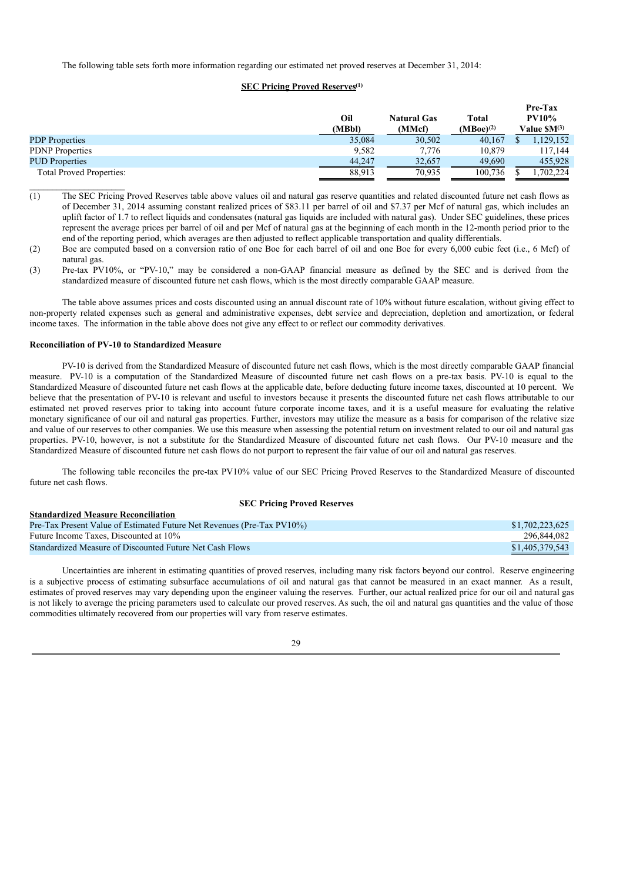The following table sets forth more information regarding our estimated net proved reserves at December 31, 2014:

**SEC Pricing Proved Reserves[(1)]**

| | Oil (MBbl) | Natural Gas (MMcf) | Total (MBoe)[(2)] | Pre-Tax PV10% Value $M[(3)] |
|---|---|---|---|---|
| PDP Properties | 35,084 | 30,502 | 40,167 | $ 1,129,152 |
| PDNP Properties | 9,582 | 7,776 | 10,879 | 117,144 |
| PUD Properties | 44,247 | 32,657 | 49,690 | 455,928 |
| Total Proved Properties: | 88,913 | 70,935 | 100,736 | $ 1,702,224 |

(1) The SEC Pricing Proved Reserves table above values oil and natural gas reserve quantities and related discounted future net cash flows as of December 31, 2014 assuming constant realized prices of $83.11 per barrel of oil and $7.37 per Mcf of natural gas, which includes an uplift factor of 1.7 to reflect liquids and condensates (natural gas liquids are included with natural gas). Under SEC guidelines, these prices represent the average prices per barrel of oil and per Mcf of natural gas at the beginning of each month in the 12-month period prior to the end of the reporting period, which averages are then adjusted to reflect applicable transportation and quality differentials.

(2) Boe are computed based on a conversion ratio of one Boe for each barrel of oil and one Boe for every 6,000 cubic feet (i.e., 6 Mcf) of natural gas.

(3) Pre-tax PV10%, or "PV-10," may be considered a non-GAAP financial measure as defined by the SEC and is derived from the standardized measure of discounted future net cash flows, which is the most directly comparable GAAP measure.

The table above assumes prices and costs discounted using an annual discount rate of 10% without future escalation, without giving effect to non-property related expenses such as general and administrative expenses, debt service and depreciation, depletion and amortization, or federal income taxes. The information in the table above does not give any effect to or reflect our commodity derivatives.

**Reconciliation of PV-10 to Standardized Measure**

PV-10 is derived from the Standardized Measure of discounted future net cash flows, which is the most directly comparable GAAP financial measure. PV-10 is a computation of the Standardized Measure of discounted future net cash flows on a pre-tax basis. PV-10 is equal to the Standardized Measure of discounted future net cash flows at the applicable date, before deducting future income taxes, discounted at 10 percent. We believe that the presentation of PV-10 is relevant and useful to investors because it presents the discounted future net cash flows attributable to our estimated net proved reserves prior to taking into account future corporate income taxes, and it is a useful measure for evaluating the relative monetary significance of our oil and natural gas properties. Further, investors may utilize the measure as a basis for comparison of the relative size and value of our reserves to other companies. We use this measure when assessing the potential return on investment related to our oil and natural gas properties. PV-10, however, is not a substitute for the Standardized Measure of discounted future net cash flows. Our PV-10 measure and the Standardized Measure of discounted future net cash flows do not purport to represent the fair value of our oil and natural gas reserves.

The following table reconciles the pre-tax PV10% value of our SEC Pricing Proved Reserves to the Standardized Measure of discounted future net cash flows.

**SEC Pricing Proved Reserves**

| Standardized Measure Reconciliation | |
|---|---|
| Pre-Tax Present Value of Estimated Future Net Revenues (Pre-Tax PV10%) | $1,702,223,625 |
| Future Income Taxes, Discounted at 10% | 296,844,082 |
| Standardized Measure of Discounted Future Net Cash Flows | $1,405,379,543 |

Uncertainties are inherent in estimating quantities of proved reserves, including many risk factors beyond our control. Reserve engineering is a subjective process of estimating subsurface accumulations of oil and natural gas that cannot be measured in an exact manner. As a result, estimates of proved reserves may vary depending upon the engineer valuing the reserves. Further, our actual realized price for our oil and natural gas is not likely to average the pricing parameters used to calculate our proved reserves. As such, the oil and natural gas quantities and the value of those commodities ultimately recovered from our properties will vary from reserve estimates.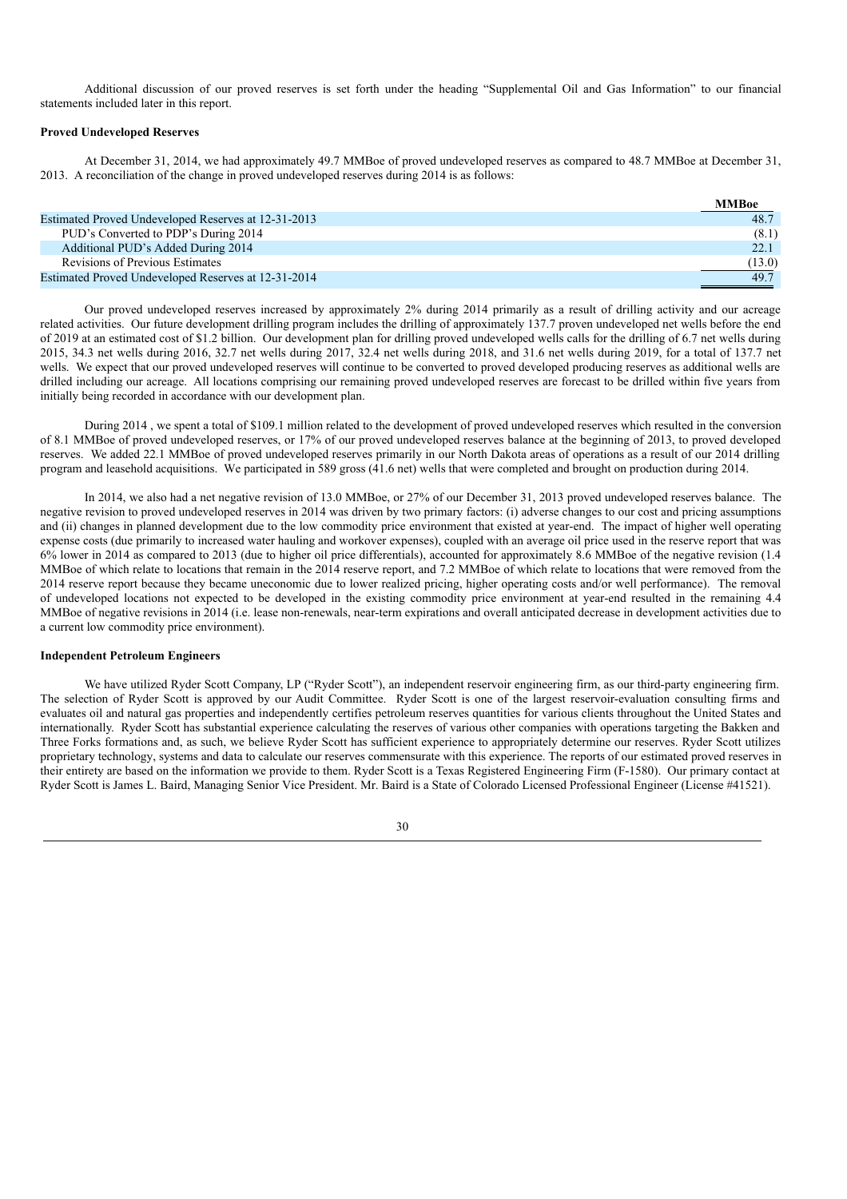Additional discussion of our proved reserves is set forth under the heading "Supplemental Oil and Gas Information" to our financial statements included later in this report.

**Proved Undeveloped Reserves**

At December 31, 2014, we had approximately 49.7 MMBoe of proved undeveloped reserves as compared to 48.7 MMBoe at December 31, 2013. A reconciliation of the change in proved undeveloped reserves during 2014 is as follows:

| | MMBoe |
|---|---|
| Estimated Proved Undeveloped Reserves at 12-31-2013 | 48.7 |
| PUD's Converted to PDP's During 2014 | (8.1) |
| Additional PUD's Added During 2014 | 22.1 |
| Revisions of Previous Estimates | (13.0) |
| Estimated Proved Undeveloped Reserves at 12-31-2014 | 49.7 |

Our proved undeveloped reserves increased by approximately 2% during 2014 primarily as a result of drilling activity and our acreage related activities. Our future development drilling program includes the drilling of approximately 137.7 proven undeveloped net wells before the end of 2019 at an estimated cost of $1.2 billion. Our development plan for drilling proved undeveloped wells calls for the drilling of 6.7 net wells during 2015, 34.3 net wells during 2016, 32.7 net wells during 2017, 32.4 net wells during 2018, and 31.6 net wells during 2019, for a total of 137.7 net wells. We expect that our proved undeveloped reserves will continue to be converted to proved developed producing reserves as additional wells are drilled including our acreage. All locations comprising our remaining proved undeveloped reserves are forecast to be drilled within five years from initially being recorded in accordance with our development plan.

During 2014 , we spent a total of $109.1 million related to the development of proved undeveloped reserves which resulted in the conversion of 8.1 MMBoe of proved undeveloped reserves, or 17% of our proved undeveloped reserves balance at the beginning of 2013, to proved developed reserves. We added 22.1 MMBoe of proved undeveloped reserves primarily in our North Dakota areas of operations as a result of our 2014 drilling program and leasehold acquisitions. We participated in 589 gross (41.6 net) wells that were completed and brought on production during 2014.

In 2014, we also had a net negative revision of 13.0 MMBoe, or 27% of our December 31, 2013 proved undeveloped reserves balance. The negative revision to proved undeveloped reserves in 2014 was driven by two primary factors: (i) adverse changes to our cost and pricing assumptions and (ii) changes in planned development due to the low commodity price environment that existed at year-end. The impact of higher well operating expense costs (due primarily to increased water hauling and workover expenses), coupled with an average oil price used in the reserve report that was 6% lower in 2014 as compared to 2013 (due to higher oil price differentials), accounted for approximately 8.6 MMBoe of the negative revision (1.4 MMBoe of which relate to locations that remain in the 2014 reserve report, and 7.2 MMBoe of which relate to locations that were removed from the 2014 reserve report because they became uneconomic due to lower realized pricing, higher operating costs and/or well performance). The removal of undeveloped locations not expected to be developed in the existing commodity price environment at year-end resulted in the remaining 4.4 MMBoe of negative revisions in 2014 (i.e. lease non-renewals, near-term expirations and overall anticipated decrease in development activities due to a current low commodity price environment).

**Independent Petroleum Engineers**

We have utilized Ryder Scott Company, LP ("Ryder Scott"), an independent reservoir engineering firm, as our third-party engineering firm. The selection of Ryder Scott is approved by our Audit Committee. Ryder Scott is one of the largest reservoir-evaluation consulting firms and evaluates oil and natural gas properties and independently certifies petroleum reserves quantities for various clients throughout the United States and internationally. Ryder Scott has substantial experience calculating the reserves of various other companies with operations targeting the Bakken and Three Forks formations and, as such, we believe Ryder Scott has sufficient experience to appropriately determine our reserves. Ryder Scott utilizes proprietary technology, systems and data to calculate our reserves commensurate with this experience. The reports of our estimated proved reserves in their entirety are based on the information we provide to them. Ryder Scott is a Texas Registered Engineering Firm (F-1580). Our primary contact at Ryder Scott is James L. Baird, Managing Senior Vice President. Mr. Baird is a State of Colorado Licensed Professional Engineer (License #41521).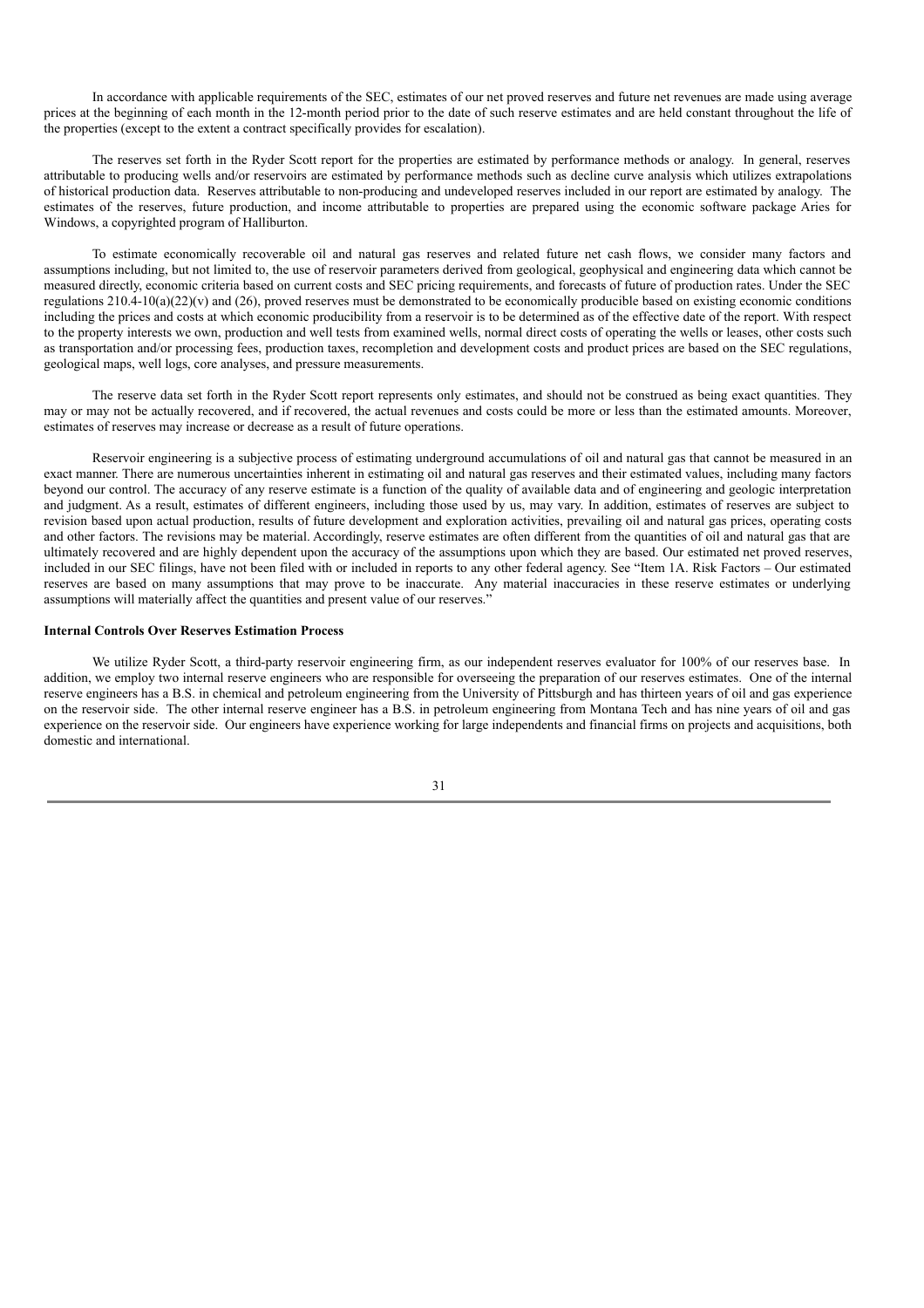In accordance with applicable requirements of the SEC, estimates of our net proved reserves and future net revenues are made using average prices at the beginning of each month in the 12-month period prior to the date of such reserve estimates and are held constant throughout the life of the properties (except to the extent a contract specifically provides for escalation).

The reserves set forth in the Ryder Scott report for the properties are estimated by performance methods or analogy. In general, reserves attributable to producing wells and/or reservoirs are estimated by performance methods such as decline curve analysis which utilizes extrapolations of historical production data. Reserves attributable to non-producing and undeveloped reserves included in our report are estimated by analogy. The estimates of the reserves, future production, and income attributable to properties are prepared using the economic software package Aries for Windows, a copyrighted program of Halliburton.

To estimate economically recoverable oil and natural gas reserves and related future net cash flows, we consider many factors and assumptions including, but not limited to, the use of reservoir parameters derived from geological, geophysical and engineering data which cannot be measured directly, economic criteria based on current costs and SEC pricing requirements, and forecasts of future of production rates. Under the SEC regulations 210.4-10(a)(22)(v) and (26), proved reserves must be demonstrated to be economically producible based on existing economic conditions including the prices and costs at which economic producibility from a reservoir is to be determined as of the effective date of the report. With respect to the property interests we own, production and well tests from examined wells, normal direct costs of operating the wells or leases, other costs such as transportation and/or processing fees, production taxes, recompletion and development costs and product prices are based on the SEC regulations, geological maps, well logs, core analyses, and pressure measurements.

The reserve data set forth in the Ryder Scott report represents only estimates, and should not be construed as being exact quantities. They may or may not be actually recovered, and if recovered, the actual revenues and costs could be more or less than the estimated amounts. Moreover, estimates of reserves may increase or decrease as a result of future operations.

Reservoir engineering is a subjective process of estimating underground accumulations of oil and natural gas that cannot be measured in an exact manner. There are numerous uncertainties inherent in estimating oil and natural gas reserves and their estimated values, including many factors beyond our control. The accuracy of any reserve estimate is a function of the quality of available data and of engineering and geologic interpretation and judgment. As a result, estimates of different engineers, including those used by us, may vary. In addition, estimates of reserves are subject to revision based upon actual production, results of future development and exploration activities, prevailing oil and natural gas prices, operating costs and other factors. The revisions may be material. Accordingly, reserve estimates are often different from the quantities of oil and natural gas that are ultimately recovered and are highly dependent upon the accuracy of the assumptions upon which they are based. Our estimated net proved reserves, included in our SEC filings, have not been filed with or included in reports to any other federal agency. See "Item 1A. Risk Factors – Our estimated reserves are based on many assumptions that may prove to be inaccurate. Any material inaccuracies in these reserve estimates or underlying assumptions will materially affect the quantities and present value of our reserves."

**Internal Controls Over Reserves Estimation Process**

We utilize Ryder Scott, a third-party reservoir engineering firm, as our independent reserves evaluator for 100% of our reserves base. In addition, we employ two internal reserve engineers who are responsible for overseeing the preparation of our reserves estimates. One of the internal reserve engineers has a B.S. in chemical and petroleum engineering from the University of Pittsburgh and has thirteen years of oil and gas experience on the reservoir side. The other internal reserve engineer has a B.S. in petroleum engineering from Montana Tech and has nine years of oil and gas experience on the reservoir side. Our engineers have experience working for large independents and financial firms on projects and acquisitions, both domestic and international.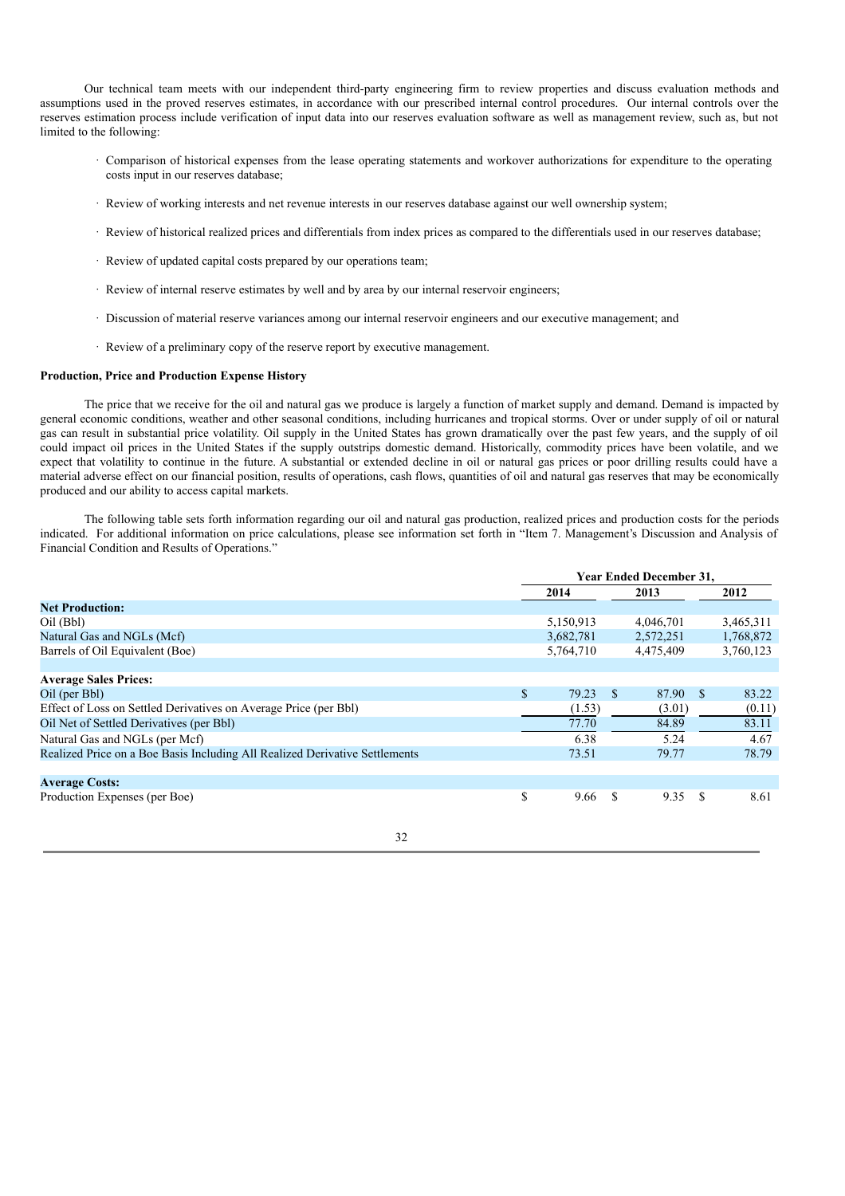Our technical team meets with our independent third-party engineering firm to review properties and discuss evaluation methods and assumptions used in the proved reserves estimates, in accordance with our prescribed internal control procedures. Our internal controls over the reserves estimation process include verification of input data into our reserves evaluation software as well as management review, such as, but not limited to the following:

- Comparison of historical expenses from the lease operating statements and workover authorizations for expenditure to the operating costs input in our reserves database;
- Review of working interests and net revenue interests in our reserves database against our well ownership system;
- Review of historical realized prices and differentials from index prices as compared to the differentials used in our reserves database;
- Review of updated capital costs prepared by our operations team;
- Review of internal reserve estimates by well and by area by our internal reservoir engineers;
- Discussion of material reserve variances among our internal reservoir engineers and our executive management; and
- Review of a preliminary copy of the reserve report by executive management.

**Production, Price and Production Expense History**

The price that we receive for the oil and natural gas we produce is largely a function of market supply and demand. Demand is impacted by general economic conditions, weather and other seasonal conditions, including hurricanes and tropical storms. Over or under supply of oil or natural gas can result in substantial price volatility. Oil supply in the United States has grown dramatically over the past few years, and the supply of oil could impact oil prices in the United States if the supply outstrips domestic demand. Historically, commodity prices have been volatile, and we expect that volatility to continue in the future. A substantial or extended decline in oil or natural gas prices or poor drilling results could have a material adverse effect on our financial position, results of operations, cash flows, quantities of oil and natural gas reserves that may be economically produced and our ability to access capital markets.

The following table sets forth information regarding our oil and natural gas production, realized prices and production costs for the periods indicated. For additional information on price calculations, please see information set forth in "Item 7. Management's Discussion and Analysis of Financial Condition and Results of Operations."

| | Year Ended December 31, | | |
|---|---|---|---|
| | 2014 | 2013 | 2012 |
| **Net Production:** | | | |
| Oil (Bbl) | 5,150,913 | 4,046,701 | 3,465,311 |
| Natural Gas and NGLs (Mcf) | 3,682,781 | 2,572,251 | 1,768,872 |
| Barrels of Oil Equivalent (Boe) | 5,764,710 | 4,475,409 | 3,760,123 |
| | | | |
| **Average Sales Prices:** | | | |
| Oil (per Bbl) | $ 79.23 | $ 87.90 | $ 83.22 |
| Effect of Loss on Settled Derivatives on Average Price (per Bbl) | (1.53) | (3.01) | (0.11) |
| Oil Net of Settled Derivatives (per Bbl) | 77.70 | 84.89 | 83.11 |
| Natural Gas and NGLs (per Mcf) | 6.38 | 5.24 | 4.67 |
| Realized Price on a Boe Basis Including All Realized Derivative Settlements | 73.51 | 79.77 | 78.79 |
| | | | |
| **Average Costs:** | | | |
| Production Expenses (per Boe) | $ 9.66 | $ 9.35 | $ 8.61 |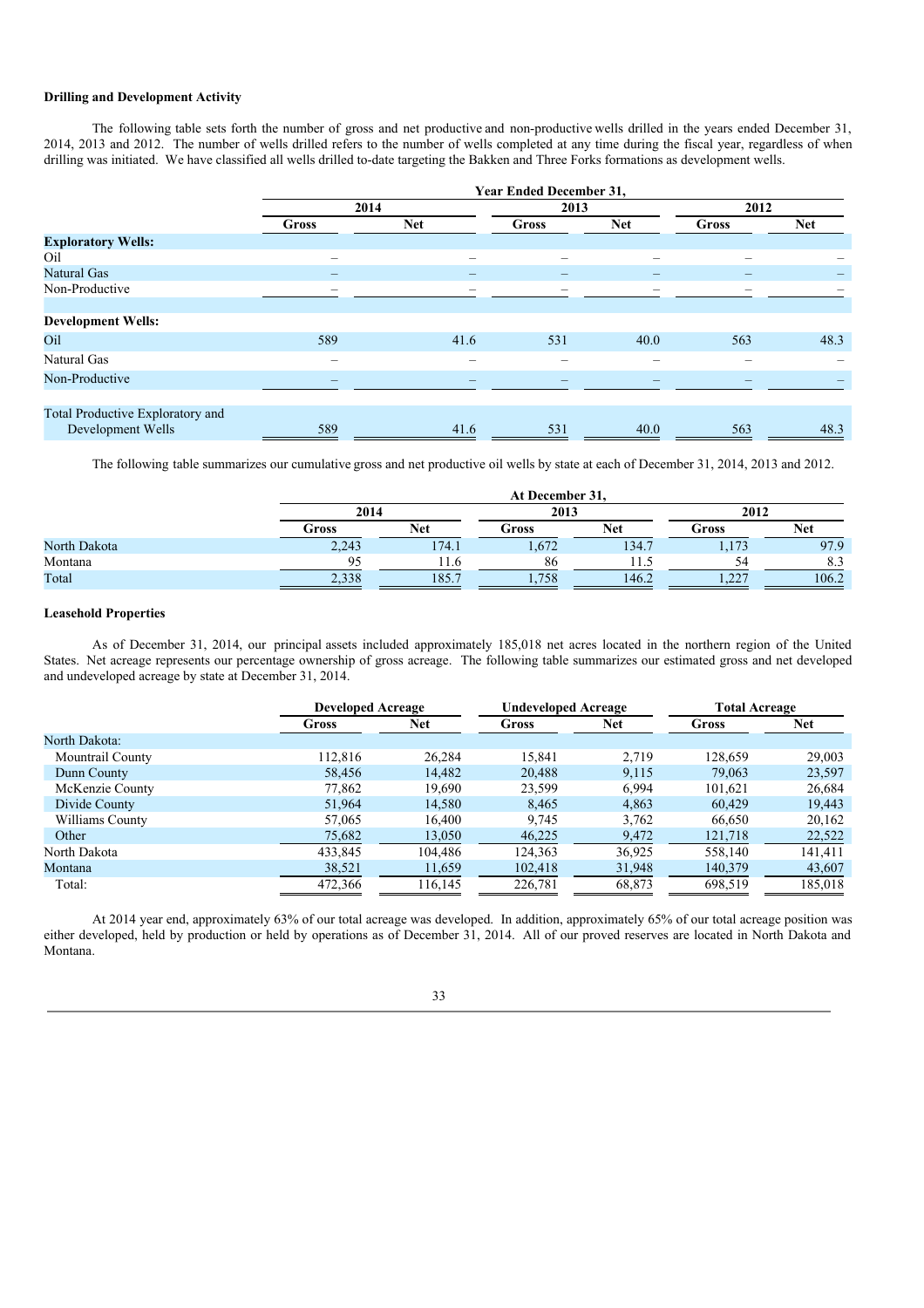### Drilling and Development Activity

The following table sets forth the number of gross and net productive and non-productive wells drilled in the years ended December 31, 2014, 2013 and 2012. The number of wells drilled refers to the number of wells completed at any time during the fiscal year, regardless of when drilling was initiated. We have classified all wells drilled to-date targeting the Bakken and Three Forks formations as development wells.

| | Year Ended December 31, | | | | | |
|---|---|---|---|---|---|---|
| | 2014 | | 2013 | | 2012 | |
| | Gross | Net | Gross | Net | Gross | Net |
| **Exploratory Wells:** | | | | | | |
| Oil | – | – | – | – | – | – |
| Natural Gas | – | – | – | – | – | – |
| Non-Productive | – | – | – | – | – | – |
| **Development Wells:** | | | | | | |
| Oil | 589 | 41.6 | 531 | 40.0 | 563 | 48.3 |
| Natural Gas | – | – | – | – | – | – |
| Non-Productive | – | – | – | – | – | – |
| Total Productive Exploratory and Development Wells | 589 | 41.6 | 531 | 40.0 | 563 | 48.3 |

The following table summarizes our cumulative gross and net productive oil wells by state at each of December 31, 2014, 2013 and 2012.

| | At December 31, | | | | | |
|---|---|---|---|---|---|---|
| | 2014 | | 2013 | | 2012 | |
| | Gross | Net | Gross | Net | Gross | Net |
| North Dakota | 2,243 | 174.1 | 1,672 | 134.7 | 1,173 | 97.9 |
| Montana | 95 | 11.6 | 86 | 11.5 | 54 | 8.3 |
| Total | 2,338 | 185.7 | 1,758 | 146.2 | 1,227 | 106.2 |

### Leasehold Properties

As of December 31, 2014, our principal assets included approximately 185,018 net acres located in the northern region of the United States. Net acreage represents our percentage ownership of gross acreage. The following table summarizes our estimated gross and net developed and undeveloped acreage by state at December 31, 2014.

| | Developed Acreage | | Undeveloped Acreage | | Total Acreage | |
|---|---|---|---|---|---|---|
| | Gross | Net | Gross | Net | Gross | Net |
| North Dakota: | | | | | | |
| Mountrail County | 112,816 | 26,284 | 15,841 | 2,719 | 128,659 | 29,003 |
| Dunn County | 58,456 | 14,482 | 20,488 | 9,115 | 79,063 | 23,597 |
| McKenzie County | 77,862 | 19,690 | 23,599 | 6,994 | 101,621 | 26,684 |
| Divide County | 51,964 | 14,580 | 8,465 | 4,863 | 60,429 | 19,443 |
| Williams County | 57,065 | 16,400 | 9,745 | 3,762 | 66,650 | 20,162 |
| Other | 75,682 | 13,050 | 46,225 | 9,472 | 121,718 | 22,522 |
| North Dakota | 433,845 | 104,486 | 124,363 | 36,925 | 558,140 | 141,411 |
| Montana | 38,521 | 11,659 | 102,418 | 31,948 | 140,379 | 43,607 |
| Total: | 472,366 | 116,145 | 226,781 | 68,873 | 698,519 | 185,018 |

At 2014 year end, approximately 63% of our total acreage was developed. In addition, approximately 65% of our total acreage position was either developed, held by production or held by operations as of December 31, 2014. All of our proved reserves are located in North Dakota and Montana.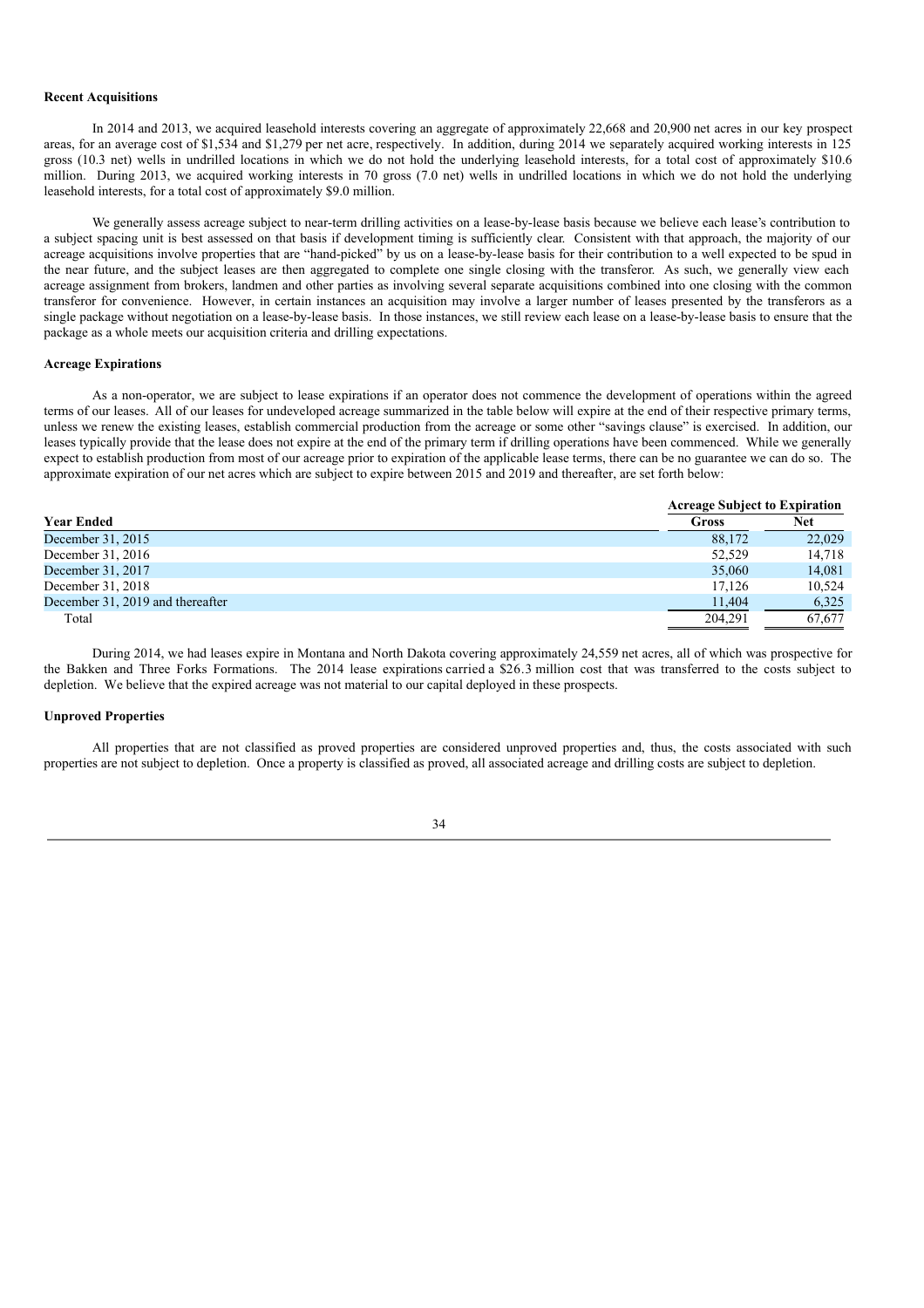### Recent Acquisitions

In 2014 and 2013, we acquired leasehold interests covering an aggregate of approximately 22,668 and 20,900 net acres in our key prospect areas, for an average cost of $1,534 and $1,279 per net acre, respectively. In addition, during 2014 we separately acquired working interests in 125 gross (10.3 net) wells in undrilled locations in which we do not hold the underlying leasehold interests, for a total cost of approximately $10.6 million. During 2013, we acquired working interests in 70 gross (7.0 net) wells in undrilled locations in which we do not hold the underlying leasehold interests, for a total cost of approximately $9.0 million.

We generally assess acreage subject to near-term drilling activities on a lease-by-lease basis because we believe each lease's contribution to a subject spacing unit is best assessed on that basis if development timing is sufficiently clear. Consistent with that approach, the majority of our acreage acquisitions involve properties that are "hand-picked" by us on a lease-by-lease basis for their contribution to a well expected to be spud in the near future, and the subject leases are then aggregated to complete one single closing with the transferor. As such, we generally view each acreage assignment from brokers, landmen and other parties as involving several separate acquisitions combined into one closing with the common transferor for convenience. However, in certain instances an acquisition may involve a larger number of leases presented by the transferors as a single package without negotiation on a lease-by-lease basis. In those instances, we still review each lease on a lease-by-lease basis to ensure that the package as a whole meets our acquisition criteria and drilling expectations.

### Acreage Expirations

As a non-operator, we are subject to lease expirations if an operator does not commence the development of operations within the agreed terms of our leases. All of our leases for undeveloped acreage summarized in the table below will expire at the end of their respective primary terms, unless we renew the existing leases, establish commercial production from the acreage or some other "savings clause" is exercised. In addition, our leases typically provide that the lease does not expire at the end of the primary term if drilling operations have been commenced. While we generally expect to establish production from most of our acreage prior to expiration of the applicable lease terms, there can be no guarantee we can do so. The approximate expiration of our net acres which are subject to expire between 2015 and 2019 and thereafter, are set forth below:

| | Acreage Subject to Expiration | |
|---|---|---|
| **Year Ended** | **Gross** | **Net** |
| December 31, 2015 | 88,172 | 22,029 |
| December 31, 2016 | 52,529 | 14,718 |
| December 31, 2017 | 35,060 | 14,081 |
| December 31, 2018 | 17,126 | 10,524 |
| December 31, 2019 and thereafter | 11,404 | 6,325 |
| Total | 204,291 | 67,677 |

During 2014, we had leases expire in Montana and North Dakota covering approximately 24,559 net acres, all of which was prospective for the Bakken and Three Forks Formations. The 2014 lease expirations carried a $26.3 million cost that was transferred to the costs subject to depletion. We believe that the expired acreage was not material to our capital deployed in these prospects.

### Unproved Properties

All properties that are not classified as proved properties are considered unproved properties and, thus, the costs associated with such properties are not subject to depletion. Once a property is classified as proved, all associated acreage and drilling costs are subject to depletion.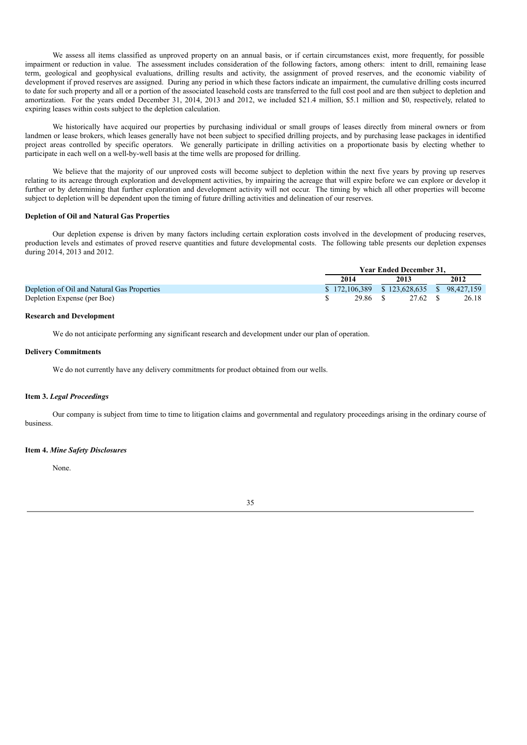We assess all items classified as unproved property on an annual basis, or if certain circumstances exist, more frequently, for possible impairment or reduction in value. The assessment includes consideration of the following factors, among others: intent to drill, remaining lease term, geological and geophysical evaluations, drilling results and activity, the assignment of proved reserves, and the economic viability of development if proved reserves are assigned. During any period in which these factors indicate an impairment, the cumulative drilling costs incurred to date for such property and all or a portion of the associated leasehold costs are transferred to the full cost pool and are then subject to depletion and amortization. For the years ended December 31, 2014, 2013 and 2012, we included $21.4 million, $5.1 million and $0, respectively, related to expiring leases within costs subject to the depletion calculation.

We historically have acquired our properties by purchasing individual or small groups of leases directly from mineral owners or from landmen or lease brokers, which leases generally have not been subject to specified drilling projects, and by purchasing lease packages in identified project areas controlled by specific operators. We generally participate in drilling activities on a proportionate basis by electing whether to participate in each well on a well-by-well basis at the time wells are proposed for drilling.

We believe that the majority of our unproved costs will become subject to depletion within the next five years by proving up reserves relating to its acreage through exploration and development activities, by impairing the acreage that will expire before we can explore or develop it further or by determining that further exploration and development activity will not occur. The timing by which all other properties will become subject to depletion will be dependent upon the timing of future drilling activities and delineation of our reserves.

**Depletion of Oil and Natural Gas Properties**

Our depletion expense is driven by many factors including certain exploration costs involved in the development of producing reserves, production levels and estimates of proved reserve quantities and future developmental costs. The following table presents our depletion expenses during 2014, 2013 and 2012.

| | Year Ended December 31, | | |
|---|---|---|---|
| | 2014 | 2013 | 2012 |
| Depletion of Oil and Natural Gas Properties | $ 172,106,389 | $ 123,628,635 | $ 98,427,159 |
| Depletion Expense (per Boe) | $ 29.86 | $ 27.62 | $ 26.18 |

**Research and Development**

We do not anticipate performing any significant research and development under our plan of operation.

**Delivery Commitments**

We do not currently have any delivery commitments for product obtained from our wells.

**Item 3.** ***Legal Proceedings***

Our company is subject from time to time to litigation claims and governmental and regulatory proceedings arising in the ordinary course of business.

**Item 4.** ***Mine Safety Disclosures***

None.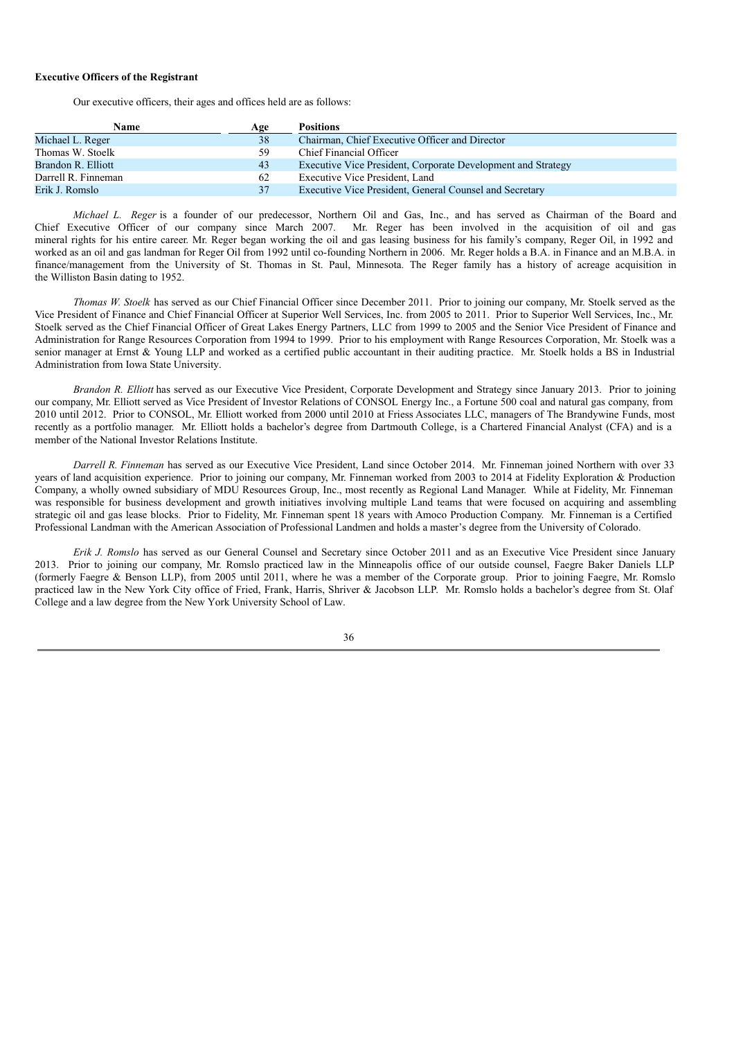**Executive Officers of the Registrant**

Our executive officers, their ages and offices held are as follows:

| Name | Age | Positions |
|---|---|---|
| Michael L. Reger | 38 | Chairman, Chief Executive Officer and Director |
| Thomas W. Stoelk | 59 | Chief Financial Officer |
| Brandon R. Elliott | 43 | Executive Vice President, Corporate Development and Strategy |
| Darrell R. Finneman | 62 | Executive Vice President, Land |
| Erik J. Romslo | 37 | Executive Vice President, General Counsel and Secretary |

*Michael L. Reger* is a founder of our predecessor, Northern Oil and Gas, Inc., and has served as Chairman of the Board and Chief Executive Officer of our company since March 2007. Mr. Reger has been involved in the acquisition of oil and gas mineral rights for his entire career. Mr. Reger began working the oil and gas leasing business for his family's company, Reger Oil, in 1992 and worked as an oil and gas landman for Reger Oil from 1992 until co-founding Northern in 2006. Mr. Reger holds a B.A. in Finance and an M.B.A. in finance/management from the University of St. Thomas in St. Paul, Minnesota. The Reger family has a history of acreage acquisition in the Williston Basin dating to 1952.

*Thomas W. Stoelk* has served as our Chief Financial Officer since December 2011. Prior to joining our company, Mr. Stoelk served as the Vice President of Finance and Chief Financial Officer at Superior Well Services, Inc. from 2005 to 2011. Prior to Superior Well Services, Inc., Mr. Stoelk served as the Chief Financial Officer of Great Lakes Energy Partners, LLC from 1999 to 2005 and the Senior Vice President of Finance and Administration for Range Resources Corporation from 1994 to 1999. Prior to his employment with Range Resources Corporation, Mr. Stoelk was a senior manager at Ernst & Young LLP and worked as a certified public accountant in their auditing practice. Mr. Stoelk holds a BS in Industrial Administration from Iowa State University.

*Brandon R. Elliott* has served as our Executive Vice President, Corporate Development and Strategy since January 2013. Prior to joining our company, Mr. Elliott served as Vice President of Investor Relations of CONSOL Energy Inc., a Fortune 500 coal and natural gas company, from 2010 until 2012. Prior to CONSOL, Mr. Elliott worked from 2000 until 2010 at Friess Associates LLC, managers of The Brandywine Funds, most recently as a portfolio manager. Mr. Elliott holds a bachelor's degree from Dartmouth College, is a Chartered Financial Analyst (CFA) and is a member of the National Investor Relations Institute.

*Darrell R. Finneman* has served as our Executive Vice President, Land since October 2014. Mr. Finneman joined Northern with over 33 years of land acquisition experience. Prior to joining our company, Mr. Finneman worked from 2003 to 2014 at Fidelity Exploration & Production Company, a wholly owned subsidiary of MDU Resources Group, Inc., most recently as Regional Land Manager. While at Fidelity, Mr. Finneman was responsible for business development and growth initiatives involving multiple Land teams that were focused on acquiring and assembling strategic oil and gas lease blocks. Prior to Fidelity, Mr. Finneman spent 18 years with Amoco Production Company. Mr. Finneman is a Certified Professional Landman with the American Association of Professional Landmen and holds a master's degree from the University of Colorado.

*Erik J. Romslo* has served as our General Counsel and Secretary since October 2011 and as an Executive Vice President since January 2013. Prior to joining our company, Mr. Romslo practiced law in the Minneapolis office of our outside counsel, Faegre Baker Daniels LLP (formerly Faegre & Benson LLP), from 2005 until 2011, where he was a member of the Corporate group. Prior to joining Faegre, Mr. Romslo practiced law in the New York City office of Fried, Frank, Harris, Shriver & Jacobson LLP. Mr. Romslo holds a bachelor's degree from St. Olaf College and a law degree from the New York University School of Law.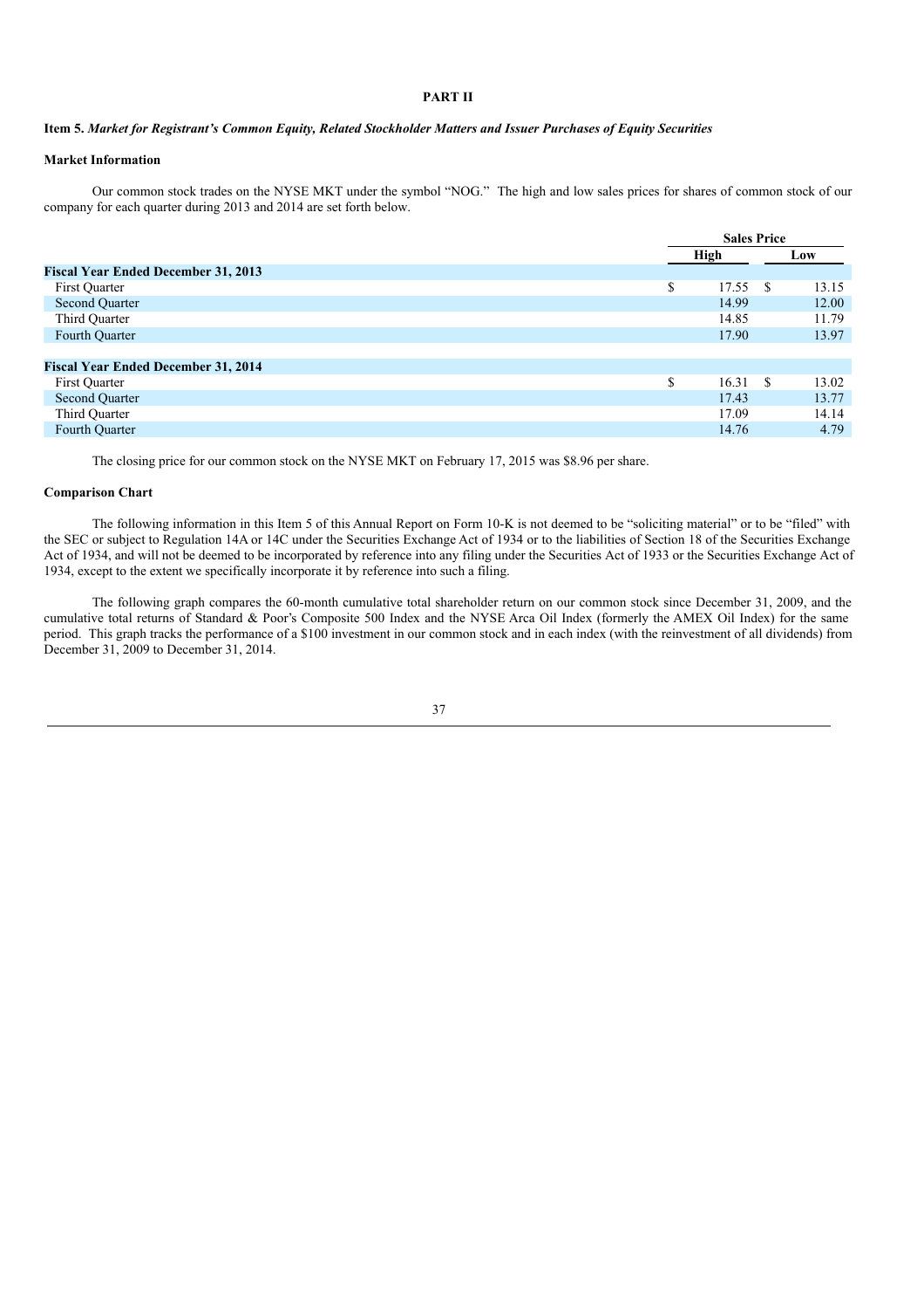# PART II

## Item 5. *Market for Registrant's Common Equity, Related Stockholder Matters and Issuer Purchases of Equity Securities*

### Market Information

Our common stock trades on the NYSE MKT under the symbol "NOG." The high and low sales prices for shares of common stock of our company for each quarter during 2013 and 2014 are set forth below.

| | Sales Price | |
|---|---|---|
| | High | Low |
| **Fiscal Year Ended December 31, 2013** | | |
| First Quarter | $ 17.55 | $ 13.15 |
| Second Quarter | 14.99 | 12.00 |
| Third Quarter | 14.85 | 11.79 |
| Fourth Quarter | 17.90 | 13.97 |
| | | |
| **Fiscal Year Ended December 31, 2014** | | |
| First Quarter | $ 16.31 | $ 13.02 |
| Second Quarter | 17.43 | 13.77 |
| Third Quarter | 17.09 | 14.14 |
| Fourth Quarter | 14.76 | 4.79 |

The closing price for our common stock on the NYSE MKT on February 17, 2015 was $8.96 per share.

### Comparison Chart

The following information in this Item 5 of this Annual Report on Form 10-K is not deemed to be "soliciting material" or to be "filed" with the SEC or subject to Regulation 14A or 14C under the Securities Exchange Act of 1934 or to the liabilities of Section 18 of the Securities Exchange Act of 1934, and will not be deemed to be incorporated by reference into any filing under the Securities Act of 1933 or the Securities Exchange Act of 1934, except to the extent we specifically incorporate it by reference into such a filing.

The following graph compares the 60-month cumulative total shareholder return on our common stock since December 31, 2009, and the cumulative total returns of Standard & Poor's Composite 500 Index and the NYSE Arca Oil Index (formerly the AMEX Oil Index) for the same period. This graph tracks the performance of a $100 investment in our common stock and in each index (with the reinvestment of all dividends) from December 31, 2009 to December 31, 2014.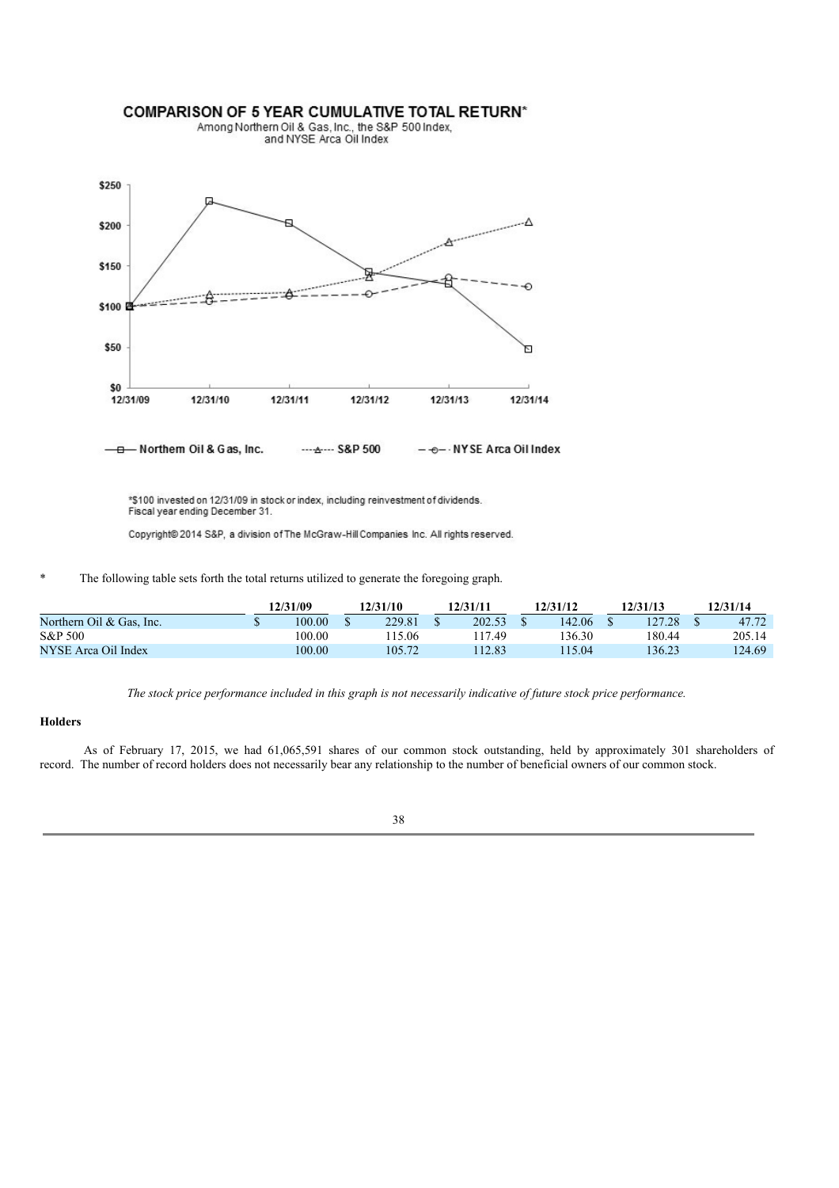## COMPARISON OF 5 YEAR CUMULATIVE TOTAL RETURN*

Among Northern Oil & Gas, Inc., the S&P 500 Index, and NYSE Arca Oil Index

*$100 invested on 12/31/09 in stock or index, including reinvestment of dividends. Fiscal year ending December 31.

Copyright© 2014 S&P, a division of The McGraw-Hill Companies Inc. All rights reserved.

\* The following table sets forth the total returns utilized to generate the foregoing graph.

| | 12/31/09 | 12/31/10 | 12/31/11 | 12/31/12 | 12/31/13 | 12/31/14 |
|---|---|---|---|---|---|---|
| Northern Oil & Gas, Inc. | $ 100.00 | $ 229.81 | $ 202.53 | $ 142.06 | $ 127.28 | $ 47.72 |
| S&P 500 | 100.00 | 115.06 | 117.49 | 136.30 | 180.44 | 205.14 |
| NYSE Arca Oil Index | 100.00 | 105.72 | 112.83 | 115.04 | 136.23 | 124.69 |

*The stock price performance included in this graph is not necessarily indicative of future stock price performance.*

**Holders**

As of February 17, 2015, we had 61,065,591 shares of our common stock outstanding, held by approximately 301 shareholders of record. The number of record holders does not necessarily bear any relationship to the number of beneficial owners of our common stock.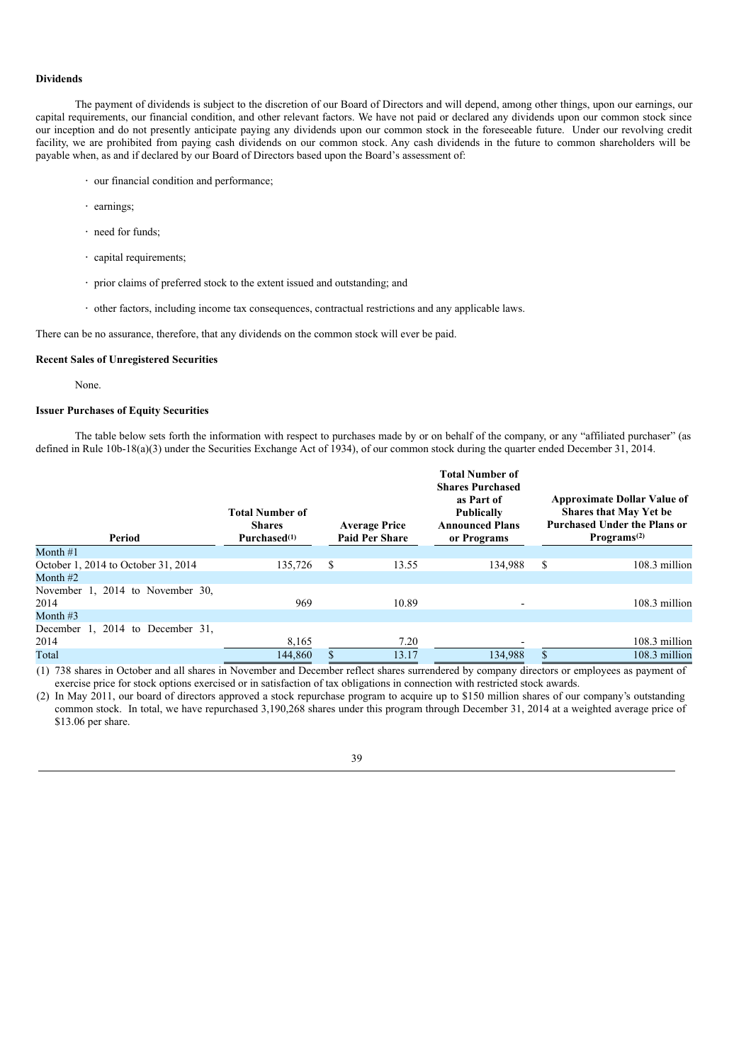### Dividends

The payment of dividends is subject to the discretion of our Board of Directors and will depend, among other things, upon our earnings, our capital requirements, our financial condition, and other relevant factors. We have not paid or declared any dividends upon our common stock since our inception and do not presently anticipate paying any dividends upon our common stock in the foreseeable future. Under our revolving credit facility, we are prohibited from paying cash dividends on our common stock. Any cash dividends in the future to common shareholders will be payable when, as and if declared by our Board of Directors based upon the Board's assessment of:

- our financial condition and performance;
- earnings;
- need for funds;
- capital requirements;
- prior claims of preferred stock to the extent issued and outstanding; and
- other factors, including income tax consequences, contractual restrictions and any applicable laws.

There can be no assurance, therefore, that any dividends on the common stock will ever be paid.

### Recent Sales of Unregistered Securities

None.

### Issuer Purchases of Equity Securities

The table below sets forth the information with respect to purchases made by or on behalf of the company, or any "affiliated purchaser" (as defined in Rule 10b-18(a)(3) under the Securities Exchange Act of 1934), of our common stock during the quarter ended December 31, 2014.

| Period | Total Number of Shares Purchased(1) | Average Price Paid Per Share | Total Number of Shares Purchased as Part of Publically Announced Plans or Programs | Approximate Dollar Value of Shares that May Yet be Purchased Under the Plans or Programs(2) |
|---|---|---|---|---|
| Month #1 | | | | |
| October 1, 2014 to October 31, 2014 | 135,726 | $ 13.55 | 134,988 | $ 108.3 million |
| Month #2 | | | | |
| November 1, 2014 to November 30, 2014 | 969 | 10.89 | - | 108.3 million |
| Month #3 | | | | |
| December 1, 2014 to December 31, 2014 | 8,165 | 7.20 | - | 108.3 million |
| Total | 144,860 | $ 13.17 | 134,988 | $ 108.3 million |

(1) 738 shares in October and all shares in November and December reflect shares surrendered by company directors or employees as payment of exercise price for stock options exercised or in satisfaction of tax obligations in connection with restricted stock awards.

(2) In May 2011, our board of directors approved a stock repurchase program to acquire up to $150 million shares of our company's outstanding common stock. In total, we have repurchased 3,190,268 shares under this program through December 31, 2014 at a weighted average price of $13.06 per share.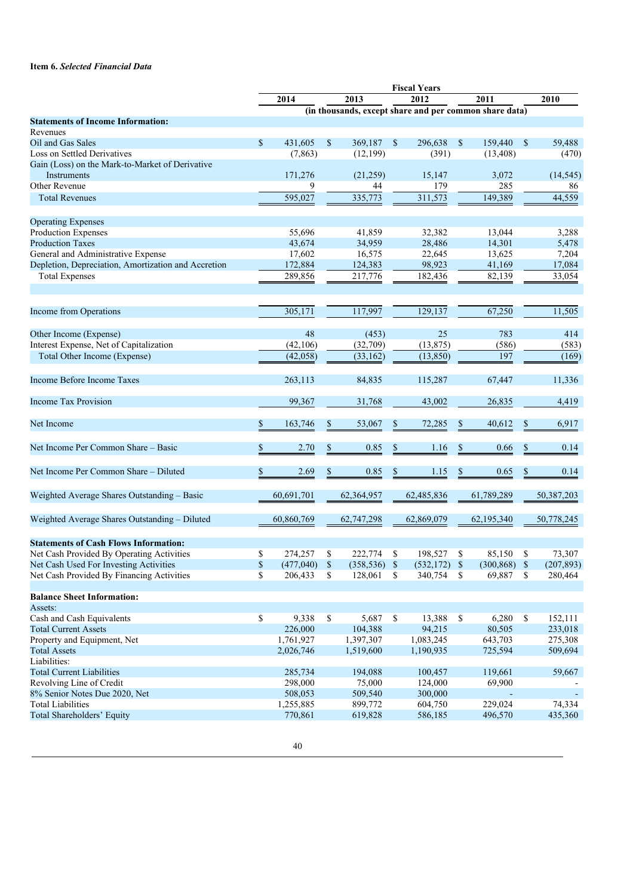**Item 6.** ***Selected Financial Data***

| | Fiscal Years | | | | |
|---|---|---|---|---|---|
| | 2014 | 2013 | 2012 | 2011 | 2010 |
| | (in thousands, except share and per common share data) | | | | |
| **Statements of Income Information:** | | | | | |
| Revenues | | | | | |
| Oil and Gas Sales | $ 431,605 | $ 369,187 | $ 296,638 | $ 159,440 | $ 59,488 |
| Loss on Settled Derivatives | (7,863) | (12,199) | (391) | (13,408) | (470) |
| Gain (Loss) on the Mark-to-Market of Derivative Instruments | 171,276 | (21,259) | 15,147 | 3,072 | (14,545) |
| Other Revenue | 9 | 44 | 179 | 285 | 86 |
| Total Revenues | 595,027 | 335,773 | 311,573 | 149,389 | 44,559 |
| Operating Expenses | | | | | |
| Production Expenses | 55,696 | 41,859 | 32,382 | 13,044 | 3,288 |
| Production Taxes | 43,674 | 34,959 | 28,486 | 14,301 | 5,478 |
| General and Administrative Expense | 17,602 | 16,575 | 22,645 | 13,625 | 7,204 |
| Depletion, Depreciation, Amortization and Accretion | 172,884 | 124,383 | 98,923 | 41,169 | 17,084 |
| Total Expenses | 289,856 | 217,776 | 182,436 | 82,139 | 33,054 |
| Income from Operations | 305,171 | 117,997 | 129,137 | 67,250 | 11,505 |
| Other Income (Expense) | 48 | (453) | 25 | 783 | 414 |
| Interest Expense, Net of Capitalization | (42,106) | (32,709) | (13,875) | (586) | (583) |
| Total Other Income (Expense) | (42,058) | (33,162) | (13,850) | 197 | (169) |
| Income Before Income Taxes | 263,113 | 84,835 | 115,287 | 67,447 | 11,336 |
| Income Tax Provision | 99,367 | 31,768 | 43,002 | 26,835 | 4,419 |
| Net Income | $ 163,746 | $ 53,067 | $ 72,285 | $ 40,612 | $ 6,917 |
| Net Income Per Common Share – Basic | $ 2.70 | $ 0.85 | $ 1.16 | $ 0.66 | $ 0.14 |
| Net Income Per Common Share – Diluted | $ 2.69 | $ 0.85 | $ 1.15 | $ 0.65 | $ 0.14 |
| Weighted Average Shares Outstanding – Basic | 60,691,701 | 62,364,957 | 62,485,836 | 61,789,289 | 50,387,203 |
| Weighted Average Shares Outstanding – Diluted | 60,860,769 | 62,747,298 | 62,869,079 | 62,195,340 | 50,778,245 |
| **Statements of Cash Flows Information:** | | | | | |
| Net Cash Provided By Operating Activities | $ 274,257 | $ 222,774 | $ 198,527 | $ 85,150 | $ 73,307 |
| Net Cash Used For Investing Activities | $ (477,040) | $ (358,536) | $ (532,172) | $ (300,868) | $ (207,893) |
| Net Cash Provided By Financing Activities | $ 206,433 | $ 128,061 | $ 340,754 | $ 69,887 | $ 280,464 |
| **Balance Sheet Information:** | | | | | |
| Assets: | | | | | |
| Cash and Cash Equivalents | $ 9,338 | $ 5,687 | $ 13,388 | $ 6,280 | $ 152,111 |
| Total Current Assets | 226,000 | 104,388 | 94,215 | 80,505 | 233,018 |
| Property and Equipment, Net | 1,761,927 | 1,397,307 | 1,083,245 | 643,703 | 275,308 |
| Total Assets | 2,026,746 | 1,519,600 | 1,190,935 | 725,594 | 509,694 |
| Liabilities: | | | | | |
| Total Current Liabilities | 285,734 | 194,088 | 100,457 | 119,661 | 59,667 |
| Revolving Line of Credit | 298,000 | 75,000 | 124,000 | 69,900 | - |
| 8% Senior Notes Due 2020, Net | 508,053 | 509,540 | 300,000 | - | - |
| Total Liabilities | 1,255,885 | 899,772 | 604,750 | 229,024 | 74,334 |
| Total Shareholders' Equity | 770,861 | 619,828 | 586,185 | 496,570 | 435,360 |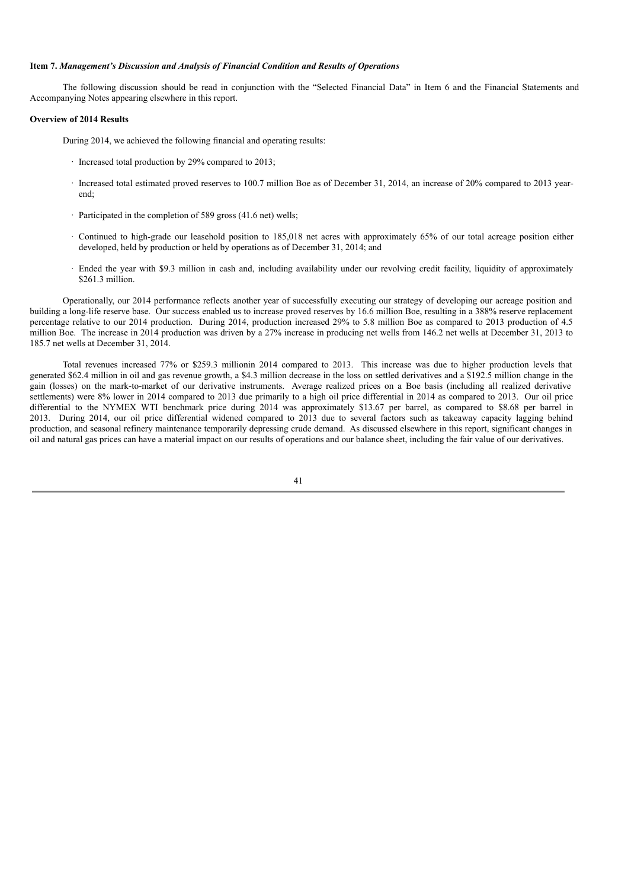**Item 7.** ***Management's Discussion and Analysis of Financial Condition and Results of Operations***

The following discussion should be read in conjunction with the "Selected Financial Data" in Item 6 and the Financial Statements and Accompanying Notes appearing elsewhere in this report.

**Overview of 2014 Results**

During 2014, we achieved the following financial and operating results:

- Increased total production by 29% compared to 2013;
- Increased total estimated proved reserves to 100.7 million Boe as of December 31, 2014, an increase of 20% compared to 2013 year-end;
- Participated in the completion of 589 gross (41.6 net) wells;
- Continued to high-grade our leasehold position to 185,018 net acres with approximately 65% of our total acreage position either developed, held by production or held by operations as of December 31, 2014; and
- Ended the year with $9.3 million in cash and, including availability under our revolving credit facility, liquidity of approximately $261.3 million.

Operationally, our 2014 performance reflects another year of successfully executing our strategy of developing our acreage position and building a long-life reserve base. Our success enabled us to increase proved reserves by 16.6 million Boe, resulting in a 388% reserve replacement percentage relative to our 2014 production. During 2014, production increased 29% to 5.8 million Boe as compared to 2013 production of 4.5 million Boe. The increase in 2014 production was driven by a 27% increase in producing net wells from 146.2 net wells at December 31, 2013 to 185.7 net wells at December 31, 2014.

Total revenues increased 77% or $259.3 millionin 2014 compared to 2013. This increase was due to higher production levels that generated $62.4 million in oil and gas revenue growth, a $4.3 million decrease in the loss on settled derivatives and a $192.5 million change in the gain (losses) on the mark-to-market of our derivative instruments. Average realized prices on a Boe basis (including all realized derivative settlements) were 8% lower in 2014 compared to 2013 due primarily to a high oil price differential in 2014 as compared to 2013. Our oil price differential to the NYMEX WTI benchmark price during 2014 was approximately $13.67 per barrel, as compared to $8.68 per barrel in 2013. During 2014, our oil price differential widened compared to 2013 due to several factors such as takeaway capacity lagging behind production, and seasonal refinery maintenance temporarily depressing crude demand. As discussed elsewhere in this report, significant changes in oil and natural gas prices can have a material impact on our results of operations and our balance sheet, including the fair value of our derivatives.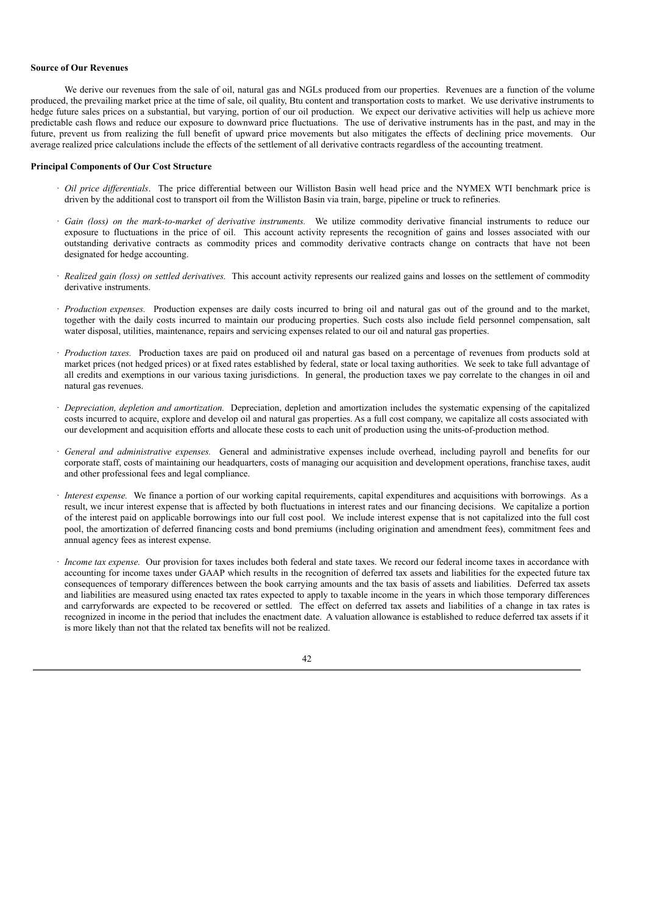**Source of Our Revenues**

We derive our revenues from the sale of oil, natural gas and NGLs produced from our properties. Revenues are a function of the volume produced, the prevailing market price at the time of sale, oil quality, Btu content and transportation costs to market. We use derivative instruments to hedge future sales prices on a substantial, but varying, portion of our oil production. We expect our derivative activities will help us achieve more predictable cash flows and reduce our exposure to downward price fluctuations. The use of derivative instruments has in the past, and may in the future, prevent us from realizing the full benefit of upward price movements but also mitigates the effects of declining price movements. Our average realized price calculations include the effects of the settlement of all derivative contracts regardless of the accounting treatment.

**Principal Components of Our Cost Structure**

- *Oil price differentials*. The price differential between our Williston Basin well head price and the NYMEX WTI benchmark price is driven by the additional cost to transport oil from the Williston Basin via train, barge, pipeline or truck to refineries.
- *Gain (loss) on the mark-to-market of derivative instruments.* We utilize commodity derivative financial instruments to reduce our exposure to fluctuations in the price of oil. This account activity represents the recognition of gains and losses associated with our outstanding derivative contracts as commodity prices and commodity derivative contracts change on contracts that have not been designated for hedge accounting.
- *Realized gain (loss) on settled derivatives.* This account activity represents our realized gains and losses on the settlement of commodity derivative instruments.
- *Production expenses.* Production expenses are daily costs incurred to bring oil and natural gas out of the ground and to the market, together with the daily costs incurred to maintain our producing properties. Such costs also include field personnel compensation, salt water disposal, utilities, maintenance, repairs and servicing expenses related to our oil and natural gas properties.
- *Production taxes.* Production taxes are paid on produced oil and natural gas based on a percentage of revenues from products sold at market prices (not hedged prices) or at fixed rates established by federal, state or local taxing authorities. We seek to take full advantage of all credits and exemptions in our various taxing jurisdictions. In general, the production taxes we pay correlate to the changes in oil and natural gas revenues.
- *Depreciation, depletion and amortization.* Depreciation, depletion and amortization includes the systematic expensing of the capitalized costs incurred to acquire, explore and develop oil and natural gas properties. As a full cost company, we capitalize all costs associated with our development and acquisition efforts and allocate these costs to each unit of production using the units-of-production method.
- *General and administrative expenses.* General and administrative expenses include overhead, including payroll and benefits for our corporate staff, costs of maintaining our headquarters, costs of managing our acquisition and development operations, franchise taxes, audit and other professional fees and legal compliance.
- *Interest expense.* We finance a portion of our working capital requirements, capital expenditures and acquisitions with borrowings. As a result, we incur interest expense that is affected by both fluctuations in interest rates and our financing decisions. We capitalize a portion of the interest paid on applicable borrowings into our full cost pool. We include interest expense that is not capitalized into the full cost pool, the amortization of deferred financing costs and bond premiums (including origination and amendment fees), commitment fees and annual agency fees as interest expense.
- *Income tax expense.* Our provision for taxes includes both federal and state taxes. We record our federal income taxes in accordance with accounting for income taxes under GAAP which results in the recognition of deferred tax assets and liabilities for the expected future tax consequences of temporary differences between the book carrying amounts and the tax basis of assets and liabilities. Deferred tax assets and liabilities are measured using enacted tax rates expected to apply to taxable income in the years in which those temporary differences and carryforwards are expected to be recovered or settled. The effect on deferred tax assets and liabilities of a change in tax rates is recognized in income in the period that includes the enactment date. A valuation allowance is established to reduce deferred tax assets if it is more likely than not that the related tax benefits will not be realized.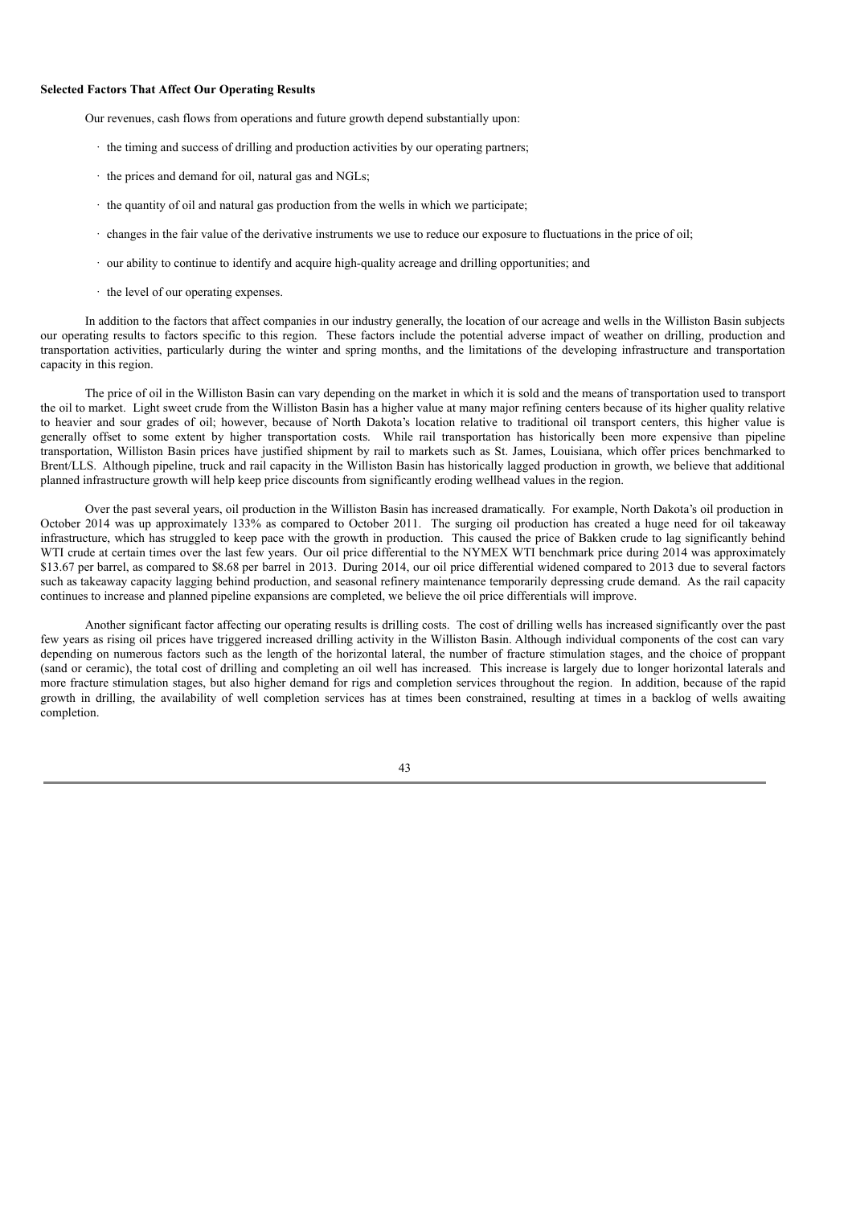**Selected Factors That Affect Our Operating Results**

Our revenues, cash flows from operations and future growth depend substantially upon:

- the timing and success of drilling and production activities by our operating partners;
- the prices and demand for oil, natural gas and NGLs;
- the quantity of oil and natural gas production from the wells in which we participate;
- changes in the fair value of the derivative instruments we use to reduce our exposure to fluctuations in the price of oil;
- our ability to continue to identify and acquire high-quality acreage and drilling opportunities; and
- the level of our operating expenses.

In addition to the factors that affect companies in our industry generally, the location of our acreage and wells in the Williston Basin subjects our operating results to factors specific to this region. These factors include the potential adverse impact of weather on drilling, production and transportation activities, particularly during the winter and spring months, and the limitations of the developing infrastructure and transportation capacity in this region.

The price of oil in the Williston Basin can vary depending on the market in which it is sold and the means of transportation used to transport the oil to market. Light sweet crude from the Williston Basin has a higher value at many major refining centers because of its higher quality relative to heavier and sour grades of oil; however, because of North Dakota's location relative to traditional oil transport centers, this higher value is generally offset to some extent by higher transportation costs. While rail transportation has historically been more expensive than pipeline transportation, Williston Basin prices have justified shipment by rail to markets such as St. James, Louisiana, which offer prices benchmarked to Brent/LLS. Although pipeline, truck and rail capacity in the Williston Basin has historically lagged production in growth, we believe that additional planned infrastructure growth will help keep price discounts from significantly eroding wellhead values in the region.

Over the past several years, oil production in the Williston Basin has increased dramatically. For example, North Dakota's oil production in October 2014 was up approximately 133% as compared to October 2011. The surging oil production has created a huge need for oil takeaway infrastructure, which has struggled to keep pace with the growth in production. This caused the price of Bakken crude to lag significantly behind WTI crude at certain times over the last few years. Our oil price differential to the NYMEX WTI benchmark price during 2014 was approximately $13.67 per barrel, as compared to $8.68 per barrel in 2013. During 2014, our oil price differential widened compared to 2013 due to several factors such as takeaway capacity lagging behind production, and seasonal refinery maintenance temporarily depressing crude demand. As the rail capacity continues to increase and planned pipeline expansions are completed, we believe the oil price differentials will improve.

Another significant factor affecting our operating results is drilling costs. The cost of drilling wells has increased significantly over the past few years as rising oil prices have triggered increased drilling activity in the Williston Basin. Although individual components of the cost can vary depending on numerous factors such as the length of the horizontal lateral, the number of fracture stimulation stages, and the choice of proppant (sand or ceramic), the total cost of drilling and completing an oil well has increased. This increase is largely due to longer horizontal laterals and more fracture stimulation stages, but also higher demand for rigs and completion services throughout the region. In addition, because of the rapid growth in drilling, the availability of well completion services has at times been constrained, resulting at times in a backlog of wells awaiting completion.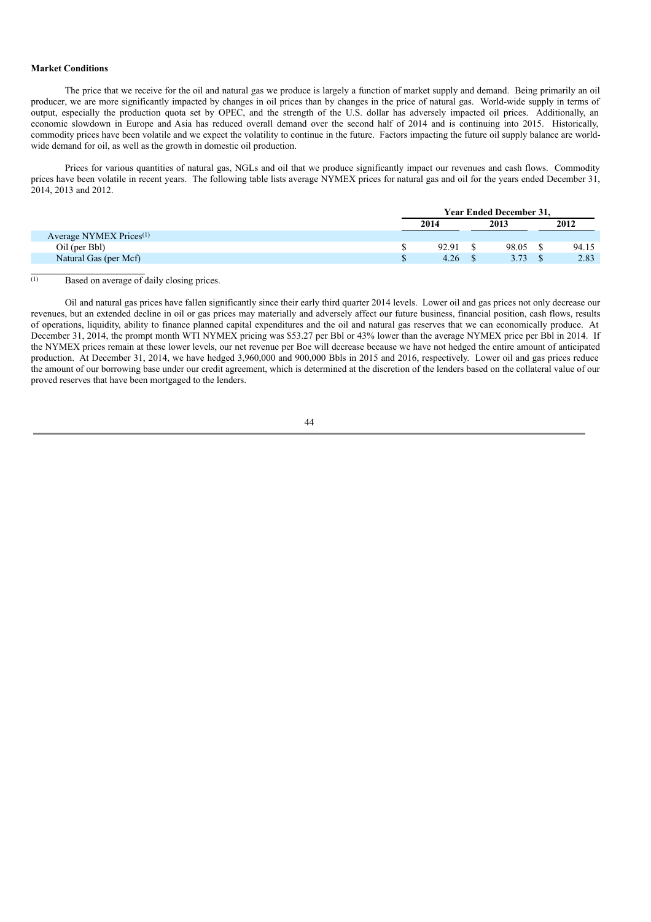**Market Conditions**

The price that we receive for the oil and natural gas we produce is largely a function of market supply and demand. Being primarily an oil producer, we are more significantly impacted by changes in oil prices than by changes in the price of natural gas. World-wide supply in terms of output, especially the production quota set by OPEC, and the strength of the U.S. dollar has adversely impacted oil prices. Additionally, an economic slowdown in Europe and Asia has reduced overall demand over the second half of 2014 and is continuing into 2015. Historically, commodity prices have been volatile and we expect the volatility to continue in the future. Factors impacting the future oil supply balance are world-wide demand for oil, as well as the growth in domestic oil production.

Prices for various quantities of natural gas, NGLs and oil that we produce significantly impact our revenues and cash flows. Commodity prices have been volatile in recent years. The following table lists average NYMEX prices for natural gas and oil for the years ended December 31, 2014, 2013 and 2012.

| | Year Ended December 31, | | |
|---|---|---|---|
| | 2014 | 2013 | 2012 |
| Average NYMEX Prices[1] | | | |
| Oil (per Bbl) | $ 92.91 | $ 98.05 | $ 94.15 |
| Natural Gas (per Mcf) | $ 4.26 | $ 3.73 | $ 2.83 |

(1) Based on average of daily closing prices.

Oil and natural gas prices have fallen significantly since their early third quarter 2014 levels. Lower oil and gas prices not only decrease our revenues, but an extended decline in oil or gas prices may materially and adversely affect our future business, financial position, cash flows, results of operations, liquidity, ability to finance planned capital expenditures and the oil and natural gas reserves that we can economically produce. At December 31, 2014, the prompt month WTI NYMEX pricing was $53.27 per Bbl or 43% lower than the average NYMEX price per Bbl in 2014. If the NYMEX prices remain at these lower levels, our net revenue per Boe will decrease because we have not hedged the entire amount of anticipated production. At December 31, 2014, we have hedged 3,960,000 and 900,000 Bbls in 2015 and 2016, respectively. Lower oil and gas prices reduce the amount of our borrowing base under our credit agreement, which is determined at the discretion of the lenders based on the collateral value of our proved reserves that have been mortgaged to the lenders.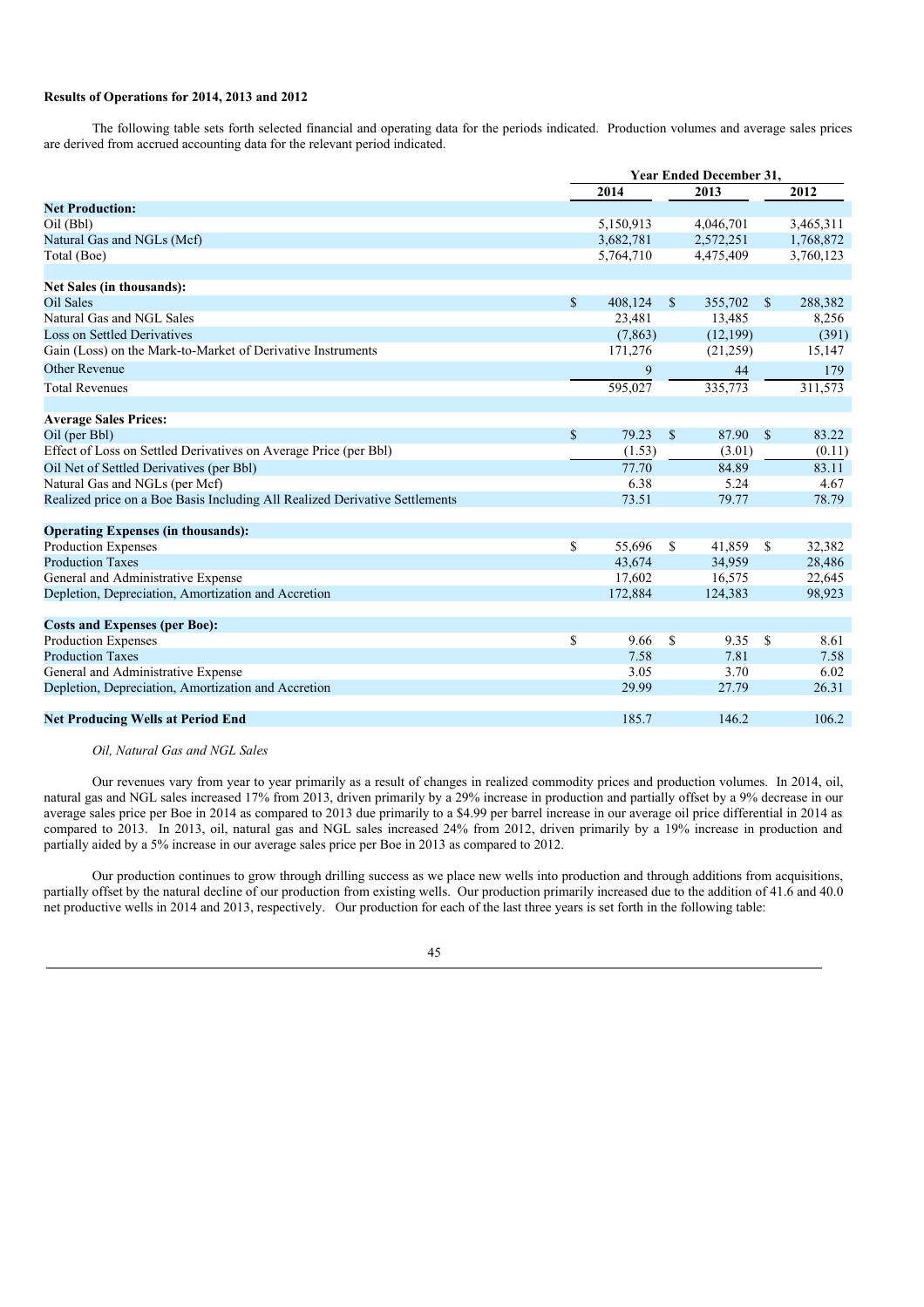**Results of Operations for 2014, 2013 and 2012**

The following table sets forth selected financial and operating data for the periods indicated. Production volumes and average sales prices are derived from accrued accounting data for the relevant period indicated.

| | Year Ended December 31, | | |
|---|---|---|---|
| | 2014 | 2013 | 2012 |
| **Net Production:** | | | |
| Oil (Bbl) | 5,150,913 | 4,046,701 | 3,465,311 |
| Natural Gas and NGLs (Mcf) | 3,682,781 | 2,572,251 | 1,768,872 |
| Total (Boe) | 5,764,710 | 4,475,409 | 3,760,123 |
| | | | |
| **Net Sales (in thousands):** | | | |
| Oil Sales | $ 408,124 | $ 355,702 | $ 288,382 |
| Natural Gas and NGL Sales | 23,481 | 13,485 | 8,256 |
| Loss on Settled Derivatives | (7,863) | (12,199) | (391) |
| Gain (Loss) on the Mark-to-Market of Derivative Instruments | 171,276 | (21,259) | 15,147 |
| Other Revenue | 9 | 44 | 179 |
| Total Revenues | 595,027 | 335,773 | 311,573 |
| | | | |
| **Average Sales Prices:** | | | |
| Oil (per Bbl) | $ 79.23 | $ 87.90 | $ 83.22 |
| Effect of Loss on Settled Derivatives on Average Price (per Bbl) | (1.53) | (3.01) | (0.11) |
| Oil Net of Settled Derivatives (per Bbl) | 77.70 | 84.89 | 83.11 |
| Natural Gas and NGLs (per Mcf) | 6.38 | 5.24 | 4.67 |
| Realized price on a Boe Basis Including All Realized Derivative Settlements | 73.51 | 79.77 | 78.79 |
| | | | |
| **Operating Expenses (in thousands):** | | | |
| Production Expenses | $ 55,696 | $ 41,859 | $ 32,382 |
| Production Taxes | 43,674 | 34,959 | 28,486 |
| General and Administrative Expense | 17,602 | 16,575 | 22,645 |
| Depletion, Depreciation, Amortization and Accretion | 172,884 | 124,383 | 98,923 |
| | | | |
| **Costs and Expenses (per Boe):** | | | |
| Production Expenses | $ 9.66 | $ 9.35 | $ 8.61 |
| Production Taxes | 7.58 | 7.81 | 7.58 |
| General and Administrative Expense | 3.05 | 3.70 | 6.02 |
| Depletion, Depreciation, Amortization and Accretion | 29.99 | 27.79 | 26.31 |
| | | | |
| **Net Producing Wells at Period End** | 185.7 | 146.2 | 106.2 |

*Oil, Natural Gas and NGL Sales*

Our revenues vary from year to year primarily as a result of changes in realized commodity prices and production volumes. In 2014, oil, natural gas and NGL sales increased 17% from 2013, driven primarily by a 29% increase in production and partially offset by a 9% decrease in our average sales price per Boe in 2014 as compared to 2013 due primarily to a $4.99 per barrel increase in our average oil price differential in 2014 as compared to 2013. In 2013, oil, natural gas and NGL sales increased 24% from 2012, driven primarily by a 19% increase in production and partially aided by a 5% increase in our average sales price per Boe in 2013 as compared to 2012.

Our production continues to grow through drilling success as we place new wells into production and through additions from acquisitions, partially offset by the natural decline of our production from existing wells. Our production primarily increased due to the addition of 41.6 and 40.0 net productive wells in 2014 and 2013, respectively. Our production for each of the last three years is set forth in the following table: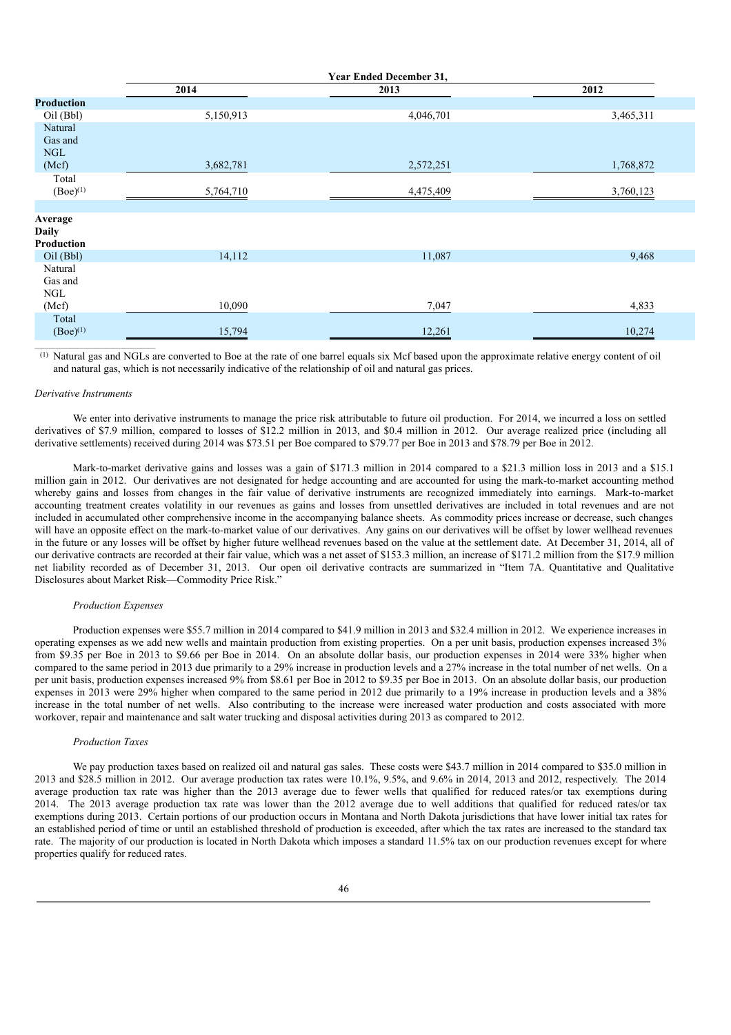| | Year Ended December 31, | | |
|---|---|---|---|
| | 2014 | 2013 | 2012 |
| **Production** | | | |
| Oil (Bbl) | 5,150,913 | 4,046,701 | 3,465,311 |
| Natural Gas and NGL (Mcf) | 3,682,781 | 2,572,251 | 1,768,872 |
| Total (Boe)[1] | 5,764,710 | 4,475,409 | 3,760,123 |
| **Average Daily Production** | | | |
| Oil (Bbl) | 14,112 | 11,087 | 9,468 |
| Natural Gas and NGL (Mcf) | 10,090 | 7,047 | 4,833 |
| Total (Boe)[1] | 15,794 | 12,261 | 10,274 |

[1] Natural gas and NGLs are converted to Boe at the rate of one barrel equals six Mcf based upon the approximate relative energy content of oil and natural gas, which is not necessarily indicative of the relationship of oil and natural gas prices.

*Derivative Instruments*

We enter into derivative instruments to manage the price risk attributable to future oil production. For 2014, we incurred a loss on settled derivatives of $7.9 million, compared to losses of $12.2 million in 2013, and $0.4 million in 2012. Our average realized price (including all derivative settlements) received during 2014 was $73.51 per Boe compared to $79.77 per Boe in 2013 and $78.79 per Boe in 2012.

Mark-to-market derivative gains and losses was a gain of $171.3 million in 2014 compared to a $21.3 million loss in 2013 and a $15.1 million gain in 2012. Our derivatives are not designated for hedge accounting and are accounted for using the mark-to-market accounting method whereby gains and losses from changes in the fair value of derivative instruments are recognized immediately into earnings. Mark-to-market accounting treatment creates volatility in our revenues as gains and losses from unsettled derivatives are included in total revenues and are not included in accumulated other comprehensive income in the accompanying balance sheets. As commodity prices increase or decrease, such changes will have an opposite effect on the mark-to-market value of our derivatives. Any gains on our derivatives will be offset by lower wellhead revenues in the future or any losses will be offset by higher future wellhead revenues based on the value at the settlement date. At December 31, 2014, all of our derivative contracts are recorded at their fair value, which was a net asset of $153.3 million, an increase of $171.2 million from the $17.9 million net liability recorded as of December 31, 2013. Our open oil derivative contracts are summarized in "Item 7A. Quantitative and Qualitative Disclosures about Market Risk—Commodity Price Risk."

*Production Expenses*

Production expenses were $55.7 million in 2014 compared to $41.9 million in 2013 and $32.4 million in 2012. We experience increases in operating expenses as we add new wells and maintain production from existing properties. On a per unit basis, production expenses increased 3% from $9.35 per Boe in 2013 to $9.66 per Boe in 2014. On an absolute dollar basis, our production expenses in 2014 were 33% higher when compared to the same period in 2013 due primarily to a 29% increase in production levels and a 27% increase in the total number of net wells. On a per unit basis, production expenses increased 9% from $8.61 per Boe in 2012 to $9.35 per Boe in 2013. On an absolute dollar basis, our production expenses in 2013 were 29% higher when compared to the same period in 2012 due primarily to a 19% increase in production levels and a 38% increase in the total number of net wells. Also contributing to the increase were increased water production and costs associated with more workover, repair and maintenance and salt water trucking and disposal activities during 2013 as compared to 2012.

*Production Taxes*

We pay production taxes based on realized oil and natural gas sales. These costs were $43.7 million in 2014 compared to $35.0 million in 2013 and $28.5 million in 2012. Our average production tax rates were 10.1%, 9.5%, and 9.6% in 2014, 2013 and 2012, respectively. The 2014 average production tax rate was higher than the 2013 average due to fewer wells that qualified for reduced rates/or tax exemptions during 2014. The 2013 average production tax rate was lower than the 2012 average due to well additions that qualified for reduced rates/or tax exemptions during 2013. Certain portions of our production occurs in Montana and North Dakota jurisdictions that have lower initial tax rates for an established period of time or until an established threshold of production is exceeded, after which the tax rates are increased to the standard tax rate. The majority of our production is located in North Dakota which imposes a standard 11.5% tax on our production revenues except for where properties qualify for reduced rates.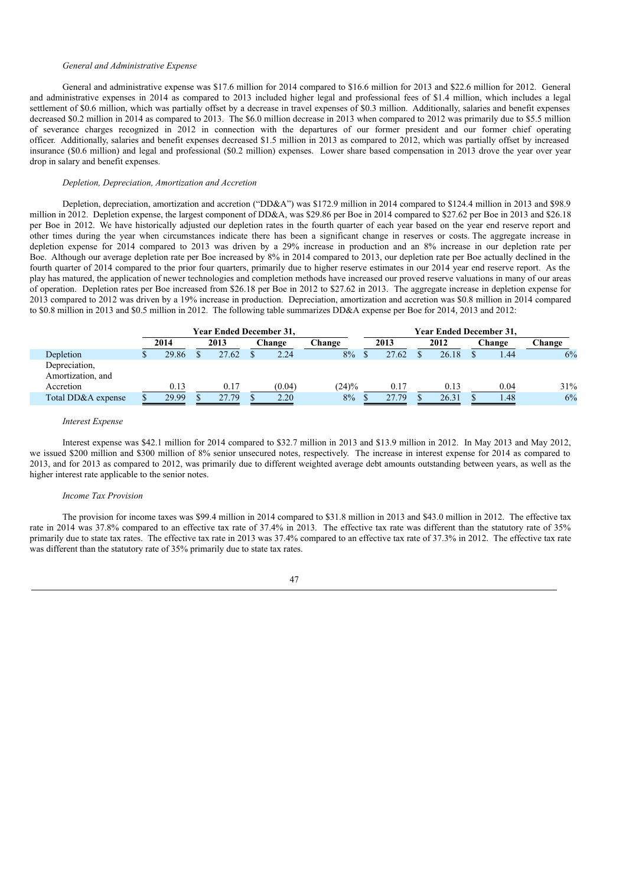*General and Administrative Expense*

General and administrative expense was $17.6 million for 2014 compared to $16.6 million for 2013 and $22.6 million for 2012. General and administrative expenses in 2014 as compared to 2013 included higher legal and professional fees of $1.4 million, which includes a legal settlement of $0.6 million, which was partially offset by a decrease in travel expenses of $0.3 million. Additionally, salaries and benefit expenses decreased $0.2 million in 2014 as compared to 2013. The $6.0 million decrease in 2013 when compared to 2012 was primarily due to $5.5 million of severance charges recognized in 2012 in connection with the departures of our former president and our former chief operating officer. Additionally, salaries and benefit expenses decreased $1.5 million in 2013 as compared to 2012, which was partially offset by increased insurance ($0.6 million) and legal and professional ($0.2 million) expenses. Lower share based compensation in 2013 drove the year over year drop in salary and benefit expenses.

*Depletion, Depreciation, Amortization and Accretion*

Depletion, depreciation, amortization and accretion ("DD&A") was $172.9 million in 2014 compared to $124.4 million in 2013 and $98.9 million in 2012. Depletion expense, the largest component of DD&A, was $29.86 per Boe in 2014 compared to $27.62 per Boe in 2013 and $26.18 per Boe in 2012. We have historically adjusted our depletion rates in the fourth quarter of each year based on the year end reserve report and other times during the year when circumstances indicate there has been a significant change in reserves or costs. The aggregate increase in depletion expense for 2014 compared to 2013 was driven by a 29% increase in production and an 8% increase in our depletion rate per Boe. Although our average depletion rate per Boe increased by 8% in 2014 compared to 2013, our depletion rate per Boe actually declined in the fourth quarter of 2014 compared to the prior four quarters, primarily due to higher reserve estimates in our 2014 year end reserve report. As the play has matured, the application of newer technologies and completion methods have increased our proved reserve valuations in many of our areas of operation. Depletion rates per Boe increased from $26.18 per Boe in 2012 to $27.62 in 2013. The aggregate increase in depletion expense for 2013 compared to 2012 was driven by a 19% increase in production. Depreciation, amortization and accretion was $0.8 million in 2014 compared to $0.8 million in 2013 and $0.5 million in 2012. The following table summarizes DD&A expense per Boe for 2014, 2013 and 2012:

| | Year Ended December 31, | | | | Year Ended December 31, | | | |
|---|---|---|---|---|---|---|---|---|
| | 2014 | 2013 | Change | Change | 2013 | 2012 | Change | Change |
| Depletion | $ 29.86 | $ 27.62 | $ 2.24 | 8% | $ 27.62 | $ 26.18 | $ 1.44 | 6% |
| Depreciation, Amortization, and Accretion | 0.13 | 0.17 | (0.04) | (24)% | 0.17 | 0.13 | 0.04 | 31% |
| Total DD&A expense | $ 29.99 | $ 27.79 | $ 2.20 | 8% | $ 27.79 | $ 26.31 | $ 1.48 | 6% |

*Interest Expense*

Interest expense was $42.1 million for 2014 compared to $32.7 million in 2013 and $13.9 million in 2012. In May 2013 and May 2012, we issued $200 million and $300 million of 8% senior unsecured notes, respectively. The increase in interest expense for 2014 as compared to 2013, and for 2013 as compared to 2012, was primarily due to different weighted average debt amounts outstanding between years, as well as the higher interest rate applicable to the senior notes.

*Income Tax Provision*

The provision for income taxes was $99.4 million in 2014 compared to $31.8 million in 2013 and $43.0 million in 2012. The effective tax rate in 2014 was 37.8% compared to an effective tax rate of 37.4% in 2013. The effective tax rate was different than the statutory rate of 35% primarily due to state tax rates. The effective tax rate in 2013 was 37.4% compared to an effective tax rate of 37.3% in 2012. The effective tax rate was different than the statutory rate of 35% primarily due to state tax rates.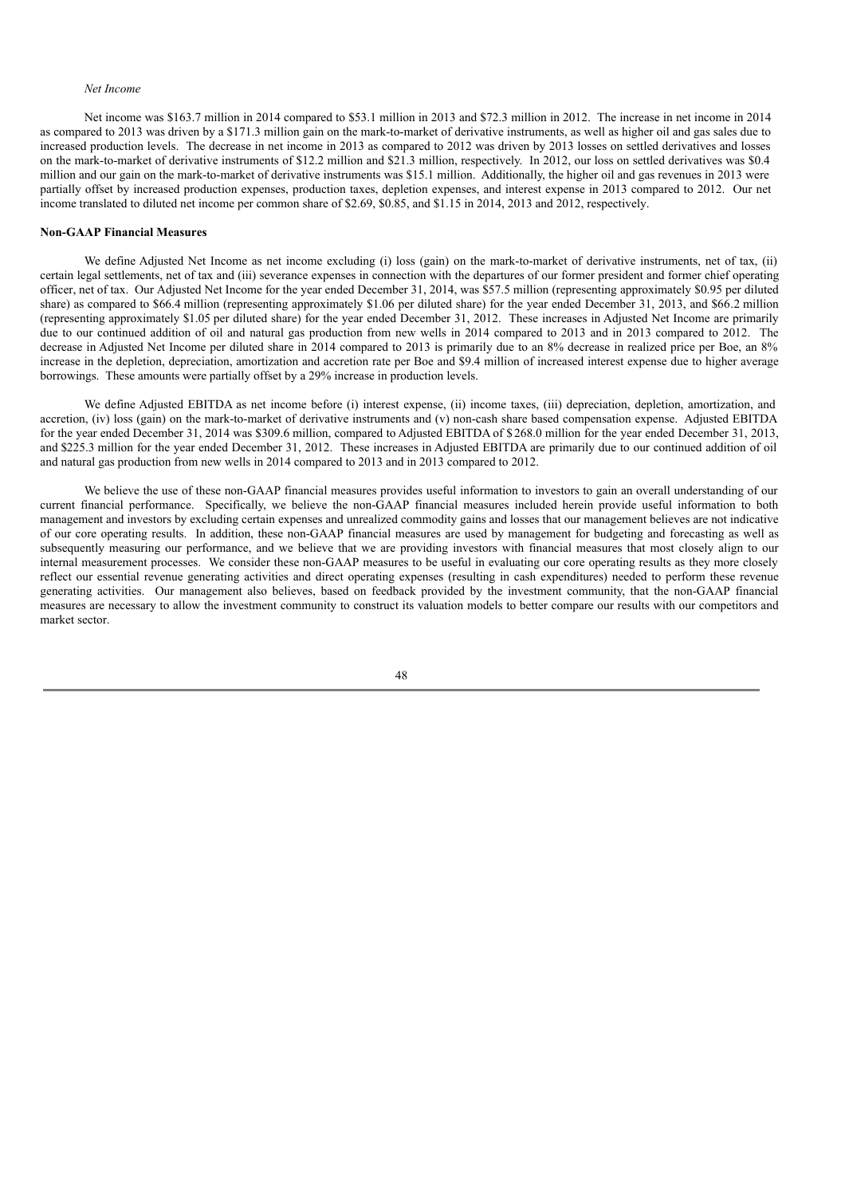*Net Income*

Net income was $163.7 million in 2014 compared to $53.1 million in 2013 and $72.3 million in 2012. The increase in net income in 2014 as compared to 2013 was driven by a $171.3 million gain on the mark-to-market of derivative instruments, as well as higher oil and gas sales due to increased production levels. The decrease in net income in 2013 as compared to 2012 was driven by 2013 losses on settled derivatives and losses on the mark-to-market of derivative instruments of $12.2 million and $21.3 million, respectively. In 2012, our loss on settled derivatives was $0.4 million and our gain on the mark-to-market of derivative instruments was $15.1 million. Additionally, the higher oil and gas revenues in 2013 were partially offset by increased production expenses, production taxes, depletion expenses, and interest expense in 2013 compared to 2012. Our net income translated to diluted net income per common share of $2.69, $0.85, and $1.15 in 2014, 2013 and 2012, respectively.

**Non-GAAP Financial Measures**

We define Adjusted Net Income as net income excluding (i) loss (gain) on the mark-to-market of derivative instruments, net of tax, (ii) certain legal settlements, net of tax and (iii) severance expenses in connection with the departures of our former president and former chief operating officer, net of tax. Our Adjusted Net Income for the year ended December 31, 2014, was $57.5 million (representing approximately $0.95 per diluted share) as compared to $66.4 million (representing approximately $1.06 per diluted share) for the year ended December 31, 2013, and $66.2 million (representing approximately $1.05 per diluted share) for the year ended December 31, 2012. These increases in Adjusted Net Income are primarily due to our continued addition of oil and natural gas production from new wells in 2014 compared to 2013 and in 2013 compared to 2012. The decrease in Adjusted Net Income per diluted share in 2014 compared to 2013 is primarily due to an 8% decrease in realized price per Boe, an 8% increase in the depletion, depreciation, amortization and accretion rate per Boe and $9.4 million of increased interest expense due to higher average borrowings. These amounts were partially offset by a 29% increase in production levels.

We define Adjusted EBITDA as net income before (i) interest expense, (ii) income taxes, (iii) depreciation, depletion, amortization, and accretion, (iv) loss (gain) on the mark-to-market of derivative instruments and (v) non-cash share based compensation expense. Adjusted EBITDA for the year ended December 31, 2014 was $309.6 million, compared to Adjusted EBITDA of $268.0 million for the year ended December 31, 2013, and $225.3 million for the year ended December 31, 2012. These increases in Adjusted EBITDA are primarily due to our continued addition of oil and natural gas production from new wells in 2014 compared to 2013 and in 2013 compared to 2012.

We believe the use of these non-GAAP financial measures provides useful information to investors to gain an overall understanding of our current financial performance. Specifically, we believe the non-GAAP financial measures included herein provide useful information to both management and investors by excluding certain expenses and unrealized commodity gains and losses that our management believes are not indicative of our core operating results. In addition, these non-GAAP financial measures are used by management for budgeting and forecasting as well as subsequently measuring our performance, and we believe that we are providing investors with financial measures that most closely align to our internal measurement processes. We consider these non-GAAP measures to be useful in evaluating our core operating results as they more closely reflect our essential revenue generating activities and direct operating expenses (resulting in cash expenditures) needed to perform these revenue generating activities. Our management also believes, based on feedback provided by the investment community, that the non-GAAP financial measures are necessary to allow the investment community to construct its valuation models to better compare our results with our competitors and market sector.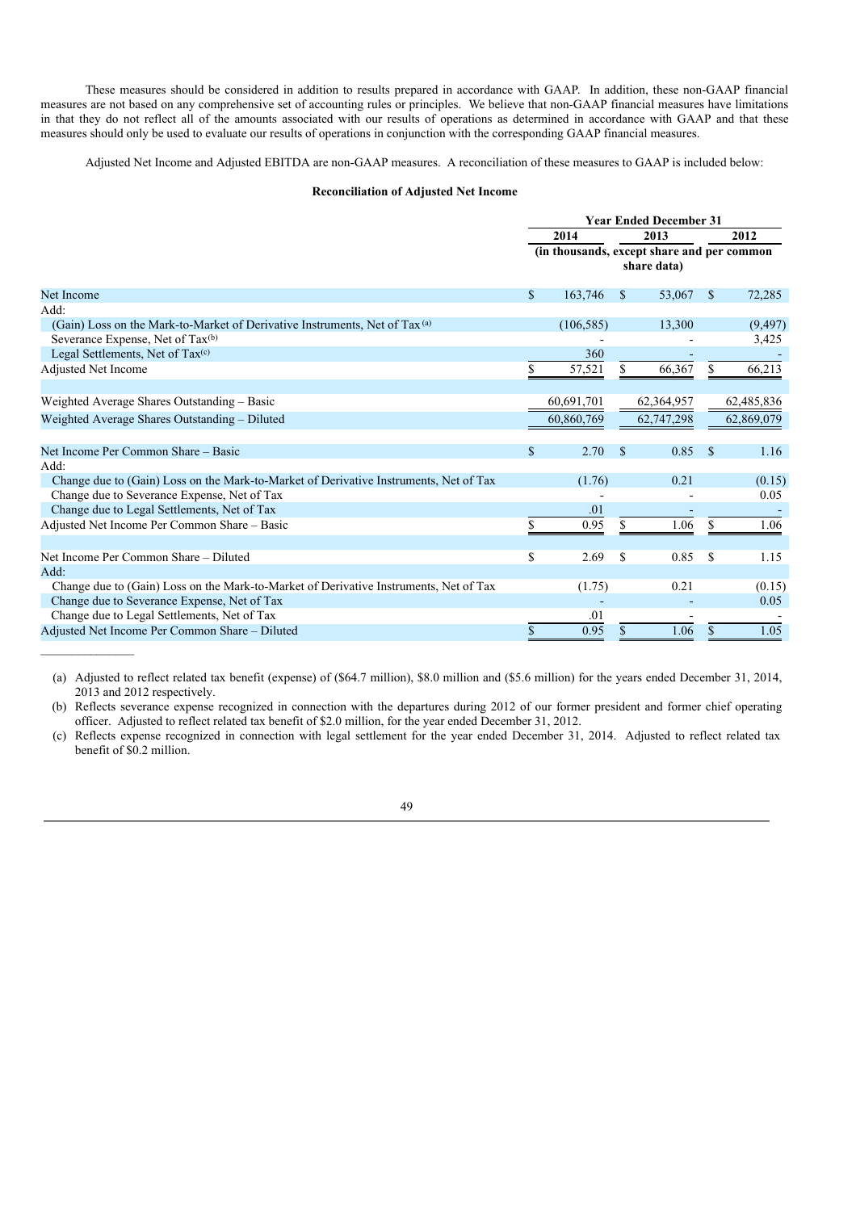These measures should be considered in addition to results prepared in accordance with GAAP. In addition, these non-GAAP financial measures are not based on any comprehensive set of accounting rules or principles. We believe that non-GAAP financial measures have limitations in that they do not reflect all of the amounts associated with our results of operations as determined in accordance with GAAP and that these measures should only be used to evaluate our results of operations in conjunction with the corresponding GAAP financial measures.

Adjusted Net Income and Adjusted EBITDA are non-GAAP measures. A reconciliation of these measures to GAAP is included below:

**Reconciliation of Adjusted Net Income**

| | Year Ended December 31 | | |
|---|---|---|---|
| | 2014 | 2013 | 2012 |
| | (in thousands, except share and per common share data) | | |
| Net Income | $ 163,746 | $ 53,067 | $ 72,285 |
| Add: | | | |
| (Gain) Loss on the Mark-to-Market of Derivative Instruments, Net of Tax [(a)] | (106,585) | 13,300 | (9,497) |
| Severance Expense, Net of Tax[(b)] | - | - | 3,425 |
| Legal Settlements, Net of Tax[(c)] | 360 | - | - |
| Adjusted Net Income | $ 57,521 | $ 66,367 | $ 66,213 |
| | | | |
| Weighted Average Shares Outstanding – Basic | 60,691,701 | 62,364,957 | 62,485,836 |
| Weighted Average Shares Outstanding – Diluted | 60,860,769 | 62,747,298 | 62,869,079 |
| | | | |
| Net Income Per Common Share – Basic | $ 2.70 | $ 0.85 | $ 1.16 |
| Add: | | | |
| Change due to (Gain) Loss on the Mark-to-Market of Derivative Instruments, Net of Tax | (1.76) | 0.21 | (0.15) |
| Change due to Severance Expense, Net of Tax | - | - | 0.05 |
| Change due to Legal Settlements, Net of Tax | .01 | - | - |
| Adjusted Net Income Per Common Share – Basic | $ 0.95 | $ 1.06 | $ 1.06 |
| | | | |
| Net Income Per Common Share – Diluted | $ 2.69 | $ 0.85 | $ 1.15 |
| Add: | | | |
| Change due to (Gain) Loss on the Mark-to-Market of Derivative Instruments, Net of Tax | (1.75) | 0.21 | (0.15) |
| Change due to Severance Expense, Net of Tax | - | - | 0.05 |
| Change due to Legal Settlements, Net of Tax | .01 | - | - |
| Adjusted Net Income Per Common Share – Diluted | $ 0.95 | $ 1.06 | $ 1.05 |

(a) Adjusted to reflect related tax benefit (expense) of ($64.7 million), $8.0 million and ($5.6 million) for the years ended December 31, 2014, 2013 and 2012 respectively.

(b) Reflects severance expense recognized in connection with the departures during 2012 of our former president and former chief operating officer. Adjusted to reflect related tax benefit of $2.0 million, for the year ended December 31, 2012.

(c) Reflects expense recognized in connection with legal settlement for the year ended December 31, 2014. Adjusted to reflect related tax benefit of $0.2 million.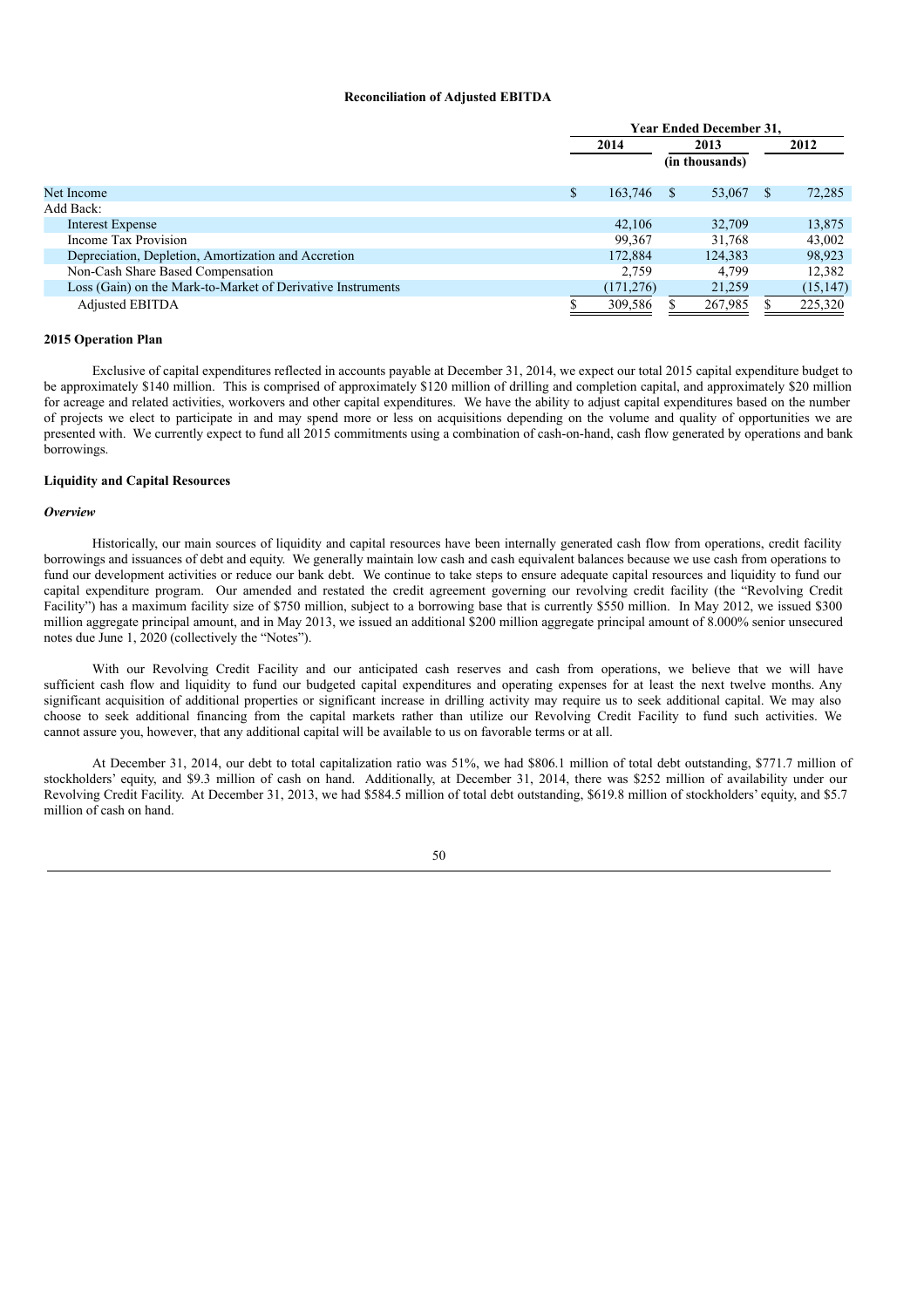**Reconciliation of Adjusted EBITDA**

| | Year Ended December 31, | | |
|---|---|---|---|
| | 2014 | 2013 | 2012 |
| | | (in thousands) | |
| Net Income | $ 163,746 | $ 53,067 | $ 72,285 |
| Add Back: | | | |
| Interest Expense | 42,106 | 32,709 | 13,875 |
| Income Tax Provision | 99,367 | 31,768 | 43,002 |
| Depreciation, Depletion, Amortization and Accretion | 172,884 | 124,383 | 98,923 |
| Non-Cash Share Based Compensation | 2,759 | 4,799 | 12,382 |
| Loss (Gain) on the Mark-to-Market of Derivative Instruments | (171,276) | 21,259 | (15,147) |
| Adjusted EBITDA | $ 309,586 | $ 267,985 | $ 225,320 |

**2015 Operation Plan**

Exclusive of capital expenditures reflected in accounts payable at December 31, 2014, we expect our total 2015 capital expenditure budget to be approximately $140 million. This is comprised of approximately $120 million of drilling and completion capital, and approximately $20 million for acreage and related activities, workovers and other capital expenditures. We have the ability to adjust capital expenditures based on the number of projects we elect to participate in and may spend more or less on acquisitions depending on the volume and quality of opportunities we are presented with. We currently expect to fund all 2015 commitments using a combination of cash-on-hand, cash flow generated by operations and bank borrowings.

**Liquidity and Capital Resources**

***Overview***

Historically, our main sources of liquidity and capital resources have been internally generated cash flow from operations, credit facility borrowings and issuances of debt and equity. We generally maintain low cash and cash equivalent balances because we use cash from operations to fund our development activities or reduce our bank debt. We continue to take steps to ensure adequate capital resources and liquidity to fund our capital expenditure program. Our amended and restated the credit agreement governing our revolving credit facility (the "Revolving Credit Facility") has a maximum facility size of $750 million, subject to a borrowing base that is currently $550 million. In May 2012, we issued $300 million aggregate principal amount, and in May 2013, we issued an additional $200 million aggregate principal amount of 8.000% senior unsecured notes due June 1, 2020 (collectively the "Notes").

With our Revolving Credit Facility and our anticipated cash reserves and cash from operations, we believe that we will have sufficient cash flow and liquidity to fund our budgeted capital expenditures and operating expenses for at least the next twelve months. Any significant acquisition of additional properties or significant increase in drilling activity may require us to seek additional capital. We may also choose to seek additional financing from the capital markets rather than utilize our Revolving Credit Facility to fund such activities. We cannot assure you, however, that any additional capital will be available to us on favorable terms or at all.

At December 31, 2014, our debt to total capitalization ratio was 51%, we had $806.1 million of total debt outstanding, $771.7 million of stockholders' equity, and $9.3 million of cash on hand. Additionally, at December 31, 2014, there was $252 million of availability under our Revolving Credit Facility. At December 31, 2013, we had $584.5 million of total debt outstanding, $619.8 million of stockholders' equity, and $5.7 million of cash on hand.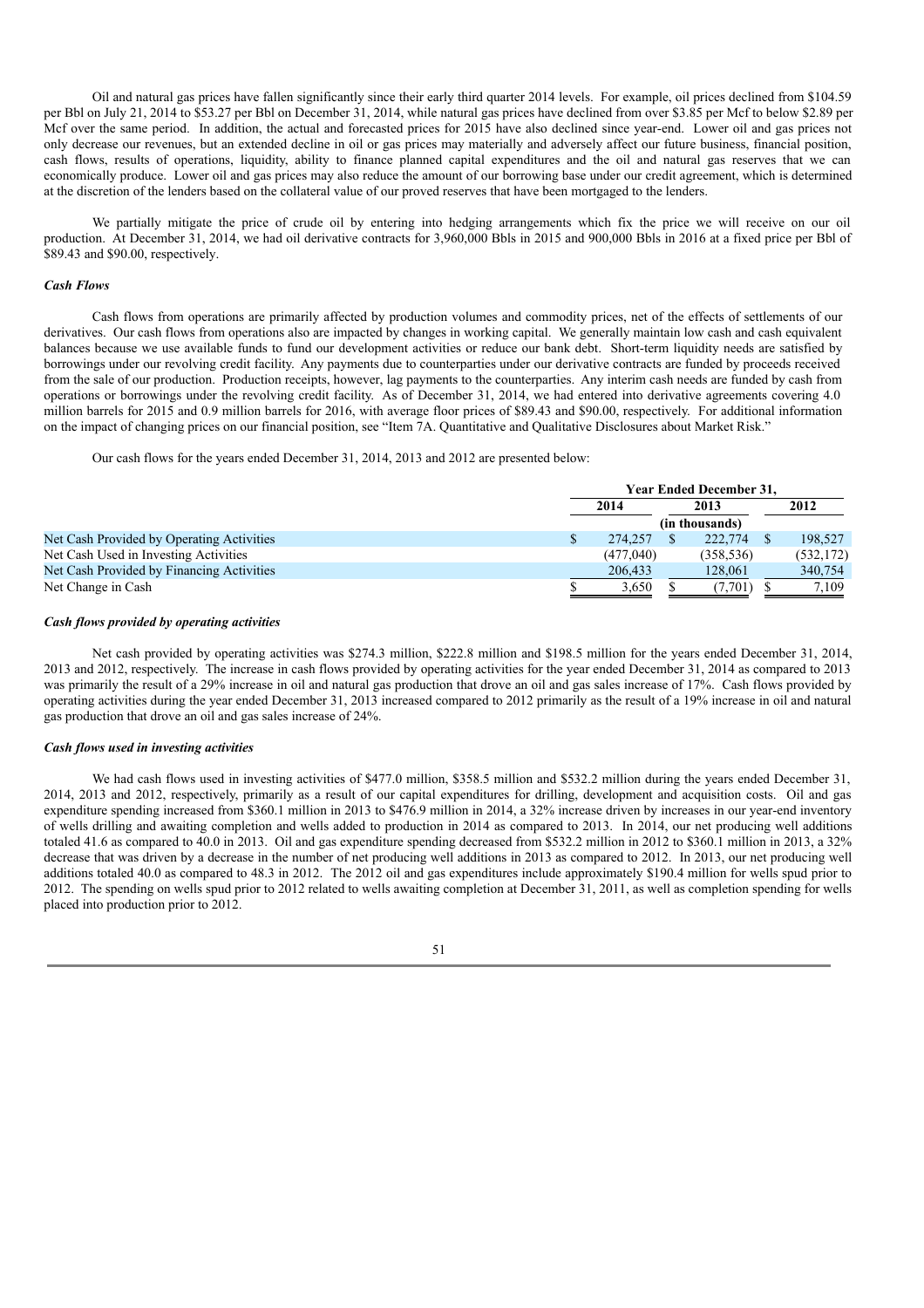Oil and natural gas prices have fallen significantly since their early third quarter 2014 levels. For example, oil prices declined from $104.59 per Bbl on July 21, 2014 to $53.27 per Bbl on December 31, 2014, while natural gas prices have declined from over $3.85 per Mcf to below $2.89 per Mcf over the same period. In addition, the actual and forecasted prices for 2015 have also declined since year-end. Lower oil and gas prices not only decrease our revenues, but an extended decline in oil or gas prices may materially and adversely affect our future business, financial position, cash flows, results of operations, liquidity, ability to finance planned capital expenditures and the oil and natural gas reserves that we can economically produce. Lower oil and gas prices may also reduce the amount of our borrowing base under our credit agreement, which is determined at the discretion of the lenders based on the collateral value of our proved reserves that have been mortgaged to the lenders.

We partially mitigate the price of crude oil by entering into hedging arrangements which fix the price we will receive on our oil production. At December 31, 2014, we had oil derivative contracts for 3,960,000 Bbls in 2015 and 900,000 Bbls in 2016 at a fixed price per Bbl of $89.43 and $90.00, respectively.

### *Cash Flows*

Cash flows from operations are primarily affected by production volumes and commodity prices, net of the effects of settlements of our derivatives. Our cash flows from operations also are impacted by changes in working capital. We generally maintain low cash and cash equivalent balances because we use available funds to fund our development activities or reduce our bank debt. Short-term liquidity needs are satisfied by borrowings under our revolving credit facility. Any payments due to counterparties under our derivative contracts are funded by proceeds received from the sale of our production. Production receipts, however, lag payments to the counterparties. Any interim cash needs are funded by cash from operations or borrowings under the revolving credit facility. As of December 31, 2014, we had entered into derivative agreements covering 4.0 million barrels for 2015 and 0.9 million barrels for 2016, with average floor prices of $89.43 and $90.00, respectively. For additional information on the impact of changing prices on our financial position, see "Item 7A. Quantitative and Qualitative Disclosures about Market Risk."

Our cash flows for the years ended December 31, 2014, 2013 and 2012 are presented below:

| | Year Ended December 31, | | |
|---|---|---|---|
| | 2014 | 2013 | 2012 |
| | (in thousands) | | |
| Net Cash Provided by Operating Activities | $ 274,257 | $ 222,774 | $ 198,527 |
| Net Cash Used in Investing Activities | (477,040) | (358,536) | (532,172) |
| Net Cash Provided by Financing Activities | 206,433 | 128,061 | 340,754 |
| Net Change in Cash | $ 3,650 | $ (7,701) | $ 7,109 |

### *Cash flows provided by operating activities*

Net cash provided by operating activities was $274.3 million, $222.8 million and $198.5 million for the years ended December 31, 2014, 2013 and 2012, respectively. The increase in cash flows provided by operating activities for the year ended December 31, 2014 as compared to 2013 was primarily the result of a 29% increase in oil and natural gas production that drove an oil and gas sales increase of 17%. Cash flows provided by operating activities during the year ended December 31, 2013 increased compared to 2012 primarily as the result of a 19% increase in oil and natural gas production that drove an oil and gas sales increase of 24%.

### *Cash flows used in investing activities*

We had cash flows used in investing activities of $477.0 million, $358.5 million and $532.2 million during the years ended December 31, 2014, 2013 and 2012, respectively, primarily as a result of our capital expenditures for drilling, development and acquisition costs. Oil and gas expenditure spending increased from $360.1 million in 2013 to $476.9 million in 2014, a 32% increase driven by increases in our year-end inventory of wells drilling and awaiting completion and wells added to production in 2014 as compared to 2013. In 2014, our net producing well additions totaled 41.6 as compared to 40.0 in 2013. Oil and gas expenditure spending decreased from $532.2 million in 2012 to $360.1 million in 2013, a 32% decrease that was driven by a decrease in the number of net producing well additions in 2013 as compared to 2012. In 2013, our net producing well additions totaled 40.0 as compared to 48.3 in 2012. The 2012 oil and gas expenditures include approximately $190.4 million for wells spud prior to 2012. The spending on wells spud prior to 2012 related to wells awaiting completion at December 31, 2011, as well as completion spending for wells placed into production prior to 2012.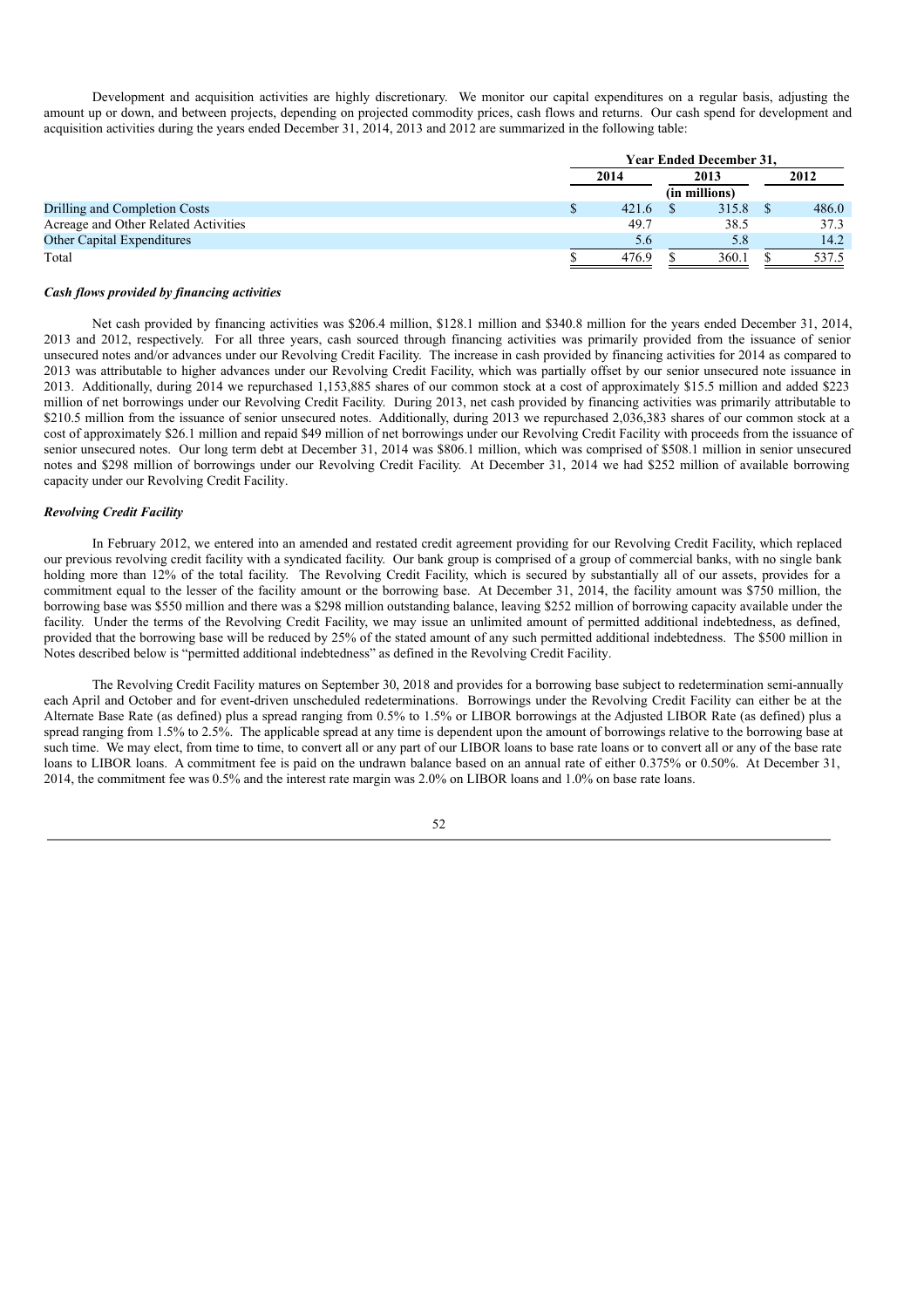Development and acquisition activities are highly discretionary. We monitor our capital expenditures on a regular basis, adjusting the amount up or down, and between projects, depending on projected commodity prices, cash flows and returns. Our cash spend for development and acquisition activities during the years ended December 31, 2014, 2013 and 2012 are summarized in the following table:

| | Year Ended December 31, | | |
|---|---|---|---|
| | 2014 | 2013 | 2012 |
| | | (in millions) | |
| Drilling and Completion Costs | $ 421.6 | $ 315.8 | $ 486.0 |
| Acreage and Other Related Activities | 49.7 | 38.5 | 37.3 |
| Other Capital Expenditures | 5.6 | 5.8 | 14.2 |
| Total | $ 476.9 | $ 360.1 | $ 537.5 |

***Cash flows provided by financing activities***

Net cash provided by financing activities was $206.4 million, $128.1 million and $340.8 million for the years ended December 31, 2014, 2013 and 2012, respectively. For all three years, cash sourced through financing activities was primarily provided from the issuance of senior unsecured notes and/or advances under our Revolving Credit Facility. The increase in cash provided by financing activities for 2014 as compared to 2013 was attributable to higher advances under our Revolving Credit Facility, which was partially offset by our senior unsecured note issuance in 2013. Additionally, during 2014 we repurchased 1,153,885 shares of our common stock at a cost of approximately $15.5 million and added $223 million of net borrowings under our Revolving Credit Facility. During 2013, net cash provided by financing activities was primarily attributable to $210.5 million from the issuance of senior unsecured notes. Additionally, during 2013 we repurchased 2,036,383 shares of our common stock at a cost of approximately $26.1 million and repaid $49 million of net borrowings under our Revolving Credit Facility with proceeds from the issuance of senior unsecured notes. Our long term debt at December 31, 2014 was $806.1 million, which was comprised of $508.1 million in senior unsecured notes and $298 million of borrowings under our Revolving Credit Facility. At December 31, 2014 we had $252 million of available borrowing capacity under our Revolving Credit Facility.

***Revolving Credit Facility***

In February 2012, we entered into an amended and restated credit agreement providing for our Revolving Credit Facility, which replaced our previous revolving credit facility with a syndicated facility. Our bank group is comprised of a group of commercial banks, with no single bank holding more than 12% of the total facility. The Revolving Credit Facility, which is secured by substantially all of our assets, provides for a commitment equal to the lesser of the facility amount or the borrowing base. At December 31, 2014, the facility amount was $750 million, the borrowing base was $550 million and there was a $298 million outstanding balance, leaving $252 million of borrowing capacity available under the facility. Under the terms of the Revolving Credit Facility, we may issue an unlimited amount of permitted additional indebtedness, as defined, provided that the borrowing base will be reduced by 25% of the stated amount of any such permitted additional indebtedness. The $500 million in Notes described below is "permitted additional indebtedness" as defined in the Revolving Credit Facility.

The Revolving Credit Facility matures on September 30, 2018 and provides for a borrowing base subject to redetermination semi-annually each April and October and for event-driven unscheduled redeterminations. Borrowings under the Revolving Credit Facility can either be at the Alternate Base Rate (as defined) plus a spread ranging from 0.5% to 1.5% or LIBOR borrowings at the Adjusted LIBOR Rate (as defined) plus a spread ranging from 1.5% to 2.5%. The applicable spread at any time is dependent upon the amount of borrowings relative to the borrowing base at such time. We may elect, from time to time, to convert all or any part of our LIBOR loans to base rate loans or to convert all or any of the base rate loans to LIBOR loans. A commitment fee is paid on the undrawn balance based on an annual rate of either 0.375% or 0.50%. At December 31, 2014, the commitment fee was 0.5% and the interest rate margin was 2.0% on LIBOR loans and 1.0% on base rate loans.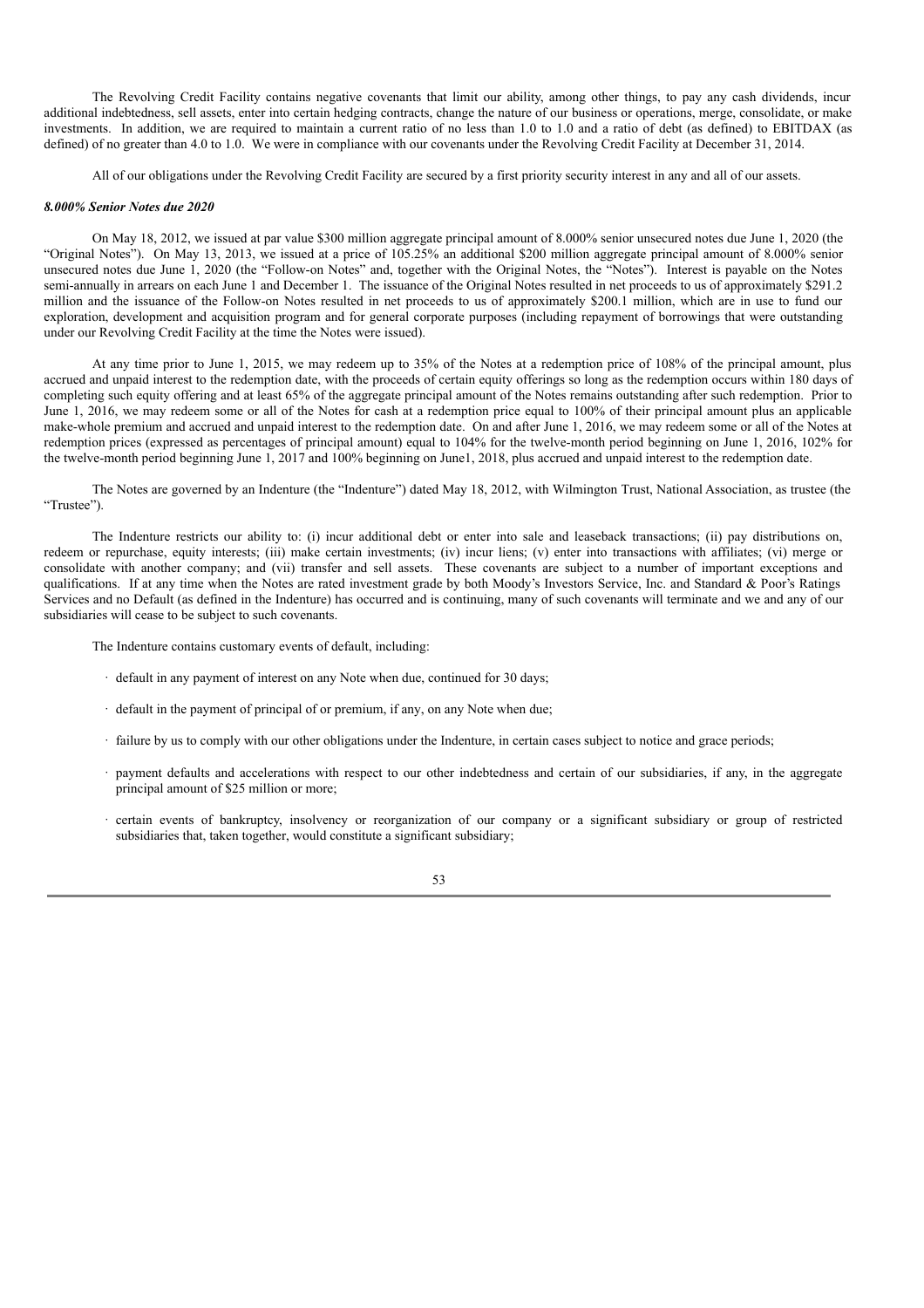The Revolving Credit Facility contains negative covenants that limit our ability, among other things, to pay any cash dividends, incur additional indebtedness, sell assets, enter into certain hedging contracts, change the nature of our business or operations, merge, consolidate, or make investments. In addition, we are required to maintain a current ratio of no less than 1.0 to 1.0 and a ratio of debt (as defined) to EBITDAX (as defined) of no greater than 4.0 to 1.0. We were in compliance with our covenants under the Revolving Credit Facility at December 31, 2014.

All of our obligations under the Revolving Credit Facility are secured by a first priority security interest in any and all of our assets.

***8.000% Senior Notes due 2020***

On May 18, 2012, we issued at par value $300 million aggregate principal amount of 8.000% senior unsecured notes due June 1, 2020 (the "Original Notes"). On May 13, 2013, we issued at a price of 105.25% an additional $200 million aggregate principal amount of 8.000% senior unsecured notes due June 1, 2020 (the "Follow-on Notes" and, together with the Original Notes, the "Notes"). Interest is payable on the Notes semi-annually in arrears on each June 1 and December 1. The issuance of the Original Notes resulted in net proceeds to us of approximately $291.2 million and the issuance of the Follow-on Notes resulted in net proceeds to us of approximately $200.1 million, which are in use to fund our exploration, development and acquisition program and for general corporate purposes (including repayment of borrowings that were outstanding under our Revolving Credit Facility at the time the Notes were issued).

At any time prior to June 1, 2015, we may redeem up to 35% of the Notes at a redemption price of 108% of the principal amount, plus accrued and unpaid interest to the redemption date, with the proceeds of certain equity offerings so long as the redemption occurs within 180 days of completing such equity offering and at least 65% of the aggregate principal amount of the Notes remains outstanding after such redemption. Prior to June 1, 2016, we may redeem some or all of the Notes for cash at a redemption price equal to 100% of their principal amount plus an applicable make-whole premium and accrued and unpaid interest to the redemption date. On and after June 1, 2016, we may redeem some or all of the Notes at redemption prices (expressed as percentages of principal amount) equal to 104% for the twelve-month period beginning on June 1, 2016, 102% for the twelve-month period beginning June 1, 2017 and 100% beginning on June1, 2018, plus accrued and unpaid interest to the redemption date.

The Notes are governed by an Indenture (the "Indenture") dated May 18, 2012, with Wilmington Trust, National Association, as trustee (the "Trustee").

The Indenture restricts our ability to: (i) incur additional debt or enter into sale and leaseback transactions; (ii) pay distributions on, redeem or repurchase, equity interests; (iii) make certain investments; (iv) incur liens; (v) enter into transactions with affiliates; (vi) merge or consolidate with another company; and (vii) transfer and sell assets. These covenants are subject to a number of important exceptions and qualifications. If at any time when the Notes are rated investment grade by both Moody's Investors Service, Inc. and Standard & Poor's Ratings Services and no Default (as defined in the Indenture) has occurred and is continuing, many of such covenants will terminate and we and any of our subsidiaries will cease to be subject to such covenants.

The Indenture contains customary events of default, including:

- default in any payment of interest on any Note when due, continued for 30 days;
- default in the payment of principal of or premium, if any, on any Note when due;
- failure by us to comply with our other obligations under the Indenture, in certain cases subject to notice and grace periods;
- payment defaults and accelerations with respect to our other indebtedness and certain of our subsidiaries, if any, in the aggregate principal amount of $25 million or more;
- certain events of bankruptcy, insolvency or reorganization of our company or a significant subsidiary or group of restricted subsidiaries that, taken together, would constitute a significant subsidiary;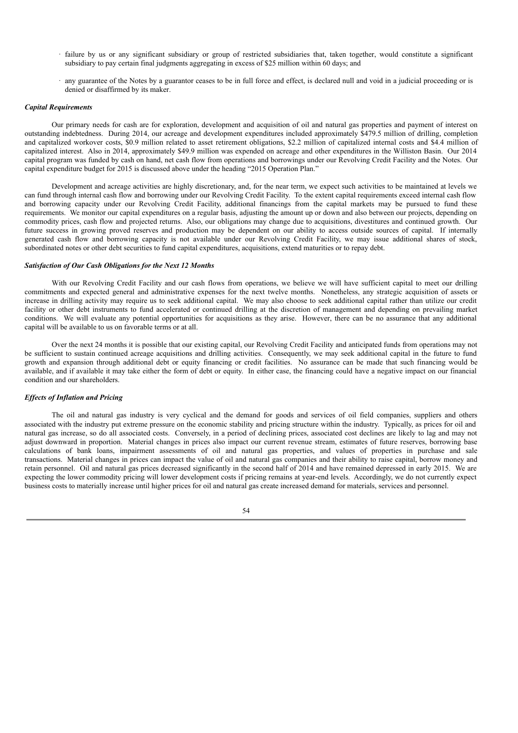- failure by us or any significant subsidiary or group of restricted subsidiaries that, taken together, would constitute a significant subsidiary to pay certain final judgments aggregating in excess of $25 million within 60 days; and
- any guarantee of the Notes by a guarantor ceases to be in full force and effect, is declared null and void in a judicial proceeding or is denied or disaffirmed by its maker.

***Capital Requirements***

Our primary needs for cash are for exploration, development and acquisition of oil and natural gas properties and payment of interest on outstanding indebtedness. During 2014, our acreage and development expenditures included approximately $479.5 million of drilling, completion and capitalized workover costs, $0.9 million related to asset retirement obligations, $2.2 million of capitalized internal costs and $4.4 million of capitalized interest. Also in 2014, approximately $49.9 million was expended on acreage and other expenditures in the Williston Basin. Our 2014 capital program was funded by cash on hand, net cash flow from operations and borrowings under our Revolving Credit Facility and the Notes. Our capital expenditure budget for 2015 is discussed above under the heading "2015 Operation Plan."

Development and acreage activities are highly discretionary, and, for the near term, we expect such activities to be maintained at levels we can fund through internal cash flow and borrowing under our Revolving Credit Facility. To the extent capital requirements exceed internal cash flow and borrowing capacity under our Revolving Credit Facility, additional financings from the capital markets may be pursued to fund these requirements. We monitor our capital expenditures on a regular basis, adjusting the amount up or down and also between our projects, depending on commodity prices, cash flow and projected returns. Also, our obligations may change due to acquisitions, divestitures and continued growth. Our future success in growing proved reserves and production may be dependent on our ability to access outside sources of capital. If internally generated cash flow and borrowing capacity is not available under our Revolving Credit Facility, we may issue additional shares of stock, subordinated notes or other debt securities to fund capital expenditures, acquisitions, extend maturities or to repay debt.

***Satisfaction of Our Cash Obligations for the Next 12 Months***

With our Revolving Credit Facility and our cash flows from operations, we believe we will have sufficient capital to meet our drilling commitments and expected general and administrative expenses for the next twelve months. Nonetheless, any strategic acquisition of assets or increase in drilling activity may require us to seek additional capital. We may also choose to seek additional capital rather than utilize our credit facility or other debt instruments to fund accelerated or continued drilling at the discretion of management and depending on prevailing market conditions. We will evaluate any potential opportunities for acquisitions as they arise. However, there can be no assurance that any additional capital will be available to us on favorable terms or at all.

Over the next 24 months it is possible that our existing capital, our Revolving Credit Facility and anticipated funds from operations may not be sufficient to sustain continued acreage acquisitions and drilling activities. Consequently, we may seek additional capital in the future to fund growth and expansion through additional debt or equity financing or credit facilities. No assurance can be made that such financing would be available, and if available it may take either the form of debt or equity. In either case, the financing could have a negative impact on our financial condition and our shareholders.

***Effects of Inflation and Pricing***

The oil and natural gas industry is very cyclical and the demand for goods and services of oil field companies, suppliers and others associated with the industry put extreme pressure on the economic stability and pricing structure within the industry. Typically, as prices for oil and natural gas increase, so do all associated costs. Conversely, in a period of declining prices, associated cost declines are likely to lag and may not adjust downward in proportion. Material changes in prices also impact our current revenue stream, estimates of future reserves, borrowing base calculations of bank loans, impairment assessments of oil and natural gas properties, and values of properties in purchase and sale transactions. Material changes in prices can impact the value of oil and natural gas companies and their ability to raise capital, borrow money and retain personnel. Oil and natural gas prices decreased significantly in the second half of 2014 and have remained depressed in early 2015. We are expecting the lower commodity pricing will lower development costs if pricing remains at year-end levels. Accordingly, we do not currently expect business costs to materially increase until higher prices for oil and natural gas create increased demand for materials, services and personnel.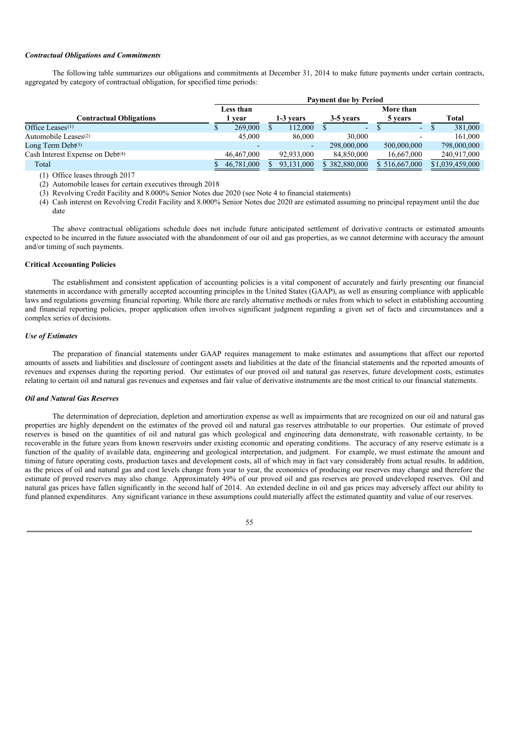*Contractual Obligations and Commitments*

The following table summarizes our obligations and commitments at December 31, 2014 to make future payments under certain contracts, aggregated by category of contractual obligation, for specified time periods:

| | Payment due by Period | | | | |
|---|---|---|---|---|---|
| **Contractual Obligations** | **Less than 1 year** | **1-3 years** | **3-5 years** | **More than 5 years** | **Total** |
| Office Leases[(1)] | $ 269,000 | $ 112,000 | $ - | $ - | $ 381,000 |
| Automobile Leases[(2)] | 45,000 | 86,000 | 30,000 | - | 161,000 |
| Long Term Debt[(3)] | - | - | 298,000,000 | 500,000,000 | 798,000,000 |
| Cash Interest Expense on Debt[(4)] | 46,467,000 | 92,933,000 | 84,850,000 | 16,667,000 | 240,917,000 |
| Total | $ 46,781,000 | $ 93,131,000 | $ 382,880,000 | $ 516,667,000 | $1,039,459,000 |

(1) Office leases through 2017

(2) Automobile leases for certain executives through 2018

(3) Revolving Credit Facility and 8.000% Senior Notes due 2020 (see Note 4 to financial statements)

(4) Cash interest on Revolving Credit Facility and 8.000% Senior Notes due 2020 are estimated assuming no principal repayment until the due date

The above contractual obligations schedule does not include future anticipated settlement of derivative contracts or estimated amounts expected to be incurred in the future associated with the abandonment of our oil and gas properties, as we cannot determine with accuracy the amount and/or timing of such payments.

**Critical Accounting Policies**

The establishment and consistent application of accounting policies is a vital component of accurately and fairly presenting our financial statements in accordance with generally accepted accounting principles in the United States (GAAP), as well as ensuring compliance with applicable laws and regulations governing financial reporting. While there are rarely alternative methods or rules from which to select in establishing accounting and financial reporting policies, proper application often involves significant judgment regarding a given set of facts and circumstances and a complex series of decisions.

*Use of Estimates*

The preparation of financial statements under GAAP requires management to make estimates and assumptions that affect our reported amounts of assets and liabilities and disclosure of contingent assets and liabilities at the date of the financial statements and the reported amounts of revenues and expenses during the reporting period. Our estimates of our proved oil and natural gas reserves, future development costs, estimates relating to certain oil and natural gas revenues and expenses and fair value of derivative instruments are the most critical to our financial statements.

*Oil and Natural Gas Reserves*

The determination of depreciation, depletion and amortization expense as well as impairments that are recognized on our oil and natural gas properties are highly dependent on the estimates of the proved oil and natural gas reserves attributable to our properties. Our estimate of proved reserves is based on the quantities of oil and natural gas which geological and engineering data demonstrate, with reasonable certainty, to be recoverable in the future years from known reservoirs under existing economic and operating conditions. The accuracy of any reserve estimate is a function of the quality of available data, engineering and geological interpretation, and judgment. For example, we must estimate the amount and timing of future operating costs, production taxes and development costs, all of which may in fact vary considerably from actual results. In addition, as the prices of oil and natural gas and cost levels change from year to year, the economics of producing our reserves may change and therefore the estimate of proved reserves may also change. Approximately 49% of our proved oil and gas reserves are proved undeveloped reserves. Oil and natural gas prices have fallen significantly in the second half of 2014. An extended decline in oil and gas prices may adversely affect our ability to fund planned expenditures. Any significant variance in these assumptions could materially affect the estimated quantity and value of our reserves.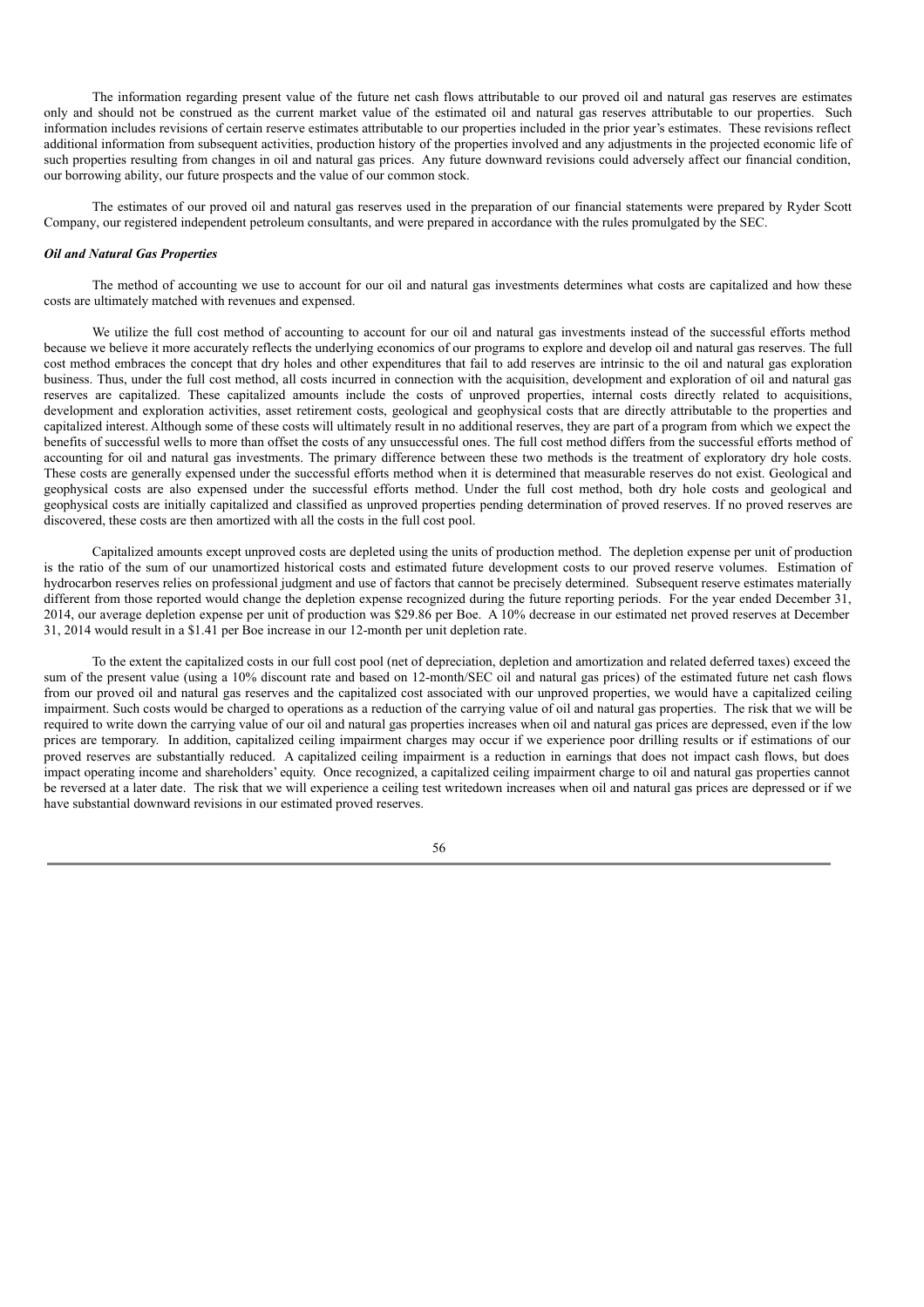The information regarding present value of the future net cash flows attributable to our proved oil and natural gas reserves are estimates only and should not be construed as the current market value of the estimated oil and natural gas reserves attributable to our properties. Such information includes revisions of certain reserve estimates attributable to our properties included in the prior year's estimates. These revisions reflect additional information from subsequent activities, production history of the properties involved and any adjustments in the projected economic life of such properties resulting from changes in oil and natural gas prices. Any future downward revisions could adversely affect our financial condition, our borrowing ability, our future prospects and the value of our common stock.

The estimates of our proved oil and natural gas reserves used in the preparation of our financial statements were prepared by Ryder Scott Company, our registered independent petroleum consultants, and were prepared in accordance with the rules promulgated by the SEC.

***Oil and Natural Gas Properties***

The method of accounting we use to account for our oil and natural gas investments determines what costs are capitalized and how these costs are ultimately matched with revenues and expensed.

We utilize the full cost method of accounting to account for our oil and natural gas investments instead of the successful efforts method because we believe it more accurately reflects the underlying economics of our programs to explore and develop oil and natural gas reserves. The full cost method embraces the concept that dry holes and other expenditures that fail to add reserves are intrinsic to the oil and natural gas exploration business. Thus, under the full cost method, all costs incurred in connection with the acquisition, development and exploration of oil and natural gas reserves are capitalized. These capitalized amounts include the costs of unproved properties, internal costs directly related to acquisitions, development and exploration activities, asset retirement costs, geological and geophysical costs that are directly attributable to the properties and capitalized interest. Although some of these costs will ultimately result in no additional reserves, they are part of a program from which we expect the benefits of successful wells to more than offset the costs of any unsuccessful ones. The full cost method differs from the successful efforts method of accounting for oil and natural gas investments. The primary difference between these two methods is the treatment of exploratory dry hole costs. These costs are generally expensed under the successful efforts method when it is determined that measurable reserves do not exist. Geological and geophysical costs are also expensed under the successful efforts method. Under the full cost method, both dry hole costs and geological and geophysical costs are initially capitalized and classified as unproved properties pending determination of proved reserves. If no proved reserves are discovered, these costs are then amortized with all the costs in the full cost pool.

Capitalized amounts except unproved costs are depleted using the units of production method. The depletion expense per unit of production is the ratio of the sum of our unamortized historical costs and estimated future development costs to our proved reserve volumes. Estimation of hydrocarbon reserves relies on professional judgment and use of factors that cannot be precisely determined. Subsequent reserve estimates materially different from those reported would change the depletion expense recognized during the future reporting periods. For the year ended December 31, 2014, our average depletion expense per unit of production was $29.86 per Boe. A 10% decrease in our estimated net proved reserves at December 31, 2014 would result in a $1.41 per Boe increase in our 12-month per unit depletion rate.

To the extent the capitalized costs in our full cost pool (net of depreciation, depletion and amortization and related deferred taxes) exceed the sum of the present value (using a 10% discount rate and based on 12-month/SEC oil and natural gas prices) of the estimated future net cash flows from our proved oil and natural gas reserves and the capitalized cost associated with our unproved properties, we would have a capitalized ceiling impairment. Such costs would be charged to operations as a reduction of the carrying value of oil and natural gas properties. The risk that we will be required to write down the carrying value of our oil and natural gas properties increases when oil and natural gas prices are depressed, even if the low prices are temporary. In addition, capitalized ceiling impairment charges may occur if we experience poor drilling results or if estimations of our proved reserves are substantially reduced. A capitalized ceiling impairment is a reduction in earnings that does not impact cash flows, but does impact operating income and shareholders' equity. Once recognized, a capitalized ceiling impairment charge to oil and natural gas properties cannot be reversed at a later date. The risk that we will experience a ceiling test writedown increases when oil and natural gas prices are depressed or if we have substantial downward revisions in our estimated proved reserves.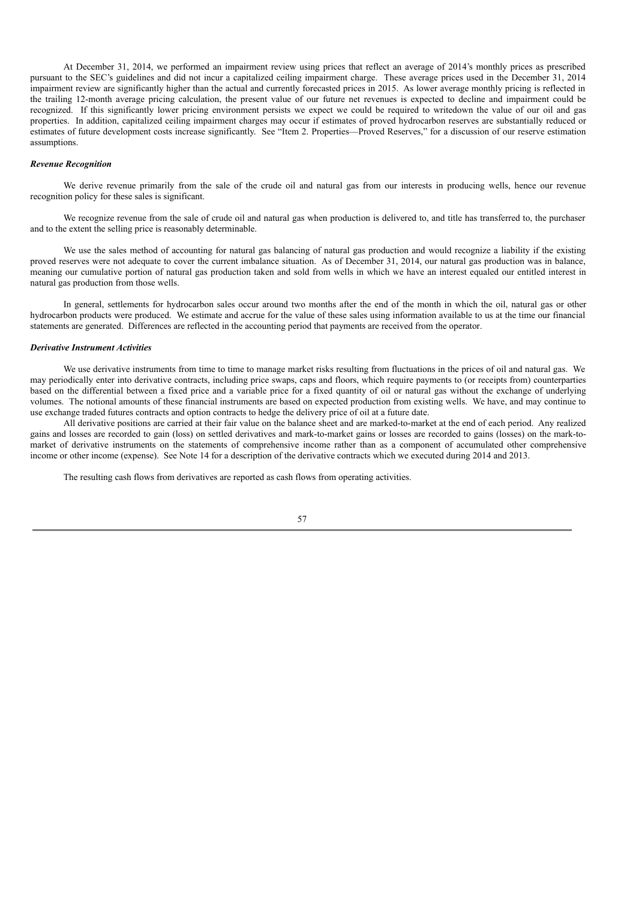At December 31, 2014, we performed an impairment review using prices that reflect an average of 2014's monthly prices as prescribed pursuant to the SEC's guidelines and did not incur a capitalized ceiling impairment charge. These average prices used in the December 31, 2014 impairment review are significantly higher than the actual and currently forecasted prices in 2015. As lower average monthly pricing is reflected in the trailing 12-month average pricing calculation, the present value of our future net revenues is expected to decline and impairment could be recognized. If this significantly lower pricing environment persists we expect we could be required to writedown the value of our oil and gas properties. In addition, capitalized ceiling impairment charges may occur if estimates of proved hydrocarbon reserves are substantially reduced or estimates of future development costs increase significantly. See "Item 2. Properties—Proved Reserves," for a discussion of our reserve estimation assumptions.

***Revenue Recognition***

We derive revenue primarily from the sale of the crude oil and natural gas from our interests in producing wells, hence our revenue recognition policy for these sales is significant.

We recognize revenue from the sale of crude oil and natural gas when production is delivered to, and title has transferred to, the purchaser and to the extent the selling price is reasonably determinable.

We use the sales method of accounting for natural gas balancing of natural gas production and would recognize a liability if the existing proved reserves were not adequate to cover the current imbalance situation. As of December 31, 2014, our natural gas production was in balance, meaning our cumulative portion of natural gas production taken and sold from wells in which we have an interest equaled our entitled interest in natural gas production from those wells.

In general, settlements for hydrocarbon sales occur around two months after the end of the month in which the oil, natural gas or other hydrocarbon products were produced. We estimate and accrue for the value of these sales using information available to us at the time our financial statements are generated. Differences are reflected in the accounting period that payments are received from the operator.

***Derivative Instrument Activities***

We use derivative instruments from time to time to manage market risks resulting from fluctuations in the prices of oil and natural gas. We may periodically enter into derivative contracts, including price swaps, caps and floors, which require payments to (or receipts from) counterparties based on the differential between a fixed price and a variable price for a fixed quantity of oil or natural gas without the exchange of underlying volumes. The notional amounts of these financial instruments are based on expected production from existing wells. We have, and may continue to use exchange traded futures contracts and option contracts to hedge the delivery price of oil at a future date.

All derivative positions are carried at their fair value on the balance sheet and are marked-to-market at the end of each period. Any realized gains and losses are recorded to gain (loss) on settled derivatives and mark-to-market gains or losses are recorded to gains (losses) on the mark-to-market of derivative instruments on the statements of comprehensive income rather than as a component of accumulated other comprehensive income or other income (expense). See Note 14 for a description of the derivative contracts which we executed during 2014 and 2013.

The resulting cash flows from derivatives are reported as cash flows from operating activities.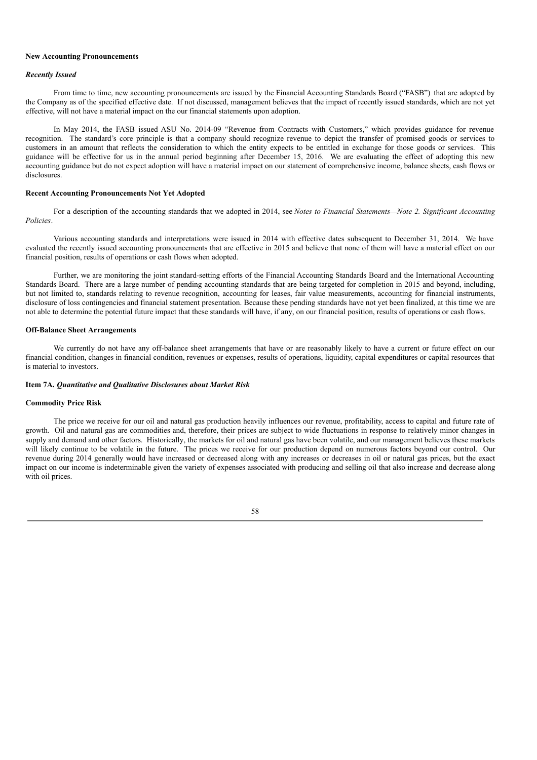**New Accounting Pronouncements**

***Recently Issued***

From time to time, new accounting pronouncements are issued by the Financial Accounting Standards Board ("FASB") that are adopted by the Company as of the specified effective date. If not discussed, management believes that the impact of recently issued standards, which are not yet effective, will not have a material impact on the our financial statements upon adoption.

In May 2014, the FASB issued ASU No. 2014-09 "Revenue from Contracts with Customers," which provides guidance for revenue recognition. The standard's core principle is that a company should recognize revenue to depict the transfer of promised goods or services to customers in an amount that reflects the consideration to which the entity expects to be entitled in exchange for those goods or services. This guidance will be effective for us in the annual period beginning after December 15, 2016. We are evaluating the effect of adopting this new accounting guidance but do not expect adoption will have a material impact on our statement of comprehensive income, balance sheets, cash flows or disclosures.

**Recent Accounting Pronouncements Not Yet Adopted**

For a description of the accounting standards that we adopted in 2014, see *Notes to Financial Statements—Note 2. Significant Accounting Policies*.

Various accounting standards and interpretations were issued in 2014 with effective dates subsequent to December 31, 2014. We have evaluated the recently issued accounting pronouncements that are effective in 2015 and believe that none of them will have a material effect on our financial position, results of operations or cash flows when adopted.

Further, we are monitoring the joint standard-setting efforts of the Financial Accounting Standards Board and the International Accounting Standards Board. There are a large number of pending accounting standards that are being targeted for completion in 2015 and beyond, including, but not limited to, standards relating to revenue recognition, accounting for leases, fair value measurements, accounting for financial instruments, disclosure of loss contingencies and financial statement presentation. Because these pending standards have not yet been finalized, at this time we are not able to determine the potential future impact that these standards will have, if any, on our financial position, results of operations or cash flows.

**Off-Balance Sheet Arrangements**

We currently do not have any off-balance sheet arrangements that have or are reasonably likely to have a current or future effect on our financial condition, changes in financial condition, revenues or expenses, results of operations, liquidity, capital expenditures or capital resources that is material to investors.

**Item 7A.** ***Quantitative and Qualitative Disclosures about Market Risk***

**Commodity Price Risk**

The price we receive for our oil and natural gas production heavily influences our revenue, profitability, access to capital and future rate of growth. Oil and natural gas are commodities and, therefore, their prices are subject to wide fluctuations in response to relatively minor changes in supply and demand and other factors. Historically, the markets for oil and natural gas have been volatile, and our management believes these markets will likely continue to be volatile in the future. The prices we receive for our production depend on numerous factors beyond our control. Our revenue during 2014 generally would have increased or decreased along with any increases or decreases in oil or natural gas prices, but the exact impact on our income is indeterminable given the variety of expenses associated with producing and selling oil that also increase and decrease along with oil prices.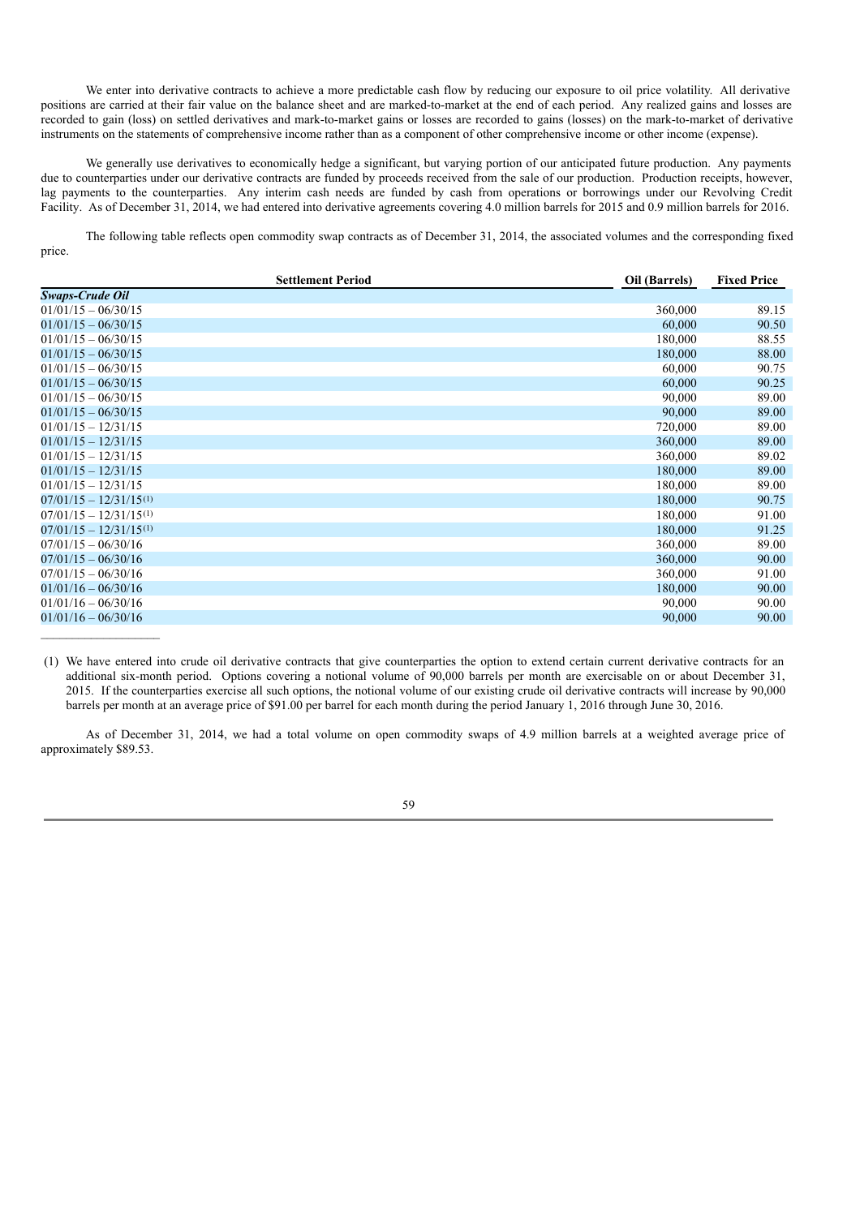We enter into derivative contracts to achieve a more predictable cash flow by reducing our exposure to oil price volatility. All derivative positions are carried at their fair value on the balance sheet and are marked-to-market at the end of each period. Any realized gains and losses are recorded to gain (loss) on settled derivatives and mark-to-market gains or losses are recorded to gains (losses) on the mark-to-market of derivative instruments on the statements of comprehensive income rather than as a component of other comprehensive income or other income (expense).

We generally use derivatives to economically hedge a significant, but varying portion of our anticipated future production. Any payments due to counterparties under our derivative contracts are funded by proceeds received from the sale of our production. Production receipts, however, lag payments to the counterparties. Any interim cash needs are funded by cash from operations or borrowings under our Revolving Credit Facility. As of December 31, 2014, we had entered into derivative agreements covering 4.0 million barrels for 2015 and 0.9 million barrels for 2016.

The following table reflects open commodity swap contracts as of December 31, 2014, the associated volumes and the corresponding fixed price.

| Settlement Period | Oil (Barrels) | Fixed Price |
|---|---|---|
| ***Swaps-Crude Oil*** | | |
| 01/01/15 – 06/30/15 | 360,000 | 89.15 |
| 01/01/15 – 06/30/15 | 60,000 | 90.50 |
| 01/01/15 – 06/30/15 | 180,000 | 88.55 |
| 01/01/15 – 06/30/15 | 180,000 | 88.00 |
| 01/01/15 – 06/30/15 | 60,000 | 90.75 |
| 01/01/15 – 06/30/15 | 60,000 | 90.25 |
| 01/01/15 – 06/30/15 | 90,000 | 89.00 |
| 01/01/15 – 06/30/15 | 90,000 | 89.00 |
| 01/01/15 – 12/31/15 | 720,000 | 89.00 |
| 01/01/15 – 12/31/15 | 360,000 | 89.00 |
| 01/01/15 – 12/31/15 | 360,000 | 89.02 |
| 01/01/15 – 12/31/15 | 180,000 | 89.00 |
| 01/01/15 – 12/31/15 | 180,000 | 89.00 |
| 07/01/15 – 12/31/15[(1)] | 180,000 | 90.75 |
| 07/01/15 – 12/31/15[(1)] | 180,000 | 91.00 |
| 07/01/15 – 12/31/15[(1)] | 180,000 | 91.25 |
| 07/01/15 – 06/30/16 | 360,000 | 89.00 |
| 07/01/15 – 06/30/16 | 360,000 | 90.00 |
| 07/01/15 – 06/30/16 | 360,000 | 91.00 |
| 01/01/16 – 06/30/16 | 180,000 | 90.00 |
| 01/01/16 – 06/30/16 | 90,000 | 90.00 |
| 01/01/16 – 06/30/16 | 90,000 | 90.00 |

(1) We have entered into crude oil derivative contracts that give counterparties the option to extend certain current derivative contracts for an additional six-month period. Options covering a notional volume of 90,000 barrels per month are exercisable on or about December 31, 2015. If the counterparties exercise all such options, the notional volume of our existing crude oil derivative contracts will increase by 90,000 barrels per month at an average price of $91.00 per barrel for each month during the period January 1, 2016 through June 30, 2016.

As of December 31, 2014, we had a total volume on open commodity swaps of 4.9 million barrels at a weighted average price of approximately $89.53.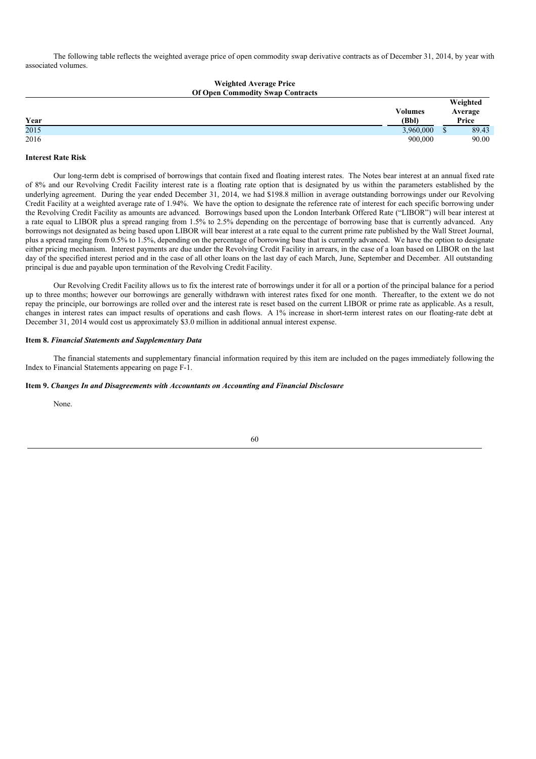The following table reflects the weighted average price of open commodity swap derivative contracts as of December 31, 2014, by year with associated volumes.

**Weighted Average Price**
**Of Open Commodity Swap Contracts**

| Year | Volumes (Bbl) | Weighted Average Price |
|---|---|---|
| 2015 | 3,960,000 | $ 89.43 |
| 2016 | 900,000 | 90.00 |

**Interest Rate Risk**

Our long-term debt is comprised of borrowings that contain fixed and floating interest rates. The Notes bear interest at an annual fixed rate of 8% and our Revolving Credit Facility interest rate is a floating rate option that is designated by us within the parameters established by the underlying agreement. During the year ended December 31, 2014, we had $198.8 million in average outstanding borrowings under our Revolving Credit Facility at a weighted average rate of 1.94%. We have the option to designate the reference rate of interest for each specific borrowing under the Revolving Credit Facility as amounts are advanced. Borrowings based upon the London Interbank Offered Rate ("LIBOR") will bear interest at a rate equal to LIBOR plus a spread ranging from 1.5% to 2.5% depending on the percentage of borrowing base that is currently advanced. Any borrowings not designated as being based upon LIBOR will bear interest at a rate equal to the current prime rate published by the Wall Street Journal, plus a spread ranging from 0.5% to 1.5%, depending on the percentage of borrowing base that is currently advanced. We have the option to designate either pricing mechanism. Interest payments are due under the Revolving Credit Facility in arrears, in the case of a loan based on LIBOR on the last day of the specified interest period and in the case of all other loans on the last day of each March, June, September and December. All outstanding principal is due and payable upon termination of the Revolving Credit Facility.

Our Revolving Credit Facility allows us to fix the interest rate of borrowings under it for all or a portion of the principal balance for a period up to three months; however our borrowings are generally withdrawn with interest rates fixed for one month. Thereafter, to the extent we do not repay the principle, our borrowings are rolled over and the interest rate is reset based on the current LIBOR or prime rate as applicable. As a result, changes in interest rates can impact results of operations and cash flows. A 1% increase in short-term interest rates on our floating-rate debt at December 31, 2014 would cost us approximately $3.0 million in additional annual interest expense.

**Item 8.** ***Financial Statements and Supplementary Data***

The financial statements and supplementary financial information required by this item are included on the pages immediately following the Index to Financial Statements appearing on page F-1.

**Item 9.** ***Changes In and Disagreements with Accountants on Accounting and Financial Disclosure***

None.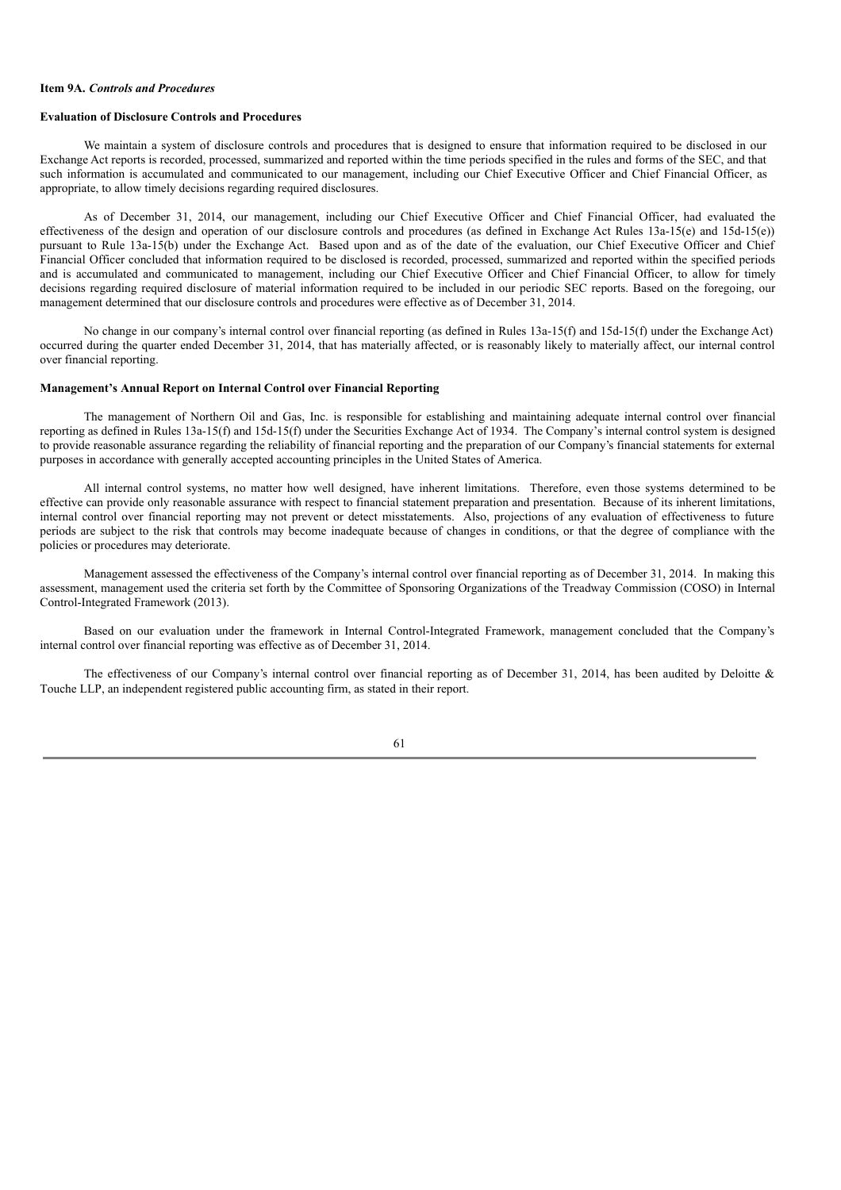**Item 9A.** ***Controls and Procedures***

**Evaluation of Disclosure Controls and Procedures**

We maintain a system of disclosure controls and procedures that is designed to ensure that information required to be disclosed in our Exchange Act reports is recorded, processed, summarized and reported within the time periods specified in the rules and forms of the SEC, and that such information is accumulated and communicated to our management, including our Chief Executive Officer and Chief Financial Officer, as appropriate, to allow timely decisions regarding required disclosures.

As of December 31, 2014, our management, including our Chief Executive Officer and Chief Financial Officer, had evaluated the effectiveness of the design and operation of our disclosure controls and procedures (as defined in Exchange Act Rules 13a-15(e) and 15d-15(e)) pursuant to Rule 13a-15(b) under the Exchange Act. Based upon and as of the date of the evaluation, our Chief Executive Officer and Chief Financial Officer concluded that information required to be disclosed is recorded, processed, summarized and reported within the specified periods and is accumulated and communicated to management, including our Chief Executive Officer and Chief Financial Officer, to allow for timely decisions regarding required disclosure of material information required to be included in our periodic SEC reports. Based on the foregoing, our management determined that our disclosure controls and procedures were effective as of December 31, 2014.

No change in our company's internal control over financial reporting (as defined in Rules 13a-15(f) and 15d-15(f) under the Exchange Act) occurred during the quarter ended December 31, 2014, that has materially affected, or is reasonably likely to materially affect, our internal control over financial reporting.

**Management's Annual Report on Internal Control over Financial Reporting**

The management of Northern Oil and Gas, Inc. is responsible for establishing and maintaining adequate internal control over financial reporting as defined in Rules 13a-15(f) and 15d-15(f) under the Securities Exchange Act of 1934. The Company's internal control system is designed to provide reasonable assurance regarding the reliability of financial reporting and the preparation of our Company's financial statements for external purposes in accordance with generally accepted accounting principles in the United States of America.

All internal control systems, no matter how well designed, have inherent limitations. Therefore, even those systems determined to be effective can provide only reasonable assurance with respect to financial statement preparation and presentation. Because of its inherent limitations, internal control over financial reporting may not prevent or detect misstatements. Also, projections of any evaluation of effectiveness to future periods are subject to the risk that controls may become inadequate because of changes in conditions, or that the degree of compliance with the policies or procedures may deteriorate.

Management assessed the effectiveness of the Company's internal control over financial reporting as of December 31, 2014. In making this assessment, management used the criteria set forth by the Committee of Sponsoring Organizations of the Treadway Commission (COSO) in Internal Control-Integrated Framework (2013).

Based on our evaluation under the framework in Internal Control-Integrated Framework, management concluded that the Company's internal control over financial reporting was effective as of December 31, 2014.

The effectiveness of our Company's internal control over financial reporting as of December 31, 2014, has been audited by Deloitte & Touche LLP, an independent registered public accounting firm, as stated in their report.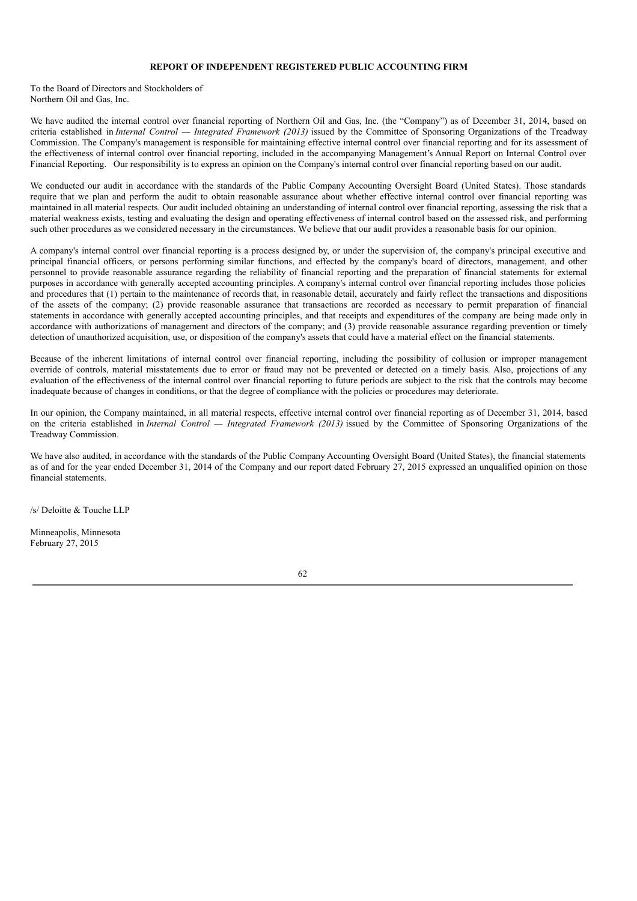**REPORT OF INDEPENDENT REGISTERED PUBLIC ACCOUNTING FIRM**

To the Board of Directors and Stockholders of
Northern Oil and Gas, Inc.

We have audited the internal control over financial reporting of Northern Oil and Gas, Inc. (the "Company") as of December 31, 2014, based on criteria established in *Internal Control — Integrated Framework (2013)* issued by the Committee of Sponsoring Organizations of the Treadway Commission. The Company's management is responsible for maintaining effective internal control over financial reporting and for its assessment of the effectiveness of internal control over financial reporting, included in the accompanying Management's Annual Report on Internal Control over Financial Reporting. Our responsibility is to express an opinion on the Company's internal control over financial reporting based on our audit.

We conducted our audit in accordance with the standards of the Public Company Accounting Oversight Board (United States). Those standards require that we plan and perform the audit to obtain reasonable assurance about whether effective internal control over financial reporting was maintained in all material respects. Our audit included obtaining an understanding of internal control over financial reporting, assessing the risk that a material weakness exists, testing and evaluating the design and operating effectiveness of internal control based on the assessed risk, and performing such other procedures as we considered necessary in the circumstances. We believe that our audit provides a reasonable basis for our opinion.

A company's internal control over financial reporting is a process designed by, or under the supervision of, the company's principal executive and principal financial officers, or persons performing similar functions, and effected by the company's board of directors, management, and other personnel to provide reasonable assurance regarding the reliability of financial reporting and the preparation of financial statements for external purposes in accordance with generally accepted accounting principles. A company's internal control over financial reporting includes those policies and procedures that (1) pertain to the maintenance of records that, in reasonable detail, accurately and fairly reflect the transactions and dispositions of the assets of the company; (2) provide reasonable assurance that transactions are recorded as necessary to permit preparation of financial statements in accordance with generally accepted accounting principles, and that receipts and expenditures of the company are being made only in accordance with authorizations of management and directors of the company; and (3) provide reasonable assurance regarding prevention or timely detection of unauthorized acquisition, use, or disposition of the company's assets that could have a material effect on the financial statements.

Because of the inherent limitations of internal control over financial reporting, including the possibility of collusion or improper management override of controls, material misstatements due to error or fraud may not be prevented or detected on a timely basis. Also, projections of any evaluation of the effectiveness of the internal control over financial reporting to future periods are subject to the risk that the controls may become inadequate because of changes in conditions, or that the degree of compliance with the policies or procedures may deteriorate.

In our opinion, the Company maintained, in all material respects, effective internal control over financial reporting as of December 31, 2014, based on the criteria established in *Internal Control — Integrated Framework (2013)* issued by the Committee of Sponsoring Organizations of the Treadway Commission.

We have also audited, in accordance with the standards of the Public Company Accounting Oversight Board (United States), the financial statements as of and for the year ended December 31, 2014 of the Company and our report dated February 27, 2015 expressed an unqualified opinion on those financial statements.

/s/ Deloitte & Touche LLP

Minneapolis, Minnesota
February 27, 2015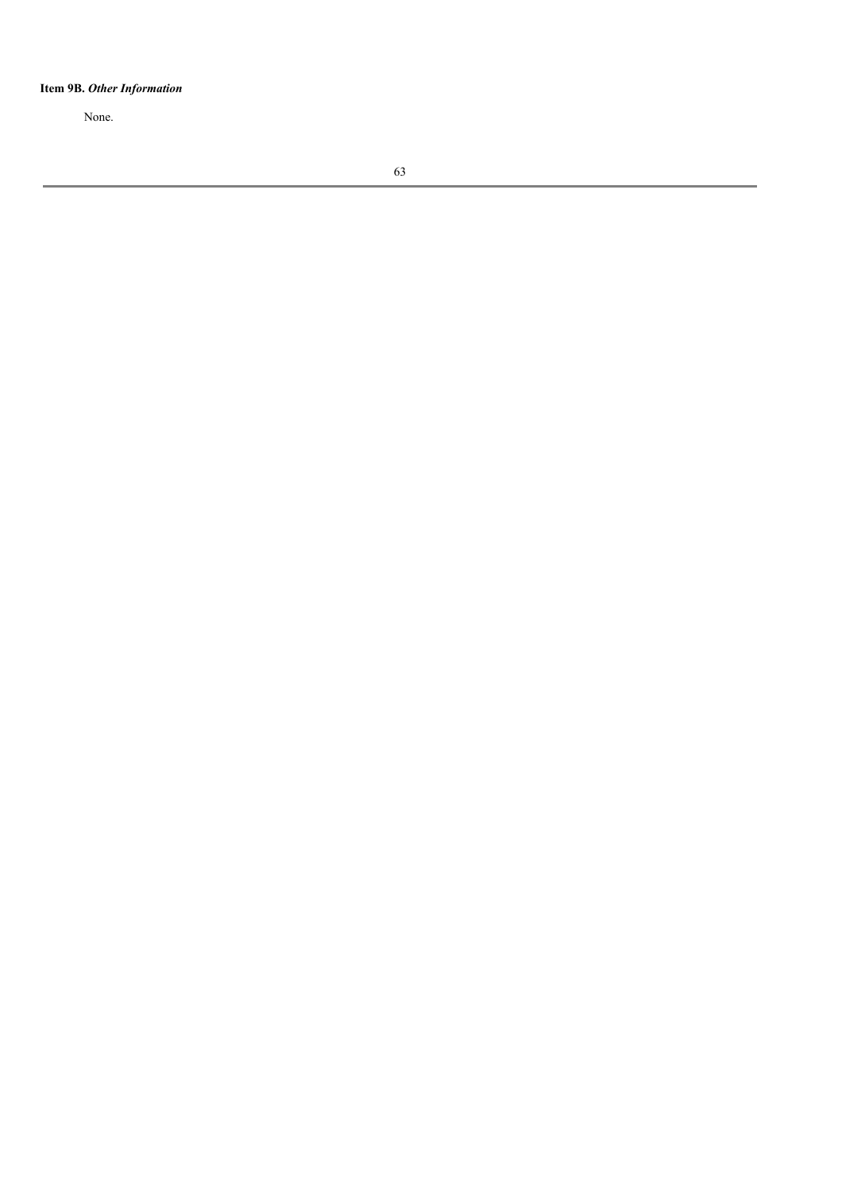**Item 9B.** ***Other Information***

None.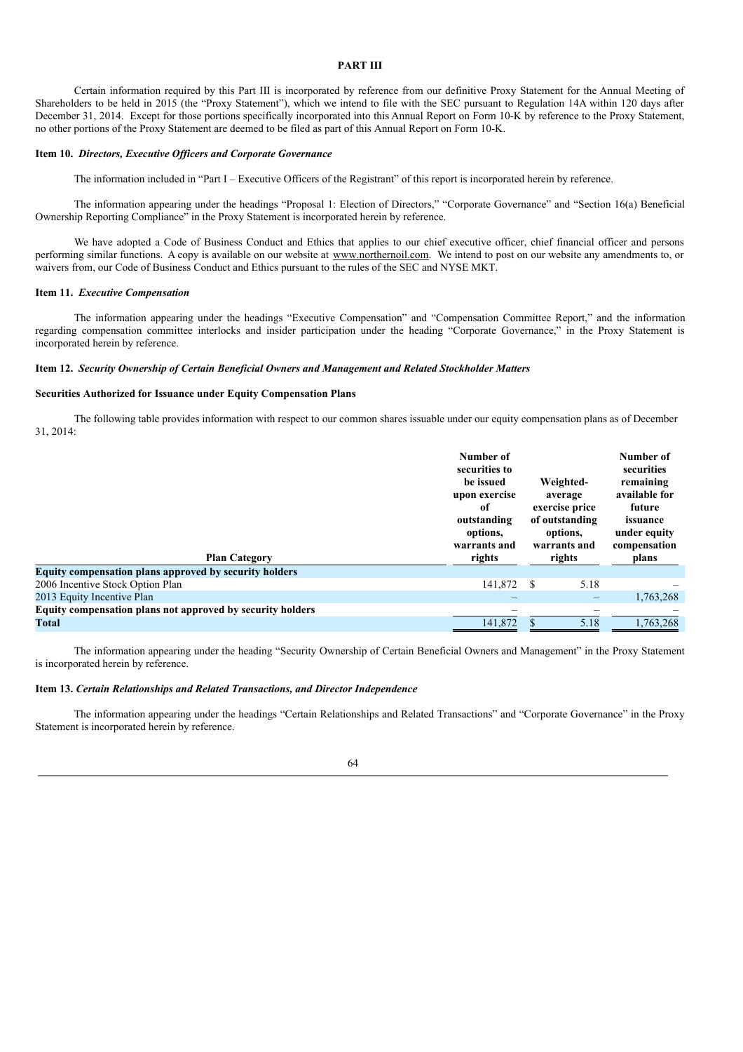## PART III

Certain information required by this Part III is incorporated by reference from our definitive Proxy Statement for the Annual Meeting of Shareholders to be held in 2015 (the "Proxy Statement"), which we intend to file with the SEC pursuant to Regulation 14A within 120 days after December 31, 2014. Except for those portions specifically incorporated into this Annual Report on Form 10-K by reference to the Proxy Statement, no other portions of the Proxy Statement are deemed to be filed as part of this Annual Report on Form 10-K.

### Item 10. *Directors, Executive Officers and Corporate Governance*

The information included in "Part I – Executive Officers of the Registrant" of this report is incorporated herein by reference.

The information appearing under the headings "Proposal 1: Election of Directors," "Corporate Governance" and "Section 16(a) Beneficial Ownership Reporting Compliance" in the Proxy Statement is incorporated herein by reference.

We have adopted a Code of Business Conduct and Ethics that applies to our chief executive officer, chief financial officer and persons performing similar functions. A copy is available on our website at www.northernoil.com. We intend to post on our website any amendments to, or waivers from, our Code of Business Conduct and Ethics pursuant to the rules of the SEC and NYSE MKT.

### Item 11. *Executive Compensation*

The information appearing under the headings "Executive Compensation" and "Compensation Committee Report," and the information regarding compensation committee interlocks and insider participation under the heading "Corporate Governance," in the Proxy Statement is incorporated herein by reference.

### Item 12. *Security Ownership of Certain Beneficial Owners and Management and Related Stockholder Matters*

**Securities Authorized for Issuance under Equity Compensation Plans**

The following table provides information with respect to our common shares issuable under our equity compensation plans as of December 31, 2014:

| Plan Category | Number of securities to be issued upon exercise of outstanding options, warrants and rights | Weighted-average exercise price of outstanding options, warrants and rights | Number of securities remaining available for future issuance under equity compensation plans |
|---|---|---|---|
| **Equity compensation plans approved by security holders** | | | |
| 2006 Incentive Stock Option Plan | 141,872 | $ 5.18 | – |
| 2013 Equity Incentive Plan | – | – | 1,763,268 |
| **Equity compensation plans not approved by security holders** | – | – | – |
| **Total** | 141,872 | $ 5.18 | 1,763,268 |

The information appearing under the heading "Security Ownership of Certain Beneficial Owners and Management" in the Proxy Statement is incorporated herein by reference.

### Item 13. *Certain Relationships and Related Transactions, and Director Independence*

The information appearing under the headings "Certain Relationships and Related Transactions" and "Corporate Governance" in the Proxy Statement is incorporated herein by reference.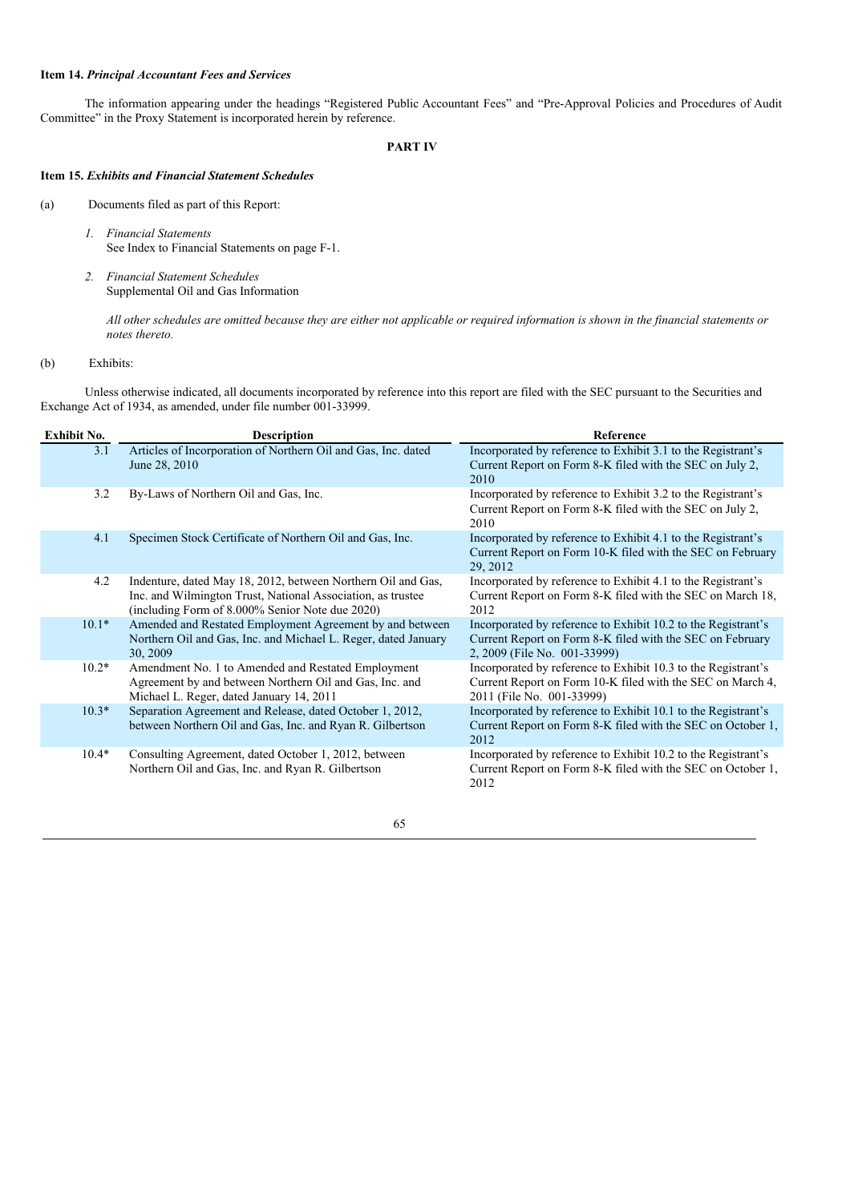**Item 14.** ***Principal Accountant Fees and Services***

The information appearing under the headings "Registered Public Accountant Fees" and "Pre-Approval Policies and Procedures of Audit Committee" in the Proxy Statement is incorporated herein by reference.

## PART IV

**Item 15.** ***Exhibits and Financial Statement Schedules***

(a) Documents filed as part of this Report:

1. *Financial Statements*
   See Index to Financial Statements on page F-1.

2. *Financial Statement Schedules*
   Supplemental Oil and Gas Information

   *All other schedules are omitted because they are either not applicable or required information is shown in the financial statements or notes thereto.*

(b) Exhibits:

Unless otherwise indicated, all documents incorporated by reference into this report are filed with the SEC pursuant to the Securities and Exchange Act of 1934, as amended, under file number 001-33999.

| Exhibit No. | Description | Reference |
|---|---|---|
| 3.1 | Articles of Incorporation of Northern Oil and Gas, Inc. dated June 28, 2010 | Incorporated by reference to Exhibit 3.1 to the Registrant's Current Report on Form 8-K filed with the SEC on July 2, 2010 |
| 3.2 | By-Laws of Northern Oil and Gas, Inc. | Incorporated by reference to Exhibit 3.2 to the Registrant's Current Report on Form 8-K filed with the SEC on July 2, 2010 |
| 4.1 | Specimen Stock Certificate of Northern Oil and Gas, Inc. | Incorporated by reference to Exhibit 4.1 to the Registrant's Current Report on Form 10-K filed with the SEC on February 29, 2012 |
| 4.2 | Indenture, dated May 18, 2012, between Northern Oil and Gas, Inc. and Wilmington Trust, National Association, as trustee (including Form of 8.000% Senior Note due 2020) | Incorporated by reference to Exhibit 4.1 to the Registrant's Current Report on Form 8-K filed with the SEC on March 18, 2012 |
| 10.1* | Amended and Restated Employment Agreement by and between Northern Oil and Gas, Inc. and Michael L. Reger, dated January 30, 2009 | Incorporated by reference to Exhibit 10.2 to the Registrant's Current Report on Form 8-K filed with the SEC on February 2, 2009 (File No. 001-33999) |
| 10.2* | Amendment No. 1 to Amended and Restated Employment Agreement by and between Northern Oil and Gas, Inc. and Michael L. Reger, dated January 14, 2011 | Incorporated by reference to Exhibit 10.3 to the Registrant's Current Report on Form 10-K filed with the SEC on March 4, 2011 (File No. 001-33999) |
| 10.3* | Separation Agreement and Release, dated October 1, 2012, between Northern Oil and Gas, Inc. and Ryan R. Gilbertson | Incorporated by reference to Exhibit 10.1 to the Registrant's Current Report on Form 8-K filed with the SEC on October 1, 2012 |
| 10.4* | Consulting Agreement, dated October 1, 2012, between Northern Oil and Gas, Inc. and Ryan R. Gilbertson | Incorporated by reference to Exhibit 10.2 to the Registrant's Current Report on Form 8-K filed with the SEC on October 1, 2012 |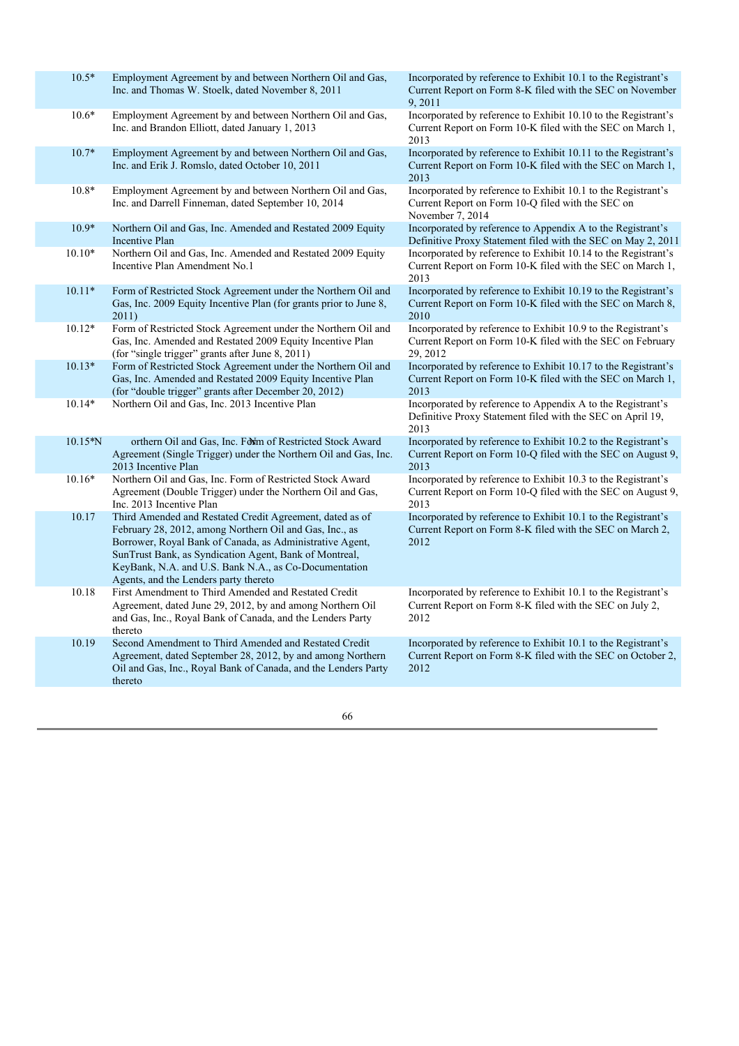| | | |
|---|---|---|
| 10.5* | Employment Agreement by and between Northern Oil and Gas, Inc. and Thomas W. Stoelk, dated November 8, 2011 | Incorporated by reference to Exhibit 10.1 to the Registrant's Current Report on Form 8-K filed with the SEC on November 9, 2011 |
| 10.6* | Employment Agreement by and between Northern Oil and Gas, Inc. and Brandon Elliott, dated January 1, 2013 | Incorporated by reference to Exhibit 10.10 to the Registrant's Current Report on Form 10-K filed with the SEC on March 1, 2013 |
| 10.7* | Employment Agreement by and between Northern Oil and Gas, Inc. and Erik J. Romslo, dated October 10, 2011 | Incorporated by reference to Exhibit 10.11 to the Registrant's Current Report on Form 10-K filed with the SEC on March 1, 2013 |
| 10.8* | Employment Agreement by and between Northern Oil and Gas, Inc. and Darrell Finneman, dated September 10, 2014 | Incorporated by reference to Exhibit 10.1 to the Registrant's Current Report on Form 10-Q filed with the SEC on November 7, 2014 |
| 10.9* | Northern Oil and Gas, Inc. Amended and Restated 2009 Equity Incentive Plan | Incorporated by reference to Appendix A to the Registrant's Definitive Proxy Statement filed with the SEC on May 2, 2011 |
| 10.10* | Northern Oil and Gas, Inc. Amended and Restated 2009 Equity Incentive Plan Amendment No.1 | Incorporated by reference to Exhibit 10.14 to the Registrant's Current Report on Form 10-K filed with the SEC on March 1, 2013 |
| 10.11* | Form of Restricted Stock Agreement under the Northern Oil and Gas, Inc. 2009 Equity Incentive Plan (for grants prior to June 8, 2011) | Incorporated by reference to Exhibit 10.19 to the Registrant's Current Report on Form 10-K filed with the SEC on March 8, 2010 |
| 10.12* | Form of Restricted Stock Agreement under the Northern Oil and Gas, Inc. Amended and Restated 2009 Equity Incentive Plan (for "single trigger" grants after June 8, 2011) | Incorporated by reference to Exhibit 10.9 to the Registrant's Current Report on Form 10-K filed with the SEC on February 29, 2012 |
| 10.13* | Form of Restricted Stock Agreement under the Northern Oil and Gas, Inc. Amended and Restated 2009 Equity Incentive Plan (for "double trigger" grants after December 20, 2012) | Incorporated by reference to Exhibit 10.17 to the Registrant's Current Report on Form 10-K filed with the SEC on March 1, 2013 |
| 10.14* | Northern Oil and Gas, Inc. 2013 Incentive Plan | Incorporated by reference to Appendix A to the Registrant's Definitive Proxy Statement filed with the SEC on April 19, 2013 |
| 10.15* | Northern Oil and Gas, Inc. Form of Restricted Stock Award Agreement (Single Trigger) under the Northern Oil and Gas, Inc. 2013 Incentive Plan | Incorporated by reference to Exhibit 10.2 to the Registrant's Current Report on Form 10-Q filed with the SEC on August 9, 2013 |
| 10.16* | Northern Oil and Gas, Inc. Form of Restricted Stock Award Agreement (Double Trigger) under the Northern Oil and Gas, Inc. 2013 Incentive Plan | Incorporated by reference to Exhibit 10.3 to the Registrant's Current Report on Form 10-Q filed with the SEC on August 9, 2013 |
| 10.17 | Third Amended and Restated Credit Agreement, dated as of February 28, 2012, among Northern Oil and Gas, Inc., as Borrower, Royal Bank of Canada, as Administrative Agent, SunTrust Bank, as Syndication Agent, Bank of Montreal, KeyBank, N.A. and U.S. Bank N.A., as Co-Documentation Agents, and the Lenders party thereto | Incorporated by reference to Exhibit 10.1 to the Registrant's Current Report on Form 8-K filed with the SEC on March 2, 2012 |
| 10.18 | First Amendment to Third Amended and Restated Credit Agreement, dated June 29, 2012, by and among Northern Oil and Gas, Inc., Royal Bank of Canada, and the Lenders Party thereto | Incorporated by reference to Exhibit 10.1 to the Registrant's Current Report on Form 8-K filed with the SEC on July 2, 2012 |
| 10.19 | Second Amendment to Third Amended and Restated Credit Agreement, dated September 28, 2012, by and among Northern Oil and Gas, Inc., Royal Bank of Canada, and the Lenders Party thereto | Incorporated by reference to Exhibit 10.1 to the Registrant's Current Report on Form 8-K filed with the SEC on October 2, 2012 |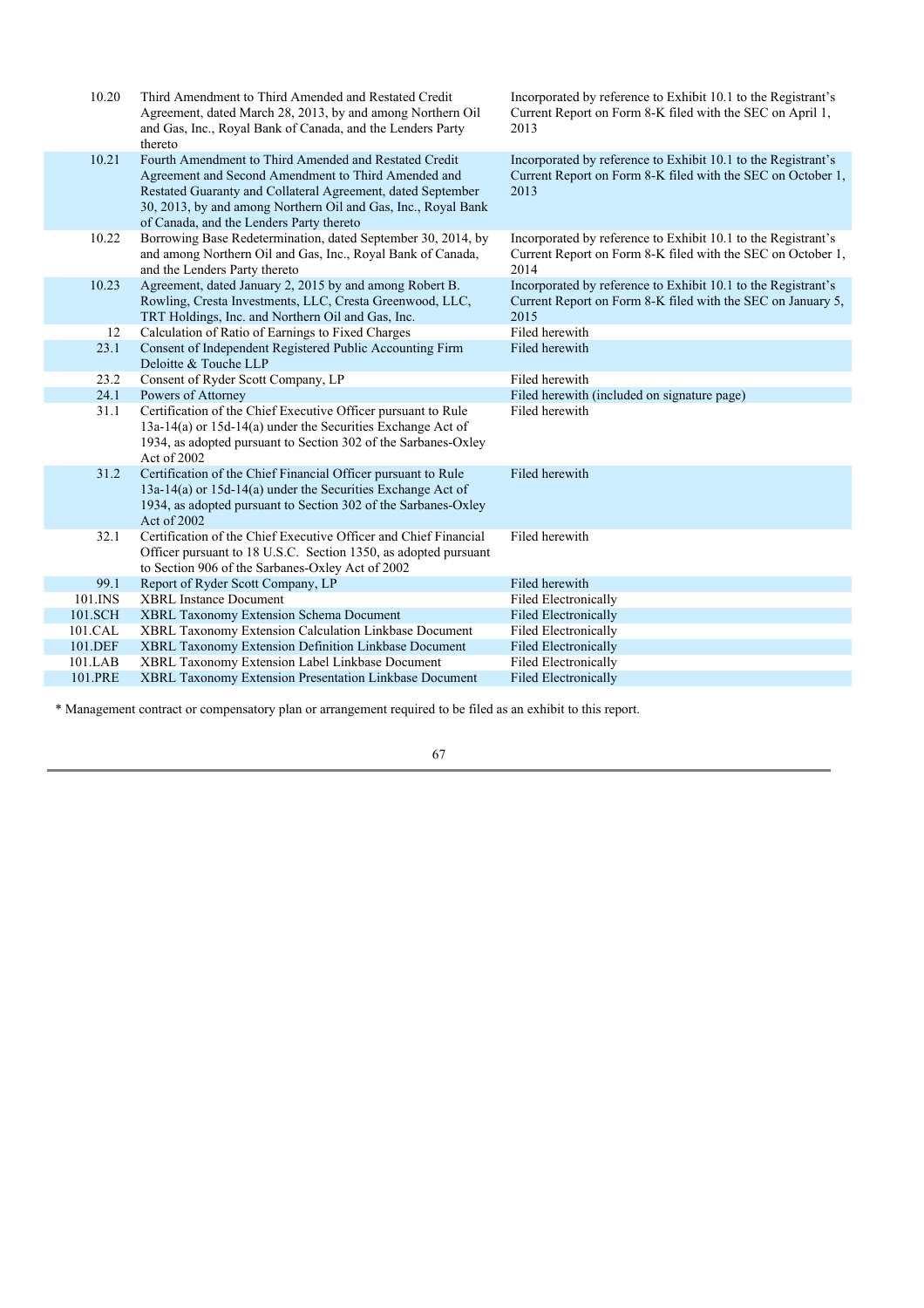| | | |
|---|---|---|
| 10.20 | Third Amendment to Third Amended and Restated Credit Agreement, dated March 28, 2013, by and among Northern Oil and Gas, Inc., Royal Bank of Canada, and the Lenders Party thereto | Incorporated by reference to Exhibit 10.1 to the Registrant's Current Report on Form 8-K filed with the SEC on April 1, 2013 |
| 10.21 | Fourth Amendment to Third Amended and Restated Credit Agreement and Second Amendment to Third Amended and Restated Guaranty and Collateral Agreement, dated September 30, 2013, by and among Northern Oil and Gas, Inc., Royal Bank of Canada, and the Lenders Party thereto | Incorporated by reference to Exhibit 10.1 to the Registrant's Current Report on Form 8-K filed with the SEC on October 1, 2013 |
| 10.22 | Borrowing Base Redetermination, dated September 30, 2014, by and among Northern Oil and Gas, Inc., Royal Bank of Canada, and the Lenders Party thereto | Incorporated by reference to Exhibit 10.1 to the Registrant's Current Report on Form 8-K filed with the SEC on October 1, 2014 |
| 10.23 | Agreement, dated January 2, 2015 by and among Robert B. Rowling, Cresta Investments, LLC, Cresta Greenwood, LLC, TRT Holdings, Inc. and Northern Oil and Gas, Inc. | Incorporated by reference to Exhibit 10.1 to the Registrant's Current Report on Form 8-K filed with the SEC on January 5, 2015 |
| 12 | Calculation of Ratio of Earnings to Fixed Charges | Filed herewith |
| 23.1 | Consent of Independent Registered Public Accounting Firm Deloitte & Touche LLP | Filed herewith |
| 23.2 | Consent of Ryder Scott Company, LP | Filed herewith |
| 24.1 | Powers of Attorney | Filed herewith (included on signature page) |
| 31.1 | Certification of the Chief Executive Officer pursuant to Rule 13a-14(a) or 15d-14(a) under the Securities Exchange Act of 1934, as adopted pursuant to Section 302 of the Sarbanes-Oxley Act of 2002 | Filed herewith |
| 31.2 | Certification of the Chief Financial Officer pursuant to Rule 13a-14(a) or 15d-14(a) under the Securities Exchange Act of 1934, as adopted pursuant to Section 302 of the Sarbanes-Oxley Act of 2002 | Filed herewith |
| 32.1 | Certification of the Chief Executive Officer and Chief Financial Officer pursuant to 18 U.S.C. Section 1350, as adopted pursuant to Section 906 of the Sarbanes-Oxley Act of 2002 | Filed herewith |
| 99.1 | Report of Ryder Scott Company, LP | Filed herewith |
| 101.INS | XBRL Instance Document | Filed Electronically |
| 101.SCH | XBRL Taxonomy Extension Schema Document | Filed Electronically |
| 101.CAL | XBRL Taxonomy Extension Calculation Linkbase Document | Filed Electronically |
| 101.DEF | XBRL Taxonomy Extension Definition Linkbase Document | Filed Electronically |
| 101.LAB | XBRL Taxonomy Extension Label Linkbase Document | Filed Electronically |
| 101.PRE | XBRL Taxonomy Extension Presentation Linkbase Document | Filed Electronically |

* Management contract or compensatory plan or arrangement required to be filed as an exhibit to this report.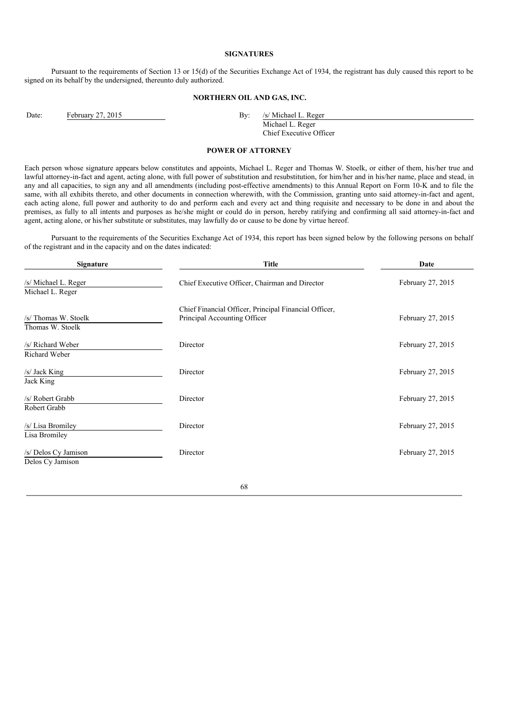## SIGNATURES

Pursuant to the requirements of Section 13 or 15(d) of the Securities Exchange Act of 1934, the registrant has duly caused this report to be signed on its behalf by the undersigned, thereunto duly authorized.

**NORTHERN OIL AND GAS, INC.**

Date: February 27, 2015

By: /s/ Michael L. Reger
Michael L. Reger
Chief Executive Officer

## POWER OF ATTORNEY

Each person whose signature appears below constitutes and appoints, Michael L. Reger and Thomas W. Stoelk, or either of them, his/her true and lawful attorney-in-fact and agent, acting alone, with full power of substitution and resubstitution, for him/her and in his/her name, place and stead, in any and all capacities, to sign any and all amendments (including post-effective amendments) to this Annual Report on Form 10-K and to file the same, with all exhibits thereto, and other documents in connection wherewith, with the Commission, granting unto said attorney-in-fact and agent, each acting alone, full power and authority to do and perform each and every act and thing requisite and necessary to be done in and about the premises, as fully to all intents and purposes as he/she might or could do in person, hereby ratifying and confirming all said attorney-in-fact and agent, acting alone, or his/her substitute or substitutes, may lawfully do or cause to be done by virtue hereof.

Pursuant to the requirements of the Securities Exchange Act of 1934, this report has been signed below by the following persons on behalf of the registrant and in the capacity and on the dates indicated:

| Signature | Title | Date |
|---|---|---|
| /s/ Michael L. Reger<br>Michael L. Reger | Chief Executive Officer, Chairman and Director | February 27, 2015 |
| /s/ Thomas W. Stoelk<br>Thomas W. Stoelk | Chief Financial Officer, Principal Financial Officer, Principal Accounting Officer | February 27, 2015 |
| /s/ Richard Weber<br>Richard Weber | Director | February 27, 2015 |
| /s/ Jack King<br>Jack King | Director | February 27, 2015 |
| /s/ Robert Grabb<br>Robert Grabb | Director | February 27, 2015 |
| /s/ Lisa Bromiley<br>Lisa Bromiley | Director | February 27, 2015 |
| /s/ Delos Cy Jamison<br>Delos Cy Jamison | Director | February 27, 2015 |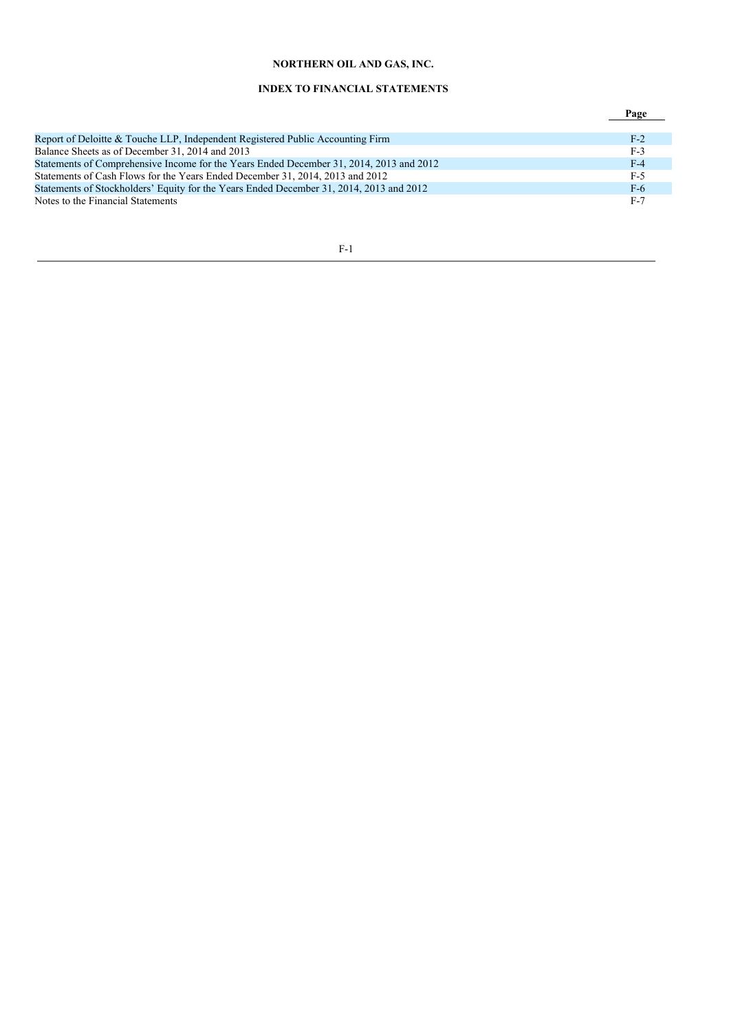**NORTHERN OIL AND GAS, INC.**

**INDEX TO FINANCIAL STATEMENTS**

| | Page |
|---|---|
| Report of Deloitte & Touche LLP, Independent Registered Public Accounting Firm | F-2 |
| Balance Sheets as of December 31, 2014 and 2013 | F-3 |
| Statements of Comprehensive Income for the Years Ended December 31, 2014, 2013 and 2012 | F-4 |
| Statements of Cash Flows for the Years Ended December 31, 2014, 2013 and 2012 | F-5 |
| Statements of Stockholders' Equity for the Years Ended December 31, 2014, 2013 and 2012 | F-6 |
| Notes to the Financial Statements | F-7 |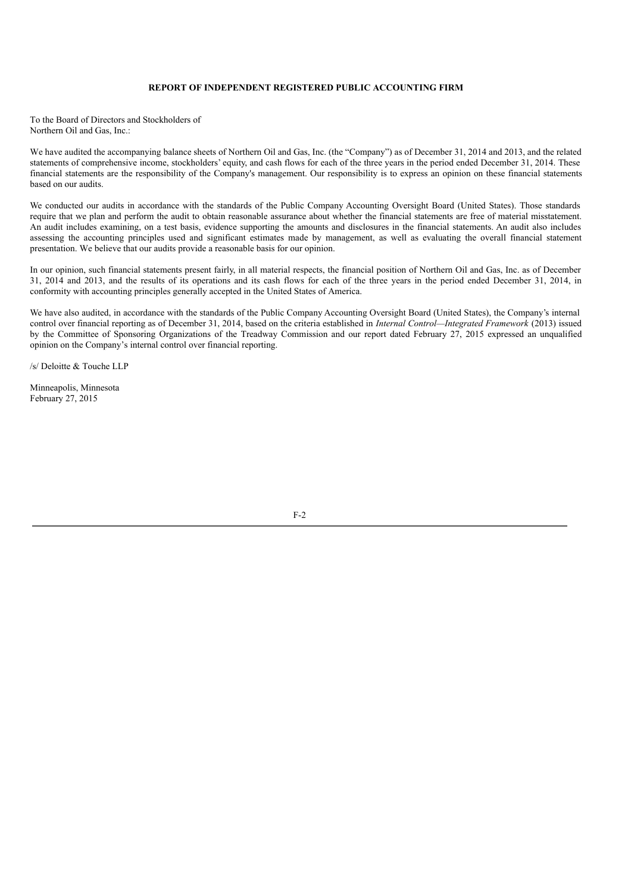## REPORT OF INDEPENDENT REGISTERED PUBLIC ACCOUNTING FIRM

To the Board of Directors and Stockholders of
Northern Oil and Gas, Inc.:

We have audited the accompanying balance sheets of Northern Oil and Gas, Inc. (the "Company") as of December 31, 2014 and 2013, and the related statements of comprehensive income, stockholders' equity, and cash flows for each of the three years in the period ended December 31, 2014. These financial statements are the responsibility of the Company's management. Our responsibility is to express an opinion on these financial statements based on our audits.

We conducted our audits in accordance with the standards of the Public Company Accounting Oversight Board (United States). Those standards require that we plan and perform the audit to obtain reasonable assurance about whether the financial statements are free of material misstatement. An audit includes examining, on a test basis, evidence supporting the amounts and disclosures in the financial statements. An audit also includes assessing the accounting principles used and significant estimates made by management, as well as evaluating the overall financial statement presentation. We believe that our audits provide a reasonable basis for our opinion.

In our opinion, such financial statements present fairly, in all material respects, the financial position of Northern Oil and Gas, Inc. as of December 31, 2014 and 2013, and the results of its operations and its cash flows for each of the three years in the period ended December 31, 2014, in conformity with accounting principles generally accepted in the United States of America.

We have also audited, in accordance with the standards of the Public Company Accounting Oversight Board (United States), the Company's internal control over financial reporting as of December 31, 2014, based on the criteria established in *Internal Control—Integrated Framework* (2013) issued by the Committee of Sponsoring Organizations of the Treadway Commission and our report dated February 27, 2015 expressed an unqualified opinion on the Company's internal control over financial reporting.

/s/ Deloitte & Touche LLP

Minneapolis, Minnesota
February 27, 2015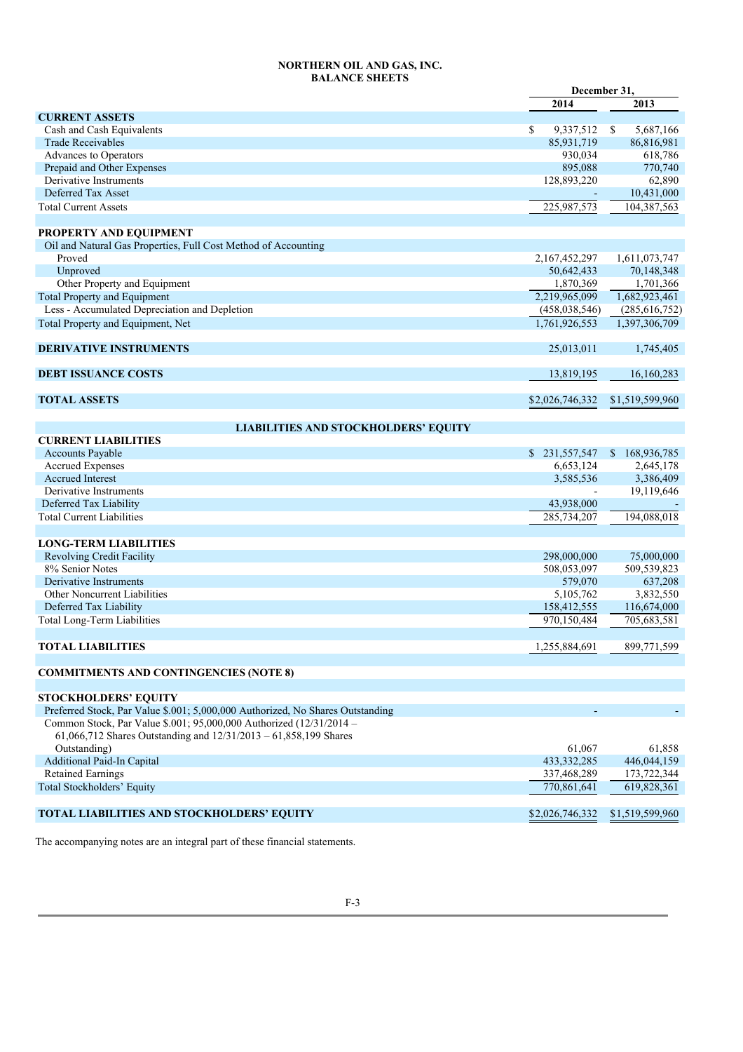**NORTHERN OIL AND GAS, INC.**
**BALANCE SHEETS**

| | December 31, 2014 | December 31, 2013 |
|---|---|---|
| **CURRENT ASSETS** | | |
| Cash and Cash Equivalents | $ 9,337,512 | $ 5,687,166 |
| Trade Receivables | 85,931,719 | 86,816,981 |
| Advances to Operators | 930,034 | 618,786 |
| Prepaid and Other Expenses | 895,088 | 770,740 |
| Derivative Instruments | 128,893,220 | 62,890 |
| Deferred Tax Asset | - | 10,431,000 |
| Total Current Assets | 225,987,573 | 104,387,563 |
| | | |
| **PROPERTY AND EQUIPMENT** | | |
| Oil and Natural Gas Properties, Full Cost Method of Accounting | | |
| Proved | 2,167,452,297 | 1,611,073,747 |
| Unproved | 50,642,433 | 70,148,348 |
| Other Property and Equipment | 1,870,369 | 1,701,366 |
| Total Property and Equipment | 2,219,965,099 | 1,682,923,461 |
| Less - Accumulated Depreciation and Depletion | (458,038,546) | (285,616,752) |
| Total Property and Equipment, Net | 1,761,926,553 | 1,397,306,709 |
| | | |
| **DERIVATIVE INSTRUMENTS** | 25,013,011 | 1,745,405 |
| | | |
| **DEBT ISSUANCE COSTS** | 13,819,195 | 16,160,283 |
| | | |
| **TOTAL ASSETS** | $2,026,746,332 | $1,519,599,960 |
| | | |
| **LIABILITIES AND STOCKHOLDERS' EQUITY** | | |
| **CURRENT LIABILITIES** | | |
| Accounts Payable | $ 231,557,547 | $ 168,936,785 |
| Accrued Expenses | 6,653,124 | 2,645,178 |
| Accrued Interest | 3,585,536 | 3,386,409 |
| Derivative Instruments | - | 19,119,646 |
| Deferred Tax Liability | 43,938,000 | - |
| Total Current Liabilities | 285,734,207 | 194,088,018 |
| | | |
| **LONG-TERM LIABILITIES** | | |
| Revolving Credit Facility | 298,000,000 | 75,000,000 |
| 8% Senior Notes | 508,053,097 | 509,539,823 |
| Derivative Instruments | 579,070 | 637,208 |
| Other Noncurrent Liabilities | 5,105,762 | 3,832,550 |
| Deferred Tax Liability | 158,412,555 | 116,674,000 |
| Total Long-Term Liabilities | 970,150,484 | 705,683,581 |
| | | |
| **TOTAL LIABILITIES** | 1,255,884,691 | 899,771,599 |
| | | |
| **COMMITMENTS AND CONTINGENCIES (NOTE 8)** | | |
| | | |
| **STOCKHOLDERS' EQUITY** | | |
| Preferred Stock, Par Value $.001; 5,000,000 Authorized, No Shares Outstanding | - | - |
| Common Stock, Par Value $.001; 95,000,000 Authorized (12/31/2014 – 61,066,712 Shares Outstanding and 12/31/2013 – 61,858,199 Shares Outstanding) | 61,067 | 61,858 |
| Additional Paid-In Capital | 433,332,285 | 446,044,159 |
| Retained Earnings | 337,468,289 | 173,722,344 |
| Total Stockholders' Equity | 770,861,641 | 619,828,361 |
| | | |
| **TOTAL LIABILITIES AND STOCKHOLDERS' EQUITY** | $2,026,746,332 | $1,519,599,960 |

The accompanying notes are an integral part of these financial statements.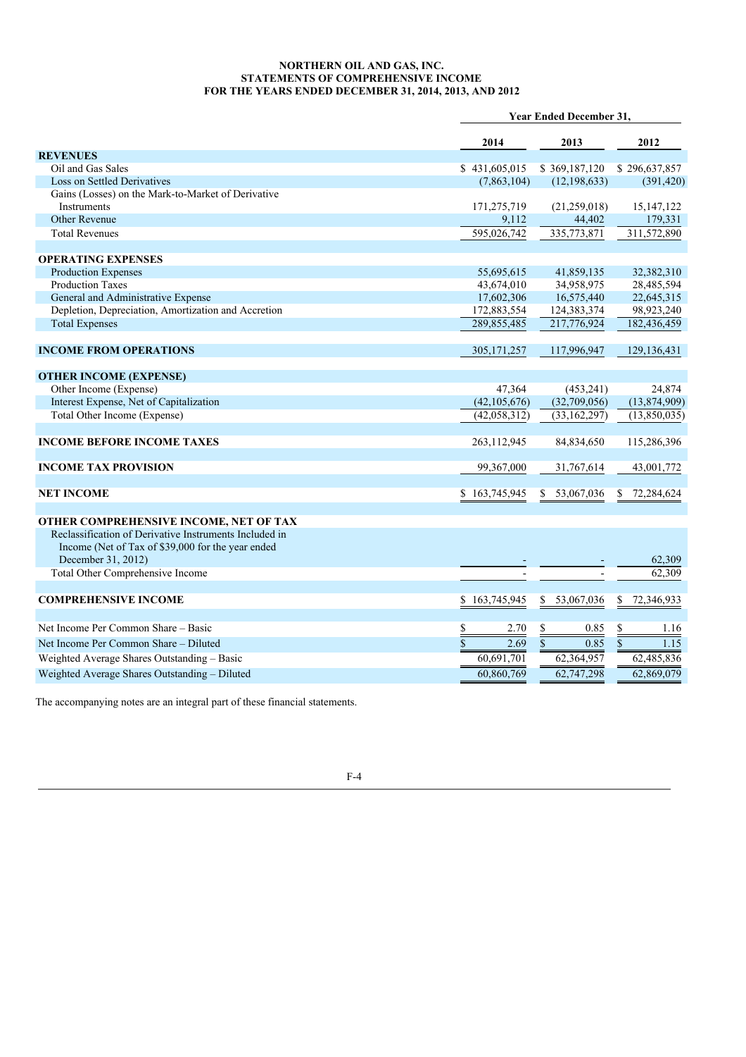**NORTHERN OIL AND GAS, INC.**
**STATEMENTS OF COMPREHENSIVE INCOME**
**FOR THE YEARS ENDED DECEMBER 31, 2014, 2013, AND 2012**

| | Year Ended December 31, | | |
|---|---|---|---|
| | 2014 | 2013 | 2012 |
| **REVENUES** | | | |
| Oil and Gas Sales | $ 431,605,015 | $ 369,187,120 | $ 296,637,857 |
| Loss on Settled Derivatives | (7,863,104) | (12,198,633) | (391,420) |
| Gains (Losses) on the Mark-to-Market of Derivative Instruments | 171,275,719 | (21,259,018) | 15,147,122 |
| Other Revenue | 9,112 | 44,402 | 179,331 |
| Total Revenues | 595,026,742 | 335,773,871 | 311,572,890 |
| | | | |
| **OPERATING EXPENSES** | | | |
| Production Expenses | 55,695,615 | 41,859,135 | 32,382,310 |
| Production Taxes | 43,674,010 | 34,958,975 | 28,485,594 |
| General and Administrative Expense | 17,602,306 | 16,575,440 | 22,645,315 |
| Depletion, Depreciation, Amortization and Accretion | 172,883,554 | 124,383,374 | 98,923,240 |
| Total Expenses | 289,855,485 | 217,776,924 | 182,436,459 |
| | | | |
| **INCOME FROM OPERATIONS** | 305,171,257 | 117,996,947 | 129,136,431 |
| | | | |
| **OTHER INCOME (EXPENSE)** | | | |
| Other Income (Expense) | 47,364 | (453,241) | 24,874 |
| Interest Expense, Net of Capitalization | (42,105,676) | (32,709,056) | (13,874,909) |
| Total Other Income (Expense) | (42,058,312) | (33,162,297) | (13,850,035) |
| | | | |
| **INCOME BEFORE INCOME TAXES** | 263,112,945 | 84,834,650 | 115,286,396 |
| | | | |
| **INCOME TAX PROVISION** | 99,367,000 | 31,767,614 | 43,001,772 |
| | | | |
| **NET INCOME** | $ 163,745,945 | $ 53,067,036 | $ 72,284,624 |
| | | | |
| **OTHER COMPREHENSIVE INCOME, NET OF TAX** | | | |
| Reclassification of Derivative Instruments Included in Income (Net of Tax of $39,000 for the year ended December 31, 2012) | - | - | 62,309 |
| Total Other Comprehensive Income | - | - | 62,309 |
| | | | |
| **COMPREHENSIVE INCOME** | $ 163,745,945 | $ 53,067,036 | $ 72,346,933 |
| | | | |
| Net Income Per Common Share – Basic | $ 2.70 | $ 0.85 | $ 1.16 |
| Net Income Per Common Share – Diluted | $ 2.69 | $ 0.85 | $ 1.15 |
| Weighted Average Shares Outstanding – Basic | 60,691,701 | 62,364,957 | 62,485,836 |
| Weighted Average Shares Outstanding – Diluted | 60,860,769 | 62,747,298 | 62,869,079 |

The accompanying notes are an integral part of these financial statements.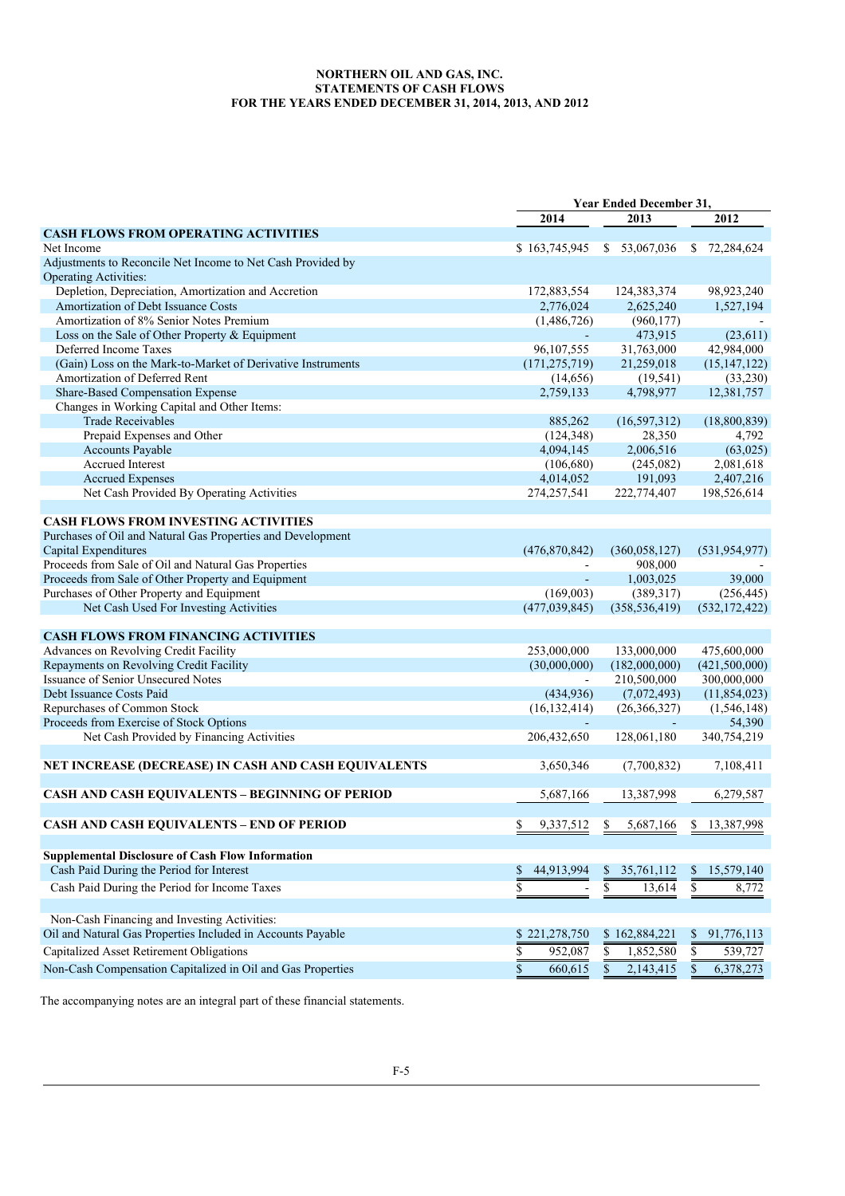**NORTHERN OIL AND GAS, INC.**
**STATEMENTS OF CASH FLOWS**
**FOR THE YEARS ENDED DECEMBER 31, 2014, 2013, AND 2012**

| | Year Ended December 31, | | |
|---|---|---|---|
| | 2014 | 2013 | 2012 |
| **CASH FLOWS FROM OPERATING ACTIVITIES** | | | |
| Net Income | $ 163,745,945 | $ 53,067,036 | $ 72,284,624 |
| Adjustments to Reconcile Net Income to Net Cash Provided by Operating Activities: | | | |
| Depletion, Depreciation, Amortization and Accretion | 172,883,554 | 124,383,374 | 98,923,240 |
| Amortization of Debt Issuance Costs | 2,776,024 | 2,625,240 | 1,527,194 |
| Amortization of 8% Senior Notes Premium | (1,486,726) | (960,177) | - |
| Loss on the Sale of Other Property & Equipment | - | 473,915 | (23,611) |
| Deferred Income Taxes | 96,107,555 | 31,763,000 | 42,984,000 |
| (Gain) Loss on the Mark-to-Market of Derivative Instruments | (171,275,719) | 21,259,018 | (15,147,122) |
| Amortization of Deferred Rent | (14,656) | (19,541) | (33,230) |
| Share-Based Compensation Expense | 2,759,133 | 4,798,977 | 12,381,757 |
| Changes in Working Capital and Other Items: | | | |
| Trade Receivables | 885,262 | (16,597,312) | (18,800,839) |
| Prepaid Expenses and Other | (124,348) | 28,350 | 4,792 |
| Accounts Payable | 4,094,145 | 2,006,516 | (63,025) |
| Accrued Interest | (106,680) | (245,082) | 2,081,618 |
| Accrued Expenses | 4,014,052 | 191,093 | 2,407,216 |
| Net Cash Provided By Operating Activities | 274,257,541 | 222,774,407 | 198,526,614 |
| | | | |
| **CASH FLOWS FROM INVESTING ACTIVITIES** | | | |
| Purchases of Oil and Natural Gas Properties and Development Capital Expenditures | (476,870,842) | (360,058,127) | (531,954,977) |
| Proceeds from Sale of Oil and Natural Gas Properties | - | 908,000 | - |
| Proceeds from Sale of Other Property and Equipment | - | 1,003,025 | 39,000 |
| Purchases of Other Property and Equipment | (169,003) | (389,317) | (256,445) |
| Net Cash Used For Investing Activities | (477,039,845) | (358,536,419) | (532,172,422) |
| | | | |
| **CASH FLOWS FROM FINANCING ACTIVITIES** | | | |
| Advances on Revolving Credit Facility | 253,000,000 | 133,000,000 | 475,600,000 |
| Repayments on Revolving Credit Facility | (30,000,000) | (182,000,000) | (421,500,000) |
| Issuance of Senior Unsecured Notes | - | 210,500,000 | 300,000,000 |
| Debt Issuance Costs Paid | (434,936) | (7,072,493) | (11,854,023) |
| Repurchases of Common Stock | (16,132,414) | (26,366,327) | (1,546,148) |
| Proceeds from Exercise of Stock Options | - | - | 54,390 |
| Net Cash Provided by Financing Activities | 206,432,650 | 128,061,180 | 340,754,219 |
| | | | |
| **NET INCREASE (DECREASE) IN CASH AND CASH EQUIVALENTS** | 3,650,346 | (7,700,832) | 7,108,411 |
| | | | |
| **CASH AND CASH EQUIVALENTS – BEGINNING OF PERIOD** | 5,687,166 | 13,387,998 | 6,279,587 |
| | | | |
| **CASH AND CASH EQUIVALENTS – END OF PERIOD** | $ 9,337,512 | $ 5,687,166 | $ 13,387,998 |
| | | | |
| **Supplemental Disclosure of Cash Flow Information** | | | |
| Cash Paid During the Period for Interest | $ 44,913,994 | $ 35,761,112 | $ 15,579,140 |
| Cash Paid During the Period for Income Taxes | $ - | $ 13,614 | $ 8,772 |
| | | | |
| Non-Cash Financing and Investing Activities: | | | |
| Oil and Natural Gas Properties Included in Accounts Payable | $ 221,278,750 | $ 162,884,221 | $ 91,776,113 |
| Capitalized Asset Retirement Obligations | $ 952,087 | $ 1,852,580 | $ 539,727 |
| Non-Cash Compensation Capitalized in Oil and Gas Properties | $ 660,615 | $ 2,143,415 | $ 6,378,273 |

The accompanying notes are an integral part of these financial statements.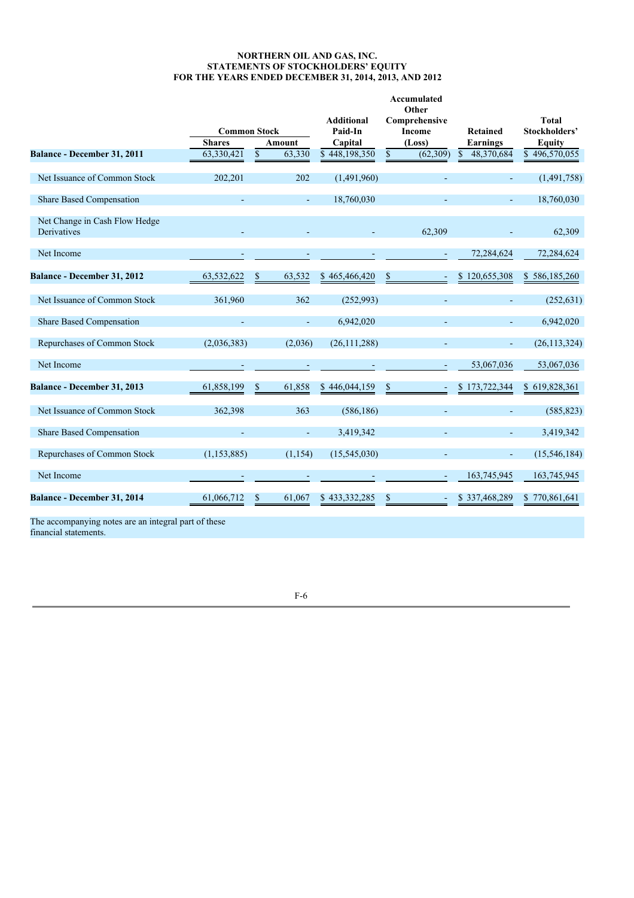**NORTHERN OIL AND GAS, INC.**
**STATEMENTS OF STOCKHOLDERS' EQUITY**
**FOR THE YEARS ENDED DECEMBER 31, 2014, 2013, AND 2012**

| | Common Stock | | Additional Paid-In Capital | Accumulated Other Comprehensive Income (Loss) | Retained Earnings | Total Stockholders' Equity |
|---|---|---|---|---|---|---|
| | Shares | Amount | | | | |
| **Balance - December 31, 2011** | 63,330,421 | $ 63,330 | $ 448,198,350 | $ (62,309) | $ 48,370,684 | $ 496,570,055 |
| Net Issuance of Common Stock | 202,201 | 202 | (1,491,960) | - | - | (1,491,758) |
| Share Based Compensation | - | - | 18,760,030 | - | - | 18,760,030 |
| Net Change in Cash Flow Hedge Derivatives | - | - | - | 62,309 | - | 62,309 |
| Net Income | - | - | - | - | 72,284,624 | 72,284,624 |
| **Balance - December 31, 2012** | 63,532,622 | $ 63,532 | $ 465,466,420 | $ - | $ 120,655,308 | $ 586,185,260 |
| Net Issuance of Common Stock | 361,960 | 362 | (252,993) | - | - | (252,631) |
| Share Based Compensation | - | - | 6,942,020 | - | - | 6,942,020 |
| Repurchases of Common Stock | (2,036,383) | (2,036) | (26,111,288) | - | - | (26,113,324) |
| Net Income | - | - | - | - | 53,067,036 | 53,067,036 |
| **Balance - December 31, 2013** | 61,858,199 | $ 61,858 | $ 446,044,159 | $ - | $ 173,722,344 | $ 619,828,361 |
| Net Issuance of Common Stock | 362,398 | 363 | (586,186) | - | - | (585,823) |
| Share Based Compensation | - | - | 3,419,342 | - | - | 3,419,342 |
| Repurchases of Common Stock | (1,153,885) | (1,154) | (15,545,030) | - | - | (15,546,184) |
| Net Income | - | - | - | - | 163,745,945 | 163,745,945 |
| **Balance - December 31, 2014** | 61,066,712 | $ 61,067 | $ 433,332,285 | $ - | $ 337,468,289 | $ 770,861,641 |

The accompanying notes are an integral part of these financial statements.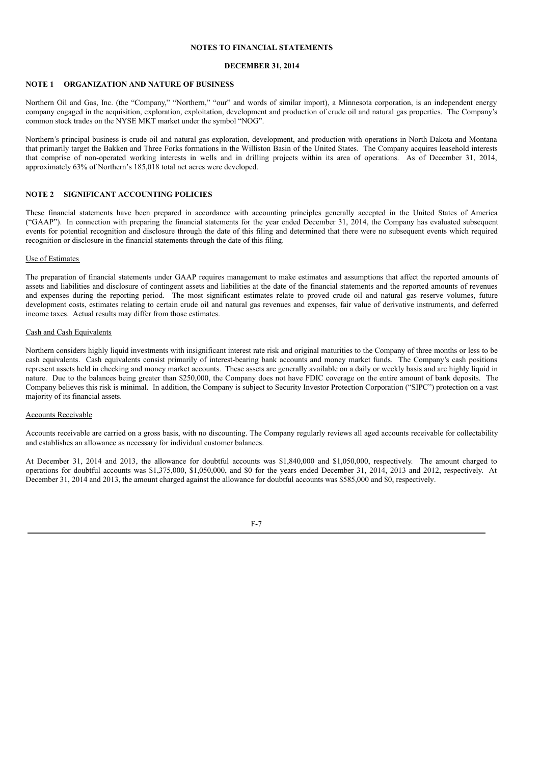**NOTES TO FINANCIAL STATEMENTS**

**DECEMBER 31, 2014**

## NOTE 1 ORGANIZATION AND NATURE OF BUSINESS

Northern Oil and Gas, Inc. (the "Company," "Northern," "our" and words of similar import), a Minnesota corporation, is an independent energy company engaged in the acquisition, exploration, exploitation, development and production of crude oil and natural gas properties. The Company's common stock trades on the NYSE MKT market under the symbol "NOG".

Northern's principal business is crude oil and natural gas exploration, development, and production with operations in North Dakota and Montana that primarily target the Bakken and Three Forks formations in the Williston Basin of the United States. The Company acquires leasehold interests that comprise of non-operated working interests in wells and in drilling projects within its area of operations. As of December 31, 2014, approximately 63% of Northern's 185,018 total net acres were developed.

## NOTE 2 SIGNIFICANT ACCOUNTING POLICIES

These financial statements have been prepared in accordance with accounting principles generally accepted in the United States of America ("GAAP"). In connection with preparing the financial statements for the year ended December 31, 2014, the Company has evaluated subsequent events for potential recognition and disclosure through the date of this filing and determined that there were no subsequent events which required recognition or disclosure in the financial statements through the date of this filing.

### Use of Estimates

The preparation of financial statements under GAAP requires management to make estimates and assumptions that affect the reported amounts of assets and liabilities and disclosure of contingent assets and liabilities at the date of the financial statements and the reported amounts of revenues and expenses during the reporting period. The most significant estimates relate to proved crude oil and natural gas reserve volumes, future development costs, estimates relating to certain crude oil and natural gas revenues and expenses, fair value of derivative instruments, and deferred income taxes. Actual results may differ from those estimates.

### Cash and Cash Equivalents

Northern considers highly liquid investments with insignificant interest rate risk and original maturities to the Company of three months or less to be cash equivalents. Cash equivalents consist primarily of interest-bearing bank accounts and money market funds. The Company's cash positions represent assets held in checking and money market accounts. These assets are generally available on a daily or weekly basis and are highly liquid in nature. Due to the balances being greater than $250,000, the Company does not have FDIC coverage on the entire amount of bank deposits. The Company believes this risk is minimal. In addition, the Company is subject to Security Investor Protection Corporation ("SIPC") protection on a vast majority of its financial assets.

### Accounts Receivable

Accounts receivable are carried on a gross basis, with no discounting. The Company regularly reviews all aged accounts receivable for collectability and establishes an allowance as necessary for individual customer balances.

At December 31, 2014 and 2013, the allowance for doubtful accounts was $1,840,000 and $1,050,000, respectively. The amount charged to operations for doubtful accounts was $1,375,000, $1,050,000, and $0 for the years ended December 31, 2014, 2013 and 2012, respectively. At December 31, 2014 and 2013, the amount charged against the allowance for doubtful accounts was $585,000 and $0, respectively.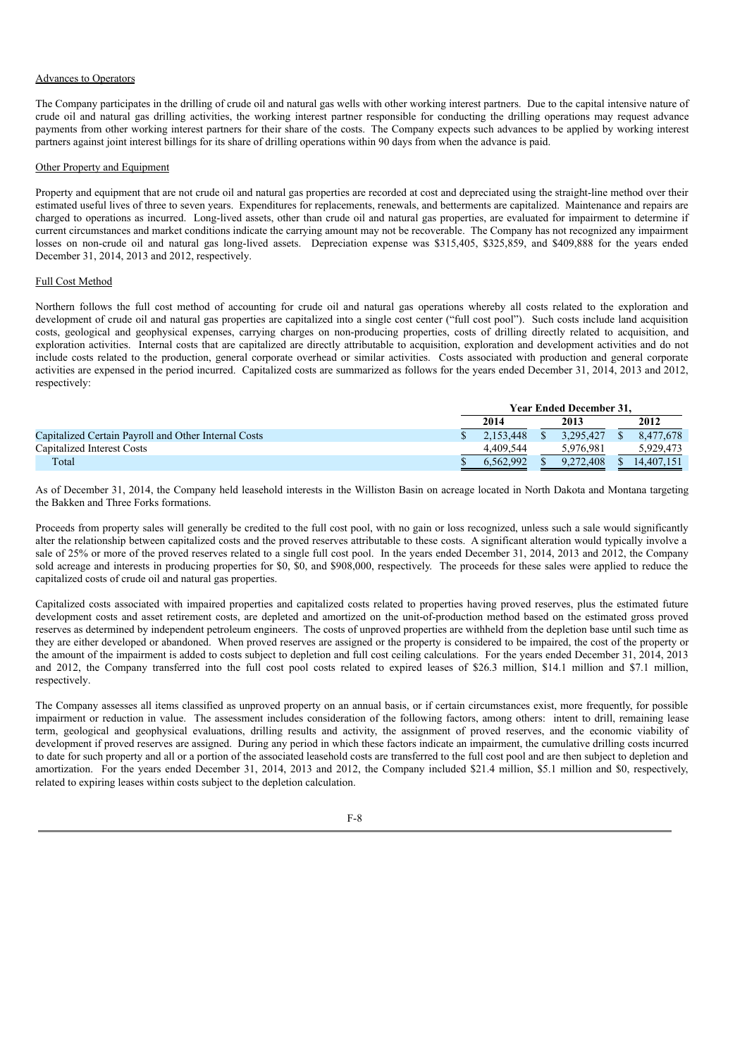Advances to Operators

The Company participates in the drilling of crude oil and natural gas wells with other working interest partners. Due to the capital intensive nature of crude oil and natural gas drilling activities, the working interest partner responsible for conducting the drilling operations may request advance payments from other working interest partners for their share of the costs. The Company expects such advances to be applied by working interest partners against joint interest billings for its share of drilling operations within 90 days from when the advance is paid.

Other Property and Equipment

Property and equipment that are not crude oil and natural gas properties are recorded at cost and depreciated using the straight-line method over their estimated useful lives of three to seven years. Expenditures for replacements, renewals, and betterments are capitalized. Maintenance and repairs are charged to operations as incurred. Long-lived assets, other than crude oil and natural gas properties, are evaluated for impairment to determine if current circumstances and market conditions indicate the carrying amount may not be recoverable. The Company has not recognized any impairment losses on non-crude oil and natural gas long-lived assets. Depreciation expense was $315,405, $325,859, and $409,888 for the years ended December 31, 2014, 2013 and 2012, respectively.

Full Cost Method

Northern follows the full cost method of accounting for crude oil and natural gas operations whereby all costs related to the exploration and development of crude oil and natural gas properties are capitalized into a single cost center ("full cost pool"). Such costs include land acquisition costs, geological and geophysical expenses, carrying charges on non-producing properties, costs of drilling directly related to acquisition, and exploration activities. Internal costs that are capitalized are directly attributable to acquisition, exploration and development activities and do not include costs related to the production, general corporate overhead or similar activities. Costs associated with production and general corporate activities are expensed in the period incurred. Capitalized costs are summarized as follows for the years ended December 31, 2014, 2013 and 2012, respectively:

| | Year Ended December 31, | | |
|---|---|---|---|
| | 2014 | 2013 | 2012 |
| Capitalized Certain Payroll and Other Internal Costs | $ 2,153,448 | $ 3,295,427 | $ 8,477,678 |
| Capitalized Interest Costs | 4,409,544 | 5,976,981 | 5,929,473 |
| Total | $ 6,562,992 | $ 9,272,408 | $ 14,407,151 |

As of December 31, 2014, the Company held leasehold interests in the Williston Basin on acreage located in North Dakota and Montana targeting the Bakken and Three Forks formations.

Proceeds from property sales will generally be credited to the full cost pool, with no gain or loss recognized, unless such a sale would significantly alter the relationship between capitalized costs and the proved reserves attributable to these costs. A significant alteration would typically involve a sale of 25% or more of the proved reserves related to a single full cost pool. In the years ended December 31, 2014, 2013 and 2012, the Company sold acreage and interests in producing properties for $0, $0, and $908,000, respectively. The proceeds for these sales were applied to reduce the capitalized costs of crude oil and natural gas properties.

Capitalized costs associated with impaired properties and capitalized costs related to properties having proved reserves, plus the estimated future development costs and asset retirement costs, are depleted and amortized on the unit-of-production method based on the estimated gross proved reserves as determined by independent petroleum engineers. The costs of unproved properties are withheld from the depletion base until such time as they are either developed or abandoned. When proved reserves are assigned or the property is considered to be impaired, the cost of the property or the amount of the impairment is added to costs subject to depletion and full cost ceiling calculations. For the years ended December 31, 2014, 2013 and 2012, the Company transferred into the full cost pool costs related to expired leases of $26.3 million, $14.1 million and $7.1 million, respectively.

The Company assesses all items classified as unproved property on an annual basis, or if certain circumstances exist, more frequently, for possible impairment or reduction in value. The assessment includes consideration of the following factors, among others: intent to drill, remaining lease term, geological and geophysical evaluations, drilling results and activity, the assignment of proved reserves, and the economic viability of development if proved reserves are assigned. During any period in which these factors indicate an impairment, the cumulative drilling costs incurred to date for such property and all or a portion of the associated leasehold costs are transferred to the full cost pool and are then subject to depletion and amortization. For the years ended December 31, 2014, 2013 and 2012, the Company included $21.4 million, $5.1 million and $0, respectively, related to expiring leases within costs subject to the depletion calculation.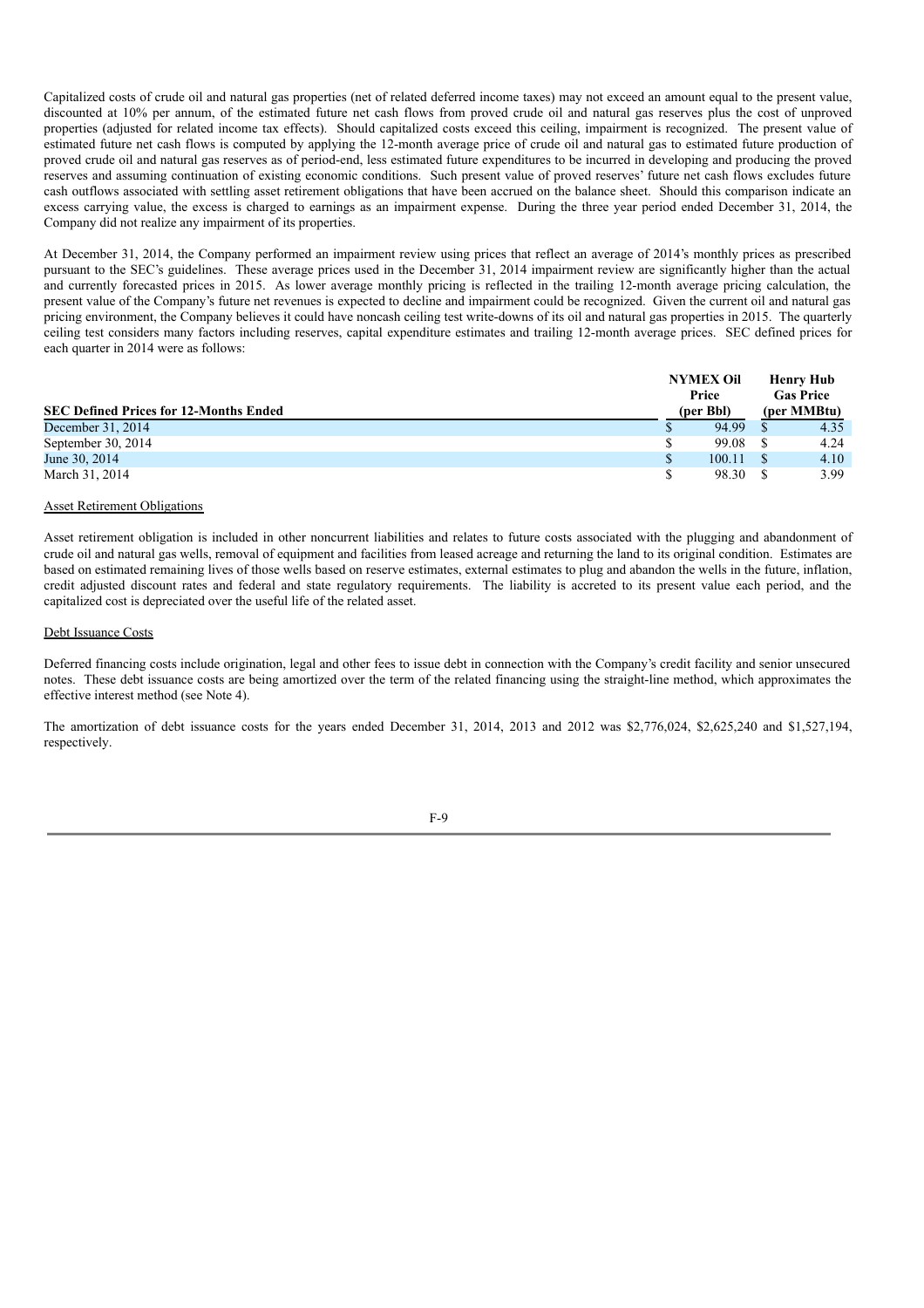Capitalized costs of crude oil and natural gas properties (net of related deferred income taxes) may not exceed an amount equal to the present value, discounted at 10% per annum, of the estimated future net cash flows from proved crude oil and natural gas reserves plus the cost of unproved properties (adjusted for related income tax effects). Should capitalized costs exceed this ceiling, impairment is recognized. The present value of estimated future net cash flows is computed by applying the 12-month average price of crude oil and natural gas to estimated future production of proved crude oil and natural gas reserves as of period-end, less estimated future expenditures to be incurred in developing and producing the proved reserves and assuming continuation of existing economic conditions. Such present value of proved reserves' future net cash flows excludes future cash outflows associated with settling asset retirement obligations that have been accrued on the balance sheet. Should this comparison indicate an excess carrying value, the excess is charged to earnings as an impairment expense. During the three year period ended December 31, 2014, the Company did not realize any impairment of its properties.

At December 31, 2014, the Company performed an impairment review using prices that reflect an average of 2014's monthly prices as prescribed pursuant to the SEC's guidelines. These average prices used in the December 31, 2014 impairment review are significantly higher than the actual and currently forecasted prices in 2015. As lower average monthly pricing is reflected in the trailing 12-month average pricing calculation, the present value of the Company's future net revenues is expected to decline and impairment could be recognized. Given the current oil and natural gas pricing environment, the Company believes it could have noncash ceiling test write-downs of its oil and natural gas properties in 2015. The quarterly ceiling test considers many factors including reserves, capital expenditure estimates and trailing 12-month average prices. SEC defined prices for each quarter in 2014 were as follows:

| SEC Defined Prices for 12-Months Ended | NYMEX Oil Price (per Bbl) | Henry Hub Gas Price (per MMBtu) |
|---|---|---|
| December 31, 2014 | $ 94.99 | $ 4.35 |
| September 30, 2014 | $ 99.08 | $ 4.24 |
| June 30, 2014 | $ 100.11 | $ 4.10 |
| March 31, 2014 | $ 98.30 | $ 3.99 |

Asset Retirement Obligations

Asset retirement obligation is included in other noncurrent liabilities and relates to future costs associated with the plugging and abandonment of crude oil and natural gas wells, removal of equipment and facilities from leased acreage and returning the land to its original condition. Estimates are based on estimated remaining lives of those wells based on reserve estimates, external estimates to plug and abandon the wells in the future, inflation, credit adjusted discount rates and federal and state regulatory requirements. The liability is accreted to its present value each period, and the capitalized cost is depreciated over the useful life of the related asset.

Debt Issuance Costs

Deferred financing costs include origination, legal and other fees to issue debt in connection with the Company's credit facility and senior unsecured notes. These debt issuance costs are being amortized over the term of the related financing using the straight-line method, which approximates the effective interest method (see Note 4).

The amortization of debt issuance costs for the years ended December 31, 2014, 2013 and 2012 was $2,776,024, $2,625,240 and $1,527,194, respectively.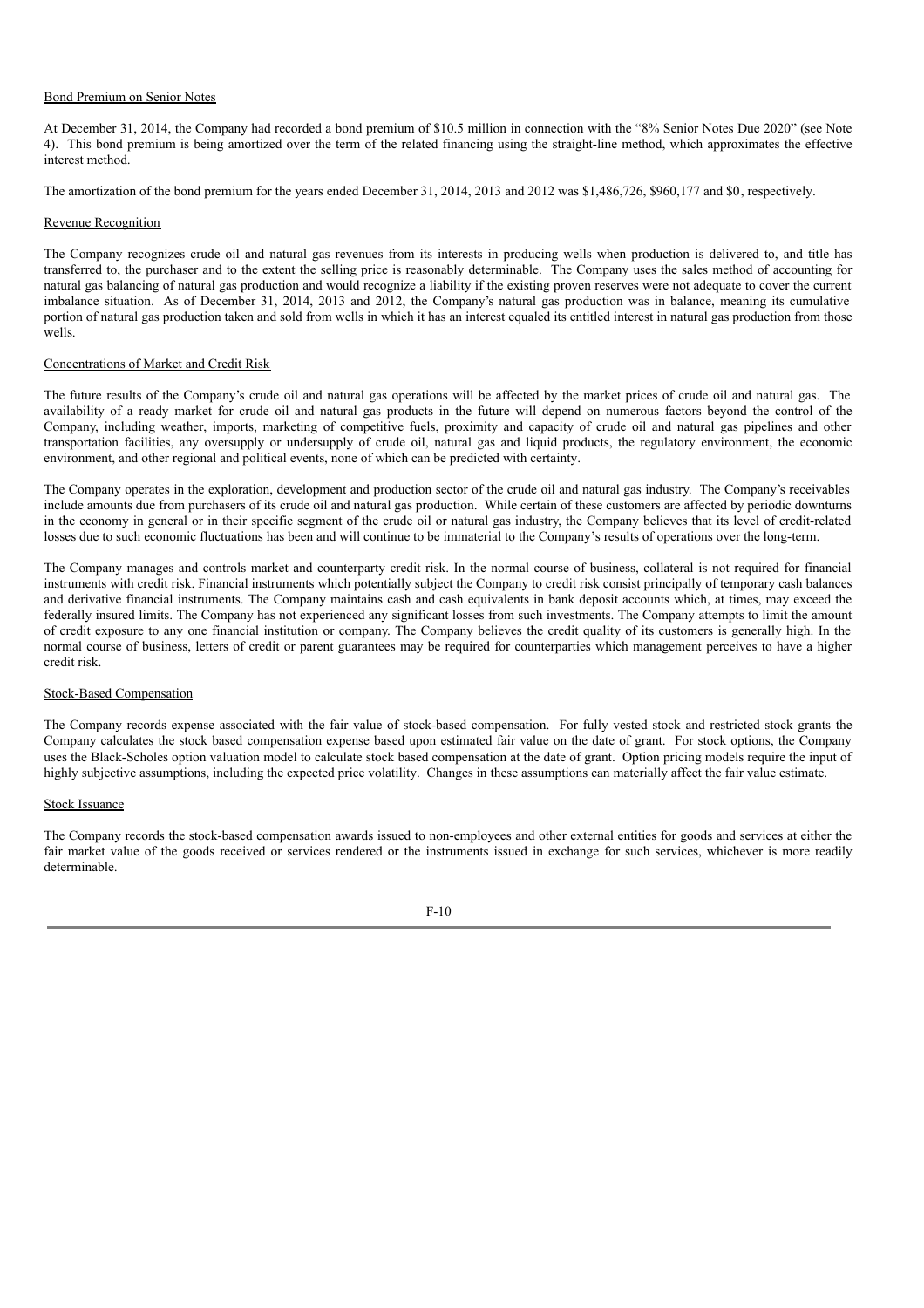Bond Premium on Senior Notes

At December 31, 2014, the Company had recorded a bond premium of $10.5 million in connection with the "8% Senior Notes Due 2020" (see Note 4). This bond premium is being amortized over the term of the related financing using the straight-line method, which approximates the effective interest method.

The amortization of the bond premium for the years ended December 31, 2014, 2013 and 2012 was $1,486,726, $960,177 and $0, respectively.

Revenue Recognition

The Company recognizes crude oil and natural gas revenues from its interests in producing wells when production is delivered to, and title has transferred to, the purchaser and to the extent the selling price is reasonably determinable. The Company uses the sales method of accounting for natural gas balancing of natural gas production and would recognize a liability if the existing proven reserves were not adequate to cover the current imbalance situation. As of December 31, 2014, 2013 and 2012, the Company's natural gas production was in balance, meaning its cumulative portion of natural gas production taken and sold from wells in which it has an interest equaled its entitled interest in natural gas production from those wells.

Concentrations of Market and Credit Risk

The future results of the Company's crude oil and natural gas operations will be affected by the market prices of crude oil and natural gas. The availability of a ready market for crude oil and natural gas products in the future will depend on numerous factors beyond the control of the Company, including weather, imports, marketing of competitive fuels, proximity and capacity of crude oil and natural gas pipelines and other transportation facilities, any oversupply or undersupply of crude oil, natural gas and liquid products, the regulatory environment, the economic environment, and other regional and political events, none of which can be predicted with certainty.

The Company operates in the exploration, development and production sector of the crude oil and natural gas industry. The Company's receivables include amounts due from purchasers of its crude oil and natural gas production. While certain of these customers are affected by periodic downturns in the economy in general or in their specific segment of the crude oil or natural gas industry, the Company believes that its level of credit-related losses due to such economic fluctuations has been and will continue to be immaterial to the Company's results of operations over the long-term.

The Company manages and controls market and counterparty credit risk. In the normal course of business, collateral is not required for financial instruments with credit risk. Financial instruments which potentially subject the Company to credit risk consist principally of temporary cash balances and derivative financial instruments. The Company maintains cash and cash equivalents in bank deposit accounts which, at times, may exceed the federally insured limits. The Company has not experienced any significant losses from such investments. The Company attempts to limit the amount of credit exposure to any one financial institution or company. The Company believes the credit quality of its customers is generally high. In the normal course of business, letters of credit or parent guarantees may be required for counterparties which management perceives to have a higher credit risk.

Stock-Based Compensation

The Company records expense associated with the fair value of stock-based compensation. For fully vested stock and restricted stock grants the Company calculates the stock based compensation expense based upon estimated fair value on the date of grant. For stock options, the Company uses the Black-Scholes option valuation model to calculate stock based compensation at the date of grant. Option pricing models require the input of highly subjective assumptions, including the expected price volatility. Changes in these assumptions can materially affect the fair value estimate.

Stock Issuance

The Company records the stock-based compensation awards issued to non-employees and other external entities for goods and services at either the fair market value of the goods received or services rendered or the instruments issued in exchange for such services, whichever is more readily determinable.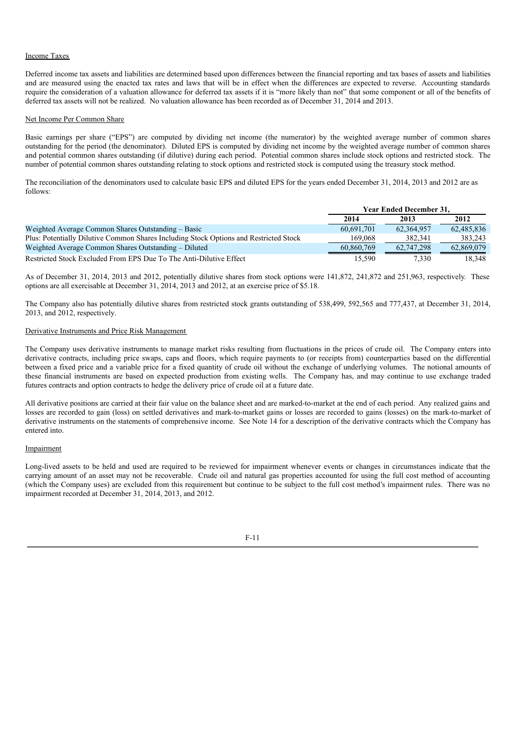Income Taxes

Deferred income tax assets and liabilities are determined based upon differences between the financial reporting and tax bases of assets and liabilities and are measured using the enacted tax rates and laws that will be in effect when the differences are expected to reverse. Accounting standards require the consideration of a valuation allowance for deferred tax assets if it is "more likely than not" that some component or all of the benefits of deferred tax assets will not be realized. No valuation allowance has been recorded as of December 31, 2014 and 2013.

Net Income Per Common Share

Basic earnings per share ("EPS") are computed by dividing net income (the numerator) by the weighted average number of common shares outstanding for the period (the denominator). Diluted EPS is computed by dividing net income by the weighted average number of common shares and potential common shares outstanding (if dilutive) during each period. Potential common shares include stock options and restricted stock. The number of potential common shares outstanding relating to stock options and restricted stock is computed using the treasury stock method.

The reconciliation of the denominators used to calculate basic EPS and diluted EPS for the years ended December 31, 2014, 2013 and 2012 are as follows:

| | Year Ended December 31, | | |
|---|---|---|---|
| | **2014** | **2013** | **2012** |
| Weighted Average Common Shares Outstanding – Basic | 60,691,701 | 62,364,957 | 62,485,836 |
| Plus: Potentially Dilutive Common Shares Including Stock Options and Restricted Stock | 169,068 | 382,341 | 383,243 |
| Weighted Average Common Shares Outstanding – Diluted | 60,860,769 | 62,747,298 | 62,869,079 |
| Restricted Stock Excluded From EPS Due To The Anti-Dilutive Effect | 15,590 | 7,330 | 18,348 |

As of December 31, 2014, 2013 and 2012, potentially dilutive shares from stock options were 141,872, 241,872 and 251,963, respectively. These options are all exercisable at December 31, 2014, 2013 and 2012, at an exercise price of $5.18.

The Company also has potentially dilutive shares from restricted stock grants outstanding of 538,499, 592,565 and 777,437, at December 31, 2014, 2013, and 2012, respectively.

Derivative Instruments and Price Risk Management

The Company uses derivative instruments to manage market risks resulting from fluctuations in the prices of crude oil. The Company enters into derivative contracts, including price swaps, caps and floors, which require payments to (or receipts from) counterparties based on the differential between a fixed price and a variable price for a fixed quantity of crude oil without the exchange of underlying volumes. The notional amounts of these financial instruments are based on expected production from existing wells. The Company has, and may continue to use exchange traded futures contracts and option contracts to hedge the delivery price of crude oil at a future date.

All derivative positions are carried at their fair value on the balance sheet and are marked-to-market at the end of each period. Any realized gains and losses are recorded to gain (loss) on settled derivatives and mark-to-market gains or losses are recorded to gains (losses) on the mark-to-market of derivative instruments on the statements of comprehensive income. See Note 14 for a description of the derivative contracts which the Company has entered into.

Impairment

Long-lived assets to be held and used are required to be reviewed for impairment whenever events or changes in circumstances indicate that the carrying amount of an asset may not be recoverable. Crude oil and natural gas properties accounted for using the full cost method of accounting (which the Company uses) are excluded from this requirement but continue to be subject to the full cost method's impairment rules. There was no impairment recorded at December 31, 2014, 2013, and 2012.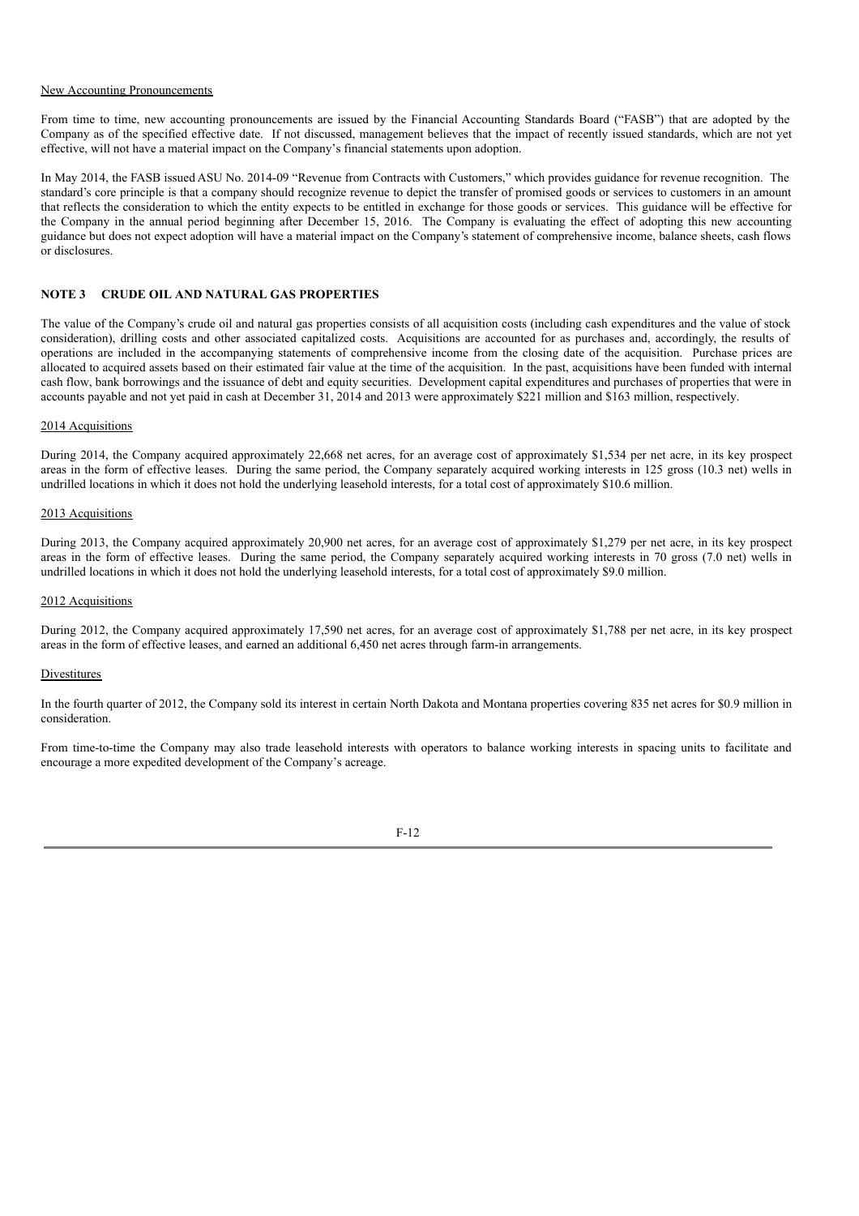New Accounting Pronouncements

From time to time, new accounting pronouncements are issued by the Financial Accounting Standards Board ("FASB") that are adopted by the Company as of the specified effective date. If not discussed, management believes that the impact of recently issued standards, which are not yet effective, will not have a material impact on the Company's financial statements upon adoption.

In May 2014, the FASB issued ASU No. 2014-09 "Revenue from Contracts with Customers," which provides guidance for revenue recognition. The standard's core principle is that a company should recognize revenue to depict the transfer of promised goods or services to customers in an amount that reflects the consideration to which the entity expects to be entitled in exchange for those goods or services. This guidance will be effective for the Company in the annual period beginning after December 15, 2016. The Company is evaluating the effect of adopting this new accounting guidance but does not expect adoption will have a material impact on the Company's statement of comprehensive income, balance sheets, cash flows or disclosures.

## NOTE 3 CRUDE OIL AND NATURAL GAS PROPERTIES

The value of the Company's crude oil and natural gas properties consists of all acquisition costs (including cash expenditures and the value of stock consideration), drilling costs and other associated capitalized costs. Acquisitions are accounted for as purchases and, accordingly, the results of operations are included in the accompanying statements of comprehensive income from the closing date of the acquisition. Purchase prices are allocated to acquired assets based on their estimated fair value at the time of the acquisition. In the past, acquisitions have been funded with internal cash flow, bank borrowings and the issuance of debt and equity securities. Development capital expenditures and purchases of properties that were in accounts payable and not yet paid in cash at December 31, 2014 and 2013 were approximately $221 million and $163 million, respectively.

2014 Acquisitions

During 2014, the Company acquired approximately 22,668 net acres, for an average cost of approximately $1,534 per net acre, in its key prospect areas in the form of effective leases. During the same period, the Company separately acquired working interests in 125 gross (10.3 net) wells in undrilled locations in which it does not hold the underlying leasehold interests, for a total cost of approximately $10.6 million.

2013 Acquisitions

During 2013, the Company acquired approximately 20,900 net acres, for an average cost of approximately $1,279 per net acre, in its key prospect areas in the form of effective leases. During the same period, the Company separately acquired working interests in 70 gross (7.0 net) wells in undrilled locations in which it does not hold the underlying leasehold interests, for a total cost of approximately $9.0 million.

2012 Acquisitions

During 2012, the Company acquired approximately 17,590 net acres, for an average cost of approximately $1,788 per net acre, in its key prospect areas in the form of effective leases, and earned an additional 6,450 net acres through farm-in arrangements.

Divestitures

In the fourth quarter of 2012, the Company sold its interest in certain North Dakota and Montana properties covering 835 net acres for $0.9 million in consideration.

From time-to-time the Company may also trade leasehold interests with operators to balance working interests in spacing units to facilitate and encourage a more expedited development of the Company's acreage.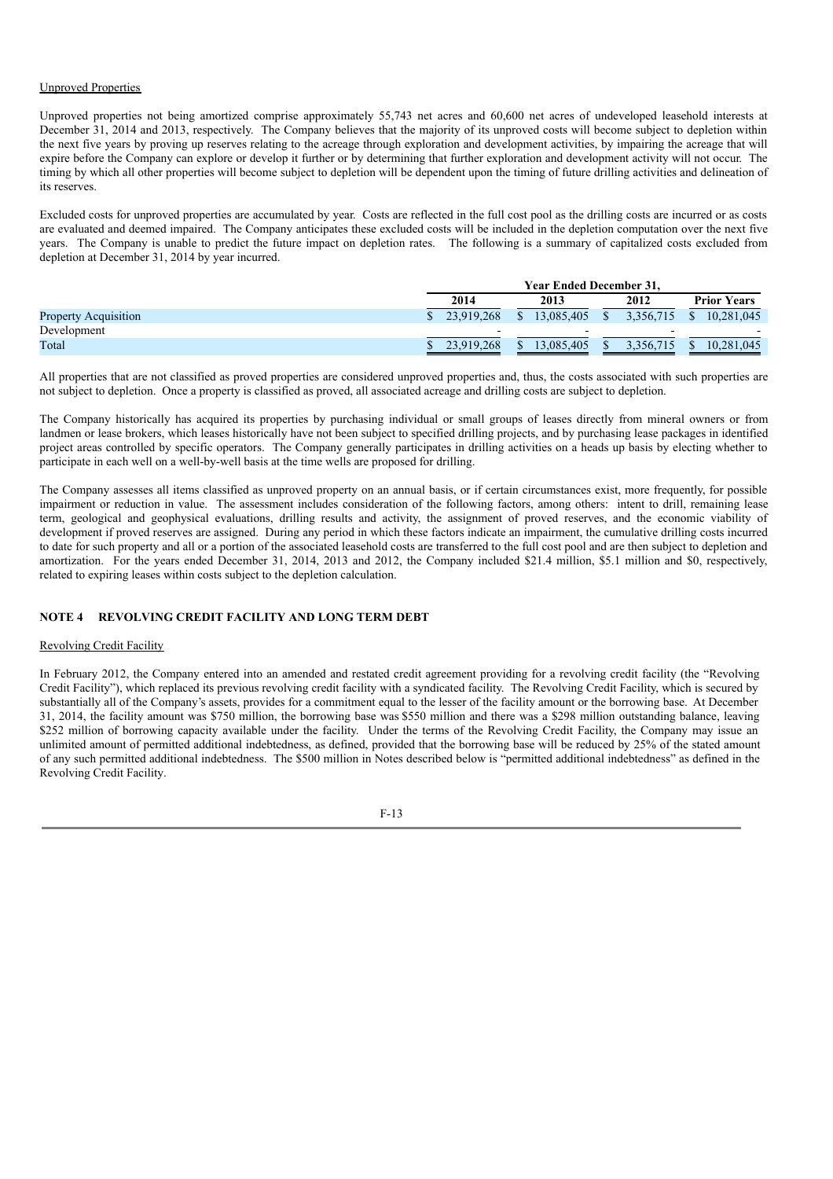Unproved Properties

Unproved properties not being amortized comprise approximately 55,743 net acres and 60,600 net acres of undeveloped leasehold interests at December 31, 2014 and 2013, respectively. The Company believes that the majority of its unproved costs will become subject to depletion within the next five years by proving up reserves relating to the acreage through exploration and development activities, by impairing the acreage that will expire before the Company can explore or develop it further or by determining that further exploration and development activity will not occur. The timing by which all other properties will become subject to depletion will be dependent upon the timing of future drilling activities and delineation of its reserves.

Excluded costs for unproved properties are accumulated by year. Costs are reflected in the full cost pool as the drilling costs are incurred or as costs are evaluated and deemed impaired. The Company anticipates these excluded costs will be included in the depletion computation over the next five years. The Company is unable to predict the future impact on depletion rates. The following is a summary of capitalized costs excluded from depletion at December 31, 2014 by year incurred.

| | Year Ended December 31, | | | |
|---|---|---|---|---|
| | 2014 | 2013 | 2012 | Prior Years |
| Property Acquisition | $ 23,919,268 | $ 13,085,405 | $ 3,356,715 | $ 10,281,045 |
| Development | - | - | - | - |
| Total | $ 23,919,268 | $ 13,085,405 | $ 3,356,715 | $ 10,281,045 |

All properties that are not classified as proved properties are considered unproved properties and, thus, the costs associated with such properties are not subject to depletion. Once a property is classified as proved, all associated acreage and drilling costs are subject to depletion.

The Company historically has acquired its properties by purchasing individual or small groups of leases directly from mineral owners or from landmen or lease brokers, which leases historically have not been subject to specified drilling projects, and by purchasing lease packages in identified project areas controlled by specific operators. The Company generally participates in drilling activities on a heads up basis by electing whether to participate in each well on a well-by-well basis at the time wells are proposed for drilling.

The Company assesses all items classified as unproved property on an annual basis, or if certain circumstances exist, more frequently, for possible impairment or reduction in value. The assessment includes consideration of the following factors, among others: intent to drill, remaining lease term, geological and geophysical evaluations, drilling results and activity, the assignment of proved reserves, and the economic viability of development if proved reserves are assigned. During any period in which these factors indicate an impairment, the cumulative drilling costs incurred to date for such property and all or a portion of the associated leasehold costs are transferred to the full cost pool and are then subject to depletion and amortization. For the years ended December 31, 2014, 2013 and 2012, the Company included $21.4 million, $5.1 million and $0, respectively, related to expiring leases within costs subject to the depletion calculation.

## NOTE 4 REVOLVING CREDIT FACILITY AND LONG TERM DEBT

Revolving Credit Facility

In February 2012, the Company entered into an amended and restated credit agreement providing for a revolving credit facility (the "Revolving Credit Facility"), which replaced its previous revolving credit facility with a syndicated facility. The Revolving Credit Facility, which is secured by substantially all of the Company's assets, provides for a commitment equal to the lesser of the facility amount or the borrowing base. At December 31, 2014, the facility amount was $750 million, the borrowing base was $550 million and there was a $298 million outstanding balance, leaving $252 million of borrowing capacity available under the facility. Under the terms of the Revolving Credit Facility, the Company may issue an unlimited amount of permitted additional indebtedness, as defined, provided that the borrowing base will be reduced by 25% of the stated amount of any such permitted additional indebtedness. The $500 million in Notes described below is "permitted additional indebtedness" as defined in the Revolving Credit Facility.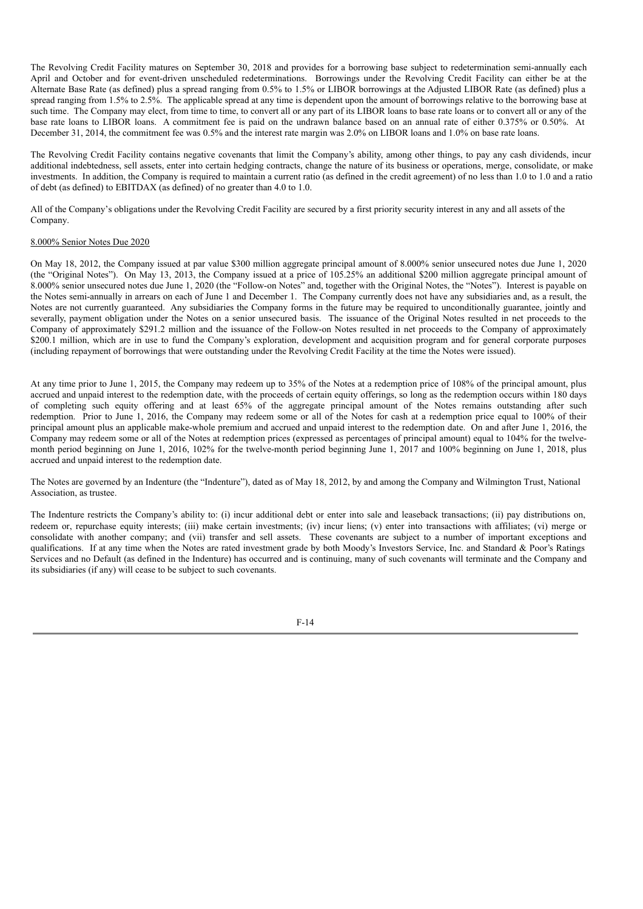The Revolving Credit Facility matures on September 30, 2018 and provides for a borrowing base subject to redetermination semi-annually each April and October and for event-driven unscheduled redeterminations. Borrowings under the Revolving Credit Facility can either be at the Alternate Base Rate (as defined) plus a spread ranging from 0.5% to 1.5% or LIBOR borrowings at the Adjusted LIBOR Rate (as defined) plus a spread ranging from 1.5% to 2.5%. The applicable spread at any time is dependent upon the amount of borrowings relative to the borrowing base at such time. The Company may elect, from time to time, to convert all or any part of its LIBOR loans to base rate loans or to convert all or any of the base rate loans to LIBOR loans. A commitment fee is paid on the undrawn balance based on an annual rate of either 0.375% or 0.50%. At December 31, 2014, the commitment fee was 0.5% and the interest rate margin was 2.0% on LIBOR loans and 1.0% on base rate loans.

The Revolving Credit Facility contains negative covenants that limit the Company's ability, among other things, to pay any cash dividends, incur additional indebtedness, sell assets, enter into certain hedging contracts, change the nature of its business or operations, merge, consolidate, or make investments. In addition, the Company is required to maintain a current ratio (as defined in the credit agreement) of no less than 1.0 to 1.0 and a ratio of debt (as defined) to EBITDAX (as defined) of no greater than 4.0 to 1.0.

All of the Company's obligations under the Revolving Credit Facility are secured by a first priority security interest in any and all assets of the Company.

8.000% Senior Notes Due 2020

On May 18, 2012, the Company issued at par value $300 million aggregate principal amount of 8.000% senior unsecured notes due June 1, 2020 (the "Original Notes"). On May 13, 2013, the Company issued at a price of 105.25% an additional $200 million aggregate principal amount of 8.000% senior unsecured notes due June 1, 2020 (the "Follow-on Notes" and, together with the Original Notes, the "Notes"). Interest is payable on the Notes semi-annually in arrears on each of June 1 and December 1. The Company currently does not have any subsidiaries and, as a result, the Notes are not currently guaranteed. Any subsidiaries the Company forms in the future may be required to unconditionally guarantee, jointly and severally, payment obligation under the Notes on a senior unsecured basis. The issuance of the Original Notes resulted in net proceeds to the Company of approximately $291.2 million and the issuance of the Follow-on Notes resulted in net proceeds to the Company of approximately $200.1 million, which are in use to fund the Company's exploration, development and acquisition program and for general corporate purposes (including repayment of borrowings that were outstanding under the Revolving Credit Facility at the time the Notes were issued).

At any time prior to June 1, 2015, the Company may redeem up to 35% of the Notes at a redemption price of 108% of the principal amount, plus accrued and unpaid interest to the redemption date, with the proceeds of certain equity offerings, so long as the redemption occurs within 180 days of completing such equity offering and at least 65% of the aggregate principal amount of the Notes remains outstanding after such redemption. Prior to June 1, 2016, the Company may redeem some or all of the Notes for cash at a redemption price equal to 100% of their principal amount plus an applicable make-whole premium and accrued and unpaid interest to the redemption date. On and after June 1, 2016, the Company may redeem some or all of the Notes at redemption prices (expressed as percentages of principal amount) equal to 104% for the twelve-month period beginning on June 1, 2016, 102% for the twelve-month period beginning June 1, 2017 and 100% beginning on June 1, 2018, plus accrued and unpaid interest to the redemption date.

The Notes are governed by an Indenture (the "Indenture"), dated as of May 18, 2012, by and among the Company and Wilmington Trust, National Association, as trustee.

The Indenture restricts the Company's ability to: (i) incur additional debt or enter into sale and leaseback transactions; (ii) pay distributions on, redeem or, repurchase equity interests; (iii) make certain investments; (iv) incur liens; (v) enter into transactions with affiliates; (vi) merge or consolidate with another company; and (vii) transfer and sell assets. These covenants are subject to a number of important exceptions and qualifications. If at any time when the Notes are rated investment grade by both Moody's Investors Service, Inc. and Standard & Poor's Ratings Services and no Default (as defined in the Indenture) has occurred and is continuing, many of such covenants will terminate and the Company and its subsidiaries (if any) will cease to be subject to such covenants.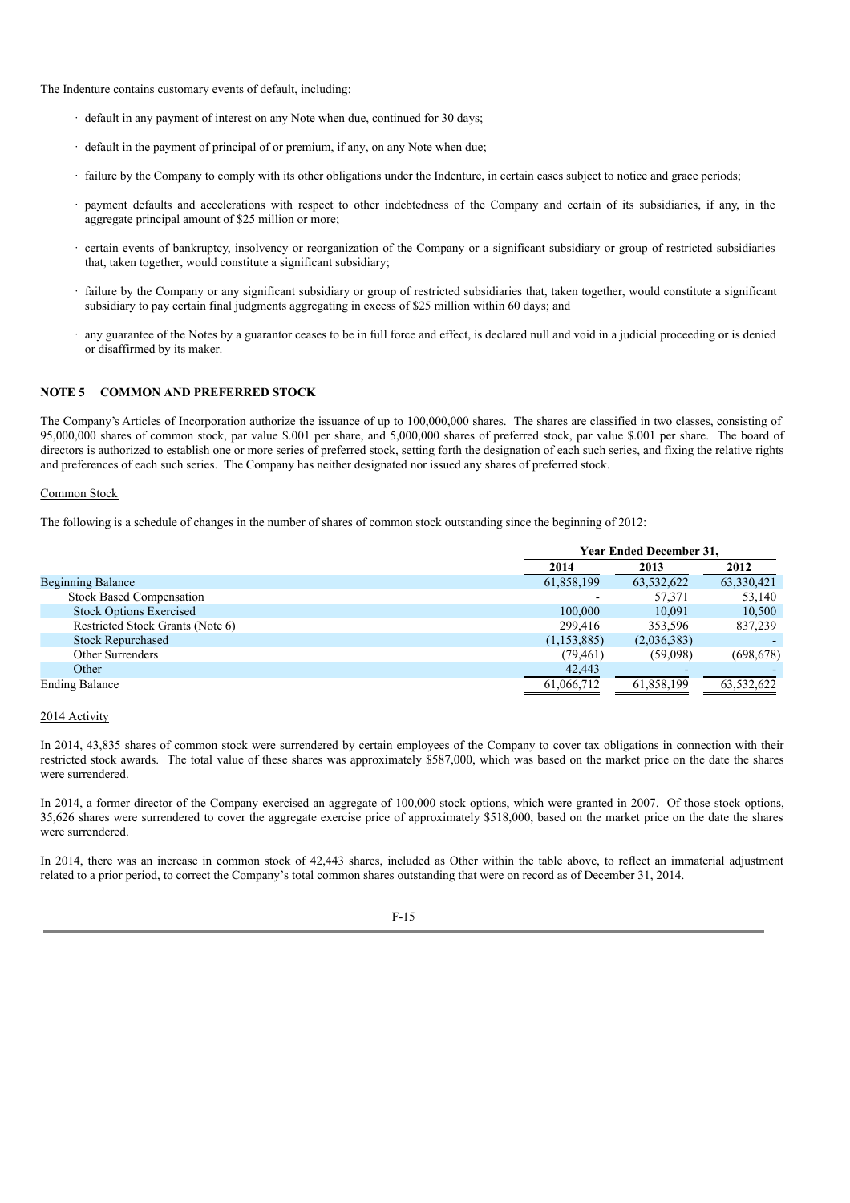The Indenture contains customary events of default, including:

- default in any payment of interest on any Note when due, continued for 30 days;
- default in the payment of principal of or premium, if any, on any Note when due;
- failure by the Company to comply with its other obligations under the Indenture, in certain cases subject to notice and grace periods;
- payment defaults and accelerations with respect to other indebtedness of the Company and certain of its subsidiaries, if any, in the aggregate principal amount of $25 million or more;
- certain events of bankruptcy, insolvency or reorganization of the Company or a significant subsidiary or group of restricted subsidiaries that, taken together, would constitute a significant subsidiary;
- failure by the Company or any significant subsidiary or group of restricted subsidiaries that, taken together, would constitute a significant subsidiary to pay certain final judgments aggregating in excess of $25 million within 60 days; and
- any guarantee of the Notes by a guarantor ceases to be in full force and effect, is declared null and void in a judicial proceeding or is denied or disaffirmed by its maker.

## NOTE 5 COMMON AND PREFERRED STOCK

The Company's Articles of Incorporation authorize the issuance of up to 100,000,000 shares. The shares are classified in two classes, consisting of 95,000,000 shares of common stock, par value $.001 per share, and 5,000,000 shares of preferred stock, par value $.001 per share. The board of directors is authorized to establish one or more series of preferred stock, setting forth the designation of each such series, and fixing the relative rights and preferences of each such series. The Company has neither designated nor issued any shares of preferred stock.

Common Stock

The following is a schedule of changes in the number of shares of common stock outstanding since the beginning of 2012:

| | Year Ended December 31, | | |
|---|---|---|---|
| | 2014 | 2013 | 2012 |
| Beginning Balance | 61,858,199 | 63,532,622 | 63,330,421 |
| Stock Based Compensation | - | 57,371 | 53,140 |
| Stock Options Exercised | 100,000 | 10,091 | 10,500 |
| Restricted Stock Grants (Note 6) | 299,416 | 353,596 | 837,239 |
| Stock Repurchased | (1,153,885) | (2,036,383) | - |
| Other Surrenders | (79,461) | (59,098) | (698,678) |
| Other | 42,443 | - | - |
| Ending Balance | 61,066,712 | 61,858,199 | 63,532,622 |

2014 Activity

In 2014, 43,835 shares of common stock were surrendered by certain employees of the Company to cover tax obligations in connection with their restricted stock awards. The total value of these shares was approximately $587,000, which was based on the market price on the date the shares were surrendered.

In 2014, a former director of the Company exercised an aggregate of 100,000 stock options, which were granted in 2007. Of those stock options, 35,626 shares were surrendered to cover the aggregate exercise price of approximately $518,000, based on the market price on the date the shares were surrendered.

In 2014, there was an increase in common stock of 42,443 shares, included as Other within the table above, to reflect an immaterial adjustment related to a prior period, to correct the Company's total common shares outstanding that were on record as of December 31, 2014.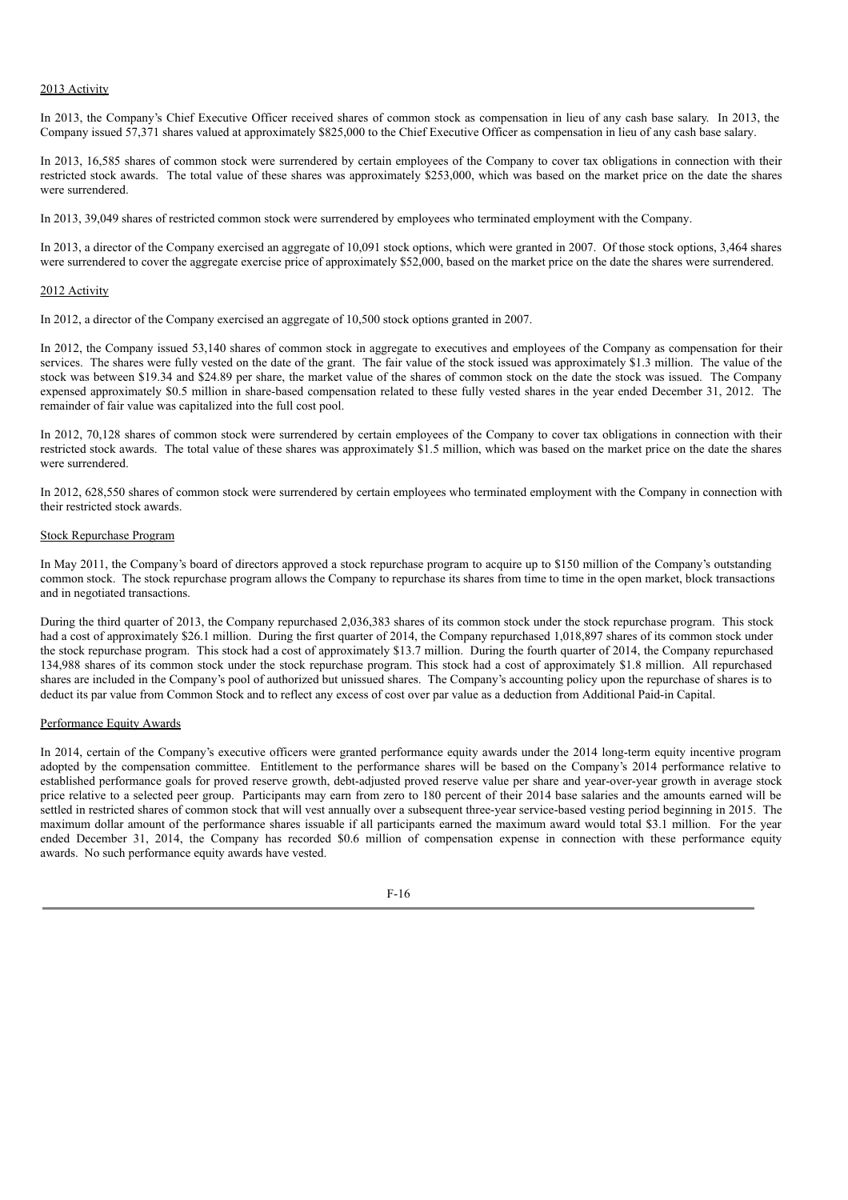2013 Activity

In 2013, the Company's Chief Executive Officer received shares of common stock as compensation in lieu of any cash base salary. In 2013, the Company issued 57,371 shares valued at approximately $825,000 to the Chief Executive Officer as compensation in lieu of any cash base salary.

In 2013, 16,585 shares of common stock were surrendered by certain employees of the Company to cover tax obligations in connection with their restricted stock awards. The total value of these shares was approximately $253,000, which was based on the market price on the date the shares were surrendered.

In 2013, 39,049 shares of restricted common stock were surrendered by employees who terminated employment with the Company.

In 2013, a director of the Company exercised an aggregate of 10,091 stock options, which were granted in 2007. Of those stock options, 3,464 shares were surrendered to cover the aggregate exercise price of approximately $52,000, based on the market price on the date the shares were surrendered.

2012 Activity

In 2012, a director of the Company exercised an aggregate of 10,500 stock options granted in 2007.

In 2012, the Company issued 53,140 shares of common stock in aggregate to executives and employees of the Company as compensation for their services. The shares were fully vested on the date of the grant. The fair value of the stock issued was approximately $1.3 million. The value of the stock was between $19.34 and $24.89 per share, the market value of the shares of common stock on the date the stock was issued. The Company expensed approximately $0.5 million in share-based compensation related to these fully vested shares in the year ended December 31, 2012. The remainder of fair value was capitalized into the full cost pool.

In 2012, 70,128 shares of common stock were surrendered by certain employees of the Company to cover tax obligations in connection with their restricted stock awards. The total value of these shares was approximately $1.5 million, which was based on the market price on the date the shares were surrendered.

In 2012, 628,550 shares of common stock were surrendered by certain employees who terminated employment with the Company in connection with their restricted stock awards.

Stock Repurchase Program

In May 2011, the Company's board of directors approved a stock repurchase program to acquire up to $150 million of the Company's outstanding common stock. The stock repurchase program allows the Company to repurchase its shares from time to time in the open market, block transactions and in negotiated transactions.

During the third quarter of 2013, the Company repurchased 2,036,383 shares of its common stock under the stock repurchase program. This stock had a cost of approximately $26.1 million. During the first quarter of 2014, the Company repurchased 1,018,897 shares of its common stock under the stock repurchase program. This stock had a cost of approximately $13.7 million. During the fourth quarter of 2014, the Company repurchased 134,988 shares of its common stock under the stock repurchase program. This stock had a cost of approximately $1.8 million. All repurchased shares are included in the Company's pool of authorized but unissued shares. The Company's accounting policy upon the repurchase of shares is to deduct its par value from Common Stock and to reflect any excess of cost over par value as a deduction from Additional Paid-in Capital.

Performance Equity Awards

In 2014, certain of the Company's executive officers were granted performance equity awards under the 2014 long-term equity incentive program adopted by the compensation committee. Entitlement to the performance shares will be based on the Company's 2014 performance relative to established performance goals for proved reserve growth, debt-adjusted proved reserve value per share and year-over-year growth in average stock price relative to a selected peer group. Participants may earn from zero to 180 percent of their 2014 base salaries and the amounts earned will be settled in restricted shares of common stock that will vest annually over a subsequent three-year service-based vesting period beginning in 2015. The maximum dollar amount of the performance shares issuable if all participants earned the maximum award would total $3.1 million. For the year ended December 31, 2014, the Company has recorded $0.6 million of compensation expense in connection with these performance equity awards. No such performance equity awards have vested.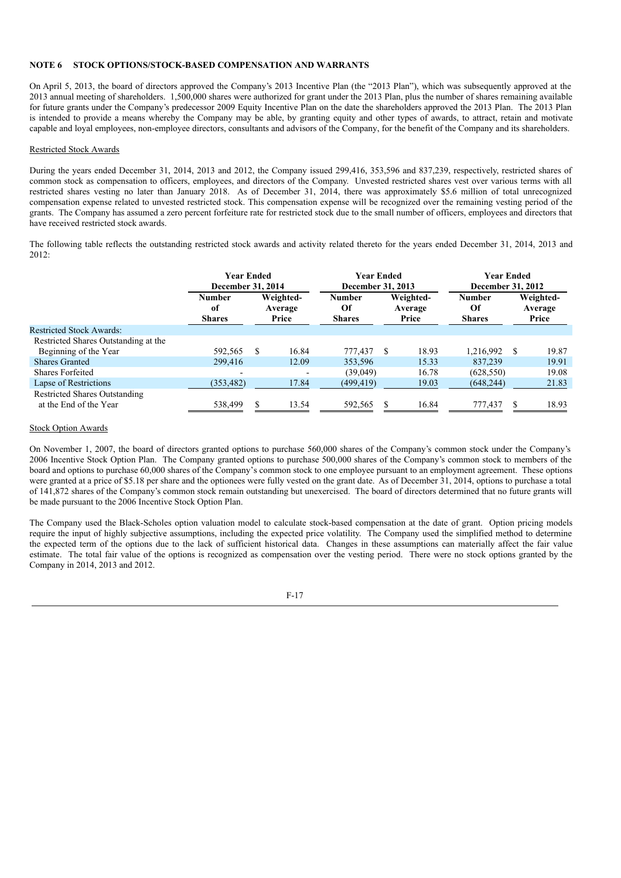## NOTE 6 STOCK OPTIONS/STOCK-BASED COMPENSATION AND WARRANTS

On April 5, 2013, the board of directors approved the Company's 2013 Incentive Plan (the "2013 Plan"), which was subsequently approved at the 2013 annual meeting of shareholders. 1,500,000 shares were authorized for grant under the 2013 Plan, plus the number of shares remaining available for future grants under the Company's predecessor 2009 Equity Incentive Plan on the date the shareholders approved the 2013 Plan. The 2013 Plan is intended to provide a means whereby the Company may be able, by granting equity and other types of awards, to attract, retain and motivate capable and loyal employees, non-employee directors, consultants and advisors of the Company, for the benefit of the Company and its shareholders.

Restricted Stock Awards

During the years ended December 31, 2014, 2013 and 2012, the Company issued 299,416, 353,596 and 837,239, respectively, restricted shares of common stock as compensation to officers, employees, and directors of the Company. Unvested restricted shares vest over various terms with all restricted shares vesting no later than January 2018. As of December 31, 2014, there was approximately \$5.6 million of total unrecognized compensation expense related to unvested restricted stock. This compensation expense will be recognized over the remaining vesting period of the grants. The Company has assumed a zero percent forfeiture rate for restricted stock due to the small number of officers, employees and directors that have received restricted stock awards.

The following table reflects the outstanding restricted stock awards and activity related thereto for the years ended December 31, 2014, 2013 and 2012:

| | Year Ended December 31, 2014 | | Year Ended December 31, 2013 | | Year Ended December 31, 2012 | |
|---|---|---|---|---|---|---|
| | Number of Shares | Weighted-Average Price | Number Of Shares | Weighted-Average Price | Number Of Shares | Weighted-Average Price |
| Restricted Stock Awards: | | | | | | |
| Restricted Shares Outstanding at the Beginning of the Year | 592,565 | \$ 16.84 | 777,437 | \$ 18.93 | 1,216,992 | \$ 19.87 |
| Shares Granted | 299,416 | 12.09 | 353,596 | 15.33 | 837,239 | 19.91 |
| Shares Forfeited | - | - | (39,049) | 16.78 | (628,550) | 19.08 |
| Lapse of Restrictions | (353,482) | 17.84 | (499,419) | 19.03 | (648,244) | 21.83 |
| Restricted Shares Outstanding at the End of the Year | 538,499 | \$ 13.54 | 592,565 | \$ 16.84 | 777,437 | \$ 18.93 |

Stock Option Awards

On November 1, 2007, the board of directors granted options to purchase 560,000 shares of the Company's common stock under the Company's 2006 Incentive Stock Option Plan. The Company granted options to purchase 500,000 shares of the Company's common stock to members of the board and options to purchase 60,000 shares of the Company's common stock to one employee pursuant to an employment agreement. These options were granted at a price of \$5.18 per share and the optionees were fully vested on the grant date. As of December 31, 2014, options to purchase a total of 141,872 shares of the Company's common stock remain outstanding but unexercised. The board of directors determined that no future grants will be made pursuant to the 2006 Incentive Stock Option Plan.

The Company used the Black-Scholes option valuation model to calculate stock-based compensation at the date of grant. Option pricing models require the input of highly subjective assumptions, including the expected price volatility. The Company used the simplified method to determine the expected term of the options due to the lack of sufficient historical data. Changes in these assumptions can materially affect the fair value estimate. The total fair value of the options is recognized as compensation over the vesting period. There were no stock options granted by the Company in 2014, 2013 and 2012.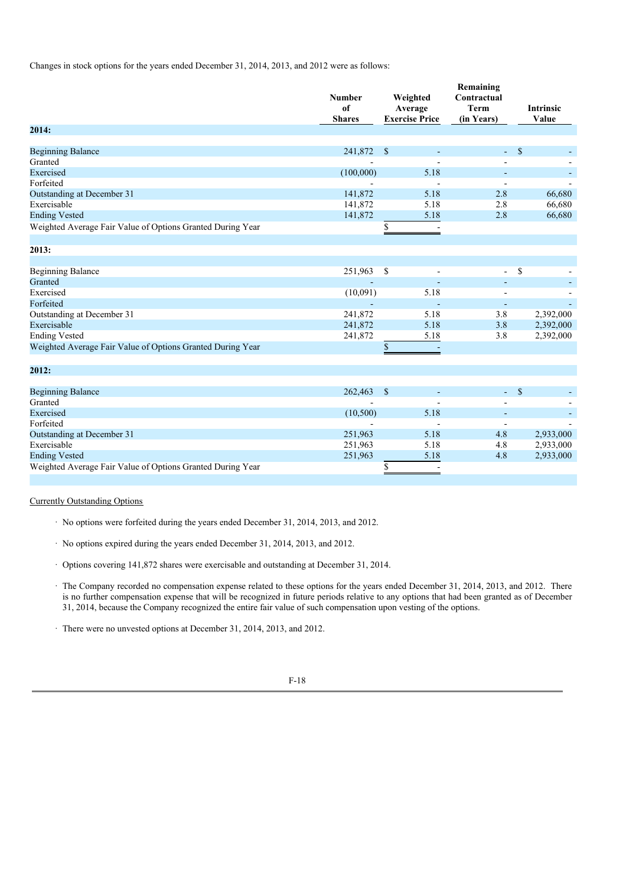Changes in stock options for the years ended December 31, 2014, 2013, and 2012 were as follows:

| | Number of Shares | Weighted Average Exercise Price | Remaining Contractual Term (in Years) | Intrinsic Value |
|---|---|---|---|---|
| **2014:** | | | | |
| Beginning Balance | 241,872 | $ - | - | $ - |
| Granted | - | - | - | - |
| Exercised | (100,000) | 5.18 | - | - |
| Forfeited | - | - | - | - |
| Outstanding at December 31 | 141,872 | 5.18 | 2.8 | 66,680 |
| Exercisable | 141,872 | 5.18 | 2.8 | 66,680 |
| Ending Vested | 141,872 | 5.18 | 2.8 | 66,680 |
| Weighted Average Fair Value of Options Granted During Year | | $ - | | |
| **2013:** | | | | |
| Beginning Balance | 251,963 | $ - | - | $ - |
| Granted | - | - | - | - |
| Exercised | (10,091) | 5.18 | - | - |
| Forfeited | - | - | - | - |
| Outstanding at December 31 | 241,872 | 5.18 | 3.8 | 2,392,000 |
| Exercisable | 241,872 | 5.18 | 3.8 | 2,392,000 |
| Ending Vested | 241,872 | 5.18 | 3.8 | 2,392,000 |
| Weighted Average Fair Value of Options Granted During Year | | $ - | | |
| **2012:** | | | | |
| Beginning Balance | 262,463 | $ - | - | $ - |
| Granted | - | - | - | - |
| Exercised | (10,500) | 5.18 | - | - |
| Forfeited | - | - | - | - |
| Outstanding at December 31 | 251,963 | 5.18 | 4.8 | 2,933,000 |
| Exercisable | 251,963 | 5.18 | 4.8 | 2,933,000 |
| Ending Vested | 251,963 | 5.18 | 4.8 | 2,933,000 |
| Weighted Average Fair Value of Options Granted During Year | | $ - | | |

Currently Outstanding Options

- No options were forfeited during the years ended December 31, 2014, 2013, and 2012.
- No options expired during the years ended December 31, 2014, 2013, and 2012.
- Options covering 141,872 shares were exercisable and outstanding at December 31, 2014.
- The Company recorded no compensation expense related to these options for the years ended December 31, 2014, 2013, and 2012. There is no further compensation expense that will be recognized in future periods relative to any options that had been granted as of December 31, 2014, because the Company recognized the entire fair value of such compensation upon vesting of the options.
- There were no unvested options at December 31, 2014, 2013, and 2012.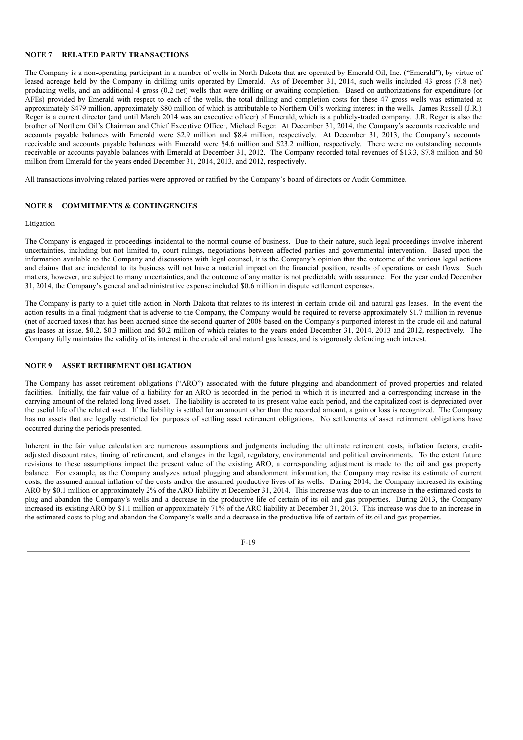## NOTE 7 RELATED PARTY TRANSACTIONS

The Company is a non-operating participant in a number of wells in North Dakota that are operated by Emerald Oil, Inc. ("Emerald"), by virtue of leased acreage held by the Company in drilling units operated by Emerald. As of December 31, 2014, such wells included 43 gross (7.8 net) producing wells, and an additional 4 gross (0.2 net) wells that were drilling or awaiting completion. Based on authorizations for expenditure (or AFEs) provided by Emerald with respect to each of the wells, the total drilling and completion costs for these 47 gross wells was estimated at approximately $479 million, approximately $80 million of which is attributable to Northern Oil's working interest in the wells. James Russell (J.R.) Reger is a current director (and until March 2014 was an executive officer) of Emerald, which is a publicly-traded company. J.R. Reger is also the brother of Northern Oil's Chairman and Chief Executive Officer, Michael Reger. At December 31, 2014, the Company's accounts receivable and accounts payable balances with Emerald were $2.9 million and $8.4 million, respectively. At December 31, 2013, the Company's accounts receivable and accounts payable balances with Emerald were $4.6 million and $23.2 million, respectively. There were no outstanding accounts receivable or accounts payable balances with Emerald at December 31, 2012. The Company recorded total revenues of $13.3, $7.8 million and $0 million from Emerald for the years ended December 31, 2014, 2013, and 2012, respectively.

All transactions involving related parties were approved or ratified by the Company's board of directors or Audit Committee.

## NOTE 8 COMMITMENTS & CONTINGENCIES

Litigation

The Company is engaged in proceedings incidental to the normal course of business. Due to their nature, such legal proceedings involve inherent uncertainties, including but not limited to, court rulings, negotiations between affected parties and governmental intervention. Based upon the information available to the Company and discussions with legal counsel, it is the Company's opinion that the outcome of the various legal actions and claims that are incidental to its business will not have a material impact on the financial position, results of operations or cash flows. Such matters, however, are subject to many uncertainties, and the outcome of any matter is not predictable with assurance. For the year ended December 31, 2014, the Company's general and administrative expense included $0.6 million in dispute settlement expenses.

The Company is party to a quiet title action in North Dakota that relates to its interest in certain crude oil and natural gas leases. In the event the action results in a final judgment that is adverse to the Company, the Company would be required to reverse approximately $1.7 million in revenue (net of accrued taxes) that has been accrued since the second quarter of 2008 based on the Company's purported interest in the crude oil and natural gas leases at issue, $0.2, $0.3 million and $0.2 million of which relates to the years ended December 31, 2014, 2013 and 2012, respectively. The Company fully maintains the validity of its interest in the crude oil and natural gas leases, and is vigorously defending such interest.

## NOTE 9 ASSET RETIREMENT OBLIGATION

The Company has asset retirement obligations ("ARO") associated with the future plugging and abandonment of proved properties and related facilities. Initially, the fair value of a liability for an ARO is recorded in the period in which it is incurred and a corresponding increase in the carrying amount of the related long lived asset. The liability is accreted to its present value each period, and the capitalized cost is depreciated over the useful life of the related asset. If the liability is settled for an amount other than the recorded amount, a gain or loss is recognized. The Company has no assets that are legally restricted for purposes of settling asset retirement obligations. No settlements of asset retirement obligations have occurred during the periods presented.

Inherent in the fair value calculation are numerous assumptions and judgments including the ultimate retirement costs, inflation factors, credit-adjusted discount rates, timing of retirement, and changes in the legal, regulatory, environmental and political environments. To the extent future revisions to these assumptions impact the present value of the existing ARO, a corresponding adjustment is made to the oil and gas property balance. For example, as the Company analyzes actual plugging and abandonment information, the Company may revise its estimate of current costs, the assumed annual inflation of the costs and/or the assumed productive lives of its wells. During 2014, the Company increased its existing ARO by $0.1 million or approximately 2% of the ARO liability at December 31, 2014. This increase was due to an increase in the estimated costs to plug and abandon the Company's wells and a decrease in the productive life of certain of its oil and gas properties. During 2013, the Company increased its existing ARO by $1.1 million or approximately 71% of the ARO liability at December 31, 2013. This increase was due to an increase in the estimated costs to plug and abandon the Company's wells and a decrease in the productive life of certain of its oil and gas properties.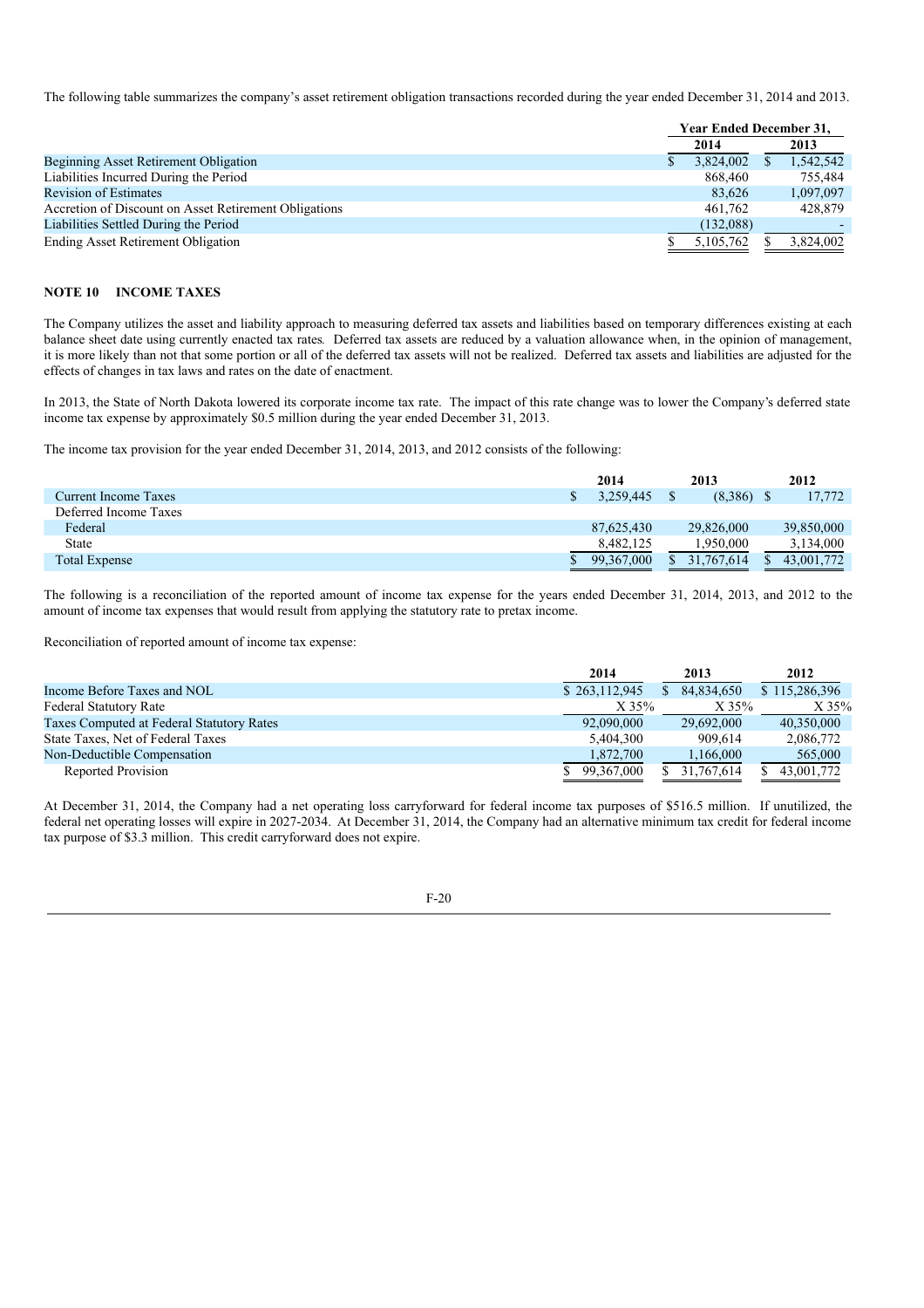The following table summarizes the company's asset retirement obligation transactions recorded during the year ended December 31, 2014 and 2013.

| | Year Ended December 31, | |
|---|---|---|
| | 2014 | 2013 |
| Beginning Asset Retirement Obligation | $ 3,824,002 | $ 1,542,542 |
| Liabilities Incurred During the Period | 868,460 | 755,484 |
| Revision of Estimates | 83,626 | 1,097,097 |
| Accretion of Discount on Asset Retirement Obligations | 461,762 | 428,879 |
| Liabilities Settled During the Period | (132,088) | - |
| Ending Asset Retirement Obligation | $ 5,105,762 | $ 3,824,002 |

## NOTE 10 INCOME TAXES

The Company utilizes the asset and liability approach to measuring deferred tax assets and liabilities based on temporary differences existing at each balance sheet date using currently enacted tax rates. Deferred tax assets are reduced by a valuation allowance when, in the opinion of management, it is more likely than not that some portion or all of the deferred tax assets will not be realized. Deferred tax assets and liabilities are adjusted for the effects of changes in tax laws and rates on the date of enactment.

In 2013, the State of North Dakota lowered its corporate income tax rate. The impact of this rate change was to lower the Company's deferred state income tax expense by approximately $0.5 million during the year ended December 31, 2013.

The income tax provision for the year ended December 31, 2014, 2013, and 2012 consists of the following:

| | 2014 | 2013 | 2012 |
|---|---|---|---|
| Current Income Taxes | $ 3,259,445 | $ (8,386) | $ 17,772 |
| Deferred Income Taxes | | | |
| Federal | 87,625,430 | 29,826,000 | 39,850,000 |
| State | 8,482,125 | 1,950,000 | 3,134,000 |
| Total Expense | $ 99,367,000 | $ 31,767,614 | $ 43,001,772 |

The following is a reconciliation of the reported amount of income tax expense for the years ended December 31, 2014, 2013, and 2012 to the amount of income tax expenses that would result from applying the statutory rate to pretax income.

Reconciliation of reported amount of income tax expense:

| | 2014 | 2013 | 2012 |
|---|---|---|---|
| Income Before Taxes and NOL | $ 263,112,945 | $ 84,834,650 | $ 115,286,396 |
| Federal Statutory Rate | X 35% | X 35% | X 35% |
| Taxes Computed at Federal Statutory Rates | 92,090,000 | 29,692,000 | 40,350,000 |
| State Taxes, Net of Federal Taxes | 5,404,300 | 909,614 | 2,086,772 |
| Non-Deductible Compensation | 1,872,700 | 1,166,000 | 565,000 |
| Reported Provision | $ 99,367,000 | $ 31,767,614 | $ 43,001,772 |

At December 31, 2014, the Company had a net operating loss carryforward for federal income tax purposes of $516.5 million. If unutilized, the federal net operating losses will expire in 2027-2034. At December 31, 2014, the Company had an alternative minimum tax credit for federal income tax purpose of $3.3 million. This credit carryforward does not expire.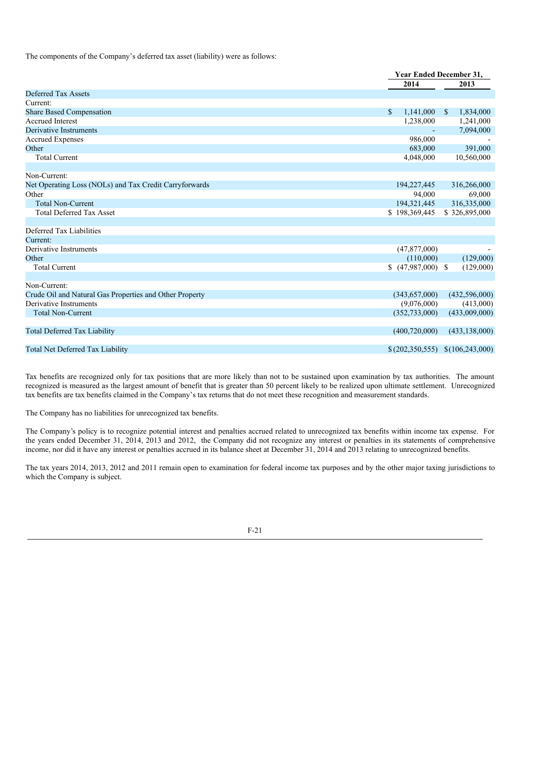The components of the Company's deferred tax asset (liability) were as follows:

| | Year Ended December 31, | |
|---|---|---|
| | 2014 | 2013 |
| Deferred Tax Assets | | |
| Current: | | |
| Share Based Compensation | $ 1,141,000 | $ 1,834,000 |
| Accrued Interest | 1,238,000 | 1,241,000 |
| Derivative Instruments | - | 7,094,000 |
| Accrued Expenses | 986,000 | - |
| Other | 683,000 | 391,000 |
| Total Current | 4,048,000 | 10,560,000 |
| | | |
| Non-Current: | | |
| Net Operating Loss (NOLs) and Tax Credit Carryforwards | 194,227,445 | 316,266,000 |
| Other | 94,000 | 69,000 |
| Total Non-Current | 194,321,445 | 316,335,000 |
| Total Deferred Tax Asset | $ 198,369,445 | $ 326,895,000 |
| | | |
| Deferred Tax Liabilities | | |
| Current: | | |
| Derivative Instruments | (47,877,000) | - |
| Other | (110,000) | (129,000) |
| Total Current | $ (47,987,000) | $ (129,000) |
| | | |
| Non-Current: | | |
| Crude Oil and Natural Gas Properties and Other Property | (343,657,000) | (432,596,000) |
| Derivative Instruments | (9,076,000) | (413,000) |
| Total Non-Current | (352,733,000) | (433,009,000) |
| | | |
| Total Deferred Tax Liability | (400,720,000) | (433,138,000) |
| | | |
| Total Net Deferred Tax Liability | $ (202,350,555) | $ (106,243,000) |

Tax benefits are recognized only for tax positions that are more likely than not to be sustained upon examination by tax authorities. The amount recognized is measured as the largest amount of benefit that is greater than 50 percent likely to be realized upon ultimate settlement. Unrecognized tax benefits are tax benefits claimed in the Company's tax returns that do not meet these recognition and measurement standards.

The Company has no liabilities for unrecognized tax benefits.

The Company's policy is to recognize potential interest and penalties accrued related to unrecognized tax benefits within income tax expense. For the years ended December 31, 2014, 2013 and 2012, the Company did not recognize any interest or penalties in its statements of comprehensive income, nor did it have any interest or penalties accrued in its balance sheet at December 31, 2014 and 2013 relating to unrecognized benefits.

The tax years 2014, 2013, 2012 and 2011 remain open to examination for federal income tax purposes and by the other major taxing jurisdictions to which the Company is subject.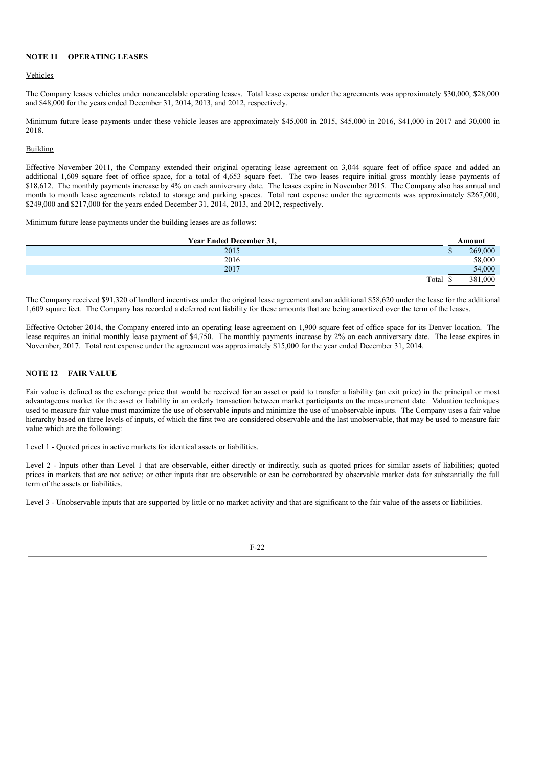## NOTE 11 OPERATING LEASES

Vehicles

The Company leases vehicles under noncancelable operating leases. Total lease expense under the agreements was approximately $30,000, $28,000 and $48,000 for the years ended December 31, 2014, 2013, and 2012, respectively.

Minimum future lease payments under these vehicle leases are approximately $45,000 in 2015, $45,000 in 2016, $41,000 in 2017 and 30,000 in 2018.

Building

Effective November 2011, the Company extended their original operating lease agreement on 3,044 square feet of office space and added an additional 1,609 square feet of office space, for a total of 4,653 square feet. The two leases require initial gross monthly lease payments of $18,612. The monthly payments increase by 4% on each anniversary date. The leases expire in November 2015. The Company also has annual and month to month lease agreements related to storage and parking spaces. Total rent expense under the agreements was approximately $267,000, $249,000 and $217,000 for the years ended December 31, 2014, 2013, and 2012, respectively.

Minimum future lease payments under the building leases are as follows:

| Year Ended December 31, | Amount |
|---|---|
| 2015 | $ 269,000 |
| 2016 | 58,000 |
| 2017 | 54,000 |
| Total | $ 381,000 |

The Company received $91,320 of landlord incentives under the original lease agreement and an additional $58,620 under the lease for the additional 1,609 square feet. The Company has recorded a deferred rent liability for these amounts that are being amortized over the term of the leases.

Effective October 2014, the Company entered into an operating lease agreement on 1,900 square feet of office space for its Denver location. The lease requires an initial monthly lease payment of $4,750. The monthly payments increase by 2% on each anniversary date. The lease expires in November, 2017. Total rent expense under the agreement was approximately $15,000 for the year ended December 31, 2014.

## NOTE 12 FAIR VALUE

Fair value is defined as the exchange price that would be received for an asset or paid to transfer a liability (an exit price) in the principal or most advantageous market for the asset or liability in an orderly transaction between market participants on the measurement date. Valuation techniques used to measure fair value must maximize the use of observable inputs and minimize the use of unobservable inputs. The Company uses a fair value hierarchy based on three levels of inputs, of which the first two are considered observable and the last unobservable, that may be used to measure fair value which are the following:

Level 1 - Quoted prices in active markets for identical assets or liabilities.

Level 2 - Inputs other than Level 1 that are observable, either directly or indirectly, such as quoted prices for similar assets of liabilities; quoted prices in markets that are not active; or other inputs that are observable or can be corroborated by observable market data for substantially the full term of the assets or liabilities.

Level 3 - Unobservable inputs that are supported by little or no market activity and that are significant to the fair value of the assets or liabilities.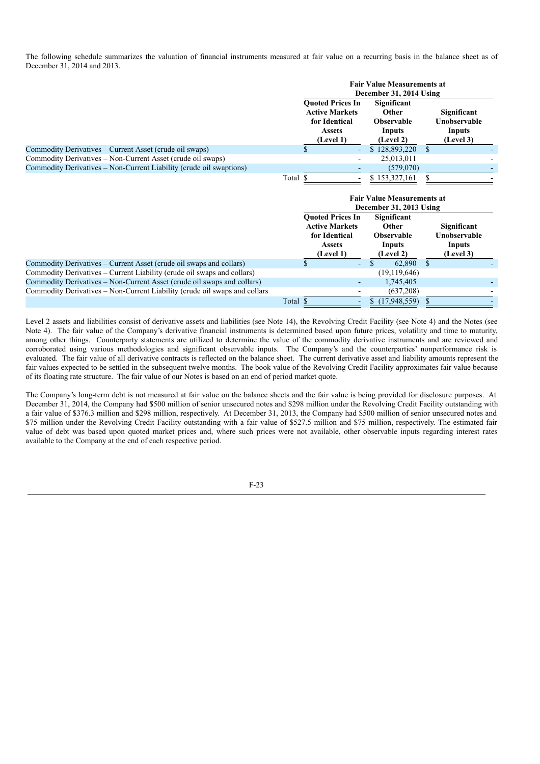The following schedule summarizes the valuation of financial instruments measured at fair value on a recurring basis in the balance sheet as of December 31, 2014 and 2013.

| | Fair Value Measurements at December 31, 2014 Using | | |
|---|---|---|---|
| | Quoted Prices In Active Markets for Identical Assets (Level 1) | Significant Other Observable Inputs (Level 2) | Significant Unobservable Inputs (Level 3) |
| Commodity Derivatives – Current Asset (crude oil swaps) | $ - | $ 128,893,220 | $ - |
| Commodity Derivatives – Non-Current Asset (crude oil swaps) | - | 25,013,011 | - |
| Commodity Derivatives – Non-Current Liability (crude oil swaptions) | - | (579,070) | - |
| Total | $ - | $ 153,327,161 | $ - |

| | Fair Value Measurements at December 31, 2013 Using | | |
|---|---|---|---|
| | Quoted Prices In Active Markets for Identical Assets (Level 1) | Significant Other Observable Inputs (Level 2) | Significant Unobservable Inputs (Level 3) |
| Commodity Derivatives – Current Asset (crude oil swaps and collars) | $ - | $ 62,890 | $ - |
| Commodity Derivatives – Current Liability (crude oil swaps and collars) | | (19,119,646) | |
| Commodity Derivatives – Non-Current Asset (crude oil swaps and collars) | - | 1,745,405 | - |
| Commodity Derivatives – Non-Current Liability (crude oil swaps and collars | - | (637,208) | - |
| Total | $ - | $ (17,948,559) | $ - |

Level 2 assets and liabilities consist of derivative assets and liabilities (see Note 14), the Revolving Credit Facility (see Note 4) and the Notes (see Note 4). The fair value of the Company's derivative financial instruments is determined based upon future prices, volatility and time to maturity, among other things. Counterparty statements are utilized to determine the value of the commodity derivative instruments and are reviewed and corroborated using various methodologies and significant observable inputs. The Company's and the counterparties' nonperformance risk is evaluated. The fair value of all derivative contracts is reflected on the balance sheet. The current derivative asset and liability amounts represent the fair values expected to be settled in the subsequent twelve months. The book value of the Revolving Credit Facility approximates fair value because of its floating rate structure. The fair value of our Notes is based on an end of period market quote.

The Company's long-term debt is not measured at fair value on the balance sheets and the fair value is being provided for disclosure purposes. At December 31, 2014, the Company had $500 million of senior unsecured notes and $298 million under the Revolving Credit Facility outstanding with a fair value of $376.3 million and $298 million, respectively. At December 31, 2013, the Company had $500 million of senior unsecured notes and $75 million under the Revolving Credit Facility outstanding with a fair value of $527.5 million and $75 million, respectively. The estimated fair value of debt was based upon quoted market prices and, where such prices were not available, other observable inputs regarding interest rates available to the Company at the end of each respective period.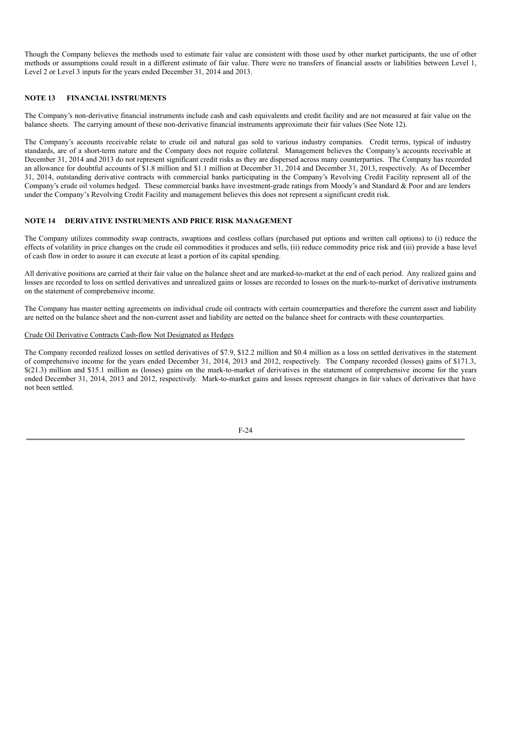Though the Company believes the methods used to estimate fair value are consistent with those used by other market participants, the use of other methods or assumptions could result in a different estimate of fair value. There were no transfers of financial assets or liabilities between Level 1, Level 2 or Level 3 inputs for the years ended December 31, 2014 and 2013.

## NOTE 13 FINANCIAL INSTRUMENTS

The Company's non-derivative financial instruments include cash and cash equivalents and credit facility and are not measured at fair value on the balance sheets. The carrying amount of these non-derivative financial instruments approximate their fair values (See Note 12).

The Company's accounts receivable relate to crude oil and natural gas sold to various industry companies. Credit terms, typical of industry standards, are of a short-term nature and the Company does not require collateral. Management believes the Company's accounts receivable at December 31, 2014 and 2013 do not represent significant credit risks as they are dispersed across many counterparties. The Company has recorded an allowance for doubtful accounts of $1.8 million and $1.1 million at December 31, 2014 and December 31, 2013, respectively. As of December 31, 2014, outstanding derivative contracts with commercial banks participating in the Company's Revolving Credit Facility represent all of the Company's crude oil volumes hedged. These commercial banks have investment-grade ratings from Moody's and Standard & Poor and are lenders under the Company's Revolving Credit Facility and management believes this does not represent a significant credit risk.

## NOTE 14 DERIVATIVE INSTRUMENTS AND PRICE RISK MANAGEMENT

The Company utilizes commodity swap contracts, swaptions and costless collars (purchased put options and written call options) to (i) reduce the effects of volatility in price changes on the crude oil commodities it produces and sells, (ii) reduce commodity price risk and (iii) provide a base level of cash flow in order to assure it can execute at least a portion of its capital spending.

All derivative positions are carried at their fair value on the balance sheet and are marked-to-market at the end of each period. Any realized gains and losses are recorded to loss on settled derivatives and unrealized gains or losses are recorded to losses on the mark-to-market of derivative instruments on the statement of comprehensive income.

The Company has master netting agreements on individual crude oil contracts with certain counterparties and therefore the current asset and liability are netted on the balance sheet and the non-current asset and liability are netted on the balance sheet for contracts with these counterparties.

Crude Oil Derivative Contracts Cash-flow Not Designated as Hedges

The Company recorded realized losses on settled derivatives of $7.9, $12.2 million and $0.4 million as a loss on settled derivatives in the statement of comprehensive income for the years ended December 31, 2014, 2013 and 2012, respectively. The Company recorded (losses) gains of $171.3, $(21.3) million and $15.1 million as (losses) gains on the mark-to-market of derivatives in the statement of comprehensive income for the years ended December 31, 2014, 2013 and 2012, respectively. Mark-to-market gains and losses represent changes in fair values of derivatives that have not been settled.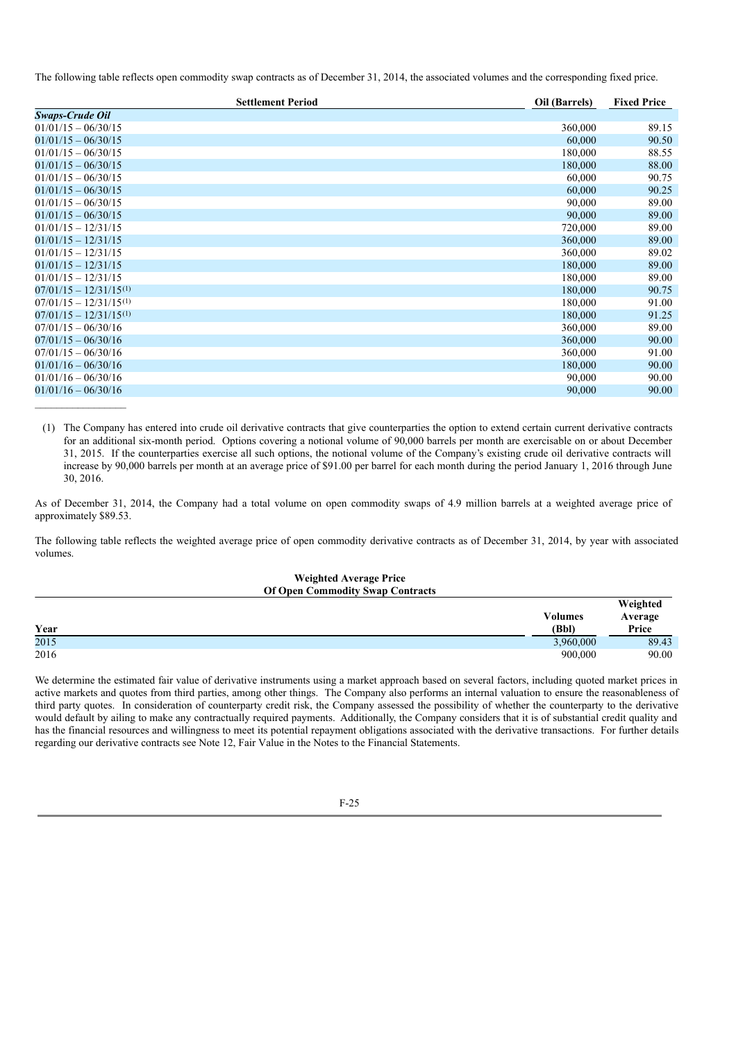The following table reflects open commodity swap contracts as of December 31, 2014, the associated volumes and the corresponding fixed price.

| Settlement Period | Oil (Barrels) | Fixed Price |
|---|---|---|
| ***Swaps-Crude Oil*** | | |
| 01/01/15 – 06/30/15 | 360,000 | 89.15 |
| 01/01/15 – 06/30/15 | 60,000 | 90.50 |
| 01/01/15 – 06/30/15 | 180,000 | 88.55 |
| 01/01/15 – 06/30/15 | 180,000 | 88.00 |
| 01/01/15 – 06/30/15 | 60,000 | 90.75 |
| 01/01/15 – 06/30/15 | 60,000 | 90.25 |
| 01/01/15 – 06/30/15 | 90,000 | 89.00 |
| 01/01/15 – 06/30/15 | 90,000 | 89.00 |
| 01/01/15 – 12/31/15 | 720,000 | 89.00 |
| 01/01/15 – 12/31/15 | 360,000 | 89.00 |
| 01/01/15 – 12/31/15 | 360,000 | 89.02 |
| 01/01/15 – 12/31/15 | 180,000 | 89.00 |
| 01/01/15 – 12/31/15 | 180,000 | 89.00 |
| 07/01/15 – 12/31/15[(1)] | 180,000 | 90.75 |
| 07/01/15 – 12/31/15[(1)] | 180,000 | 91.00 |
| 07/01/15 – 12/31/15[(1)] | 180,000 | 91.25 |
| 07/01/15 – 06/30/16 | 360,000 | 89.00 |
| 07/01/15 – 06/30/16 | 360,000 | 90.00 |
| 07/01/15 – 06/30/16 | 360,000 | 91.00 |
| 01/01/16 – 06/30/16 | 180,000 | 90.00 |
| 01/01/16 – 06/30/16 | 90,000 | 90.00 |
| 01/01/16 – 06/30/16 | 90,000 | 90.00 |

(1) The Company has entered into crude oil derivative contracts that give counterparties the option to extend certain current derivative contracts for an additional six-month period. Options covering a notional volume of 90,000 barrels per month are exercisable on or about December 31, 2015. If the counterparties exercise all such options, the notional volume of the Company's existing crude oil derivative contracts will increase by 90,000 barrels per month at an average price of $91.00 per barrel for each month during the period January 1, 2016 through June 30, 2016.

As of December 31, 2014, the Company had a total volume on open commodity swaps of 4.9 million barrels at a weighted average price of approximately $89.53.

The following table reflects the weighted average price of open commodity derivative contracts as of December 31, 2014, by year with associated volumes.

**Weighted Average Price Of Open Commodity Swap Contracts**

| Year | Volumes (Bbl) | Weighted Average Price |
|---|---|---|
| 2015 | 3,960,000 | 89.43 |
| 2016 | 900,000 | 90.00 |

We determine the estimated fair value of derivative instruments using a market approach based on several factors, including quoted market prices in active markets and quotes from third parties, among other things. The Company also performs an internal valuation to ensure the reasonableness of third party quotes. In consideration of counterparty credit risk, the Company assessed the possibility of whether the counterparty to the derivative would default by ailing to make any contractually required payments. Additionally, the Company considers that it is of substantial credit quality and has the financial resources and willingness to meet its potential repayment obligations associated with the derivative transactions. For further details regarding our derivative contracts see Note 12, Fair Value in the Notes to the Financial Statements.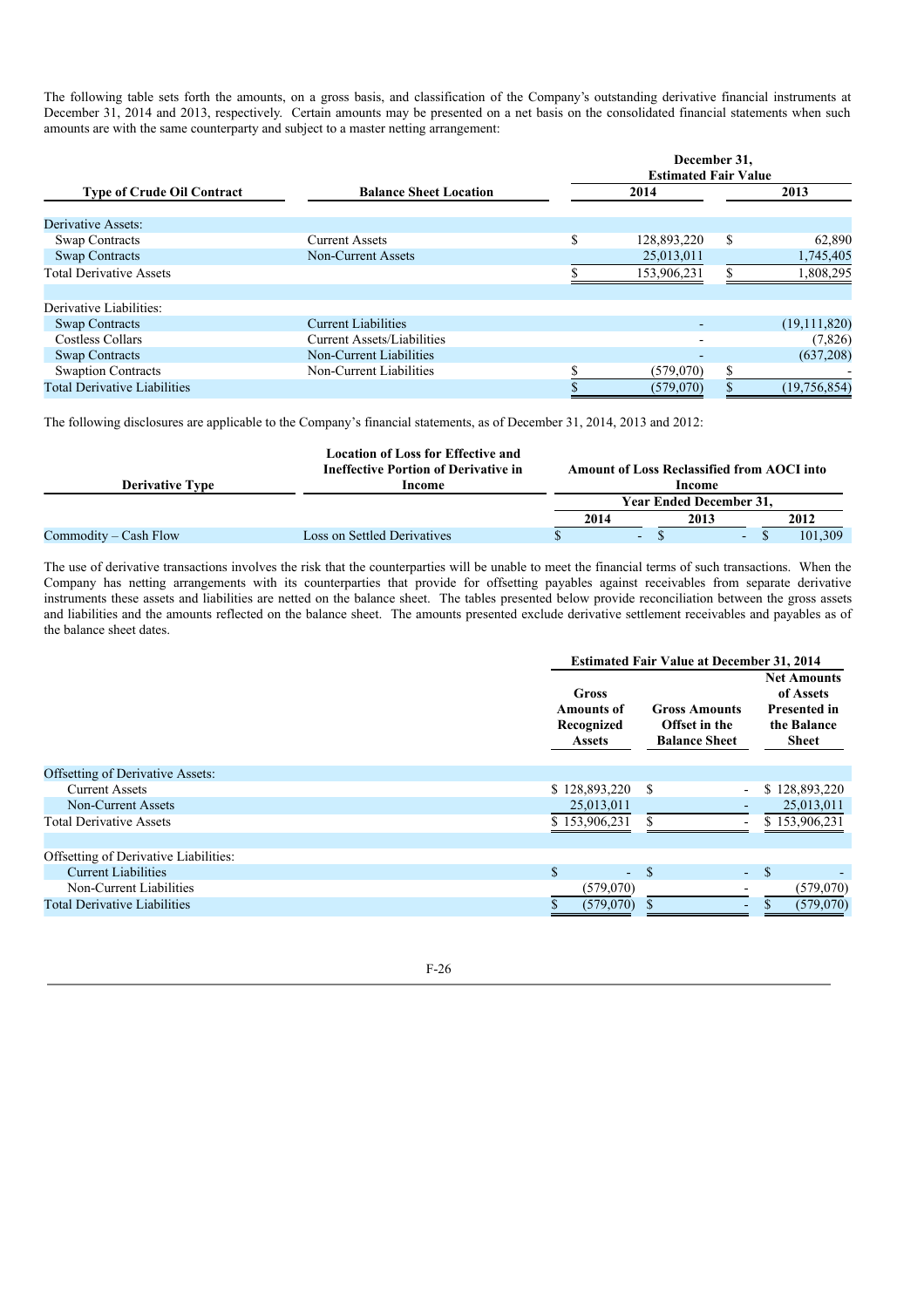The following table sets forth the amounts, on a gross basis, and classification of the Company's outstanding derivative financial instruments at December 31, 2014 and 2013, respectively. Certain amounts may be presented on a net basis on the consolidated financial statements when such amounts are with the same counterparty and subject to a master netting arrangement:

| Type of Crude Oil Contract | Balance Sheet Location | December 31, Estimated Fair Value 2014 | 2013 |
|---|---|---|---|
| Derivative Assets: | | | |
| Swap Contracts | Current Assets | $ 128,893,220 | $ 62,890 |
| Swap Contracts | Non-Current Assets | 25,013,011 | 1,745,405 |
| Total Derivative Assets | | $ 153,906,231 | $ 1,808,295 |
| Derivative Liabilities: | | | |
| Swap Contracts | Current Liabilities | - | (19,111,820) |
| Costless Collars | Current Assets/Liabilities | - | (7,826) |
| Swap Contracts | Non-Current Liabilities | - | (637,208) |
| Swaption Contracts | Non-Current Liabilities | $ (579,070) | $ - |
| Total Derivative Liabilities | | $ (579,070) | $ (19,756,854) |

The following disclosures are applicable to the Company's financial statements, as of December 31, 2014, 2013 and 2012:

| Derivative Type | Location of Loss for Effective and Ineffective Portion of Derivative in Income | Amount of Loss Reclassified from AOCI into Income — Year Ended December 31, 2014 | 2013 | 2012 |
|---|---|---|---|---|
| Commodity – Cash Flow | Loss on Settled Derivatives | $ - | $ - | $ 101,309 |

The use of derivative transactions involves the risk that the counterparties will be unable to meet the financial terms of such transactions. When the Company has netting arrangements with its counterparties that provide for offsetting payables against receivables from separate derivative instruments these assets and liabilities are netted on the balance sheet. The tables presented below provide reconciliation between the gross assets and liabilities and the amounts reflected on the balance sheet. The amounts presented exclude derivative settlement receivables and payables as of the balance sheet dates.

| | Estimated Fair Value at December 31, 2014 — Gross Amounts of Recognized Assets | Gross Amounts Offset in the Balance Sheet | Net Amounts of Assets Presented in the Balance Sheet |
|---|---|---|---|
| Offsetting of Derivative Assets: | | | |
| Current Assets | $ 128,893,220 | $ - | $ 128,893,220 |
| Non-Current Assets | 25,013,011 | - | 25,013,011 |
| Total Derivative Assets | $ 153,906,231 | $ - | $ 153,906,231 |
| Offsetting of Derivative Liabilities: | | | |
| Current Liabilities | $ - | $ - | $ - |
| Non-Current Liabilities | (579,070) | - | (579,070) |
| Total Derivative Liabilities | $ (579,070) | $ - | $ (579,070) |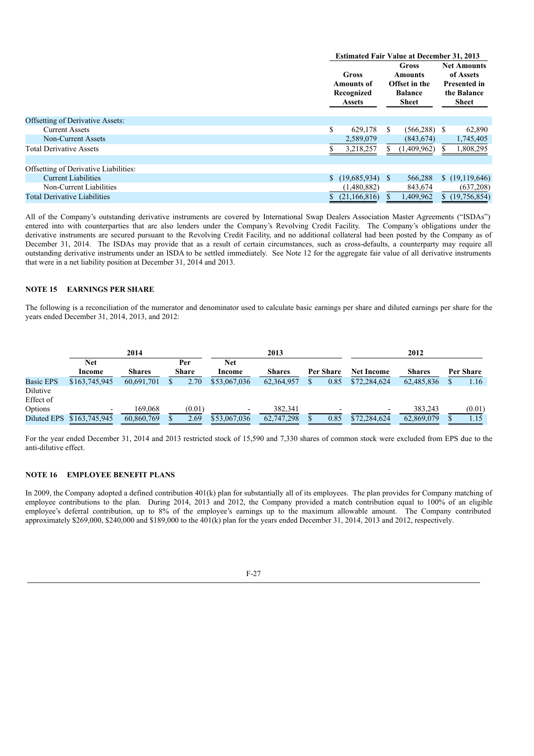| | Estimated Fair Value at December 31, 2013 | | |
|---|---|---|---|
| | Gross Amounts of Recognized Assets | Gross Amounts Offset in the Balance Sheet | Net Amounts of Assets Presented in the Balance Sheet |
| Offsetting of Derivative Assets: | | | |
| Current Assets | $ 629,178 | $ (566,288) | $ 62,890 |
| Non-Current Assets | 2,589,079 | (843,674) | 1,745,405 |
| Total Derivative Assets | $ 3,218,257 | $ (1,409,962) | $ 1,808,295 |
| | | | |
| Offsetting of Derivative Liabilities: | | | |
| Current Liabilities | $ (19,685,934) | $ 566,288 | $ (19,119,646) |
| Non-Current Liabilities | (1,480,882) | 843,674 | (637,208) |
| Total Derivative Liabilities | $ (21,166,816) | $ 1,409,962 | $ (19,756,854) |

All of the Company's outstanding derivative instruments are covered by International Swap Dealers Association Master Agreements ("ISDAs") entered into with counterparties that are also lenders under the Company's Revolving Credit Facility. The Company's obligations under the derivative instruments are secured pursuant to the Revolving Credit Facility, and no additional collateral had been posted by the Company as of December 31, 2014. The ISDAs may provide that as a result of certain circumstances, such as cross-defaults, a counterparty may require all outstanding derivative instruments under an ISDA to be settled immediately. See Note 12 for the aggregate fair value of all derivative instruments that were in a net liability position at December 31, 2014 and 2013.

## NOTE 15 EARNINGS PER SHARE

The following is a reconciliation of the numerator and denominator used to calculate basic earnings per share and diluted earnings per share for the years ended December 31, 2014, 2013, and 2012:

| | 2014 | | | 2013 | | | 2012 | | |
|---|---|---|---|---|---|---|---|---|---|
| | Net Income | Shares | Per Share | Net Income | Shares | Per Share | Net Income | Shares | Per Share |
| Basic EPS | $163,745,945 | 60,691,701 | $ 2.70 | $53,067,036 | 62,364,957 | $ 0.85 | $72,284,624 | 62,485,836 | $ 1.16 |
| Dilutive Effect of Options | - | 169,068 | (0.01) | - | 382,341 | - | - | 383,243 | (0.01) |
| Diluted EPS | $163,745,945 | 60,860,769 | $ 2.69 | $53,067,036 | 62,747,298 | $ 0.85 | $72,284,624 | 62,869,079 | $ 1.15 |

For the year ended December 31, 2014 and 2013 restricted stock of 15,590 and 7,330 shares of common stock were excluded from EPS due to the anti-dilutive effect.

## NOTE 16 EMPLOYEE BENEFIT PLANS

In 2009, the Company adopted a defined contribution 401(k) plan for substantially all of its employees. The plan provides for Company matching of employee contributions to the plan. During 2014, 2013 and 2012, the Company provided a match contribution equal to 100% of an eligible employee's deferral contribution, up to 8% of the employee's earnings up to the maximum allowable amount. The Company contributed approximately $269,000, $240,000 and $189,000 to the 401(k) plan for the years ended December 31, 2014, 2013 and 2012, respectively.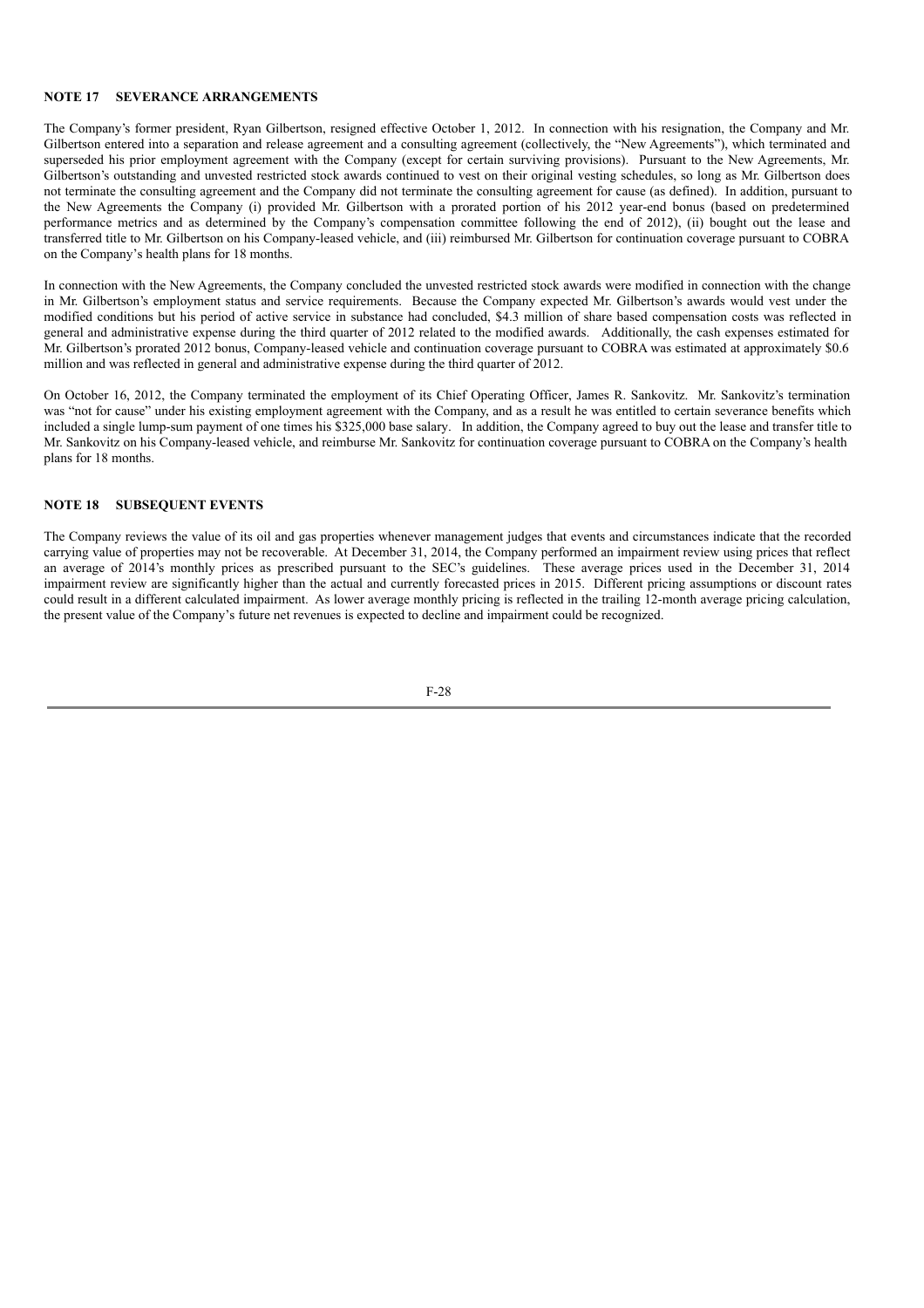## NOTE 17 SEVERANCE ARRANGEMENTS

The Company's former president, Ryan Gilbertson, resigned effective October 1, 2012. In connection with his resignation, the Company and Mr. Gilbertson entered into a separation and release agreement and a consulting agreement (collectively, the "New Agreements"), which terminated and superseded his prior employment agreement with the Company (except for certain surviving provisions). Pursuant to the New Agreements, Mr. Gilbertson's outstanding and unvested restricted stock awards continued to vest on their original vesting schedules, so long as Mr. Gilbertson does not terminate the consulting agreement and the Company did not terminate the consulting agreement for cause (as defined). In addition, pursuant to the New Agreements the Company (i) provided Mr. Gilbertson with a prorated portion of his 2012 year-end bonus (based on predetermined performance metrics and as determined by the Company's compensation committee following the end of 2012), (ii) bought out the lease and transferred title to Mr. Gilbertson on his Company-leased vehicle, and (iii) reimbursed Mr. Gilbertson for continuation coverage pursuant to COBRA on the Company's health plans for 18 months.

In connection with the New Agreements, the Company concluded the unvested restricted stock awards were modified in connection with the change in Mr. Gilbertson's employment status and service requirements. Because the Company expected Mr. Gilbertson's awards would vest under the modified conditions but his period of active service in substance had concluded, \$4.3 million of share based compensation costs was reflected in general and administrative expense during the third quarter of 2012 related to the modified awards. Additionally, the cash expenses estimated for Mr. Gilbertson's prorated 2012 bonus, Company-leased vehicle and continuation coverage pursuant to COBRA was estimated at approximately \$0.6 million and was reflected in general and administrative expense during the third quarter of 2012.

On October 16, 2012, the Company terminated the employment of its Chief Operating Officer, James R. Sankovitz. Mr. Sankovitz's termination was "not for cause" under his existing employment agreement with the Company, and as a result he was entitled to certain severance benefits which included a single lump-sum payment of one times his \$325,000 base salary. In addition, the Company agreed to buy out the lease and transfer title to Mr. Sankovitz on his Company-leased vehicle, and reimburse Mr. Sankovitz for continuation coverage pursuant to COBRA on the Company's health plans for 18 months.

## NOTE 18 SUBSEQUENT EVENTS

The Company reviews the value of its oil and gas properties whenever management judges that events and circumstances indicate that the recorded carrying value of properties may not be recoverable. At December 31, 2014, the Company performed an impairment review using prices that reflect an average of 2014's monthly prices as prescribed pursuant to the SEC's guidelines. These average prices used in the December 31, 2014 impairment review are significantly higher than the actual and currently forecasted prices in 2015. Different pricing assumptions or discount rates could result in a different calculated impairment. As lower average monthly pricing is reflected in the trailing 12-month average pricing calculation, the present value of the Company's future net revenues is expected to decline and impairment could be recognized.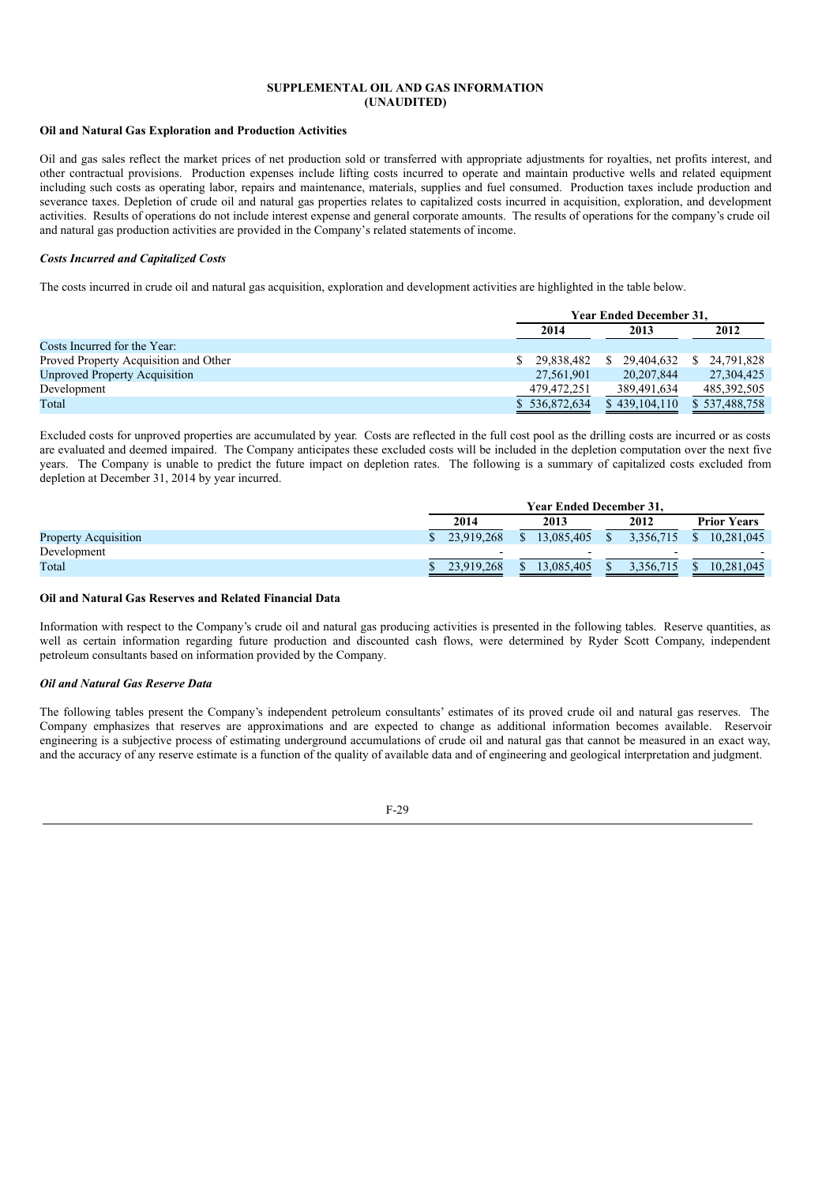## SUPPLEMENTAL OIL AND GAS INFORMATION
## (UNAUDITED)

### Oil and Natural Gas Exploration and Production Activities

Oil and gas sales reflect the market prices of net production sold or transferred with appropriate adjustments for royalties, net profits interest, and other contractual provisions. Production expenses include lifting costs incurred to operate and maintain productive wells and related equipment including such costs as operating labor, repairs and maintenance, materials, supplies and fuel consumed. Production taxes include production and severance taxes. Depletion of crude oil and natural gas properties relates to capitalized costs incurred in acquisition, exploration, and development activities. Results of operations do not include interest expense and general corporate amounts. The results of operations for the company's crude oil and natural gas production activities are provided in the Company's related statements of income.

***Costs Incurred and Capitalized Costs***

The costs incurred in crude oil and natural gas acquisition, exploration and development activities are highlighted in the table below.

| | Year Ended December 31, | | |
|---|---|---|---|
| | 2014 | 2013 | 2012 |
| Costs Incurred for the Year: | | | |
| Proved Property Acquisition and Other | $ 29,838,482 | $ 29,404,632 | $ 24,791,828 |
| Unproved Property Acquisition | 27,561,901 | 20,207,844 | 27,304,425 |
| Development | 479,472,251 | 389,491,634 | 485,392,505 |
| Total | $ 536,872,634 | $ 439,104,110 | $ 537,488,758 |

Excluded costs for unproved properties are accumulated by year. Costs are reflected in the full cost pool as the drilling costs are incurred or as costs are evaluated and deemed impaired. The Company anticipates these excluded costs will be included in the depletion computation over the next five years. The Company is unable to predict the future impact on depletion rates. The following is a summary of capitalized costs excluded from depletion at December 31, 2014 by year incurred.

| | Year Ended December 31, | | | |
|---|---|---|---|---|
| | 2014 | 2013 | 2012 | Prior Years |
| Property Acquisition | $ 23,919,268 | $ 13,085,405 | $ 3,356,715 | $ 10,281,045 |
| Development | - | - | - | - |
| Total | $ 23,919,268 | $ 13,085,405 | $ 3,356,715 | $ 10,281,045 |

### Oil and Natural Gas Reserves and Related Financial Data

Information with respect to the Company's crude oil and natural gas producing activities is presented in the following tables. Reserve quantities, as well as certain information regarding future production and discounted cash flows, were determined by Ryder Scott Company, independent petroleum consultants based on information provided by the Company.

***Oil and Natural Gas Reserve Data***

The following tables present the Company's independent petroleum consultants' estimates of its proved crude oil and natural gas reserves. The Company emphasizes that reserves are approximations and are expected to change as additional information becomes available. Reservoir engineering is a subjective process of estimating underground accumulations of crude oil and natural gas that cannot be measured in an exact way, and the accuracy of any reserve estimate is a function of the quality of available data and of engineering and geological interpretation and judgment.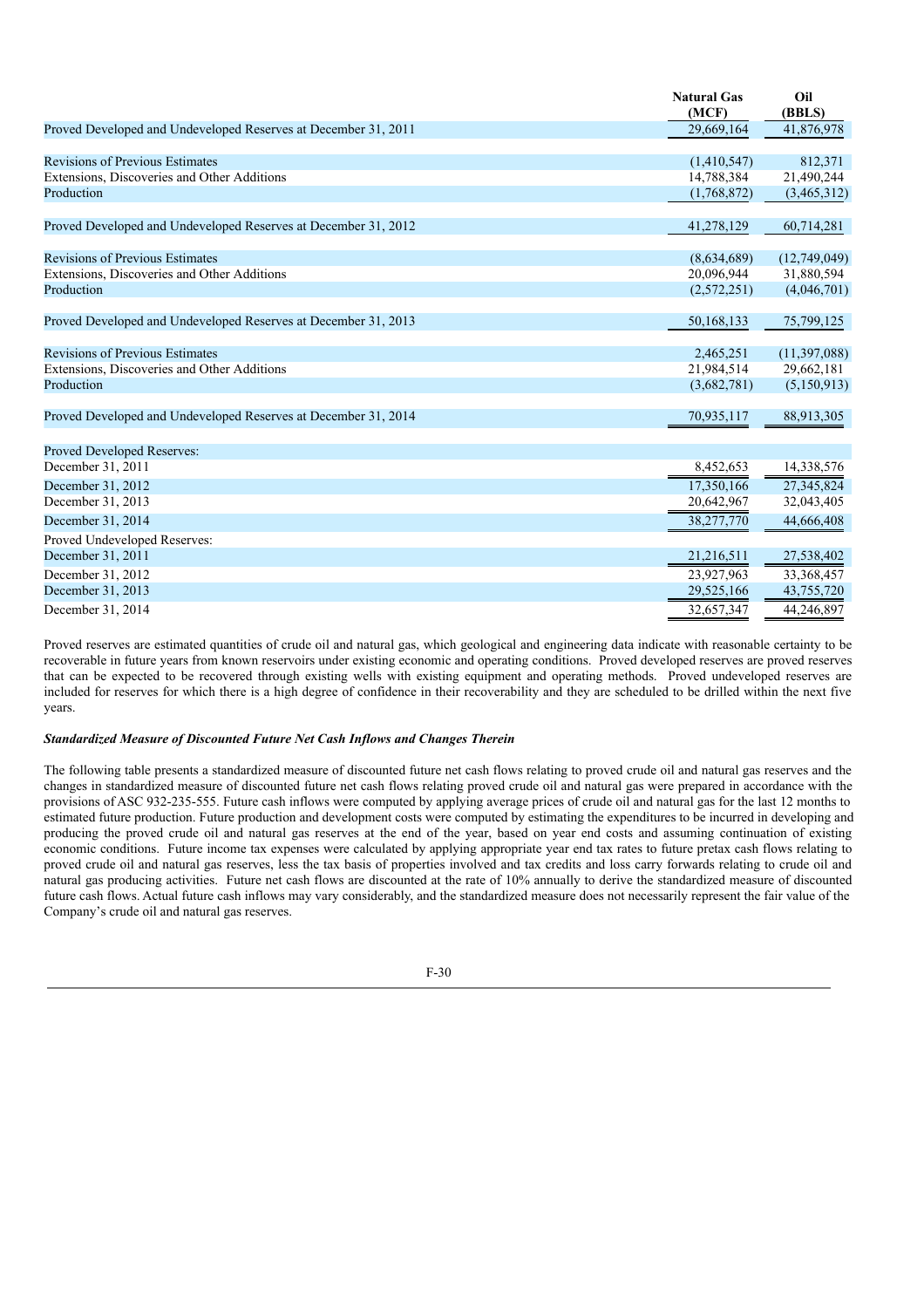| | Natural Gas (MCF) | Oil (BBLS) |
|---|---|---|
| Proved Developed and Undeveloped Reserves at December 31, 2011 | 29,669,164 | 41,876,978 |
| | | |
| Revisions of Previous Estimates | (1,410,547) | 812,371 |
| Extensions, Discoveries and Other Additions | 14,788,384 | 21,490,244 |
| Production | (1,768,872) | (3,465,312) |
| | | |
| Proved Developed and Undeveloped Reserves at December 31, 2012 | 41,278,129 | 60,714,281 |
| | | |
| Revisions of Previous Estimates | (8,634,689) | (12,749,049) |
| Extensions, Discoveries and Other Additions | 20,096,944 | 31,880,594 |
| Production | (2,572,251) | (4,046,701) |
| | | |
| Proved Developed and Undeveloped Reserves at December 31, 2013 | 50,168,133 | 75,799,125 |
| | | |
| Revisions of Previous Estimates | 2,465,251 | (11,397,088) |
| Extensions, Discoveries and Other Additions | 21,984,514 | 29,662,181 |
| Production | (3,682,781) | (5,150,913) |
| | | |
| Proved Developed and Undeveloped Reserves at December 31, 2014 | 70,935,117 | 88,913,305 |
| | | |
| Proved Developed Reserves: | | |
| December 31, 2011 | 8,452,653 | 14,338,576 |
| December 31, 2012 | 17,350,166 | 27,345,824 |
| December 31, 2013 | 20,642,967 | 32,043,405 |
| December 31, 2014 | 38,277,770 | 44,666,408 |
| Proved Undeveloped Reserves: | | |
| December 31, 2011 | 21,216,511 | 27,538,402 |
| December 31, 2012 | 23,927,963 | 33,368,457 |
| December 31, 2013 | 29,525,166 | 43,755,720 |
| December 31, 2014 | 32,657,347 | 44,246,897 |

Proved reserves are estimated quantities of crude oil and natural gas, which geological and engineering data indicate with reasonable certainty to be recoverable in future years from known reservoirs under existing economic and operating conditions. Proved developed reserves are proved reserves that can be expected to be recovered through existing wells with existing equipment and operating methods. Proved undeveloped reserves are included for reserves for which there is a high degree of confidence in their recoverability and they are scheduled to be drilled within the next five years.

***Standardized Measure of Discounted Future Net Cash Inflows and Changes Therein***

The following table presents a standardized measure of discounted future net cash flows relating to proved crude oil and natural gas reserves and the changes in standardized measure of discounted future net cash flows relating proved crude oil and natural gas were prepared in accordance with the provisions of ASC 932-235-555. Future cash inflows were computed by applying average prices of crude oil and natural gas for the last 12 months to estimated future production. Future production and development costs were computed by estimating the expenditures to be incurred in developing and producing the proved crude oil and natural gas reserves at the end of the year, based on year end costs and assuming continuation of existing economic conditions. Future income tax expenses were calculated by applying appropriate year end tax rates to future pretax cash flows relating to proved crude oil and natural gas reserves, less the tax basis of properties involved and tax credits and loss carry forwards relating to crude oil and natural gas producing activities. Future net cash flows are discounted at the rate of 10% annually to derive the standardized measure of discounted future cash flows. Actual future cash inflows may vary considerably, and the standardized measure does not necessarily represent the fair value of the Company's crude oil and natural gas reserves.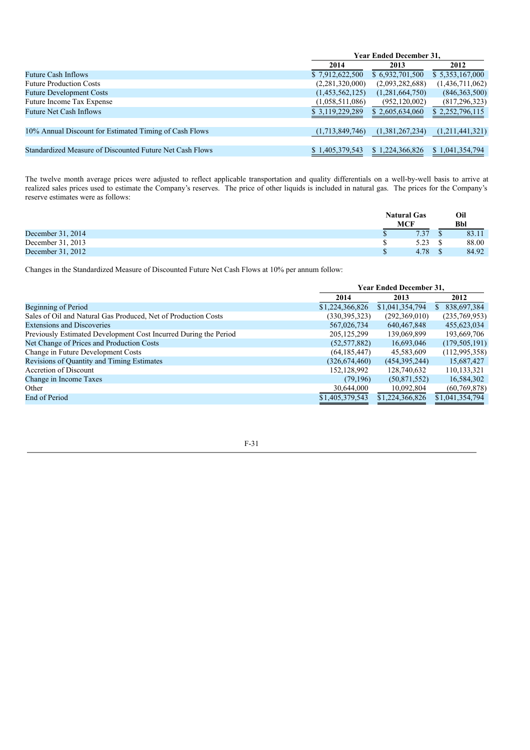| | Year Ended December 31, | | |
|---|---|---|---|
| | 2014 | 2013 | 2012 |
| Future Cash Inflows | $ 7,912,622,500 | $ 6,932,701,500 | $ 5,353,167,000 |
| Future Production Costs | (2,281,320,000) | (2,093,282,688) | (1,436,711,062) |
| Future Development Costs | (1,453,562,125) | (1,281,664,750) | (846,363,500) |
| Future Income Tax Expense | (1,058,511,086) | (952,120,002) | (817,296,323) |
| Future Net Cash Inflows | $ 3,119,229,289 | $ 2,605,634,060 | $ 2,252,796,115 |
| 10% Annual Discount for Estimated Timing of Cash Flows | (1,713,849,746) | (1,381,267,234) | (1,211,441,321) |
| Standardized Measure of Discounted Future Net Cash Flows | $ 1,405,379,543 | $ 1,224,366,826 | $ 1,041,354,794 |

The twelve month average prices were adjusted to reflect applicable transportation and quality differentials on a well-by-well basis to arrive at realized sales prices used to estimate the Company's reserves. The price of other liquids is included in natural gas. The prices for the Company's reserve estimates were as follows:

| | Natural Gas MCF | Oil Bbl |
|---|---|---|
| December 31, 2014 | $ 7.37 | $ 83.11 |
| December 31, 2013 | $ 5.23 | $ 88.00 |
| December 31, 2012 | $ 4.78 | $ 84.92 |

Changes in the Standardized Measure of Discounted Future Net Cash Flows at 10% per annum follow:

| | Year Ended December 31, | | |
|---|---|---|---|
| | 2014 | 2013 | 2012 |
| Beginning of Period | $1,224,366,826 | $1,041,354,794 | $ 838,697,384 |
| Sales of Oil and Natural Gas Produced, Net of Production Costs | (330,395,323) | (292,369,010) | (235,769,953) |
| Extensions and Discoveries | 567,026,734 | 640,467,848 | 455,623,034 |
| Previously Estimated Development Cost Incurred During the Period | 205,125,299 | 139,069,899 | 193,669,706 |
| Net Change of Prices and Production Costs | (52,577,882) | 16,693,046 | (179,505,191) |
| Change in Future Development Costs | (64,185,447) | 45,583,609 | (112,995,358) |
| Revisions of Quantity and Timing Estimates | (326,674,460) | (454,395,244) | 15,687,427 |
| Accretion of Discount | 152,128,992 | 128,740,632 | 110,133,321 |
| Change in Income Taxes | (79,196) | (50,871,552) | 16,584,302 |
| Other | 30,644,000 | 10,092,804 | (60,769,878) |
| End of Period | $1,405,379,543 | $1,224,366,826 | $1,041,354,794 |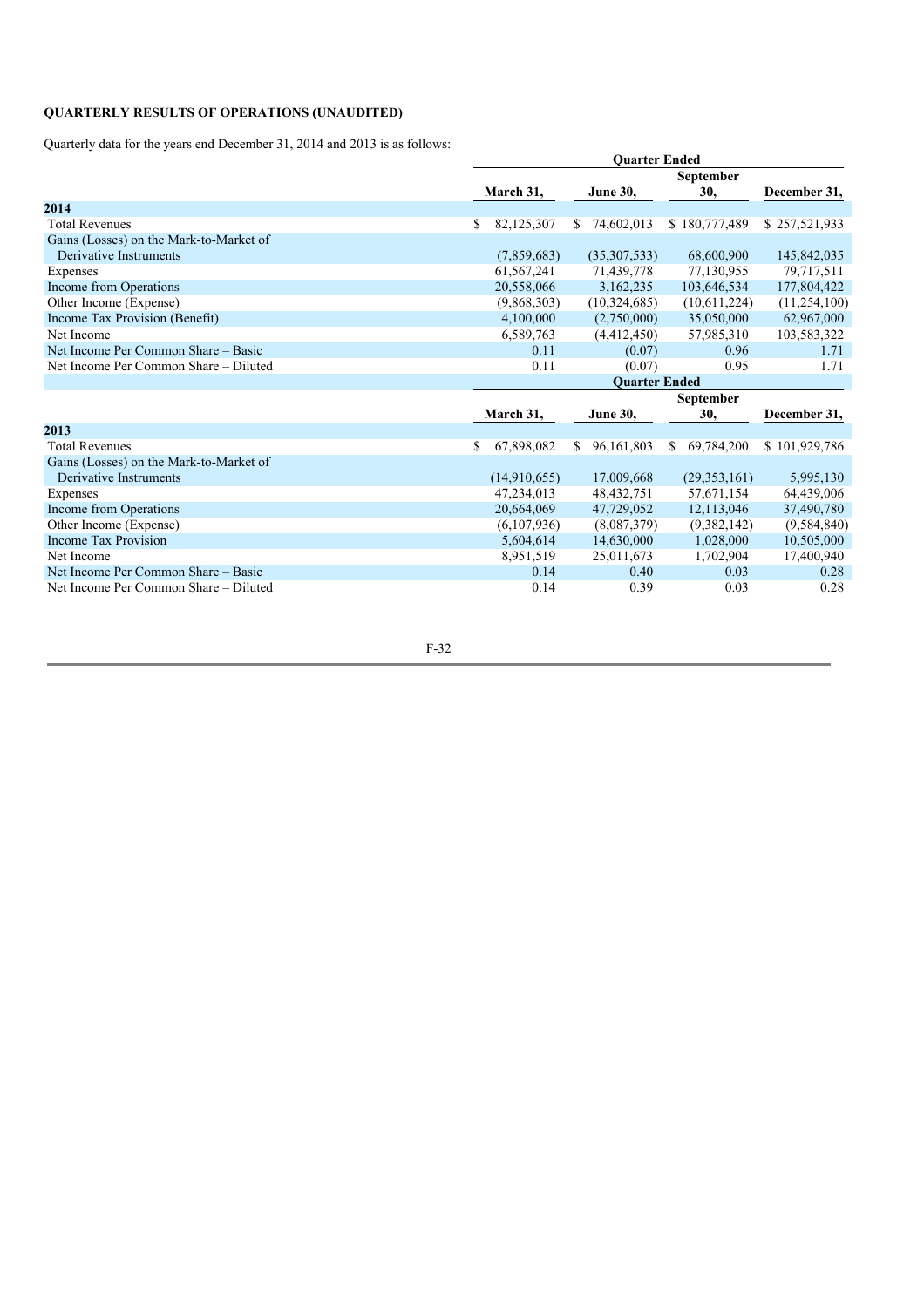**QUARTERLY RESULTS OF OPERATIONS (UNAUDITED)**

Quarterly data for the years end December 31, 2014 and 2013 is as follows:

| | Quarter Ended | | | |
|---|---|---|---|---|
| | March 31, | June 30, | September 30, | December 31, |
| **2014** | | | | |
| Total Revenues | $ 82,125,307 | $ 74,602,013 | $ 180,777,489 | $ 257,521,933 |
| Gains (Losses) on the Mark-to-Market of Derivative Instruments | (7,859,683) | (35,307,533) | 68,600,900 | 145,842,035 |
| Expenses | 61,567,241 | 71,439,778 | 77,130,955 | 79,717,511 |
| Income from Operations | 20,558,066 | 3,162,235 | 103,646,534 | 177,804,422 |
| Other Income (Expense) | (9,868,303) | (10,324,685) | (10,611,224) | (11,254,100) |
| Income Tax Provision (Benefit) | 4,100,000 | (2,750,000) | 35,050,000 | 62,967,000 |
| Net Income | 6,589,763 | (4,412,450) | 57,985,310 | 103,583,322 |
| Net Income Per Common Share – Basic | 0.11 | (0.07) | 0.96 | 1.71 |
| Net Income Per Common Share – Diluted | 0.11 | (0.07) | 0.95 | 1.71 |

| | Quarter Ended | | | |
|---|---|---|---|---|
| | March 31, | June 30, | September 30, | December 31, |
| **2013** | | | | |
| Total Revenues | $ 67,898,082 | $ 96,161,803 | $ 69,784,200 | $ 101,929,786 |
| Gains (Losses) on the Mark-to-Market of Derivative Instruments | (14,910,655) | 17,009,668 | (29,353,161) | 5,995,130 |
| Expenses | 47,234,013 | 48,432,751 | 57,671,154 | 64,439,006 |
| Income from Operations | 20,664,069 | 47,729,052 | 12,113,046 | 37,490,780 |
| Other Income (Expense) | (6,107,936) | (8,087,379) | (9,382,142) | (9,584,840) |
| Income Tax Provision | 5,604,614 | 14,630,000 | 1,028,000 | 10,505,000 |
| Net Income | 8,951,519 | 25,011,673 | 1,702,904 | 17,400,940 |
| Net Income Per Common Share – Basic | 0.14 | 0.40 | 0.03 | 0.28 |
| Net Income Per Common Share – Diluted | 0.14 | 0.39 | 0.03 | 0.28 |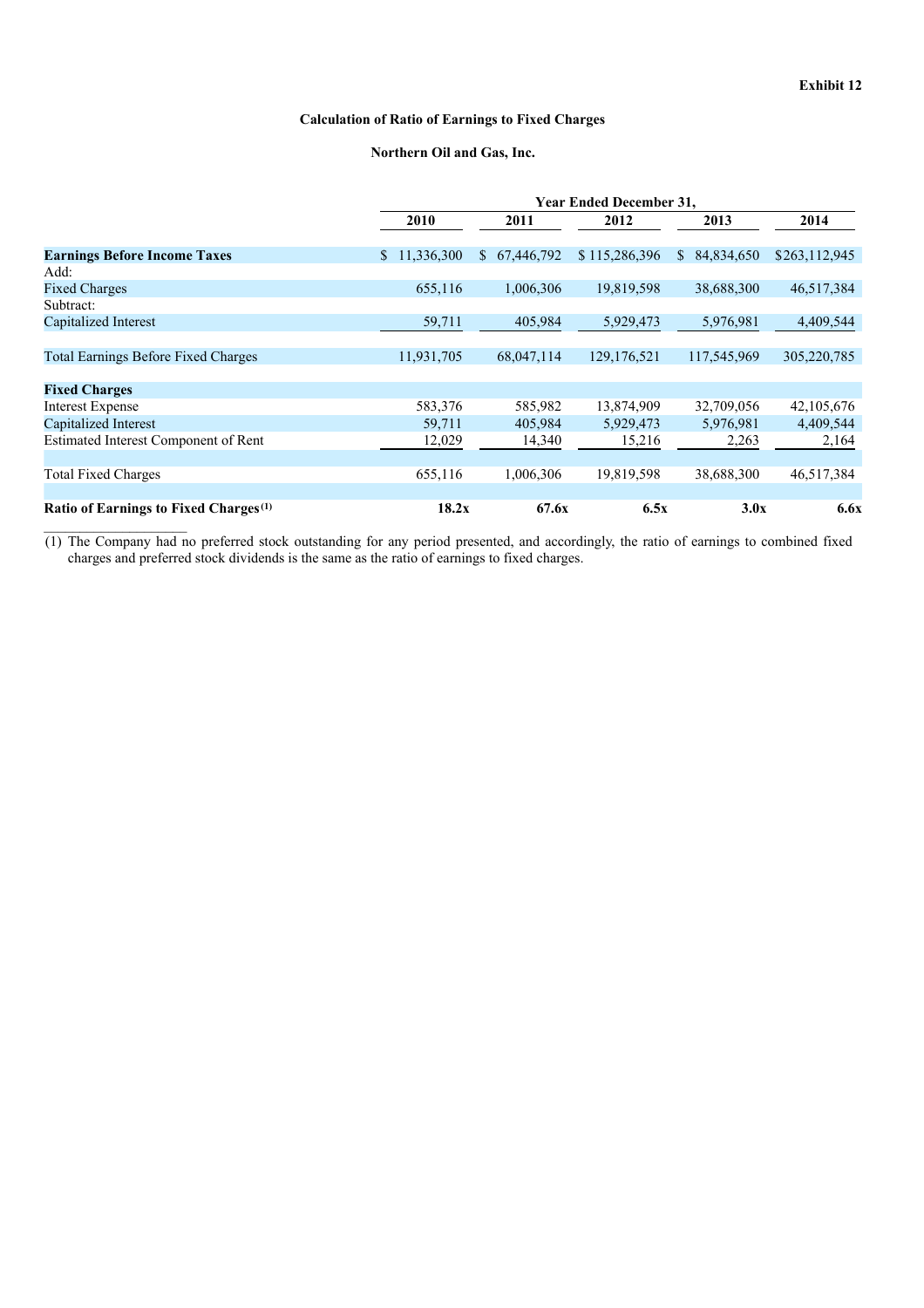**Exhibit 12**

**Calculation of Ratio of Earnings to Fixed Charges**

**Northern Oil and Gas, Inc.**

| | Year Ended December 31, | | | | |
|---|---|---|---|---|---|
| | **2010** | **2011** | **2012** | **2013** | **2014** |
| **Earnings Before Income Taxes** | $ 11,336,300 | $ 67,446,792 | $ 115,286,396 | $ 84,834,650 | $263,112,945 |
| Add: | | | | | |
| Fixed Charges | 655,116 | 1,006,306 | 19,819,598 | 38,688,300 | 46,517,384 |
| Subtract: | | | | | |
| Capitalized Interest | 59,711 | 405,984 | 5,929,473 | 5,976,981 | 4,409,544 |
| Total Earnings Before Fixed Charges | 11,931,705 | 68,047,114 | 129,176,521 | 117,545,969 | 305,220,785 |
| **Fixed Charges** | | | | | |
| Interest Expense | 583,376 | 585,982 | 13,874,909 | 32,709,056 | 42,105,676 |
| Capitalized Interest | 59,711 | 405,984 | 5,929,473 | 5,976,981 | 4,409,544 |
| Estimated Interest Component of Rent | 12,029 | 14,340 | 15,216 | 2,263 | 2,164 |
| Total Fixed Charges | 655,116 | 1,006,306 | 19,819,598 | 38,688,300 | 46,517,384 |
| **Ratio of Earnings to Fixed Charges**[(1)] | **18.2x** | **67.6x** | **6.5x** | **3.0x** | **6.6x** |

(1) The Company had no preferred stock outstanding for any period presented, and accordingly, the ratio of earnings to combined fixed charges and preferred stock dividends is the same as the ratio of earnings to fixed charges.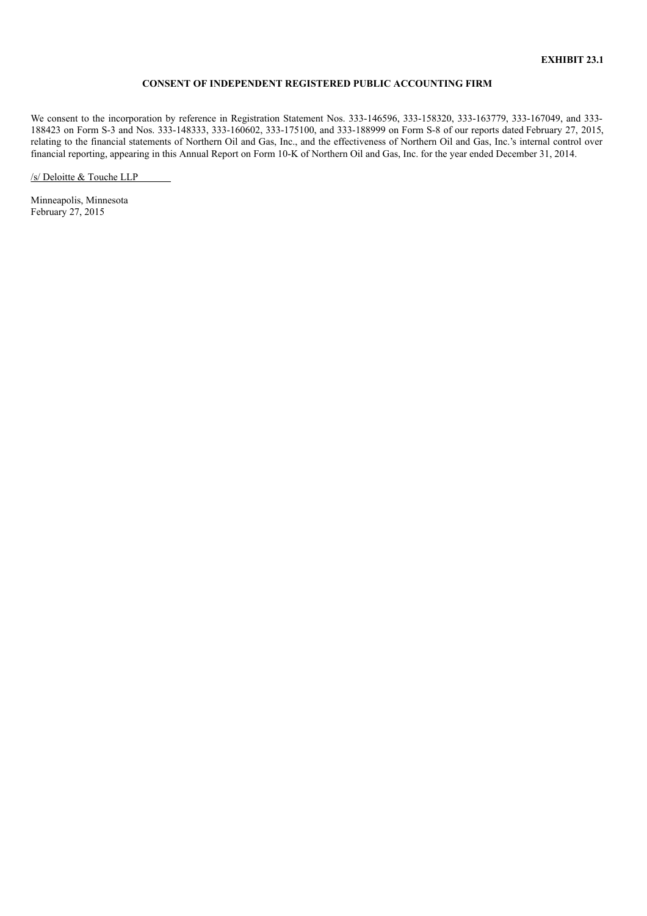**EXHIBIT 23.1**

**CONSENT OF INDEPENDENT REGISTERED PUBLIC ACCOUNTING FIRM**

We consent to the incorporation by reference in Registration Statement Nos. 333-146596, 333-158320, 333-163779, 333-167049, and 333-188423 on Form S-3 and Nos. 333-148333, 333-160602, 333-175100, and 333-188999 on Form S-8 of our reports dated February 27, 2015, relating to the financial statements of Northern Oil and Gas, Inc., and the effectiveness of Northern Oil and Gas, Inc.'s internal control over financial reporting, appearing in this Annual Report on Form 10-K of Northern Oil and Gas, Inc. for the year ended December 31, 2014.

/s/ Deloitte & Touche LLP

Minneapolis, Minnesota
February 27, 2015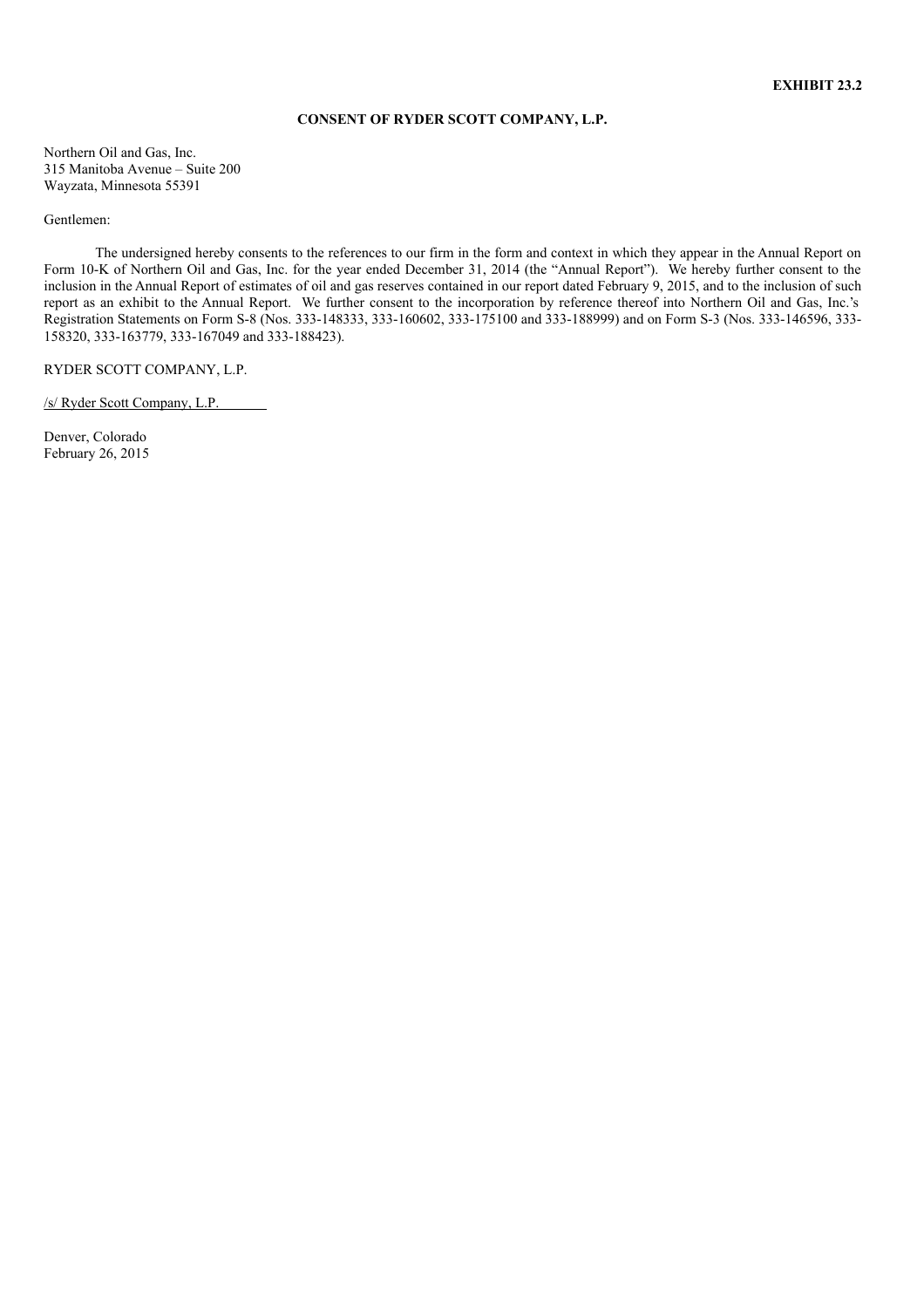**EXHIBIT 23.2**

**CONSENT OF RYDER SCOTT COMPANY, L.P.**

Northern Oil and Gas, Inc.
315 Manitoba Avenue – Suite 200
Wayzata, Minnesota 55391

Gentlemen:

The undersigned hereby consents to the references to our firm in the form and context in which they appear in the Annual Report on Form 10-K of Northern Oil and Gas, Inc. for the year ended December 31, 2014 (the "Annual Report"). We hereby further consent to the inclusion in the Annual Report of estimates of oil and gas reserves contained in our report dated February 9, 2015, and to the inclusion of such report as an exhibit to the Annual Report. We further consent to the incorporation by reference thereof into Northern Oil and Gas, Inc.'s Registration Statements on Form S-8 (Nos. 333-148333, 333-160602, 333-175100 and 333-188999) and on Form S-3 (Nos. 333-146596, 333-158320, 333-163779, 333-167049 and 333-188423).

RYDER SCOTT COMPANY, L.P.

/s/ Ryder Scott Company, L.P.

Denver, Colorado
February 26, 2015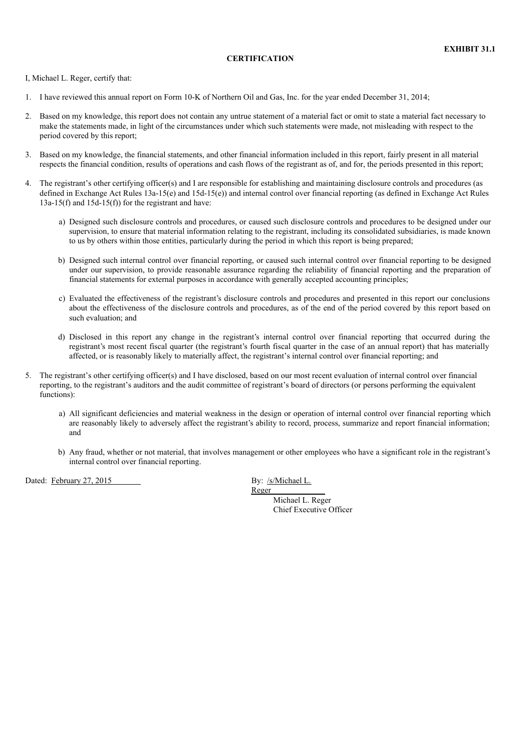**EXHIBIT 31.1**

**CERTIFICATION**

I, Michael L. Reger, certify that:

1. I have reviewed this annual report on Form 10-K of Northern Oil and Gas, Inc. for the year ended December 31, 2014;

2. Based on my knowledge, this report does not contain any untrue statement of a material fact or omit to state a material fact necessary to make the statements made, in light of the circumstances under which such statements were made, not misleading with respect to the period covered by this report;

3. Based on my knowledge, the financial statements, and other financial information included in this report, fairly present in all material respects the financial condition, results of operations and cash flows of the registrant as of, and for, the periods presented in this report;

4. The registrant's other certifying officer(s) and I are responsible for establishing and maintaining disclosure controls and procedures (as defined in Exchange Act Rules 13a-15(e) and 15d-15(e)) and internal control over financial reporting (as defined in Exchange Act Rules 13a-15(f) and 15d-15(f)) for the registrant and have:

   a) Designed such disclosure controls and procedures, or caused such disclosure controls and procedures to be designed under our supervision, to ensure that material information relating to the registrant, including its consolidated subsidiaries, is made known to us by others within those entities, particularly during the period in which this report is being prepared;

   b) Designed such internal control over financial reporting, or caused such internal control over financial reporting to be designed under our supervision, to provide reasonable assurance regarding the reliability of financial reporting and the preparation of financial statements for external purposes in accordance with generally accepted accounting principles;

   c) Evaluated the effectiveness of the registrant's disclosure controls and procedures and presented in this report our conclusions about the effectiveness of the disclosure controls and procedures, as of the end of the period covered by this report based on such evaluation; and

   d) Disclosed in this report any change in the registrant's internal control over financial reporting that occurred during the registrant's most recent fiscal quarter (the registrant's fourth fiscal quarter in the case of an annual report) that has materially affected, or is reasonably likely to materially affect, the registrant's internal control over financial reporting; and

5. The registrant's other certifying officer(s) and I have disclosed, based on our most recent evaluation of internal control over financial reporting, to the registrant's auditors and the audit committee of registrant's board of directors (or persons performing the equivalent functions):

   a) All significant deficiencies and material weakness in the design or operation of internal control over financial reporting which are reasonably likely to adversely affect the registrant's ability to record, process, summarize and report financial information; and

   b) Any fraud, whether or not material, that involves management or other employees who have a significant role in the registrant's internal control over financial reporting.

Dated: February 27, 2015

By: /s/Michael L. Reger
Michael L. Reger
Chief Executive Officer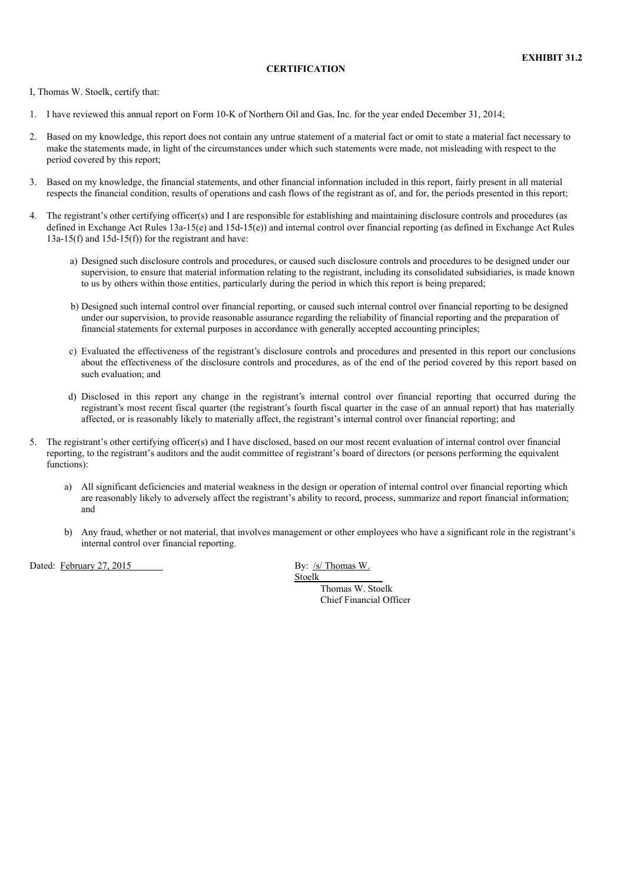**EXHIBIT 31.2**

**CERTIFICATION**

I, Thomas W. Stoelk, certify that:

1. I have reviewed this annual report on Form 10-K of Northern Oil and Gas, Inc. for the year ended December 31, 2014;

2. Based on my knowledge, this report does not contain any untrue statement of a material fact or omit to state a material fact necessary to make the statements made, in light of the circumstances under which such statements were made, not misleading with respect to the period covered by this report;

3. Based on my knowledge, the financial statements, and other financial information included in this report, fairly present in all material respects the financial condition, results of operations and cash flows of the registrant as of, and for, the periods presented in this report;

4. The registrant's other certifying officer(s) and I are responsible for establishing and maintaining disclosure controls and procedures (as defined in Exchange Act Rules 13a-15(e) and 15d-15(e)) and internal control over financial reporting (as defined in Exchange Act Rules 13a-15(f) and 15d-15(f)) for the registrant and have:

   a) Designed such disclosure controls and procedures, or caused such disclosure controls and procedures to be designed under our supervision, to ensure that material information relating to the registrant, including its consolidated subsidiaries, is made known to us by others within those entities, particularly during the period in which this report is being prepared;

   b) Designed such internal control over financial reporting, or caused such internal control over financial reporting to be designed under our supervision, to provide reasonable assurance regarding the reliability of financial reporting and the preparation of financial statements for external purposes in accordance with generally accepted accounting principles;

   c) Evaluated the effectiveness of the registrant's disclosure controls and procedures and presented in this report our conclusions about the effectiveness of the disclosure controls and procedures, as of the end of the period covered by this report based on such evaluation; and

   d) Disclosed in this report any change in the registrant's internal control over financial reporting that occurred during the registrant's most recent fiscal quarter (the registrant's fourth fiscal quarter in the case of an annual report) that has materially affected, or is reasonably likely to materially affect, the registrant's internal control over financial reporting; and

5. The registrant's other certifying officer(s) and I have disclosed, based on our most recent evaluation of internal control over financial reporting, to the registrant's auditors and the audit committee of registrant's board of directors (or persons performing the equivalent functions):

   a) All significant deficiencies and material weakness in the design or operation of internal control over financial reporting which are reasonably likely to adversely affect the registrant's ability to record, process, summarize and report financial information; and

   b) Any fraud, whether or not material, that involves management or other employees who have a significant role in the registrant's internal control over financial reporting.

Dated: February 27, 2015

By: /s/ Thomas W. Stoelk
Thomas W. Stoelk
Chief Financial Officer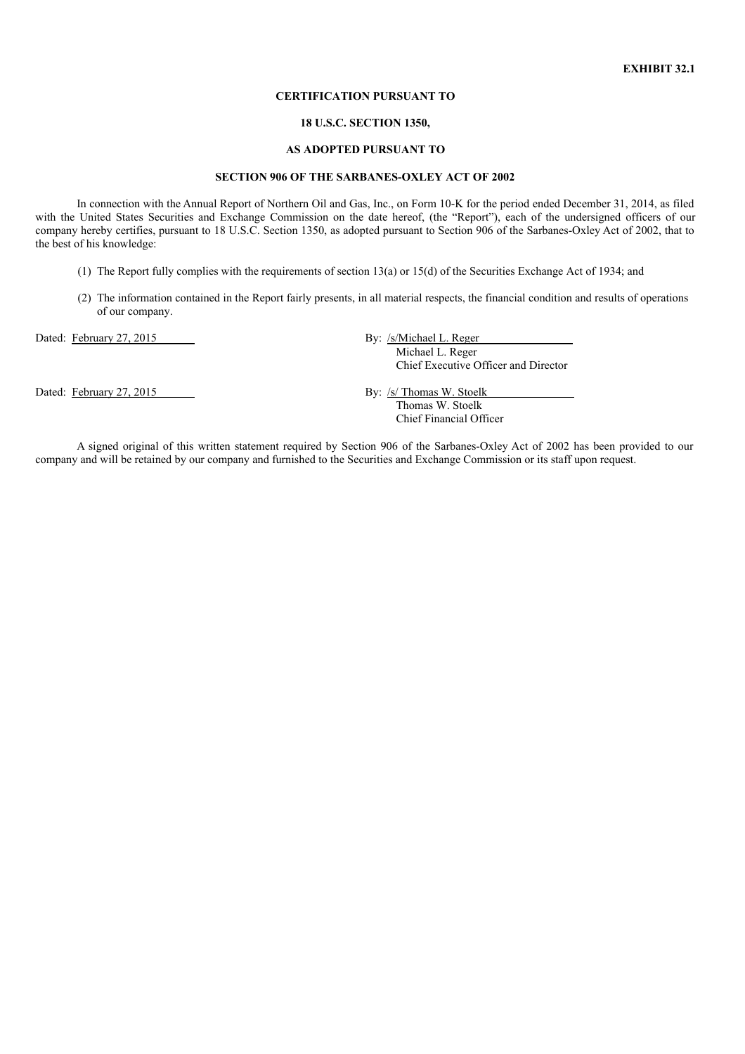**EXHIBIT 32.1**

**CERTIFICATION PURSUANT TO**

**18 U.S.C. SECTION 1350,**

**AS ADOPTED PURSUANT TO**

**SECTION 906 OF THE SARBANES-OXLEY ACT OF 2002**

In connection with the Annual Report of Northern Oil and Gas, Inc., on Form 10-K for the period ended December 31, 2014, as filed with the United States Securities and Exchange Commission on the date hereof, (the "Report"), each of the undersigned officers of our company hereby certifies, pursuant to 18 U.S.C. Section 1350, as adopted pursuant to Section 906 of the Sarbanes-Oxley Act of 2002, that to the best of his knowledge:

(1) The Report fully complies with the requirements of section 13(a) or 15(d) of the Securities Exchange Act of 1934; and

(2) The information contained in the Report fairly presents, in all material respects, the financial condition and results of operations of our company.

Dated: February 27, 2015

By: /s/Michael L. Reger
Michael L. Reger
Chief Executive Officer and Director

Dated: February 27, 2015

By: /s/ Thomas W. Stoelk
Thomas W. Stoelk
Chief Financial Officer

A signed original of this written statement required by Section 906 of the Sarbanes-Oxley Act of 2002 has been provided to our company and will be retained by our company and furnished to the Securities and Exchange Commission or its staff upon request.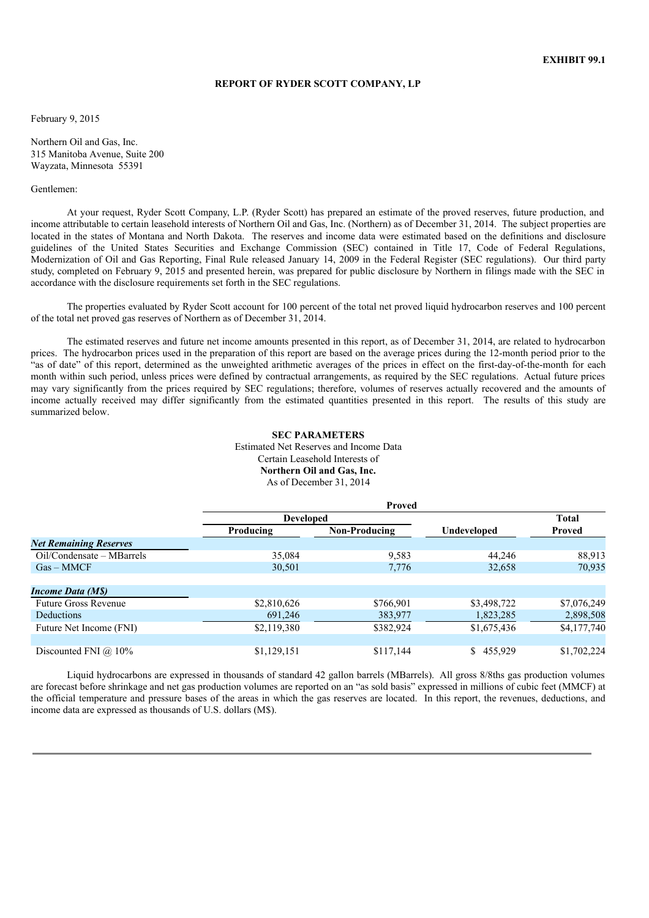**EXHIBIT 99.1**

**REPORT OF RYDER SCOTT COMPANY, LP**

February 9, 2015

Northern Oil and Gas, Inc.
315 Manitoba Avenue, Suite 200
Wayzata, Minnesota 55391

Gentlemen:

At your request, Ryder Scott Company, L.P. (Ryder Scott) has prepared an estimate of the proved reserves, future production, and income attributable to certain leasehold interests of Northern Oil and Gas, Inc. (Northern) as of December 31, 2014. The subject properties are located in the states of Montana and North Dakota. The reserves and income data were estimated based on the definitions and disclosure guidelines of the United States Securities and Exchange Commission (SEC) contained in Title 17, Code of Federal Regulations, Modernization of Oil and Gas Reporting, Final Rule released January 14, 2009 in the Federal Register (SEC regulations). Our third party study, completed on February 9, 2015 and presented herein, was prepared for public disclosure by Northern in filings made with the SEC in accordance with the disclosure requirements set forth in the SEC regulations.

The properties evaluated by Ryder Scott account for 100 percent of the total net proved liquid hydrocarbon reserves and 100 percent of the total net proved gas reserves of Northern as of December 31, 2014.

The estimated reserves and future net income amounts presented in this report, as of December 31, 2014, are related to hydrocarbon prices. The hydrocarbon prices used in the preparation of this report are based on the average prices during the 12-month period prior to the "as of date" of this report, determined as the unweighted arithmetic averages of the prices in effect on the first-day-of-the-month for each month within such period, unless prices were defined by contractual arrangements, as required by the SEC regulations. Actual future prices may vary significantly from the prices required by SEC regulations; therefore, volumes of reserves actually recovered and the amounts of income actually received may differ significantly from the estimated quantities presented in this report. The results of this study are summarized below.

**SEC PARAMETERS**
Estimated Net Reserves and Income Data
Certain Leasehold Interests of
**Northern Oil and Gas, Inc.**
As of December 31, 2014

| | Proved | | | |
|---|---|---|---|---|
| | Developed | | | Total |
| | Producing | Non-Producing | Undeveloped | Proved |
| ***Net Remaining Reserves*** | | | | |
| Oil/Condensate – MBarrels | 35,084 | 9,583 | 44,246 | 88,913 |
| Gas – MMCF | 30,501 | 7,776 | 32,658 | 70,935 |
| ***Income Data (M$)*** | | | | |
| Future Gross Revenue | $2,810,626 | $766,901 | $3,498,722 | $7,076,249 |
| Deductions | 691,246 | 383,977 | 1,823,285 | 2,898,508 |
| Future Net Income (FNI) | $2,119,380 | $382,924 | $1,675,436 | $4,177,740 |
| Discounted FNI @ 10% | $1,129,151 | $117,144 | $ 455,929 | $1,702,224 |

Liquid hydrocarbons are expressed in thousands of standard 42 gallon barrels (MBarrels). All gross 8/8ths gas production volumes are forecast before shrinkage and net gas production volumes are reported on an "as sold basis" expressed in millions of cubic feet (MMCF) at the official temperature and pressure bases of the areas in which the gas reserves are located. In this report, the revenues, deductions, and income data are expressed as thousands of U.S. dollars (M$).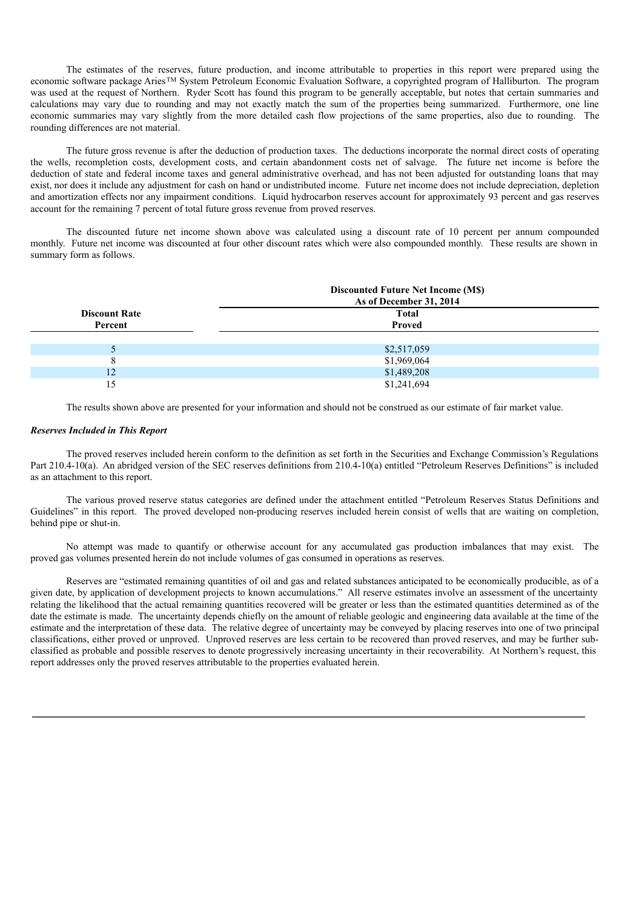The estimates of the reserves, future production, and income attributable to properties in this report were prepared using the economic software package Aries™ System Petroleum Economic Evaluation Software, a copyrighted program of Halliburton. The program was used at the request of Northern. Ryder Scott has found this program to be generally acceptable, but notes that certain summaries and calculations may vary due to rounding and may not exactly match the sum of the properties being summarized. Furthermore, one line economic summaries may vary slightly from the more detailed cash flow projections of the same properties, also due to rounding. The rounding differences are not material.

The future gross revenue is after the deduction of production taxes. The deductions incorporate the normal direct costs of operating the wells, recompletion costs, development costs, and certain abandonment costs net of salvage. The future net income is before the deduction of state and federal income taxes and general administrative overhead, and has not been adjusted for outstanding loans that may exist, nor does it include any adjustment for cash on hand or undistributed income. Future net income does not include depreciation, depletion and amortization effects nor any impairment conditions. Liquid hydrocarbon reserves account for approximately 93 percent and gas reserves account for the remaining 7 percent of total future gross revenue from proved reserves.

The discounted future net income shown above was calculated using a discount rate of 10 percent per annum compounded monthly. Future net income was discounted at four other discount rates which were also compounded monthly. These results are shown in summary form as follows.

| | Discounted Future Net Income (M$) As of December 31, 2014 |
|---|---|
| **Discount Rate Percent** | **Total Proved** |
| 5 | $2,517,059 |
| 8 | $1,969,064 |
| 12 | $1,489,208 |
| 15 | $1,241,694 |

The results shown above are presented for your information and should not be construed as our estimate of fair market value.

### *Reserves Included in This Report*

The proved reserves included herein conform to the definition as set forth in the Securities and Exchange Commission's Regulations Part 210.4-10(a). An abridged version of the SEC reserves definitions from 210.4-10(a) entitled "Petroleum Reserves Definitions" is included as an attachment to this report.

The various proved reserve status categories are defined under the attachment entitled "Petroleum Reserves Status Definitions and Guidelines" in this report. The proved developed non-producing reserves included herein consist of wells that are waiting on completion, behind pipe or shut-in.

No attempt was made to quantify or otherwise account for any accumulated gas production imbalances that may exist. The proved gas volumes presented herein do not include volumes of gas consumed in operations as reserves.

Reserves are "estimated remaining quantities of oil and gas and related substances anticipated to be economically producible, as of a given date, by application of development projects to known accumulations." All reserve estimates involve an assessment of the uncertainty relating the likelihood that the actual remaining quantities recovered will be greater or less than the estimated quantities determined as of the date the estimate is made. The uncertainty depends chiefly on the amount of reliable geologic and engineering data available at the time of the estimate and the interpretation of these data. The relative degree of uncertainty may be conveyed by placing reserves into one of two principal classifications, either proved or unproved. Unproved reserves are less certain to be recovered than proved reserves, and may be further sub-classified as probable and possible reserves to denote progressively increasing uncertainty in their recoverability. At Northern's request, this report addresses only the proved reserves attributable to the properties evaluated herein.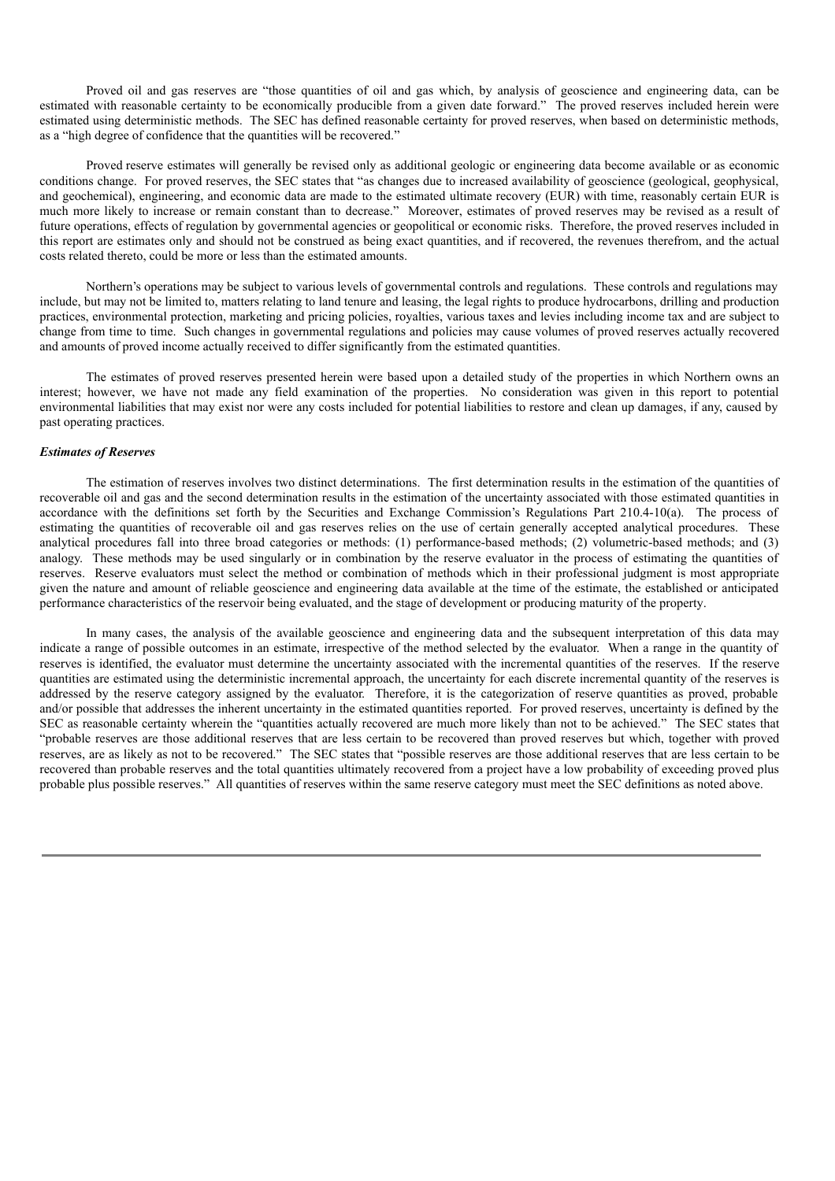Proved oil and gas reserves are "those quantities of oil and gas which, by analysis of geoscience and engineering data, can be estimated with reasonable certainty to be economically producible from a given date forward." The proved reserves included herein were estimated using deterministic methods. The SEC has defined reasonable certainty for proved reserves, when based on deterministic methods, as a "high degree of confidence that the quantities will be recovered."

Proved reserve estimates will generally be revised only as additional geologic or engineering data become available or as economic conditions change. For proved reserves, the SEC states that "as changes due to increased availability of geoscience (geological, geophysical, and geochemical), engineering, and economic data are made to the estimated ultimate recovery (EUR) with time, reasonably certain EUR is much more likely to increase or remain constant than to decrease." Moreover, estimates of proved reserves may be revised as a result of future operations, effects of regulation by governmental agencies or geopolitical or economic risks. Therefore, the proved reserves included in this report are estimates only and should not be construed as being exact quantities, and if recovered, the revenues therefrom, and the actual costs related thereto, could be more or less than the estimated amounts.

Northern's operations may be subject to various levels of governmental controls and regulations. These controls and regulations may include, but may not be limited to, matters relating to land tenure and leasing, the legal rights to produce hydrocarbons, drilling and production practices, environmental protection, marketing and pricing policies, royalties, various taxes and levies including income tax and are subject to change from time to time. Such changes in governmental regulations and policies may cause volumes of proved reserves actually recovered and amounts of proved income actually received to differ significantly from the estimated quantities.

The estimates of proved reserves presented herein were based upon a detailed study of the properties in which Northern owns an interest; however, we have not made any field examination of the properties. No consideration was given in this report to potential environmental liabilities that may exist nor were any costs included for potential liabilities to restore and clean up damages, if any, caused by past operating practices.

***Estimates of Reserves***

The estimation of reserves involves two distinct determinations. The first determination results in the estimation of the quantities of recoverable oil and gas and the second determination results in the estimation of the uncertainty associated with those estimated quantities in accordance with the definitions set forth by the Securities and Exchange Commission's Regulations Part 210.4-10(a). The process of estimating the quantities of recoverable oil and gas reserves relies on the use of certain generally accepted analytical procedures. These analytical procedures fall into three broad categories or methods: (1) performance-based methods; (2) volumetric-based methods; and (3) analogy. These methods may be used singularly or in combination by the reserve evaluator in the process of estimating the quantities of reserves. Reserve evaluators must select the method or combination of methods which in their professional judgment is most appropriate given the nature and amount of reliable geoscience and engineering data available at the time of the estimate, the established or anticipated performance characteristics of the reservoir being evaluated, and the stage of development or producing maturity of the property.

In many cases, the analysis of the available geoscience and engineering data and the subsequent interpretation of this data may indicate a range of possible outcomes in an estimate, irrespective of the method selected by the evaluator. When a range in the quantity of reserves is identified, the evaluator must determine the uncertainty associated with the incremental quantities of the reserves. If the reserve quantities are estimated using the deterministic incremental approach, the uncertainty for each discrete incremental quantity of the reserves is addressed by the reserve category assigned by the evaluator. Therefore, it is the categorization of reserve quantities as proved, probable and/or possible that addresses the inherent uncertainty in the estimated quantities reported. For proved reserves, uncertainty is defined by the SEC as reasonable certainty wherein the "quantities actually recovered are much more likely than not to be achieved." The SEC states that "probable reserves are those additional reserves that are less certain to be recovered than proved reserves but which, together with proved reserves, are as likely as not to be recovered." The SEC states that "possible reserves are those additional reserves that are less certain to be recovered than probable reserves and the total quantities ultimately recovered from a project have a low probability of exceeding proved plus probable plus possible reserves." All quantities of reserves within the same reserve category must meet the SEC definitions as noted above.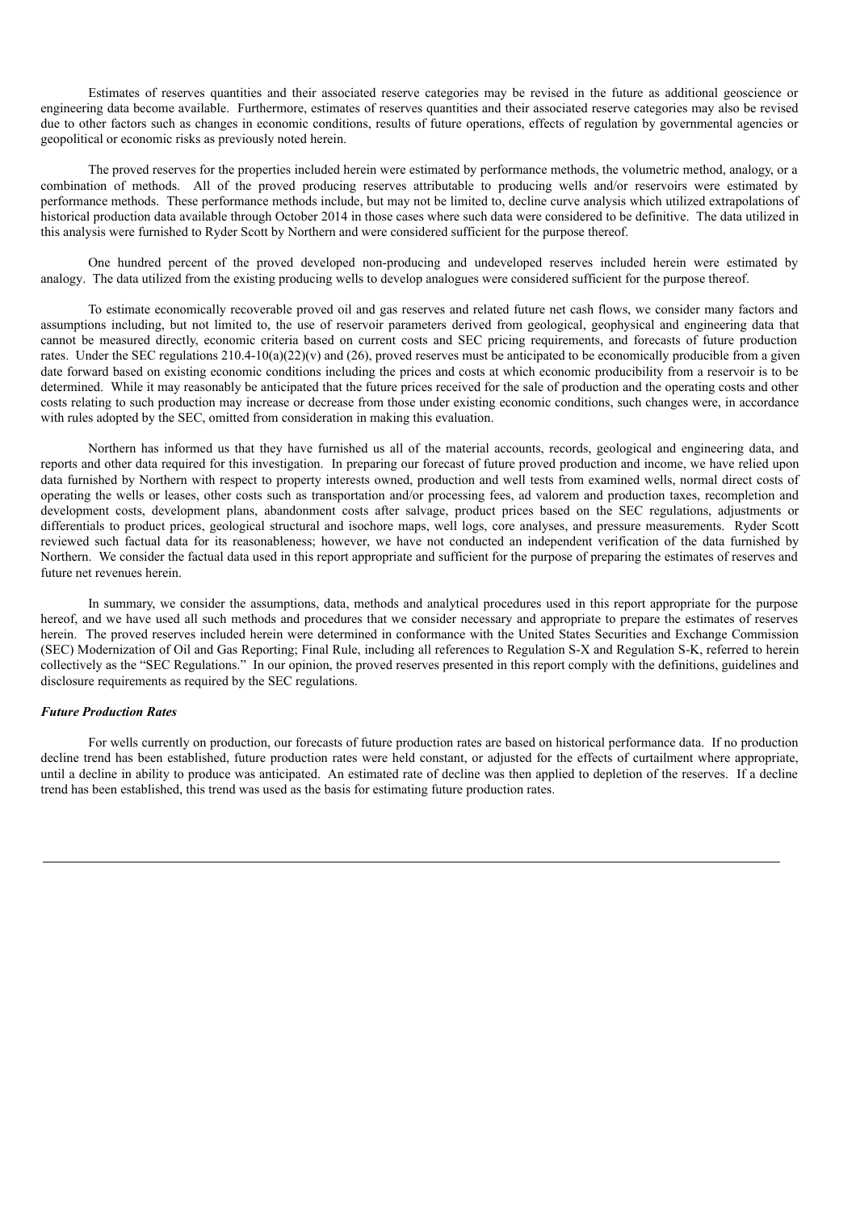Estimates of reserves quantities and their associated reserve categories may be revised in the future as additional geoscience or engineering data become available. Furthermore, estimates of reserves quantities and their associated reserve categories may also be revised due to other factors such as changes in economic conditions, results of future operations, effects of regulation by governmental agencies or geopolitical or economic risks as previously noted herein.

The proved reserves for the properties included herein were estimated by performance methods, the volumetric method, analogy, or a combination of methods. All of the proved producing reserves attributable to producing wells and/or reservoirs were estimated by performance methods. These performance methods include, but may not be limited to, decline curve analysis which utilized extrapolations of historical production data available through October 2014 in those cases where such data were considered to be definitive. The data utilized in this analysis were furnished to Ryder Scott by Northern and were considered sufficient for the purpose thereof.

One hundred percent of the proved developed non-producing and undeveloped reserves included herein were estimated by analogy. The data utilized from the existing producing wells to develop analogues were considered sufficient for the purpose thereof.

To estimate economically recoverable proved oil and gas reserves and related future net cash flows, we consider many factors and assumptions including, but not limited to, the use of reservoir parameters derived from geological, geophysical and engineering data that cannot be measured directly, economic criteria based on current costs and SEC pricing requirements, and forecasts of future production rates. Under the SEC regulations 210.4-10(a)(22)(v) and (26), proved reserves must be anticipated to be economically producible from a given date forward based on existing economic conditions including the prices and costs at which economic producibility from a reservoir is to be determined. While it may reasonably be anticipated that the future prices received for the sale of production and the operating costs and other costs relating to such production may increase or decrease from those under existing economic conditions, such changes were, in accordance with rules adopted by the SEC, omitted from consideration in making this evaluation.

Northern has informed us that they have furnished us all of the material accounts, records, geological and engineering data, and reports and other data required for this investigation. In preparing our forecast of future proved production and income, we have relied upon data furnished by Northern with respect to property interests owned, production and well tests from examined wells, normal direct costs of operating the wells or leases, other costs such as transportation and/or processing fees, ad valorem and production taxes, recompletion and development costs, development plans, abandonment costs after salvage, product prices based on the SEC regulations, adjustments or differentials to product prices, geological structural and isochore maps, well logs, core analyses, and pressure measurements. Ryder Scott reviewed such factual data for its reasonableness; however, we have not conducted an independent verification of the data furnished by Northern. We consider the factual data used in this report appropriate and sufficient for the purpose of preparing the estimates of reserves and future net revenues herein.

In summary, we consider the assumptions, data, methods and analytical procedures used in this report appropriate for the purpose hereof, and we have used all such methods and procedures that we consider necessary and appropriate to prepare the estimates of reserves herein. The proved reserves included herein were determined in conformance with the United States Securities and Exchange Commission (SEC) Modernization of Oil and Gas Reporting; Final Rule, including all references to Regulation S-X and Regulation S-K, referred to herein collectively as the "SEC Regulations." In our opinion, the proved reserves presented in this report comply with the definitions, guidelines and disclosure requirements as required by the SEC regulations.

***Future Production Rates***

For wells currently on production, our forecasts of future production rates are based on historical performance data. If no production decline trend has been established, future production rates were held constant, or adjusted for the effects of curtailment where appropriate, until a decline in ability to produce was anticipated. An estimated rate of decline was then applied to depletion of the reserves. If a decline trend has been established, this trend was used as the basis for estimating future production rates.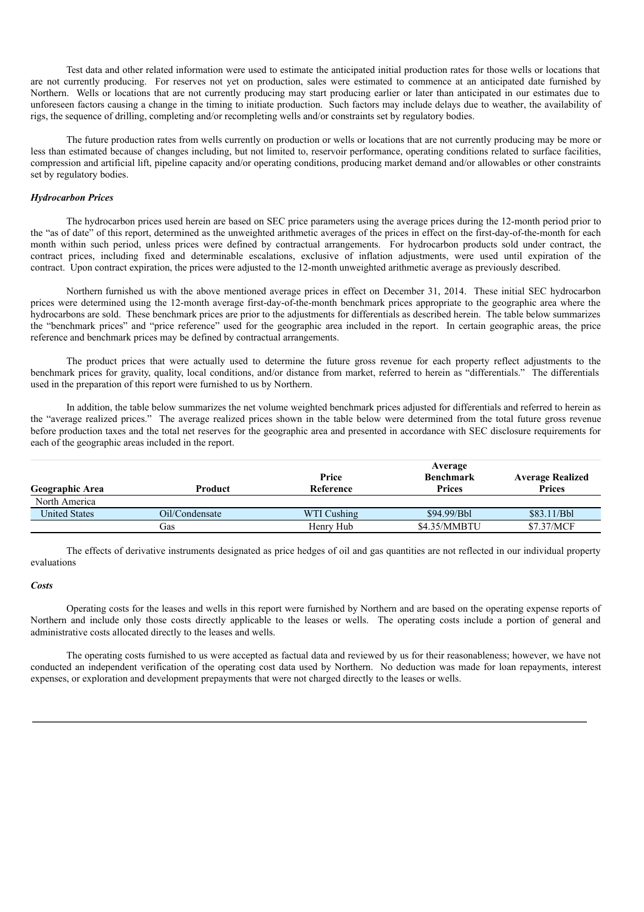Test data and other related information were used to estimate the anticipated initial production rates for those wells or locations that are not currently producing. For reserves not yet on production, sales were estimated to commence at an anticipated date furnished by Northern. Wells or locations that are not currently producing may start producing earlier or later than anticipated in our estimates due to unforeseen factors causing a change in the timing to initiate production. Such factors may include delays due to weather, the availability of rigs, the sequence of drilling, completing and/or recompleting wells and/or constraints set by regulatory bodies.

The future production rates from wells currently on production or wells or locations that are not currently producing may be more or less than estimated because of changes including, but not limited to, reservoir performance, operating conditions related to surface facilities, compression and artificial lift, pipeline capacity and/or operating conditions, producing market demand and/or allowables or other constraints set by regulatory bodies.

***Hydrocarbon Prices***

The hydrocarbon prices used herein are based on SEC price parameters using the average prices during the 12-month period prior to the "as of date" of this report, determined as the unweighted arithmetic averages of the prices in effect on the first-day-of-the-month for each month within such period, unless prices were defined by contractual arrangements. For hydrocarbon products sold under contract, the contract prices, including fixed and determinable escalations, exclusive of inflation adjustments, were used until expiration of the contract. Upon contract expiration, the prices were adjusted to the 12-month unweighted arithmetic average as previously described.

Northern furnished us with the above mentioned average prices in effect on December 31, 2014. These initial SEC hydrocarbon prices were determined using the 12-month average first-day-of-the-month benchmark prices appropriate to the geographic area where the hydrocarbons are sold. These benchmark prices are prior to the adjustments for differentials as described herein. The table below summarizes the "benchmark prices" and "price reference" used for the geographic area included in the report. In certain geographic areas, the price reference and benchmark prices may be defined by contractual arrangements.

The product prices that were actually used to determine the future gross revenue for each property reflect adjustments to the benchmark prices for gravity, quality, local conditions, and/or distance from market, referred to herein as "differentials." The differentials used in the preparation of this report were furnished to us by Northern.

In addition, the table below summarizes the net volume weighted benchmark prices adjusted for differentials and referred to herein as the "average realized prices." The average realized prices shown in the table below were determined from the total future gross revenue before production taxes and the total net reserves for the geographic area and presented in accordance with SEC disclosure requirements for each of the geographic areas included in the report.

| Geographic Area | Product | Price Reference | Average Benchmark Prices | Average Realized Prices |
|---|---|---|---|---|
| North America | | | | |
| United States | Oil/Condensate | WTI Cushing | $94.99/Bbl | $83.11/Bbl |
| | Gas | Henry Hub | $4.35/MMBTU | $7.37/MCF |

The effects of derivative instruments designated as price hedges of oil and gas quantities are not reflected in our individual property evaluations

***Costs***

Operating costs for the leases and wells in this report were furnished by Northern and are based on the operating expense reports of Northern and include only those costs directly applicable to the leases or wells. The operating costs include a portion of general and administrative costs allocated directly to the leases and wells.

The operating costs furnished to us were accepted as factual data and reviewed by us for their reasonableness; however, we have not conducted an independent verification of the operating cost data used by Northern. No deduction was made for loan repayments, interest expenses, or exploration and development prepayments that were not charged directly to the leases or wells.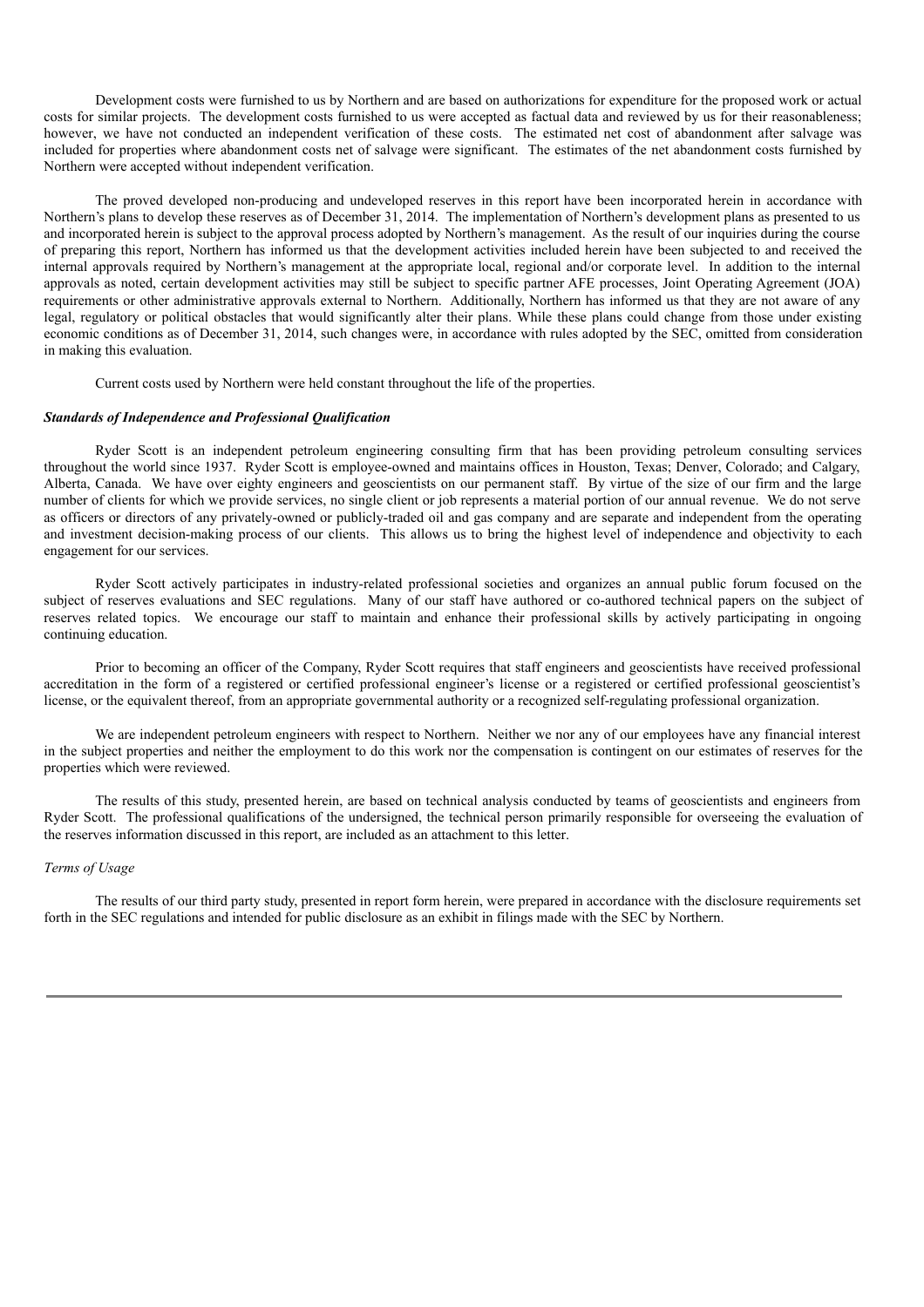Development costs were furnished to us by Northern and are based on authorizations for expenditure for the proposed work or actual costs for similar projects. The development costs furnished to us were accepted as factual data and reviewed by us for their reasonableness; however, we have not conducted an independent verification of these costs. The estimated net cost of abandonment after salvage was included for properties where abandonment costs net of salvage were significant. The estimates of the net abandonment costs furnished by Northern were accepted without independent verification.

The proved developed non-producing and undeveloped reserves in this report have been incorporated herein in accordance with Northern's plans to develop these reserves as of December 31, 2014. The implementation of Northern's development plans as presented to us and incorporated herein is subject to the approval process adopted by Northern's management. As the result of our inquiries during the course of preparing this report, Northern has informed us that the development activities included herein have been subjected to and received the internal approvals required by Northern's management at the appropriate local, regional and/or corporate level. In addition to the internal approvals as noted, certain development activities may still be subject to specific partner AFE processes, Joint Operating Agreement (JOA) requirements or other administrative approvals external to Northern. Additionally, Northern has informed us that they are not aware of any legal, regulatory or political obstacles that would significantly alter their plans. While these plans could change from those under existing economic conditions as of December 31, 2014, such changes were, in accordance with rules adopted by the SEC, omitted from consideration in making this evaluation.

Current costs used by Northern were held constant throughout the life of the properties.

***Standards of Independence and Professional Qualification***

Ryder Scott is an independent petroleum engineering consulting firm that has been providing petroleum consulting services throughout the world since 1937. Ryder Scott is employee-owned and maintains offices in Houston, Texas; Denver, Colorado; and Calgary, Alberta, Canada. We have over eighty engineers and geoscientists on our permanent staff. By virtue of the size of our firm and the large number of clients for which we provide services, no single client or job represents a material portion of our annual revenue. We do not serve as officers or directors of any privately-owned or publicly-traded oil and gas company and are separate and independent from the operating and investment decision-making process of our clients. This allows us to bring the highest level of independence and objectivity to each engagement for our services.

Ryder Scott actively participates in industry-related professional societies and organizes an annual public forum focused on the subject of reserves evaluations and SEC regulations. Many of our staff have authored or co-authored technical papers on the subject of reserves related topics. We encourage our staff to maintain and enhance their professional skills by actively participating in ongoing continuing education.

Prior to becoming an officer of the Company, Ryder Scott requires that staff engineers and geoscientists have received professional accreditation in the form of a registered or certified professional engineer's license or a registered or certified professional geoscientist's license, or the equivalent thereof, from an appropriate governmental authority or a recognized self-regulating professional organization.

We are independent petroleum engineers with respect to Northern. Neither we nor any of our employees have any financial interest in the subject properties and neither the employment to do this work nor the compensation is contingent on our estimates of reserves for the properties which were reviewed.

The results of this study, presented herein, are based on technical analysis conducted by teams of geoscientists and engineers from Ryder Scott. The professional qualifications of the undersigned, the technical person primarily responsible for overseeing the evaluation of the reserves information discussed in this report, are included as an attachment to this letter.

*Terms of Usage*

The results of our third party study, presented in report form herein, were prepared in accordance with the disclosure requirements set forth in the SEC regulations and intended for public disclosure as an exhibit in filings made with the SEC by Northern.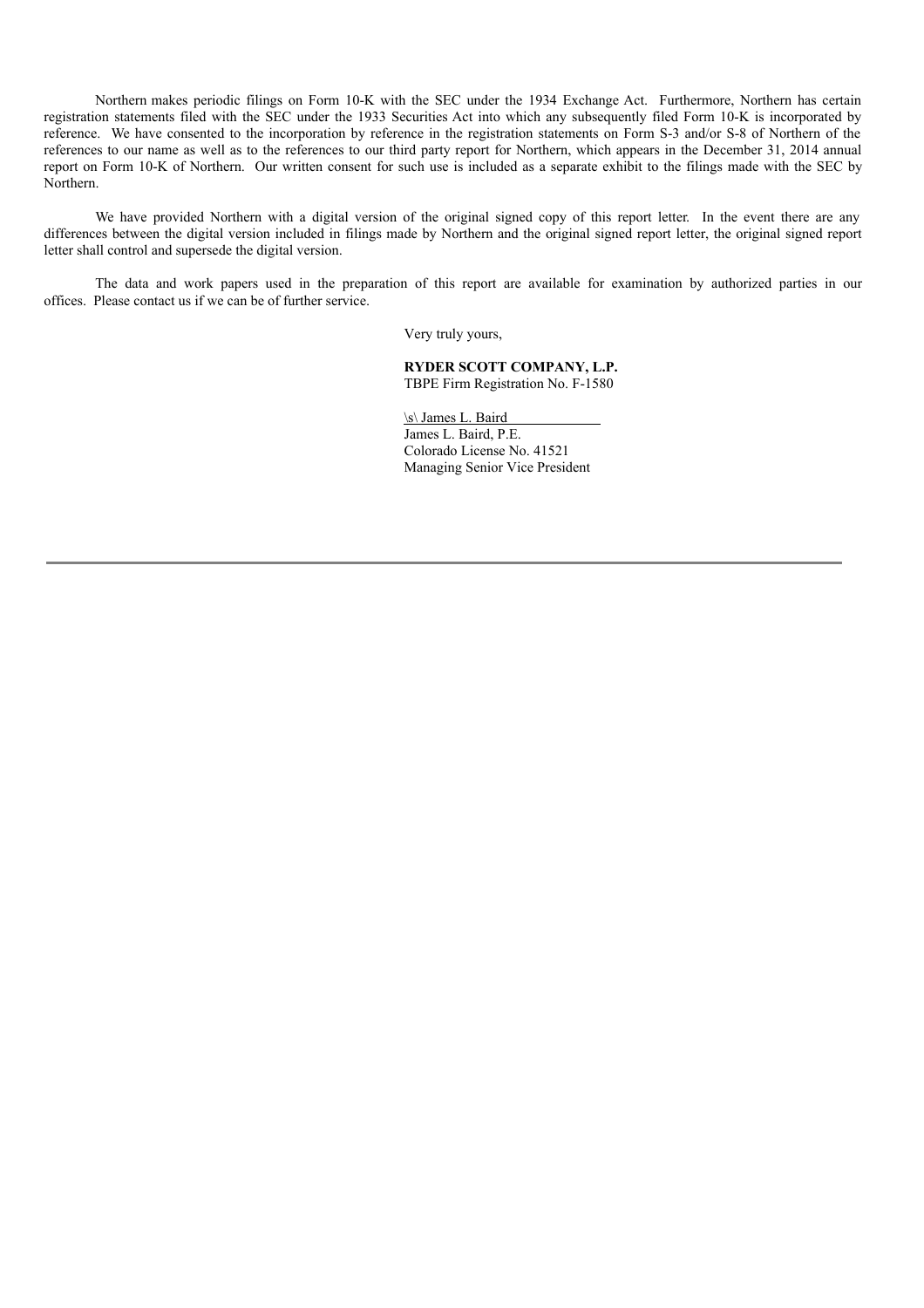Northern makes periodic filings on Form 10-K with the SEC under the 1934 Exchange Act. Furthermore, Northern has certain registration statements filed with the SEC under the 1933 Securities Act into which any subsequently filed Form 10-K is incorporated by reference. We have consented to the incorporation by reference in the registration statements on Form S-3 and/or S-8 of Northern of the references to our name as well as to the references to our third party report for Northern, which appears in the December 31, 2014 annual report on Form 10-K of Northern. Our written consent for such use is included as a separate exhibit to the filings made with the SEC by Northern.

We have provided Northern with a digital version of the original signed copy of this report letter. In the event there are any differences between the digital version included in filings made by Northern and the original signed report letter, the original signed report letter shall control and supersede the digital version.

The data and work papers used in the preparation of this report are available for examination by authorized parties in our offices. Please contact us if we can be of further service.

Very truly yours,

**RYDER SCOTT COMPANY, L.P.**
TBPE Firm Registration No. F-1580

\s\ James L. Baird
James L. Baird, P.E.
Colorado License No. 41521
Managing Senior Vice President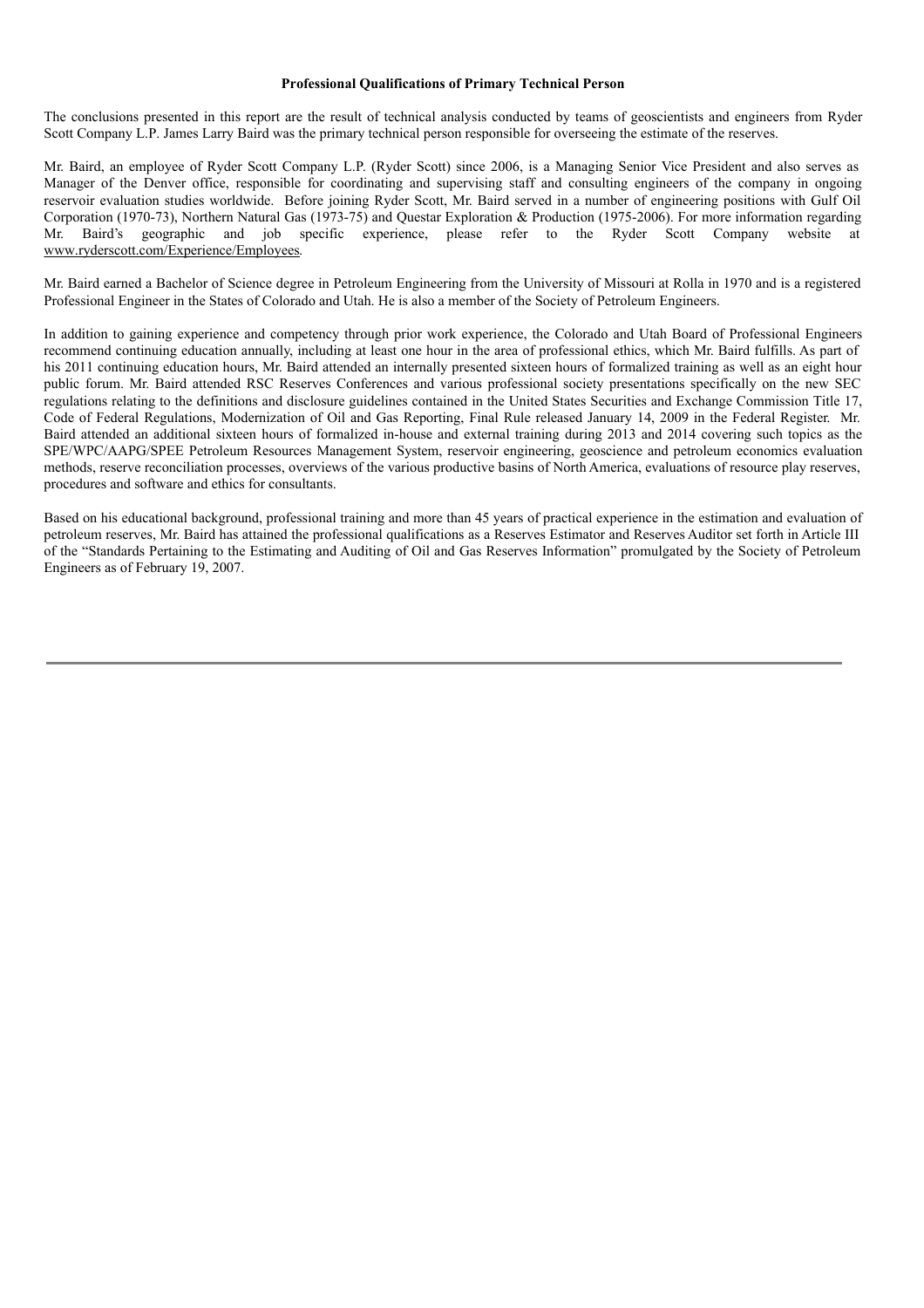**Professional Qualifications of Primary Technical Person**

The conclusions presented in this report are the result of technical analysis conducted by teams of geoscientists and engineers from Ryder Scott Company L.P. James Larry Baird was the primary technical person responsible for overseeing the estimate of the reserves.

Mr. Baird, an employee of Ryder Scott Company L.P. (Ryder Scott) since 2006, is a Managing Senior Vice President and also serves as Manager of the Denver office, responsible for coordinating and supervising staff and consulting engineers of the company in ongoing reservoir evaluation studies worldwide. Before joining Ryder Scott, Mr. Baird served in a number of engineering positions with Gulf Oil Corporation (1970-73), Northern Natural Gas (1973-75) and Questar Exploration & Production (1975-2006). For more information regarding Mr. Baird's geographic and job specific experience, please refer to the Ryder Scott Company website at www.ryderscott.com/Experience/Employees.

Mr. Baird earned a Bachelor of Science degree in Petroleum Engineering from the University of Missouri at Rolla in 1970 and is a registered Professional Engineer in the States of Colorado and Utah. He is also a member of the Society of Petroleum Engineers.

In addition to gaining experience and competency through prior work experience, the Colorado and Utah Board of Professional Engineers recommend continuing education annually, including at least one hour in the area of professional ethics, which Mr. Baird fulfills. As part of his 2011 continuing education hours, Mr. Baird attended an internally presented sixteen hours of formalized training as well as an eight hour public forum. Mr. Baird attended RSC Reserves Conferences and various professional society presentations specifically on the new SEC regulations relating to the definitions and disclosure guidelines contained in the United States Securities and Exchange Commission Title 17, Code of Federal Regulations, Modernization of Oil and Gas Reporting, Final Rule released January 14, 2009 in the Federal Register. Mr. Baird attended an additional sixteen hours of formalized in-house and external training during 2013 and 2014 covering such topics as the SPE/WPC/AAPG/SPEE Petroleum Resources Management System, reservoir engineering, geoscience and petroleum economics evaluation methods, reserve reconciliation processes, overviews of the various productive basins of North America, evaluations of resource play reserves, procedures and software and ethics for consultants.

Based on his educational background, professional training and more than 45 years of practical experience in the estimation and evaluation of petroleum reserves, Mr. Baird has attained the professional qualifications as a Reserves Estimator and Reserves Auditor set forth in Article III of the "Standards Pertaining to the Estimating and Auditing of Oil and Gas Reserves Information" promulgated by the Society of Petroleum Engineers as of February 19, 2007.